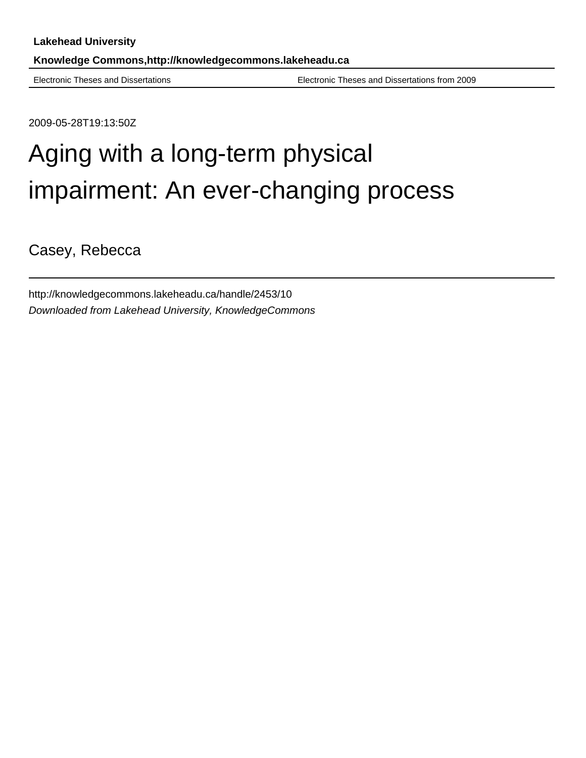**Lakehead University**

**Knowledge Commons,http://knowledgecommons.lakeheadu.ca**

Electronic Theses and Dissertations | Electronic Theses and Dissertations from 2009

2009-05-28T19:13:50Z

# Aging with a long-term physical impairment: An ever-changing process

Casey, Rebecca

http://knowledgecommons.lakeheadu.ca/handle/2453/10

*Downloaded from Lakehead University, KnowledgeCommons*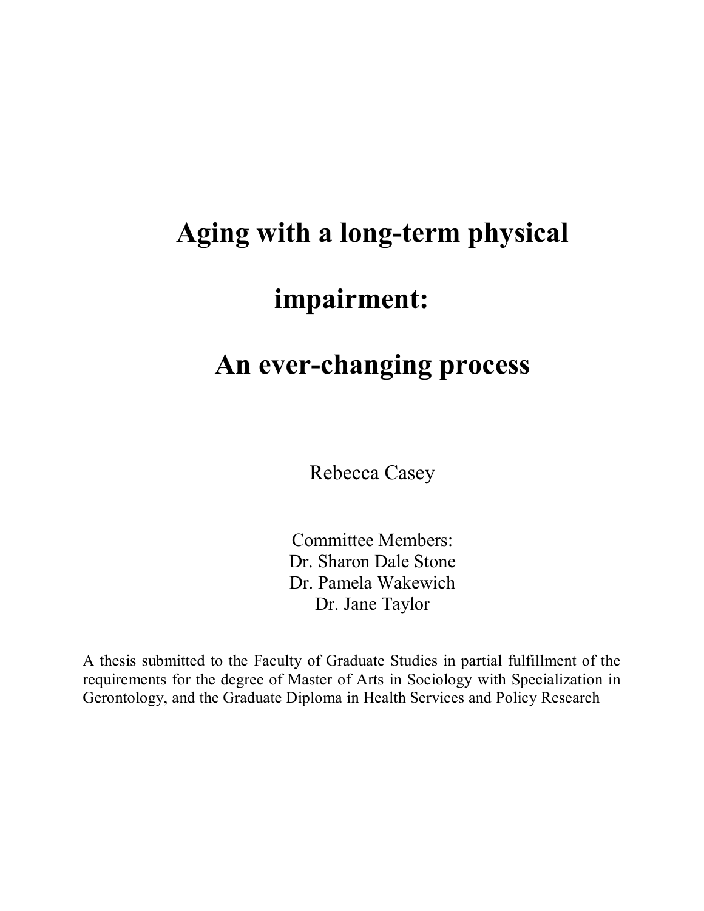# Aging with a long-term physical impairment:

# An ever-changing process

Rebecca Casey

Committee Members:
Dr. Sharon Dale Stone
Dr. Pamela Wakewich
Dr. Jane Taylor

A thesis submitted to the Faculty of Graduate Studies in partial fulfillment of the requirements for the degree of Master of Arts in Sociology with Specialization in Gerontology, and the Graduate Diploma in Health Services and Policy Research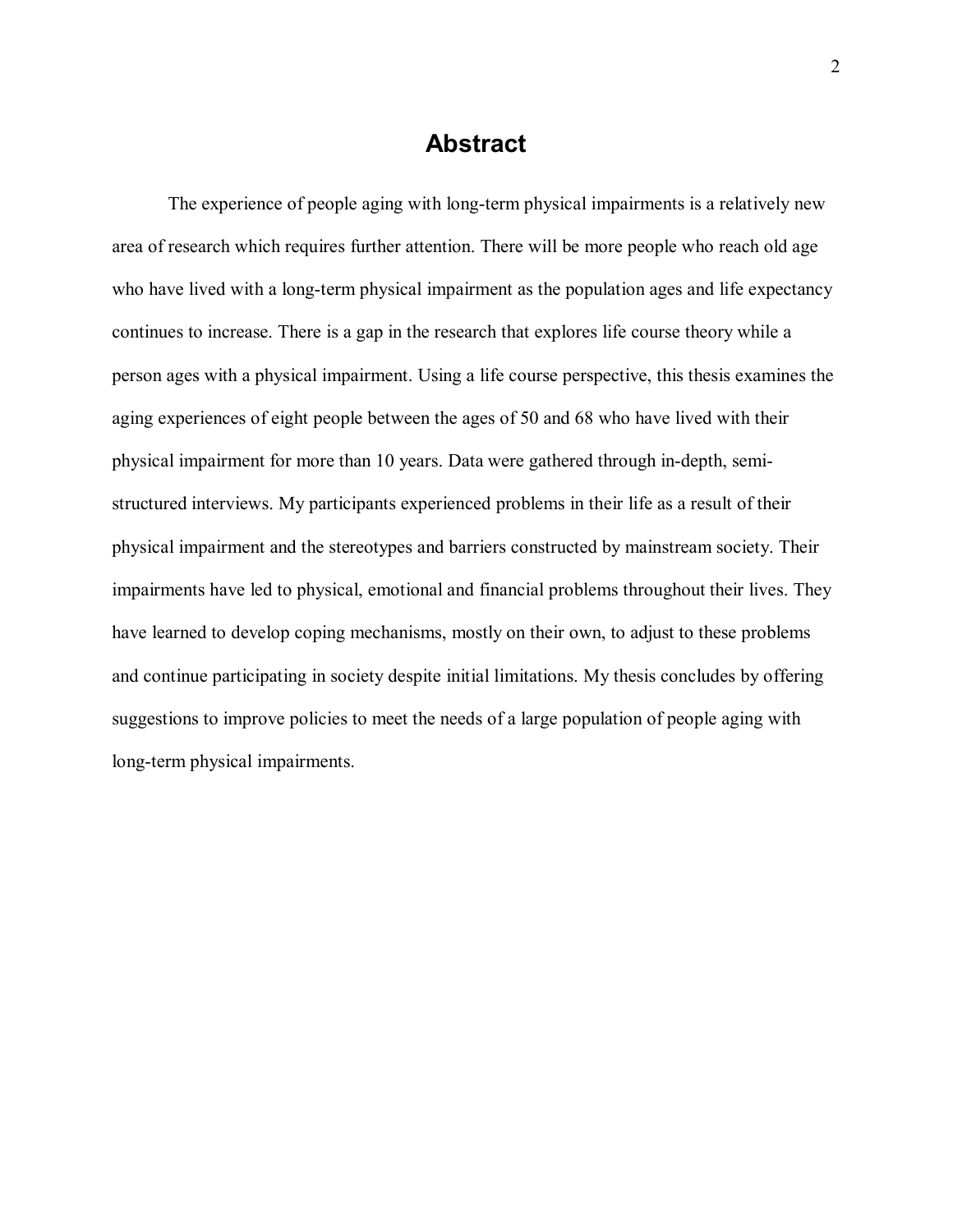# Abstract

The experience of people aging with long-term physical impairments is a relatively new area of research which requires further attention. There will be more people who reach old age who have lived with a long-term physical impairment as the population ages and life expectancy continues to increase. There is a gap in the research that explores life course theory while a person ages with a physical impairment. Using a life course perspective, this thesis examines the aging experiences of eight people between the ages of 50 and 68 who have lived with their physical impairment for more than 10 years. Data were gathered through in-depth, semi-structured interviews. My participants experienced problems in their life as a result of their physical impairment and the stereotypes and barriers constructed by mainstream society. Their impairments have led to physical, emotional and financial problems throughout their lives. They have learned to develop coping mechanisms, mostly on their own, to adjust to these problems and continue participating in society despite initial limitations. My thesis concludes by offering suggestions to improve policies to meet the needs of a large population of people aging with long-term physical impairments.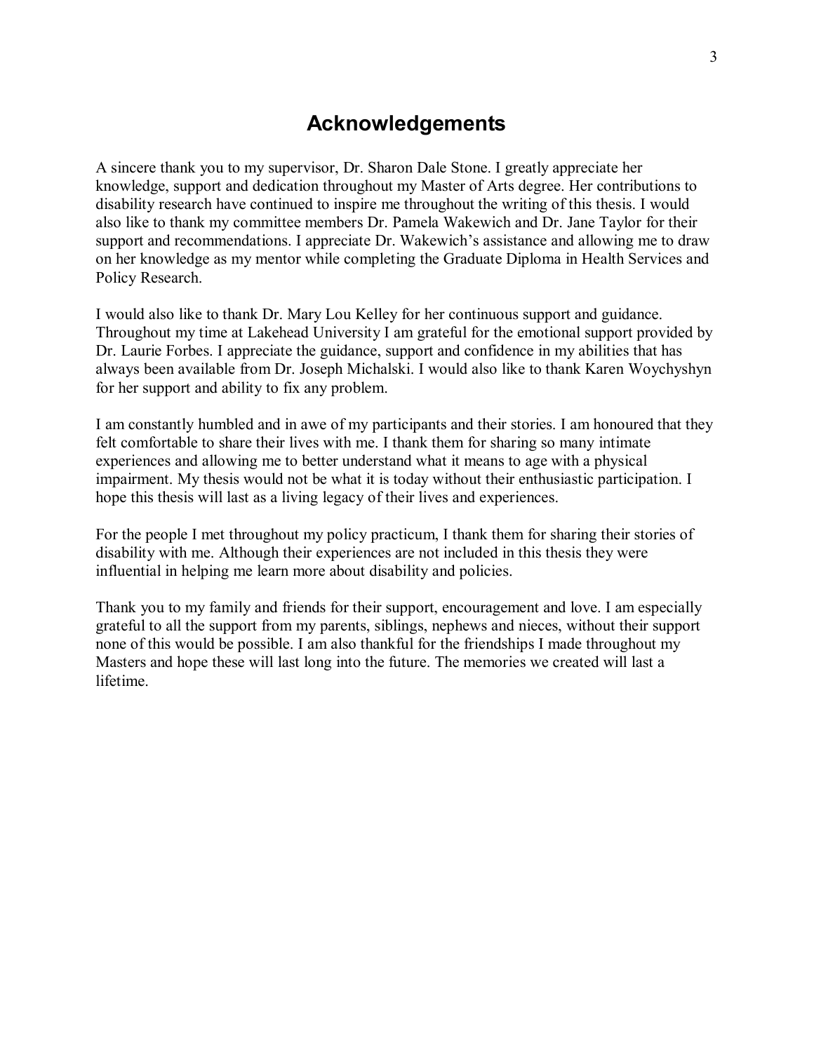# Acknowledgements

A sincere thank you to my supervisor, Dr. Sharon Dale Stone. I greatly appreciate her knowledge, support and dedication throughout my Master of Arts degree. Her contributions to disability research have continued to inspire me throughout the writing of this thesis. I would also like to thank my committee members Dr. Pamela Wakewich and Dr. Jane Taylor for their support and recommendations. I appreciate Dr. Wakewich's assistance and allowing me to draw on her knowledge as my mentor while completing the Graduate Diploma in Health Services and Policy Research.

I would also like to thank Dr. Mary Lou Kelley for her continuous support and guidance. Throughout my time at Lakehead University I am grateful for the emotional support provided by Dr. Laurie Forbes. I appreciate the guidance, support and confidence in my abilities that has always been available from Dr. Joseph Michalski. I would also like to thank Karen Woychyshyn for her support and ability to fix any problem.

I am constantly humbled and in awe of my participants and their stories. I am honoured that they felt comfortable to share their lives with me. I thank them for sharing so many intimate experiences and allowing me to better understand what it means to age with a physical impairment. My thesis would not be what it is today without their enthusiastic participation. I hope this thesis will last as a living legacy of their lives and experiences.

For the people I met throughout my policy practicum, I thank them for sharing their stories of disability with me. Although their experiences are not included in this thesis they were influential in helping me learn more about disability and policies.

Thank you to my family and friends for their support, encouragement and love. I am especially grateful to all the support from my parents, siblings, nephews and nieces, without their support none of this would be possible. I am also thankful for the friendships I made throughout my Masters and hope these will last long into the future. The memories we created will last a lifetime.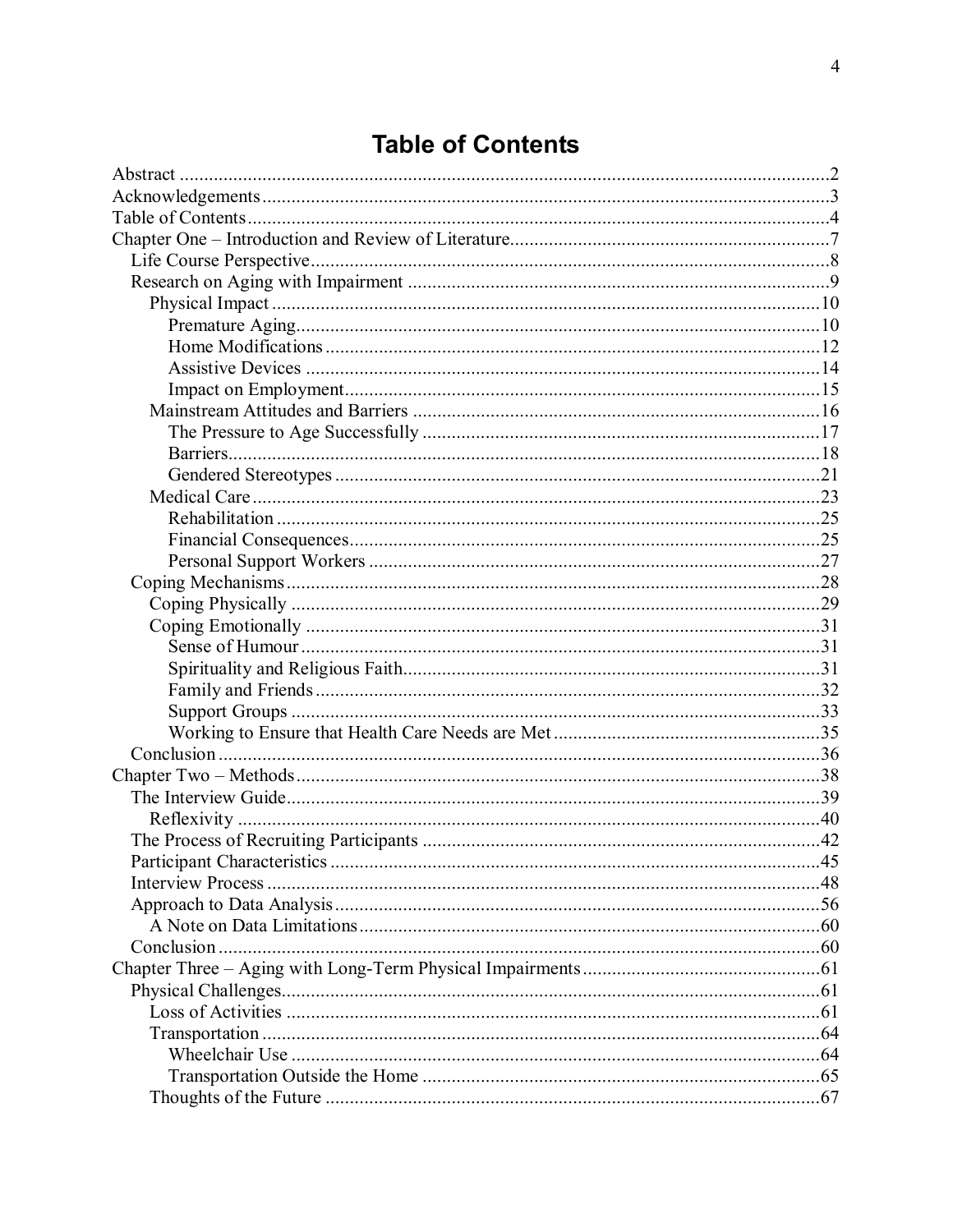# Table of Contents

Abstract ....................................................................................................................2
Acknowledgements ...................................................................................................3
Table of Contents ......................................................................................................4
Chapter One – Introduction and Review of Literature .................................................7
  Life Course Perspective ..........................................................................................8
  Research on Aging with Impairment ......................................................................9
    Physical Impact ................................................................................................10
      Premature Aging ...........................................................................................10
      Home Modifications .....................................................................................12
      Assistive Devices ..........................................................................................14
      Impact on Employment .................................................................................15
    Mainstream Attitudes and Barriers ....................................................................16
      The Pressure to Age Successfully ..................................................................17
      Barriers .........................................................................................................18
      Gendered Stereotypes ...................................................................................21
    Medical Care .....................................................................................................23
      Rehabilitation ...............................................................................................25
      Financial Consequences ................................................................................25
      Personal Support Workers ............................................................................27
  Coping Mechanisms .............................................................................................28
    Coping Physically .............................................................................................29
    Coping Emotionally ..........................................................................................31
      Sense of Humour ..........................................................................................31
      Spirituality and Religious Faith .....................................................................31
      Family and Friends .......................................................................................32
      Support Groups ............................................................................................33
      Working to Ensure that Health Care Needs are Met .......................................35
  Conclusion ...........................................................................................................36
Chapter Two – Methods ...........................................................................................38
  The Interview Guide .............................................................................................39
    Reflexivity ........................................................................................................40
  The Process of Recruiting Participants .................................................................42
  Participant Characteristics ....................................................................................45
  Interview Process .................................................................................................48
  Approach to Data Analysis ...................................................................................56
    A Note on Data Limitations ..............................................................................60
  Conclusion ...........................................................................................................60
Chapter Three – Aging with Long-Term Physical Impairments ................................61
  Physical Challenges ..............................................................................................61
    Loss of Activities .............................................................................................61
    Transportation ..................................................................................................64
      Wheelchair Use ............................................................................................64
      Transportation Outside the Home .................................................................65
    Thoughts of the Future .....................................................................................67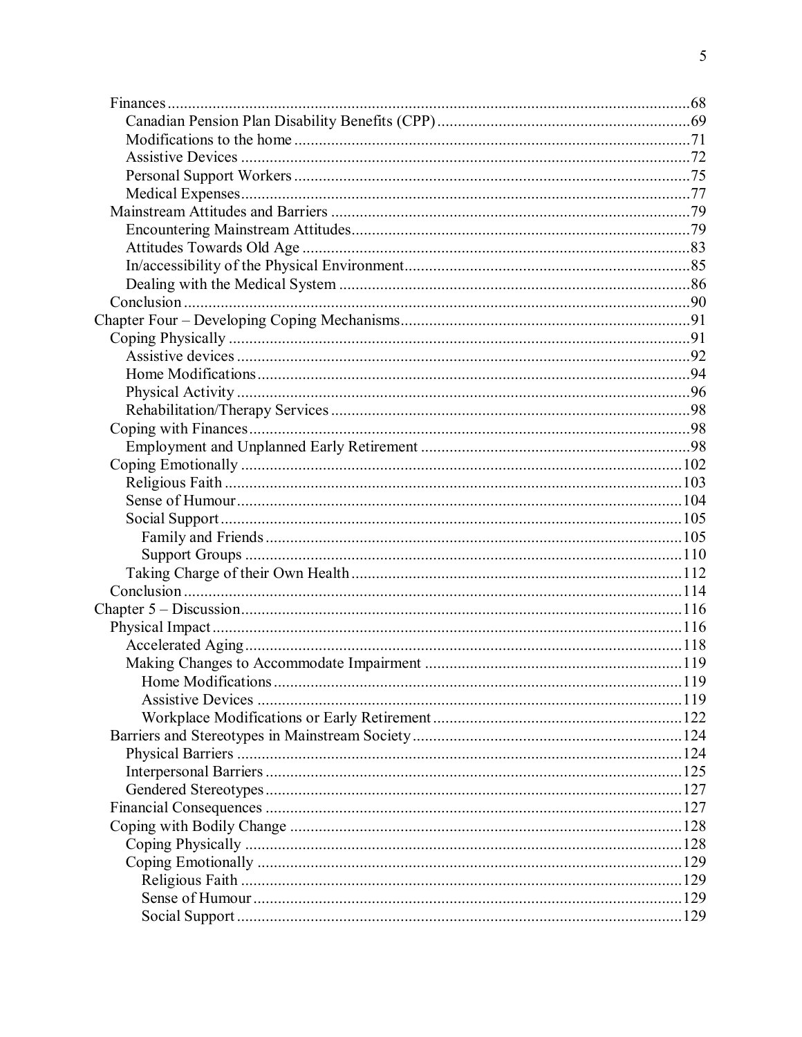- Finances ... 68
  - Canadian Pension Plan Disability Benefits (CPP) ... 69
  - Modifications to the home ... 71
  - Assistive Devices ... 72
  - Personal Support Workers ... 75
  - Medical Expenses ... 77
- Mainstream Attitudes and Barriers ... 79
  - Encountering Mainstream Attitudes ... 79
  - Attitudes Towards Old Age ... 83
  - In/accessibility of the Physical Environment ... 85
  - Dealing with the Medical System ... 86
- Conclusion ... 90

Chapter Four – Developing Coping Mechanisms ... 91

- Coping Physically ... 91
  - Assistive devices ... 92
  - Home Modifications ... 94
  - Physical Activity ... 96
  - Rehabilitation/Therapy Services ... 98
- Coping with Finances ... 98
  - Employment and Unplanned Early Retirement ... 98
- Coping Emotionally ... 102
  - Religious Faith ... 103
  - Sense of Humour ... 104
  - Social Support ... 105
    - Family and Friends ... 105
    - Support Groups ... 110
  - Taking Charge of their Own Health ... 112
- Conclusion ... 114

Chapter 5 – Discussion ... 116

- Physical Impact ... 116
  - Accelerated Aging ... 118
  - Making Changes to Accommodate Impairment ... 119
    - Home Modifications ... 119
    - Assistive Devices ... 119
    - Workplace Modifications or Early Retirement ... 122
- Barriers and Stereotypes in Mainstream Society ... 124
  - Physical Barriers ... 124
  - Interpersonal Barriers ... 125
  - Gendered Stereotypes ... 127
- Financial Consequences ... 127
- Coping with Bodily Change ... 128
  - Coping Physically ... 128
  - Coping Emotionally ... 129
    - Religious Faith ... 129
    - Sense of Humour ... 129
    - Social Support ... 129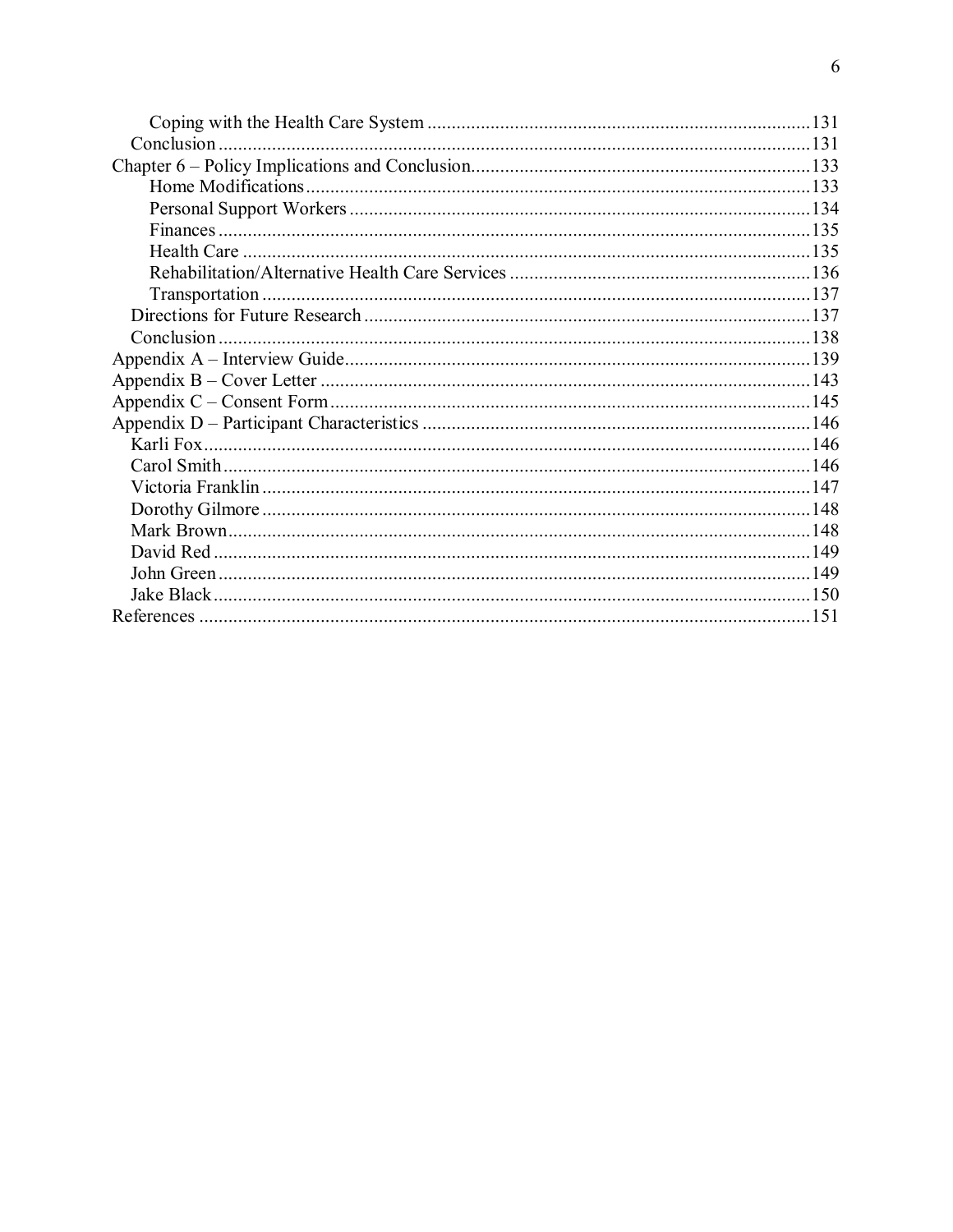Coping with the Health Care System ..... 131
Conclusion ..... 131
Chapter 6 – Policy Implications and Conclusion ..... 133
Home Modifications ..... 133
Personal Support Workers ..... 134
Finances ..... 135
Health Care ..... 135
Rehabilitation/Alternative Health Care Services ..... 136
Transportation ..... 137
Directions for Future Research ..... 137
Conclusion ..... 138
Appendix A – Interview Guide ..... 139
Appendix B – Cover Letter ..... 143
Appendix C – Consent Form ..... 145
Appendix D – Participant Characteristics ..... 146
Karli Fox ..... 146
Carol Smith ..... 146
Victoria Franklin ..... 147
Dorothy Gilmore ..... 148
Mark Brown ..... 148
David Red ..... 149
John Green ..... 149
Jake Black ..... 150
References ..... 151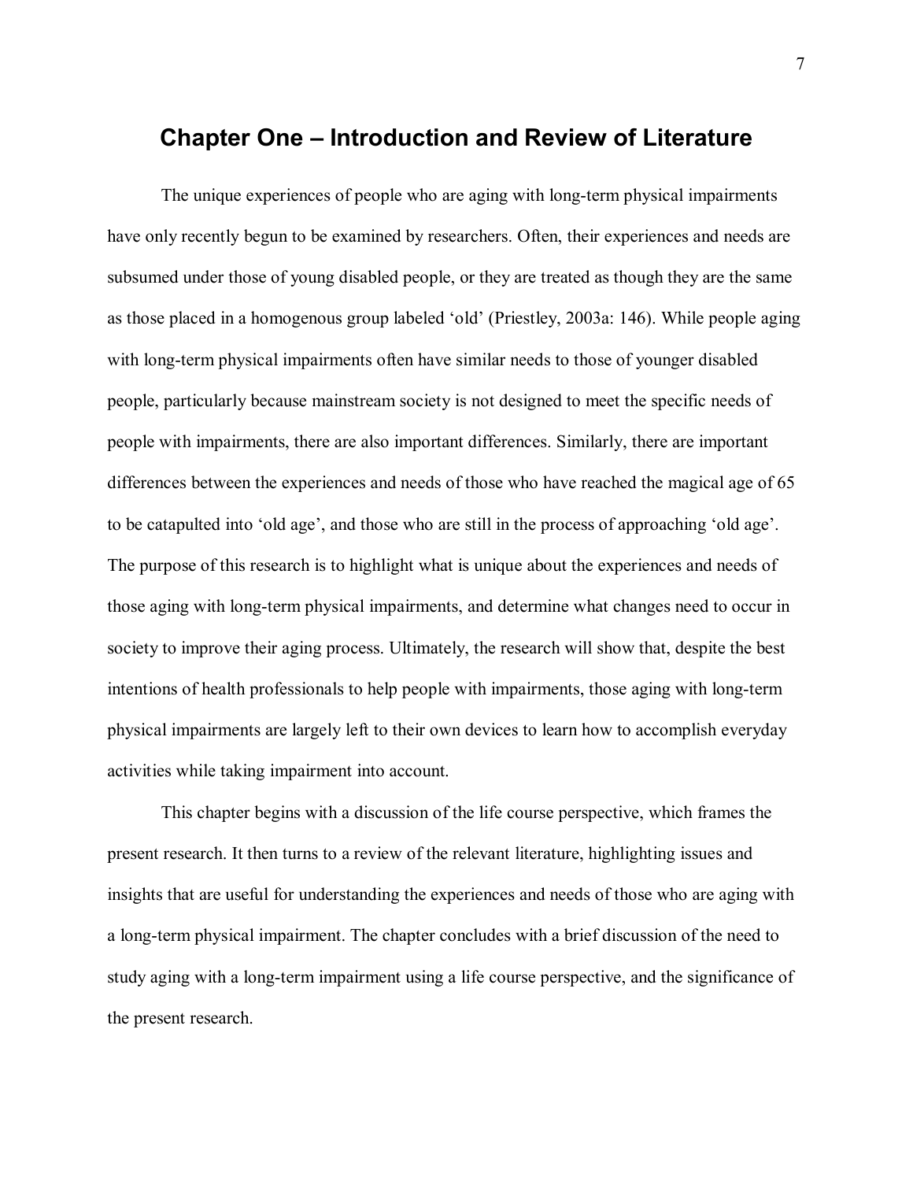# Chapter One – Introduction and Review of Literature

The unique experiences of people who are aging with long-term physical impairments have only recently begun to be examined by researchers. Often, their experiences and needs are subsumed under those of young disabled people, or they are treated as though they are the same as those placed in a homogenous group labeled 'old' (Priestley, 2003a: 146). While people aging with long-term physical impairments often have similar needs to those of younger disabled people, particularly because mainstream society is not designed to meet the specific needs of people with impairments, there are also important differences. Similarly, there are important differences between the experiences and needs of those who have reached the magical age of 65 to be catapulted into 'old age', and those who are still in the process of approaching 'old age'. The purpose of this research is to highlight what is unique about the experiences and needs of those aging with long-term physical impairments, and determine what changes need to occur in society to improve their aging process. Ultimately, the research will show that, despite the best intentions of health professionals to help people with impairments, those aging with long-term physical impairments are largely left to their own devices to learn how to accomplish everyday activities while taking impairment into account.

This chapter begins with a discussion of the life course perspective, which frames the present research. It then turns to a review of the relevant literature, highlighting issues and insights that are useful for understanding the experiences and needs of those who are aging with a long-term physical impairment. The chapter concludes with a brief discussion of the need to study aging with a long-term impairment using a life course perspective, and the significance of the present research.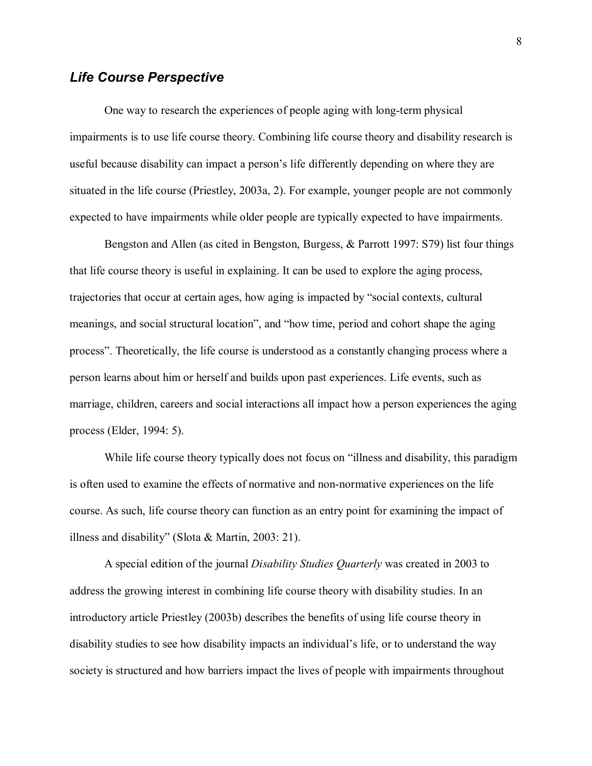### *Life Course Perspective*

One way to research the experiences of people aging with long-term physical impairments is to use life course theory. Combining life course theory and disability research is useful because disability can impact a person's life differently depending on where they are situated in the life course (Priestley, 2003a, 2). For example, younger people are not commonly expected to have impairments while older people are typically expected to have impairments.

Bengston and Allen (as cited in Bengston, Burgess, & Parrott 1997: S79) list four things that life course theory is useful in explaining. It can be used to explore the aging process, trajectories that occur at certain ages, how aging is impacted by "social contexts, cultural meanings, and social structural location", and "how time, period and cohort shape the aging process". Theoretically, the life course is understood as a constantly changing process where a person learns about him or herself and builds upon past experiences. Life events, such as marriage, children, careers and social interactions all impact how a person experiences the aging process (Elder, 1994: 5).

While life course theory typically does not focus on "illness and disability, this paradigm is often used to examine the effects of normative and non-normative experiences on the life course. As such, life course theory can function as an entry point for examining the impact of illness and disability" (Slota & Martin, 2003: 21).

A special edition of the journal *Disability Studies Quarterly* was created in 2003 to address the growing interest in combining life course theory with disability studies. In an introductory article Priestley (2003b) describes the benefits of using life course theory in disability studies to see how disability impacts an individual's life, or to understand the way society is structured and how barriers impact the lives of people with impairments throughout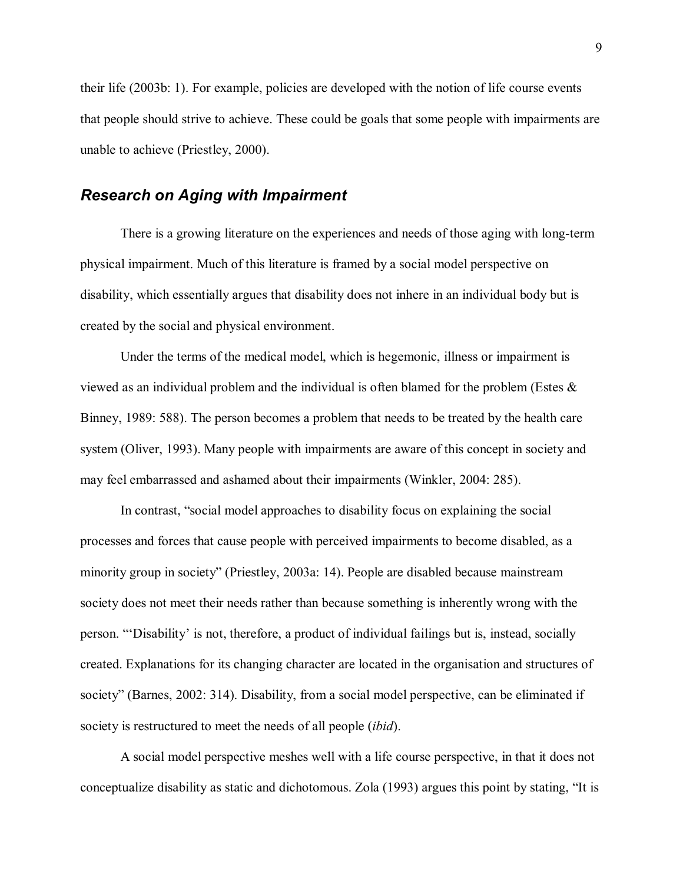their life (2003b: 1). For example, policies are developed with the notion of life course events that people should strive to achieve. These could be goals that some people with impairments are unable to achieve (Priestley, 2000).

## *Research on Aging with Impairment*

There is a growing literature on the experiences and needs of those aging with long-term physical impairment. Much of this literature is framed by a social model perspective on disability, which essentially argues that disability does not inhere in an individual body but is created by the social and physical environment.

Under the terms of the medical model, which is hegemonic, illness or impairment is viewed as an individual problem and the individual is often blamed for the problem (Estes & Binney, 1989: 588). The person becomes a problem that needs to be treated by the health care system (Oliver, 1993). Many people with impairments are aware of this concept in society and may feel embarrassed and ashamed about their impairments (Winkler, 2004: 285).

In contrast, "social model approaches to disability focus on explaining the social processes and forces that cause people with perceived impairments to become disabled, as a minority group in society" (Priestley, 2003a: 14). People are disabled because mainstream society does not meet their needs rather than because something is inherently wrong with the person. "'Disability' is not, therefore, a product of individual failings but is, instead, socially created. Explanations for its changing character are located in the organisation and structures of society" (Barnes, 2002: 314). Disability, from a social model perspective, can be eliminated if society is restructured to meet the needs of all people (*ibid*).

A social model perspective meshes well with a life course perspective, in that it does not conceptualize disability as static and dichotomous. Zola (1993) argues this point by stating, "It is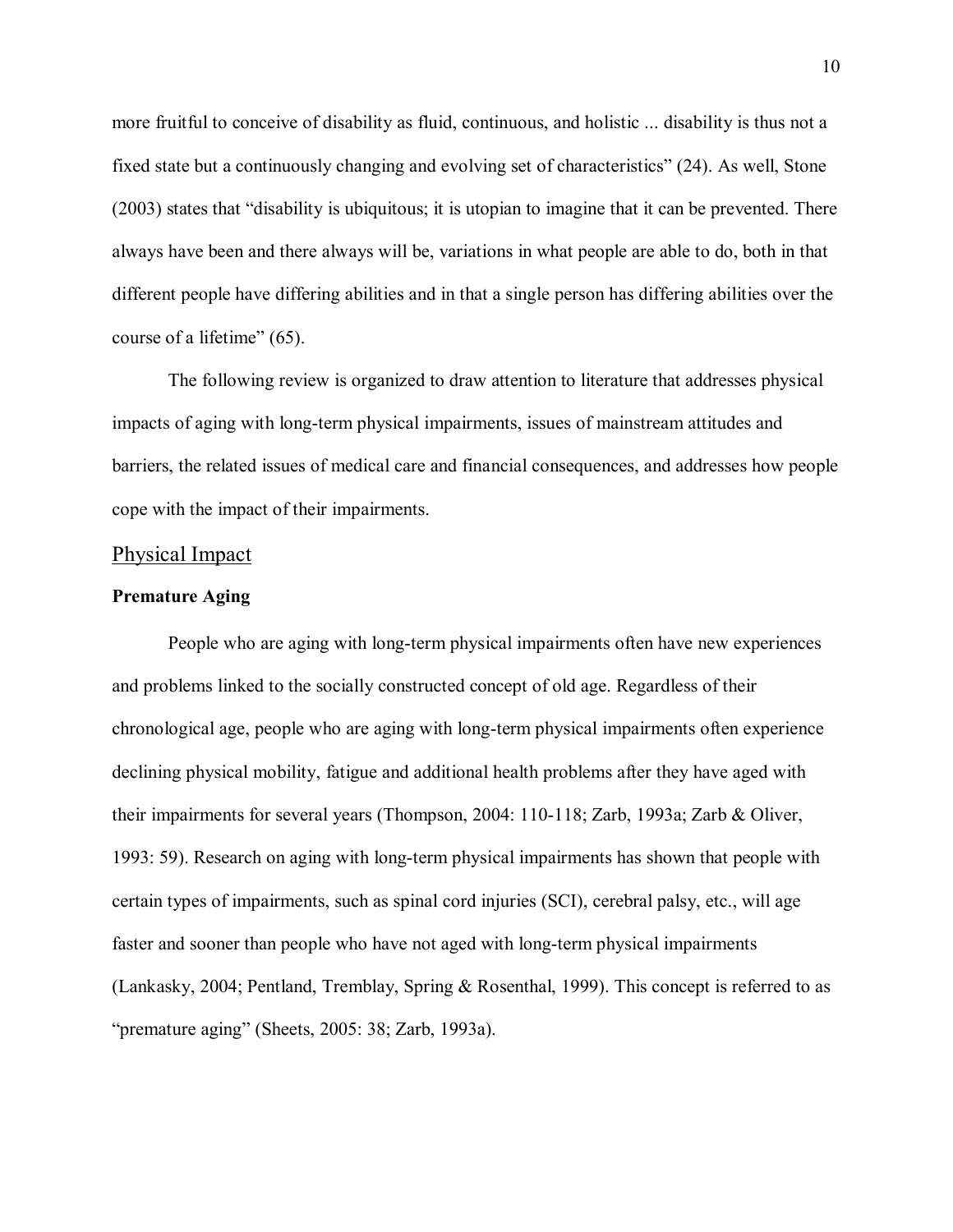more fruitful to conceive of disability as fluid, continuous, and holistic ... disability is thus not a fixed state but a continuously changing and evolving set of characteristics" (24). As well, Stone (2003) states that "disability is ubiquitous; it is utopian to imagine that it can be prevented. There always have been and there always will be, variations in what people are able to do, both in that different people have differing abilities and in that a single person has differing abilities over the course of a lifetime" (65).

The following review is organized to draw attention to literature that addresses physical impacts of aging with long-term physical impairments, issues of mainstream attitudes and barriers, the related issues of medical care and financial consequences, and addresses how people cope with the impact of their impairments.

## Physical Impact

### Premature Aging

People who are aging with long-term physical impairments often have new experiences and problems linked to the socially constructed concept of old age. Regardless of their chronological age, people who are aging with long-term physical impairments often experience declining physical mobility, fatigue and additional health problems after they have aged with their impairments for several years (Thompson, 2004: 110-118; Zarb, 1993a; Zarb & Oliver, 1993: 59). Research on aging with long-term physical impairments has shown that people with certain types of impairments, such as spinal cord injuries (SCI), cerebral palsy, etc., will age faster and sooner than people who have not aged with long-term physical impairments (Lankasky, 2004; Pentland, Tremblay, Spring & Rosenthal, 1999). This concept is referred to as "premature aging" (Sheets, 2005: 38; Zarb, 1993a).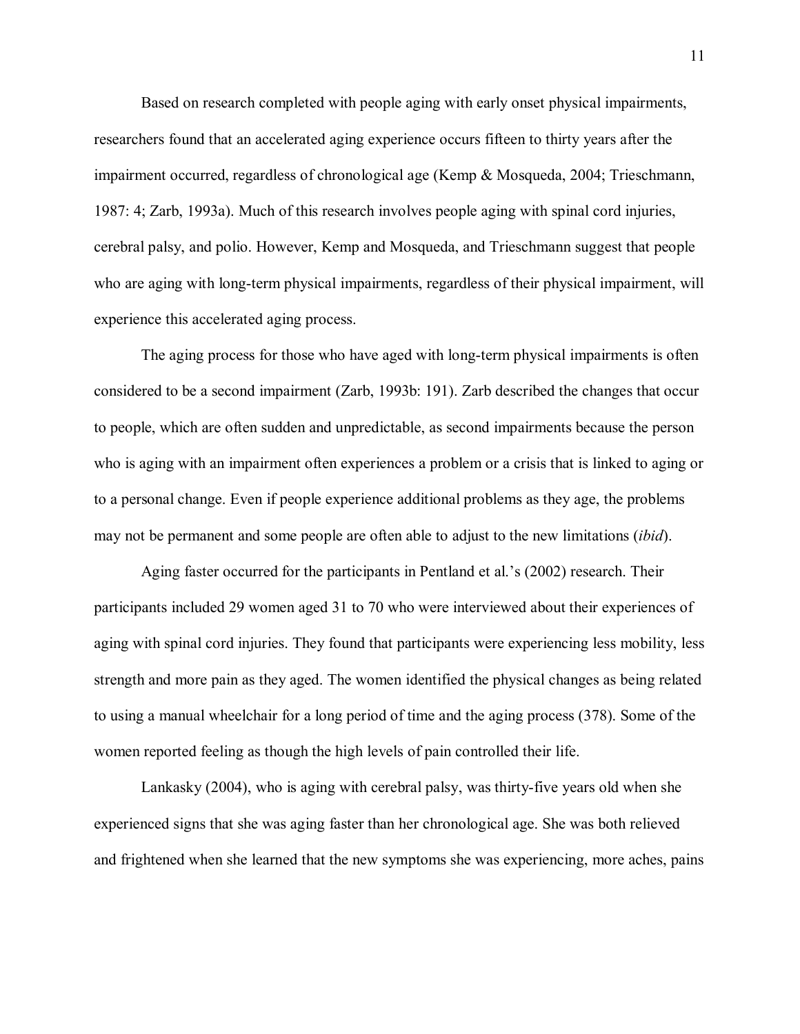Based on research completed with people aging with early onset physical impairments, researchers found that an accelerated aging experience occurs fifteen to thirty years after the impairment occurred, regardless of chronological age (Kemp & Mosqueda, 2004; Trieschmann, 1987: 4; Zarb, 1993a). Much of this research involves people aging with spinal cord injuries, cerebral palsy, and polio. However, Kemp and Mosqueda, and Trieschmann suggest that people who are aging with long-term physical impairments, regardless of their physical impairment, will experience this accelerated aging process.

The aging process for those who have aged with long-term physical impairments is often considered to be a second impairment (Zarb, 1993b: 191). Zarb described the changes that occur to people, which are often sudden and unpredictable, as second impairments because the person who is aging with an impairment often experiences a problem or a crisis that is linked to aging or to a personal change. Even if people experience additional problems as they age, the problems may not be permanent and some people are often able to adjust to the new limitations (*ibid*).

Aging faster occurred for the participants in Pentland et al.'s (2002) research. Their participants included 29 women aged 31 to 70 who were interviewed about their experiences of aging with spinal cord injuries. They found that participants were experiencing less mobility, less strength and more pain as they aged. The women identified the physical changes as being related to using a manual wheelchair for a long period of time and the aging process (378). Some of the women reported feeling as though the high levels of pain controlled their life.

Lankasky (2004), who is aging with cerebral palsy, was thirty-five years old when she experienced signs that she was aging faster than her chronological age. She was both relieved and frightened when she learned that the new symptoms she was experiencing, more aches, pains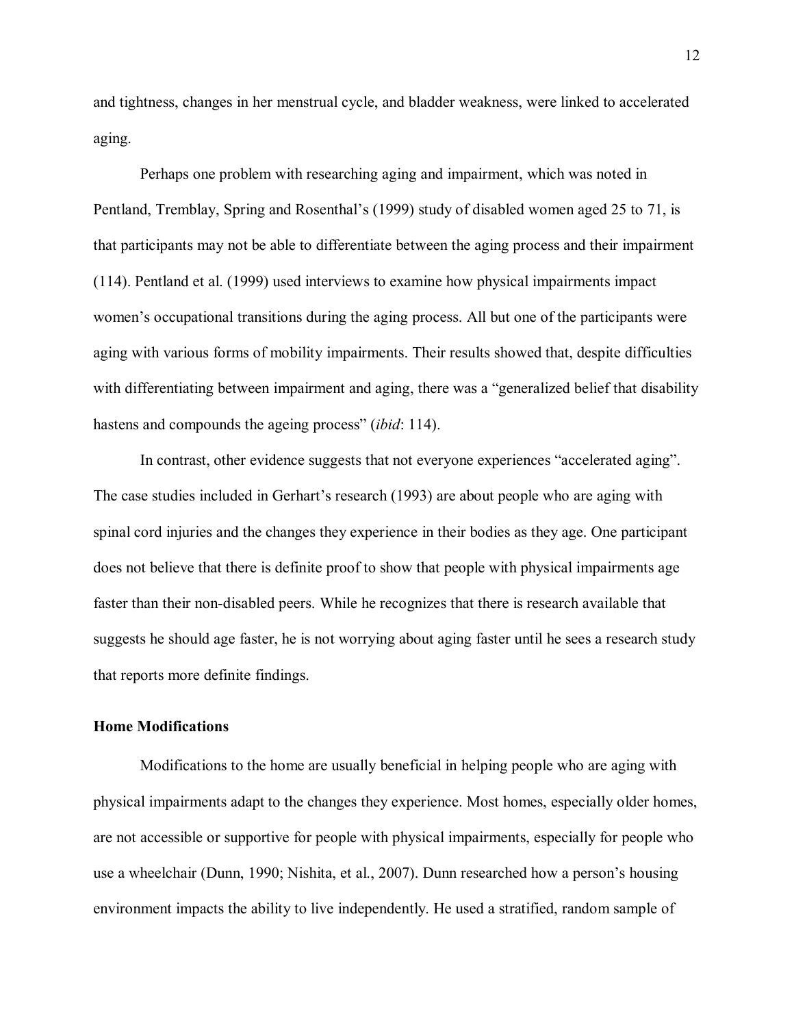and tightness, changes in her menstrual cycle, and bladder weakness, were linked to accelerated aging.

Perhaps one problem with researching aging and impairment, which was noted in Pentland, Tremblay, Spring and Rosenthal's (1999) study of disabled women aged 25 to 71, is that participants may not be able to differentiate between the aging process and their impairment (114). Pentland et al. (1999) used interviews to examine how physical impairments impact women's occupational transitions during the aging process. All but one of the participants were aging with various forms of mobility impairments. Their results showed that, despite difficulties with differentiating between impairment and aging, there was a "generalized belief that disability hastens and compounds the ageing process" (*ibid*: 114).

In contrast, other evidence suggests that not everyone experiences "accelerated aging". The case studies included in Gerhart's research (1993) are about people who are aging with spinal cord injuries and the changes they experience in their bodies as they age. One participant does not believe that there is definite proof to show that people with physical impairments age faster than their non-disabled peers. While he recognizes that there is research available that suggests he should age faster, he is not worrying about aging faster until he sees a research study that reports more definite findings.

**Home Modifications**

Modifications to the home are usually beneficial in helping people who are aging with physical impairments adapt to the changes they experience. Most homes, especially older homes, are not accessible or supportive for people with physical impairments, especially for people who use a wheelchair (Dunn, 1990; Nishita, et al., 2007). Dunn researched how a person's housing environment impacts the ability to live independently. He used a stratified, random sample of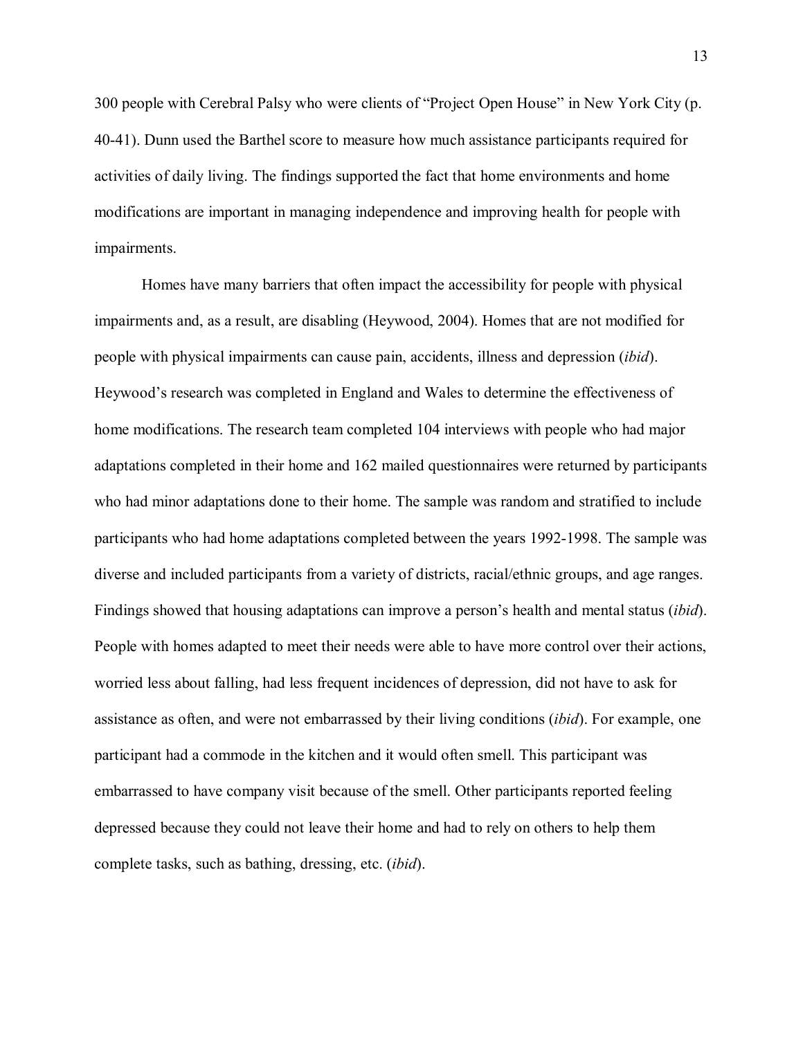300 people with Cerebral Palsy who were clients of "Project Open House" in New York City (p. 40-41). Dunn used the Barthel score to measure how much assistance participants required for activities of daily living. The findings supported the fact that home environments and home modifications are important in managing independence and improving health for people with impairments.

Homes have many barriers that often impact the accessibility for people with physical impairments and, as a result, are disabling (Heywood, 2004). Homes that are not modified for people with physical impairments can cause pain, accidents, illness and depression (*ibid*). Heywood's research was completed in England and Wales to determine the effectiveness of home modifications. The research team completed 104 interviews with people who had major adaptations completed in their home and 162 mailed questionnaires were returned by participants who had minor adaptations done to their home. The sample was random and stratified to include participants who had home adaptations completed between the years 1992-1998. The sample was diverse and included participants from a variety of districts, racial/ethnic groups, and age ranges. Findings showed that housing adaptations can improve a person's health and mental status (*ibid*). People with homes adapted to meet their needs were able to have more control over their actions, worried less about falling, had less frequent incidences of depression, did not have to ask for assistance as often, and were not embarrassed by their living conditions (*ibid*). For example, one participant had a commode in the kitchen and it would often smell. This participant was embarrassed to have company visit because of the smell. Other participants reported feeling depressed because they could not leave their home and had to rely on others to help them complete tasks, such as bathing, dressing, etc. (*ibid*).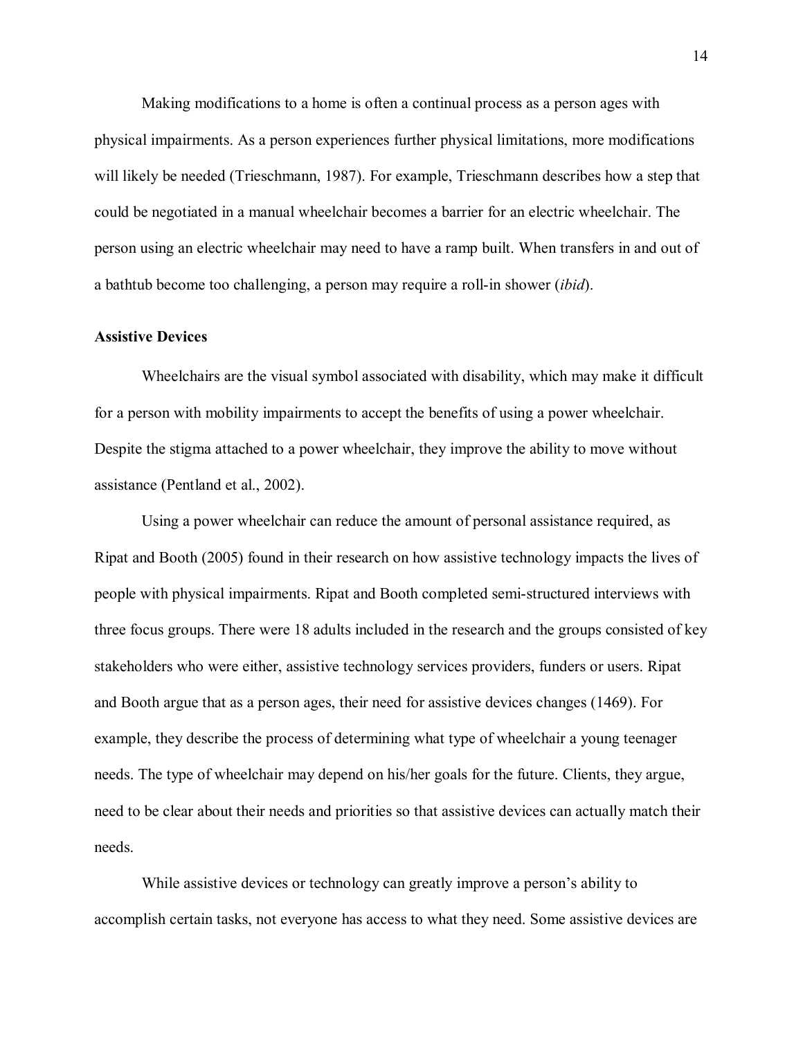Making modifications to a home is often a continual process as a person ages with physical impairments. As a person experiences further physical limitations, more modifications will likely be needed (Trieschmann, 1987). For example, Trieschmann describes how a step that could be negotiated in a manual wheelchair becomes a barrier for an electric wheelchair. The person using an electric wheelchair may need to have a ramp built. When transfers in and out of a bathtub become too challenging, a person may require a roll-in shower (*ibid*).

**Assistive Devices**

Wheelchairs are the visual symbol associated with disability, which may make it difficult for a person with mobility impairments to accept the benefits of using a power wheelchair. Despite the stigma attached to a power wheelchair, they improve the ability to move without assistance (Pentland et al., 2002).

Using a power wheelchair can reduce the amount of personal assistance required, as Ripat and Booth (2005) found in their research on how assistive technology impacts the lives of people with physical impairments. Ripat and Booth completed semi-structured interviews with three focus groups. There were 18 adults included in the research and the groups consisted of key stakeholders who were either, assistive technology services providers, funders or users. Ripat and Booth argue that as a person ages, their need for assistive devices changes (1469). For example, they describe the process of determining what type of wheelchair a young teenager needs. The type of wheelchair may depend on his/her goals for the future. Clients, they argue, need to be clear about their needs and priorities so that assistive devices can actually match their needs.

While assistive devices or technology can greatly improve a person's ability to accomplish certain tasks, not everyone has access to what they need. Some assistive devices are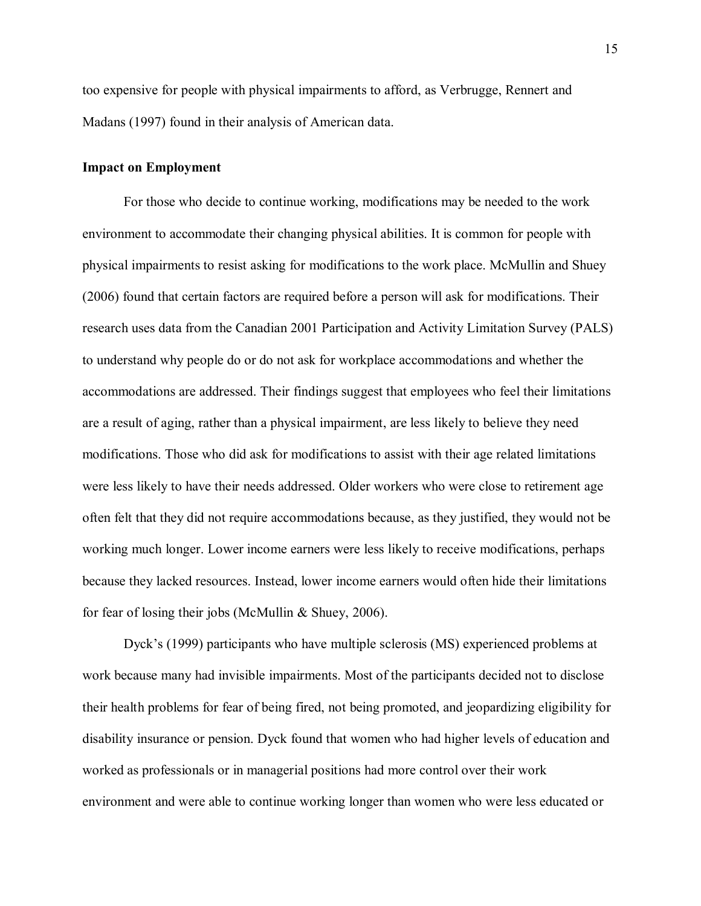too expensive for people with physical impairments to afford, as Verbrugge, Rennert and Madans (1997) found in their analysis of American data.

**Impact on Employment**

For those who decide to continue working, modifications may be needed to the work environment to accommodate their changing physical abilities. It is common for people with physical impairments to resist asking for modifications to the work place. McMullin and Shuey (2006) found that certain factors are required before a person will ask for modifications. Their research uses data from the Canadian 2001 Participation and Activity Limitation Survey (PALS) to understand why people do or do not ask for workplace accommodations and whether the accommodations are addressed. Their findings suggest that employees who feel their limitations are a result of aging, rather than a physical impairment, are less likely to believe they need modifications. Those who did ask for modifications to assist with their age related limitations were less likely to have their needs addressed. Older workers who were close to retirement age often felt that they did not require accommodations because, as they justified, they would not be working much longer. Lower income earners were less likely to receive modifications, perhaps because they lacked resources. Instead, lower income earners would often hide their limitations for fear of losing their jobs (McMullin & Shuey, 2006).

Dyck's (1999) participants who have multiple sclerosis (MS) experienced problems at work because many had invisible impairments. Most of the participants decided not to disclose their health problems for fear of being fired, not being promoted, and jeopardizing eligibility for disability insurance or pension. Dyck found that women who had higher levels of education and worked as professionals or in managerial positions had more control over their work environment and were able to continue working longer than women who were less educated or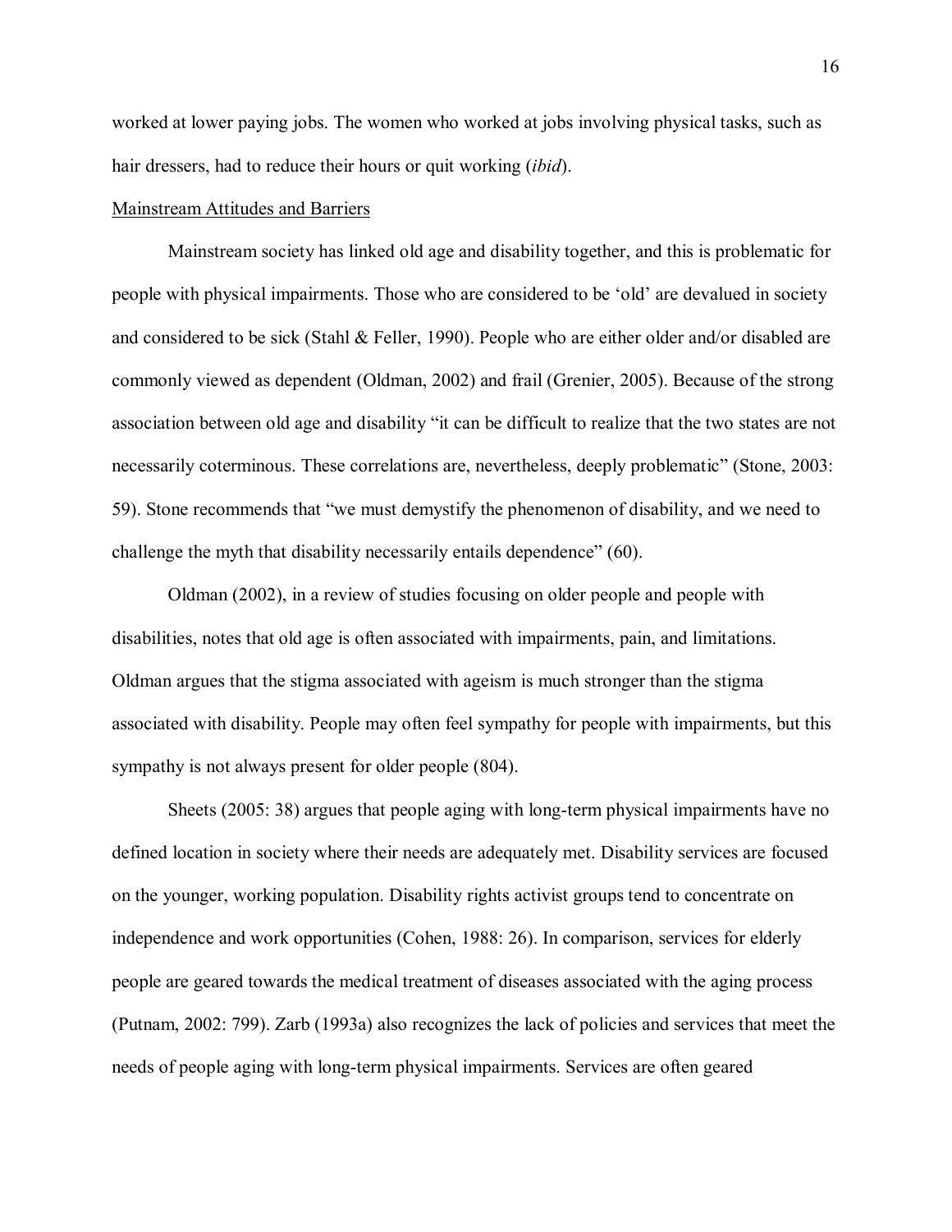worked at lower paying jobs. The women who worked at jobs involving physical tasks, such as hair dressers, had to reduce their hours or quit working (*ibid*).

<u>Mainstream Attitudes and Barriers</u>

Mainstream society has linked old age and disability together, and this is problematic for people with physical impairments. Those who are considered to be 'old' are devalued in society and considered to be sick (Stahl & Feller, 1990). People who are either older and/or disabled are commonly viewed as dependent (Oldman, 2002) and frail (Grenier, 2005). Because of the strong association between old age and disability "it can be difficult to realize that the two states are not necessarily coterminous. These correlations are, nevertheless, deeply problematic" (Stone, 2003: 59). Stone recommends that "we must demystify the phenomenon of disability, and we need to challenge the myth that disability necessarily entails dependence" (60).

Oldman (2002), in a review of studies focusing on older people and people with disabilities, notes that old age is often associated with impairments, pain, and limitations. Oldman argues that the stigma associated with ageism is much stronger than the stigma associated with disability. People may often feel sympathy for people with impairments, but this sympathy is not always present for older people (804).

Sheets (2005: 38) argues that people aging with long-term physical impairments have no defined location in society where their needs are adequately met. Disability services are focused on the younger, working population. Disability rights activist groups tend to concentrate on independence and work opportunities (Cohen, 1988: 26). In comparison, services for elderly people are geared towards the medical treatment of diseases associated with the aging process (Putnam, 2002: 799). Zarb (1993a) also recognizes the lack of policies and services that meet the needs of people aging with long-term physical impairments. Services are often geared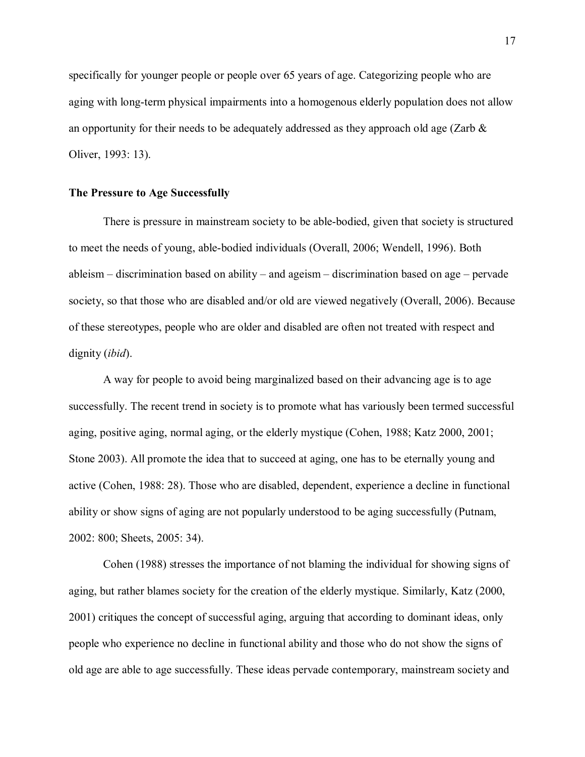specifically for younger people or people over 65 years of age. Categorizing people who are aging with long-term physical impairments into a homogenous elderly population does not allow an opportunity for their needs to be adequately addressed as they approach old age (Zarb & Oliver, 1993: 13).

### The Pressure to Age Successfully

There is pressure in mainstream society to be able-bodied, given that society is structured to meet the needs of young, able-bodied individuals (Overall, 2006; Wendell, 1996). Both ableism – discrimination based on ability – and ageism – discrimination based on age – pervade society, so that those who are disabled and/or old are viewed negatively (Overall, 2006). Because of these stereotypes, people who are older and disabled are often not treated with respect and dignity (*ibid*).

A way for people to avoid being marginalized based on their advancing age is to age successfully. The recent trend in society is to promote what has variously been termed successful aging, positive aging, normal aging, or the elderly mystique (Cohen, 1988; Katz 2000, 2001; Stone 2003). All promote the idea that to succeed at aging, one has to be eternally young and active (Cohen, 1988: 28). Those who are disabled, dependent, experience a decline in functional ability or show signs of aging are not popularly understood to be aging successfully (Putnam, 2002: 800; Sheets, 2005: 34).

Cohen (1988) stresses the importance of not blaming the individual for showing signs of aging, but rather blames society for the creation of the elderly mystique. Similarly, Katz (2000, 2001) critiques the concept of successful aging, arguing that according to dominant ideas, only people who experience no decline in functional ability and those who do not show the signs of old age are able to age successfully. These ideas pervade contemporary, mainstream society and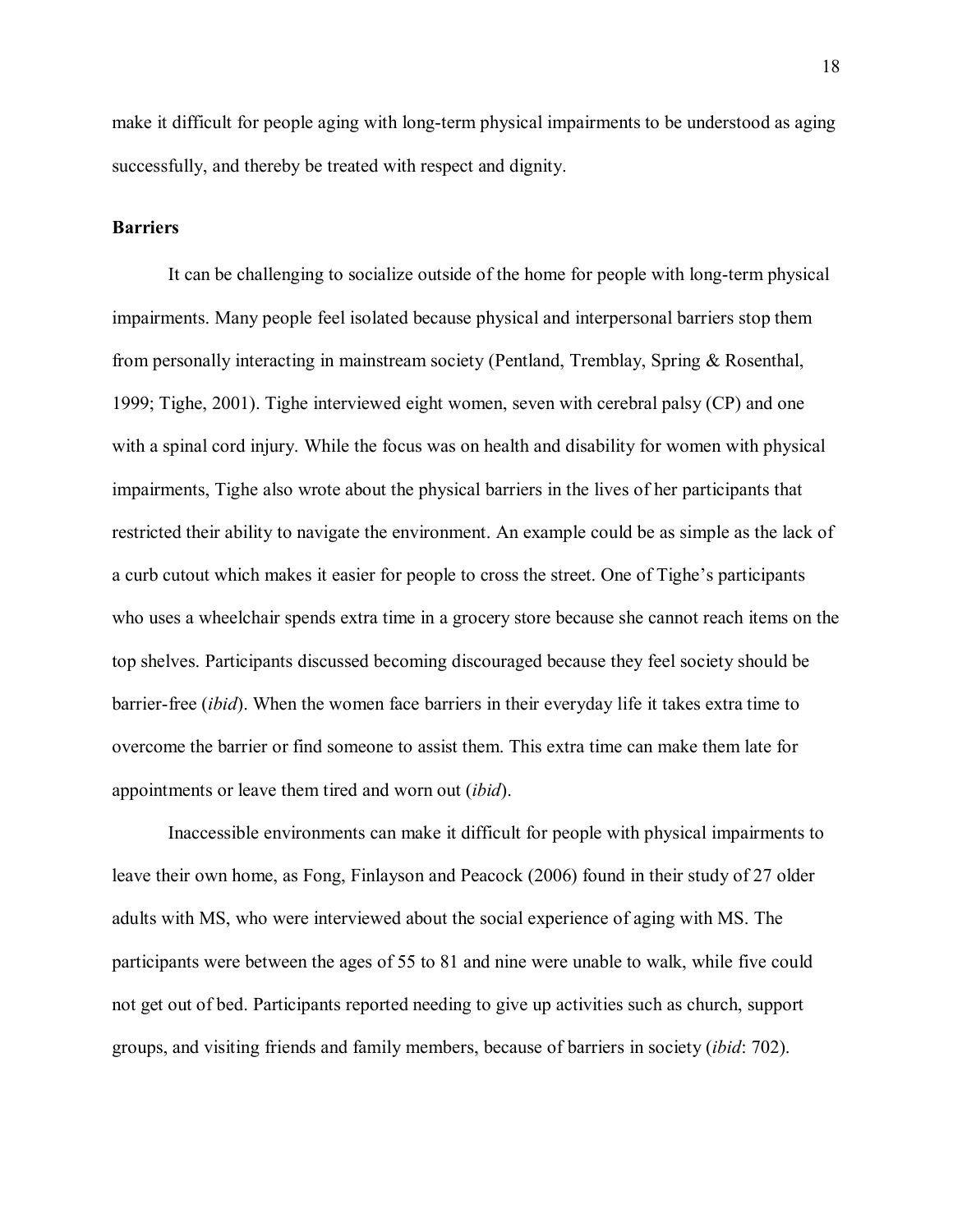make it difficult for people aging with long-term physical impairments to be understood as aging successfully, and thereby be treated with respect and dignity.

## Barriers

It can be challenging to socialize outside of the home for people with long-term physical impairments. Many people feel isolated because physical and interpersonal barriers stop them from personally interacting in mainstream society (Pentland, Tremblay, Spring & Rosenthal, 1999; Tighe, 2001). Tighe interviewed eight women, seven with cerebral palsy (CP) and one with a spinal cord injury. While the focus was on health and disability for women with physical impairments, Tighe also wrote about the physical barriers in the lives of her participants that restricted their ability to navigate the environment. An example could be as simple as the lack of a curb cutout which makes it easier for people to cross the street. One of Tighe's participants who uses a wheelchair spends extra time in a grocery store because she cannot reach items on the top shelves. Participants discussed becoming discouraged because they feel society should be barrier-free (*ibid*). When the women face barriers in their everyday life it takes extra time to overcome the barrier or find someone to assist them. This extra time can make them late for appointments or leave them tired and worn out (*ibid*).

Inaccessible environments can make it difficult for people with physical impairments to leave their own home, as Fong, Finlayson and Peacock (2006) found in their study of 27 older adults with MS, who were interviewed about the social experience of aging with MS. The participants were between the ages of 55 to 81 and nine were unable to walk, while five could not get out of bed. Participants reported needing to give up activities such as church, support groups, and visiting friends and family members, because of barriers in society (*ibid*: 702).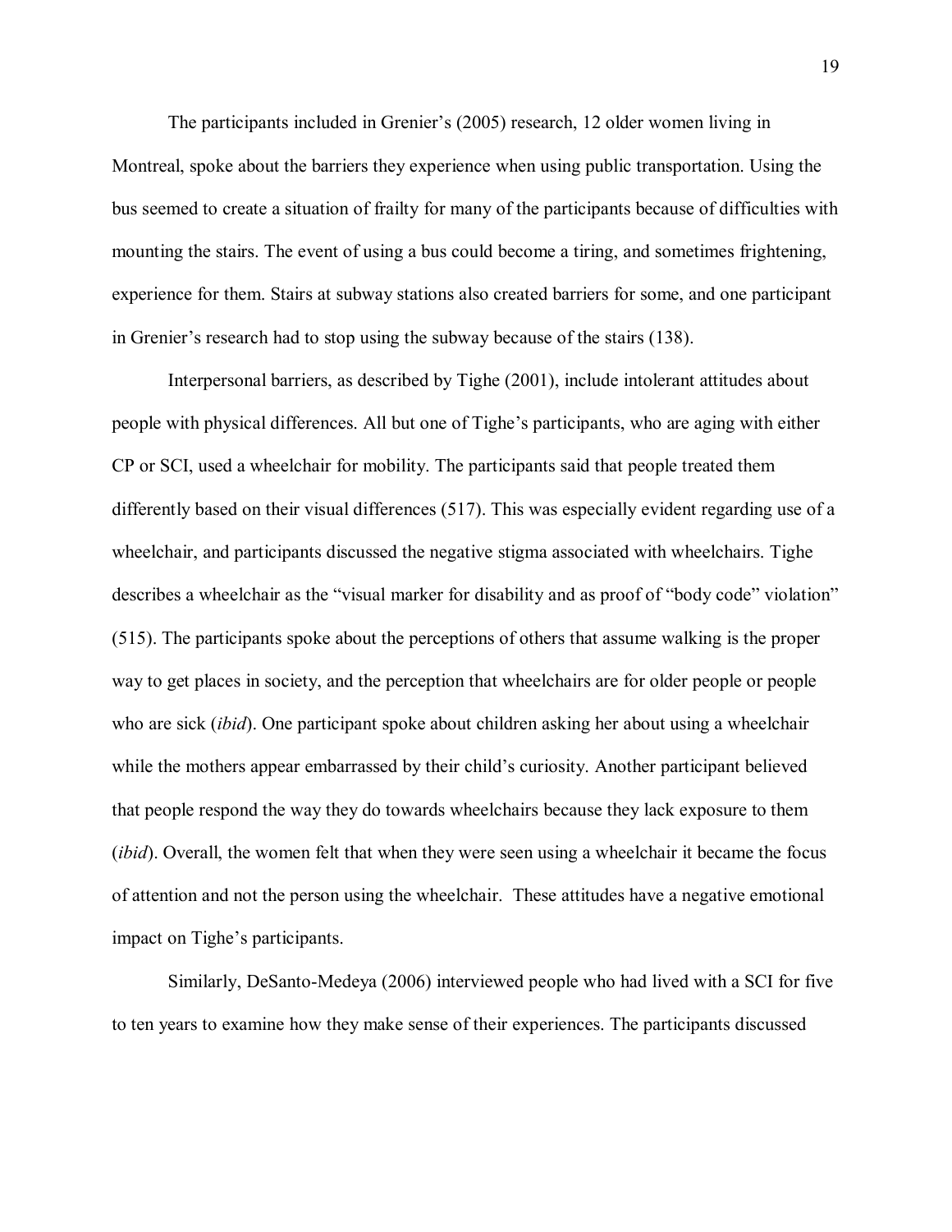The participants included in Grenier's (2005) research, 12 older women living in Montreal, spoke about the barriers they experience when using public transportation. Using the bus seemed to create a situation of frailty for many of the participants because of difficulties with mounting the stairs. The event of using a bus could become a tiring, and sometimes frightening, experience for them. Stairs at subway stations also created barriers for some, and one participant in Grenier's research had to stop using the subway because of the stairs (138).

Interpersonal barriers, as described by Tighe (2001), include intolerant attitudes about people with physical differences. All but one of Tighe's participants, who are aging with either CP or SCI, used a wheelchair for mobility. The participants said that people treated them differently based on their visual differences (517). This was especially evident regarding use of a wheelchair, and participants discussed the negative stigma associated with wheelchairs. Tighe describes a wheelchair as the "visual marker for disability and as proof of "body code" violation" (515). The participants spoke about the perceptions of others that assume walking is the proper way to get places in society, and the perception that wheelchairs are for older people or people who are sick (*ibid*). One participant spoke about children asking her about using a wheelchair while the mothers appear embarrassed by their child's curiosity. Another participant believed that people respond the way they do towards wheelchairs because they lack exposure to them (*ibid*). Overall, the women felt that when they were seen using a wheelchair it became the focus of attention and not the person using the wheelchair. These attitudes have a negative emotional impact on Tighe's participants.

Similarly, DeSanto-Medeya (2006) interviewed people who had lived with a SCI for five to ten years to examine how they make sense of their experiences. The participants discussed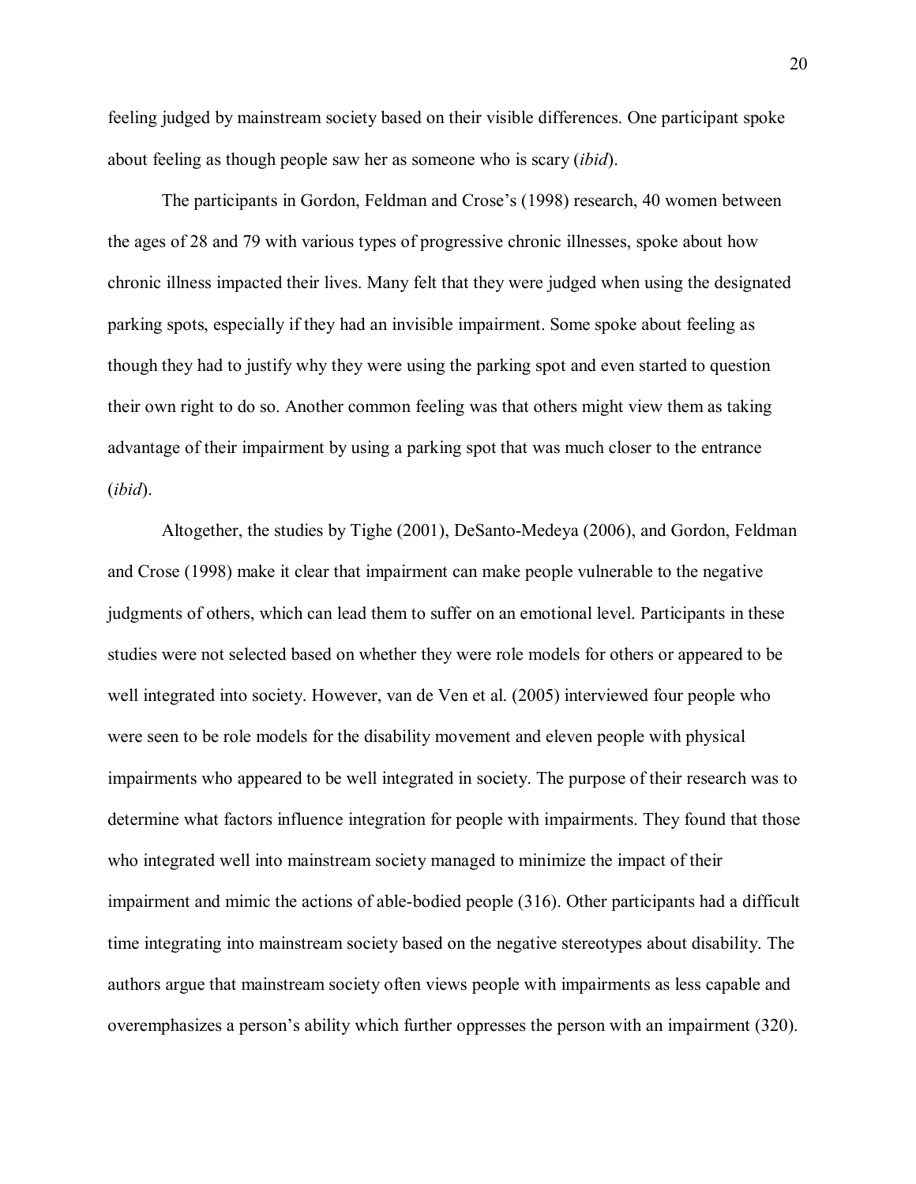feeling judged by mainstream society based on their visible differences. One participant spoke about feeling as though people saw her as someone who is scary (*ibid*).

The participants in Gordon, Feldman and Crose's (1998) research, 40 women between the ages of 28 and 79 with various types of progressive chronic illnesses, spoke about how chronic illness impacted their lives. Many felt that they were judged when using the designated parking spots, especially if they had an invisible impairment. Some spoke about feeling as though they had to justify why they were using the parking spot and even started to question their own right to do so. Another common feeling was that others might view them as taking advantage of their impairment by using a parking spot that was much closer to the entrance (*ibid*).

Altogether, the studies by Tighe (2001), DeSanto-Medeya (2006), and Gordon, Feldman and Crose (1998) make it clear that impairment can make people vulnerable to the negative judgments of others, which can lead them to suffer on an emotional level. Participants in these studies were not selected based on whether they were role models for others or appeared to be well integrated into society. However, van de Ven et al. (2005) interviewed four people who were seen to be role models for the disability movement and eleven people with physical impairments who appeared to be well integrated in society. The purpose of their research was to determine what factors influence integration for people with impairments. They found that those who integrated well into mainstream society managed to minimize the impact of their impairment and mimic the actions of able-bodied people (316). Other participants had a difficult time integrating into mainstream society based on the negative stereotypes about disability. The authors argue that mainstream society often views people with impairments as less capable and overemphasizes a person's ability which further oppresses the person with an impairment (320).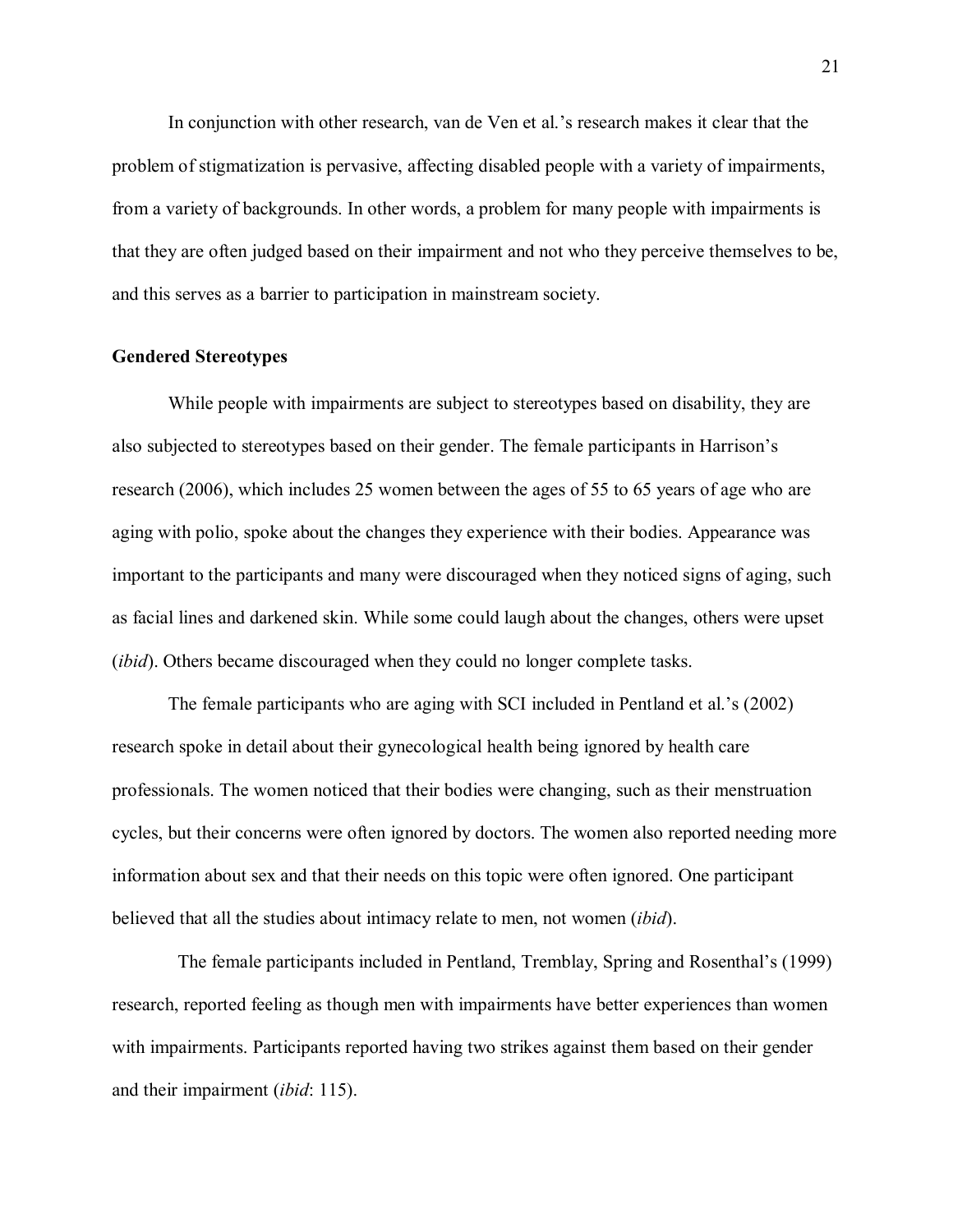In conjunction with other research, van de Ven et al.'s research makes it clear that the problem of stigmatization is pervasive, affecting disabled people with a variety of impairments, from a variety of backgrounds. In other words, a problem for many people with impairments is that they are often judged based on their impairment and not who they perceive themselves to be, and this serves as a barrier to participation in mainstream society.

**Gendered Stereotypes**

While people with impairments are subject to stereotypes based on disability, they are also subjected to stereotypes based on their gender. The female participants in Harrison's research (2006), which includes 25 women between the ages of 55 to 65 years of age who are aging with polio, spoke about the changes they experience with their bodies. Appearance was important to the participants and many were discouraged when they noticed signs of aging, such as facial lines and darkened skin. While some could laugh about the changes, others were upset (*ibid*). Others became discouraged when they could no longer complete tasks.

The female participants who are aging with SCI included in Pentland et al.'s (2002) research spoke in detail about their gynecological health being ignored by health care professionals. The women noticed that their bodies were changing, such as their menstruation cycles, but their concerns were often ignored by doctors. The women also reported needing more information about sex and that their needs on this topic were often ignored. One participant believed that all the studies about intimacy relate to men, not women (*ibid*).

The female participants included in Pentland, Tremblay, Spring and Rosenthal's (1999) research, reported feeling as though men with impairments have better experiences than women with impairments. Participants reported having two strikes against them based on their gender and their impairment (*ibid*: 115).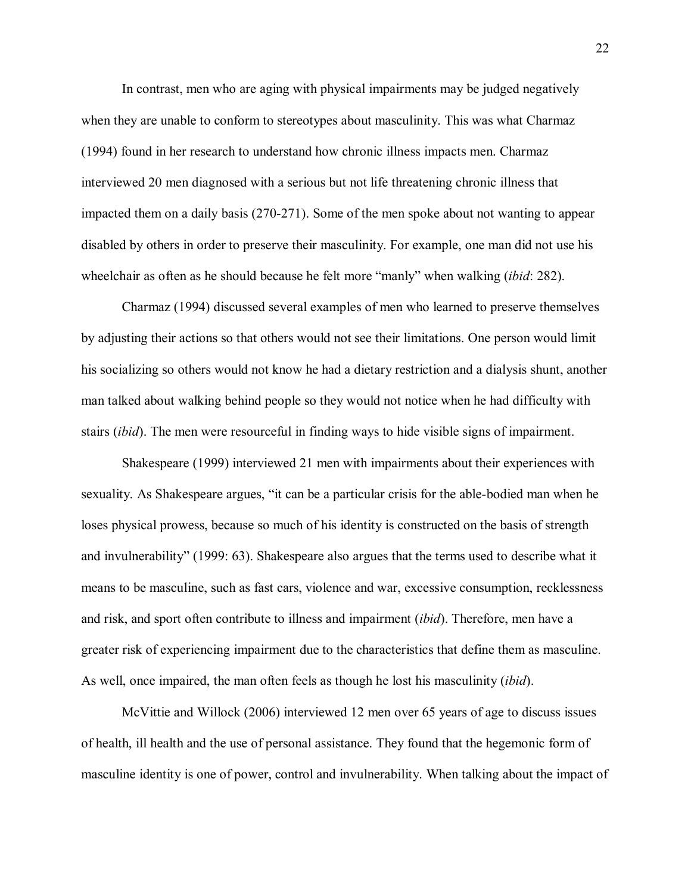In contrast, men who are aging with physical impairments may be judged negatively when they are unable to conform to stereotypes about masculinity. This was what Charmaz (1994) found in her research to understand how chronic illness impacts men. Charmaz interviewed 20 men diagnosed with a serious but not life threatening chronic illness that impacted them on a daily basis (270-271). Some of the men spoke about not wanting to appear disabled by others in order to preserve their masculinity. For example, one man did not use his wheelchair as often as he should because he felt more "manly" when walking (*ibid*: 282).

Charmaz (1994) discussed several examples of men who learned to preserve themselves by adjusting their actions so that others would not see their limitations. One person would limit his socializing so others would not know he had a dietary restriction and a dialysis shunt, another man talked about walking behind people so they would not notice when he had difficulty with stairs (*ibid*). The men were resourceful in finding ways to hide visible signs of impairment.

Shakespeare (1999) interviewed 21 men with impairments about their experiences with sexuality. As Shakespeare argues, "it can be a particular crisis for the able-bodied man when he loses physical prowess, because so much of his identity is constructed on the basis of strength and invulnerability" (1999: 63). Shakespeare also argues that the terms used to describe what it means to be masculine, such as fast cars, violence and war, excessive consumption, recklessness and risk, and sport often contribute to illness and impairment (*ibid*). Therefore, men have a greater risk of experiencing impairment due to the characteristics that define them as masculine. As well, once impaired, the man often feels as though he lost his masculinity (*ibid*).

McVittie and Willock (2006) interviewed 12 men over 65 years of age to discuss issues of health, ill health and the use of personal assistance. They found that the hegemonic form of masculine identity is one of power, control and invulnerability. When talking about the impact of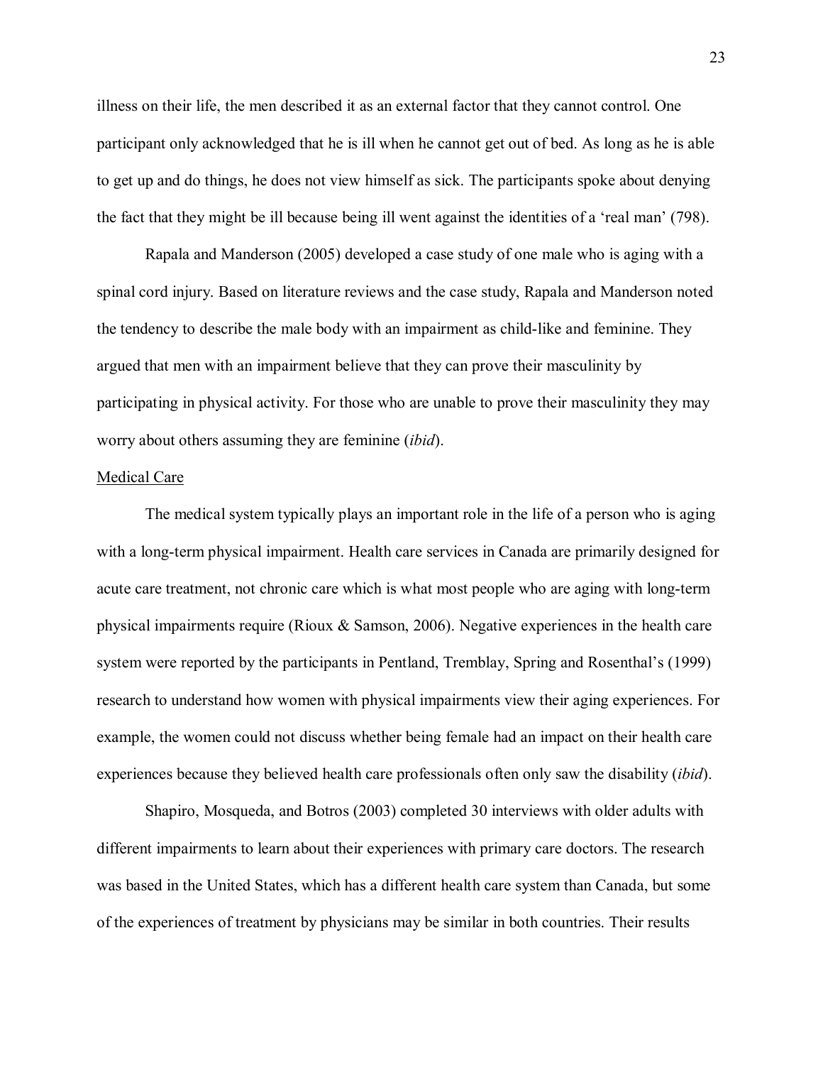illness on their life, the men described it as an external factor that they cannot control. One participant only acknowledged that he is ill when he cannot get out of bed. As long as he is able to get up and do things, he does not view himself as sick. The participants spoke about denying the fact that they might be ill because being ill went against the identities of a 'real man' (798).

Rapala and Manderson (2005) developed a case study of one male who is aging with a spinal cord injury. Based on literature reviews and the case study, Rapala and Manderson noted the tendency to describe the male body with an impairment as child-like and feminine. They argued that men with an impairment believe that they can prove their masculinity by participating in physical activity. For those who are unable to prove their masculinity they may worry about others assuming they are feminine (*ibid*).

<u>Medical Care</u>

The medical system typically plays an important role in the life of a person who is aging with a long-term physical impairment. Health care services in Canada are primarily designed for acute care treatment, not chronic care which is what most people who are aging with long-term physical impairments require (Rioux & Samson, 2006). Negative experiences in the health care system were reported by the participants in Pentland, Tremblay, Spring and Rosenthal's (1999) research to understand how women with physical impairments view their aging experiences. For example, the women could not discuss whether being female had an impact on their health care experiences because they believed health care professionals often only saw the disability (*ibid*).

Shapiro, Mosqueda, and Botros (2003) completed 30 interviews with older adults with different impairments to learn about their experiences with primary care doctors. The research was based in the United States, which has a different health care system than Canada, but some of the experiences of treatment by physicians may be similar in both countries. Their results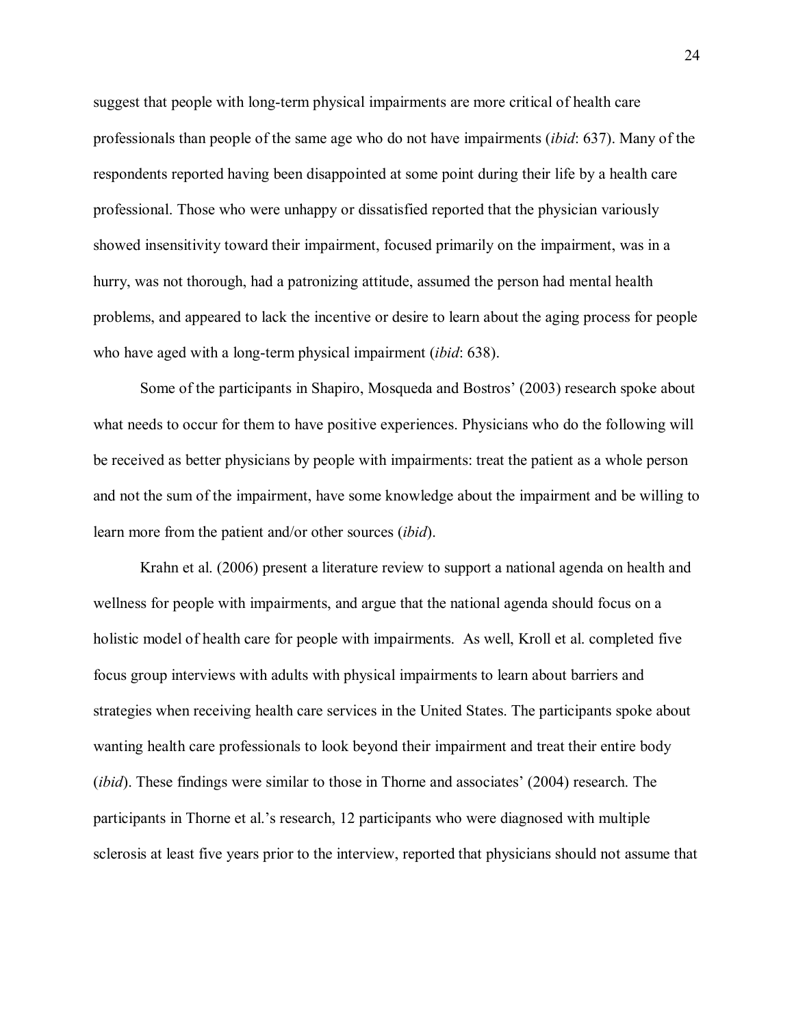suggest that people with long-term physical impairments are more critical of health care professionals than people of the same age who do not have impairments (*ibid*: 637). Many of the respondents reported having been disappointed at some point during their life by a health care professional. Those who were unhappy or dissatisfied reported that the physician variously showed insensitivity toward their impairment, focused primarily on the impairment, was in a hurry, was not thorough, had a patronizing attitude, assumed the person had mental health problems, and appeared to lack the incentive or desire to learn about the aging process for people who have aged with a long-term physical impairment (*ibid*: 638).

Some of the participants in Shapiro, Mosqueda and Bostros' (2003) research spoke about what needs to occur for them to have positive experiences. Physicians who do the following will be received as better physicians by people with impairments: treat the patient as a whole person and not the sum of the impairment, have some knowledge about the impairment and be willing to learn more from the patient and/or other sources (*ibid*).

Krahn et al. (2006) present a literature review to support a national agenda on health and wellness for people with impairments, and argue that the national agenda should focus on a holistic model of health care for people with impairments. As well, Kroll et al. completed five focus group interviews with adults with physical impairments to learn about barriers and strategies when receiving health care services in the United States. The participants spoke about wanting health care professionals to look beyond their impairment and treat their entire body (*ibid*). These findings were similar to those in Thorne and associates' (2004) research. The participants in Thorne et al.'s research, 12 participants who were diagnosed with multiple sclerosis at least five years prior to the interview, reported that physicians should not assume that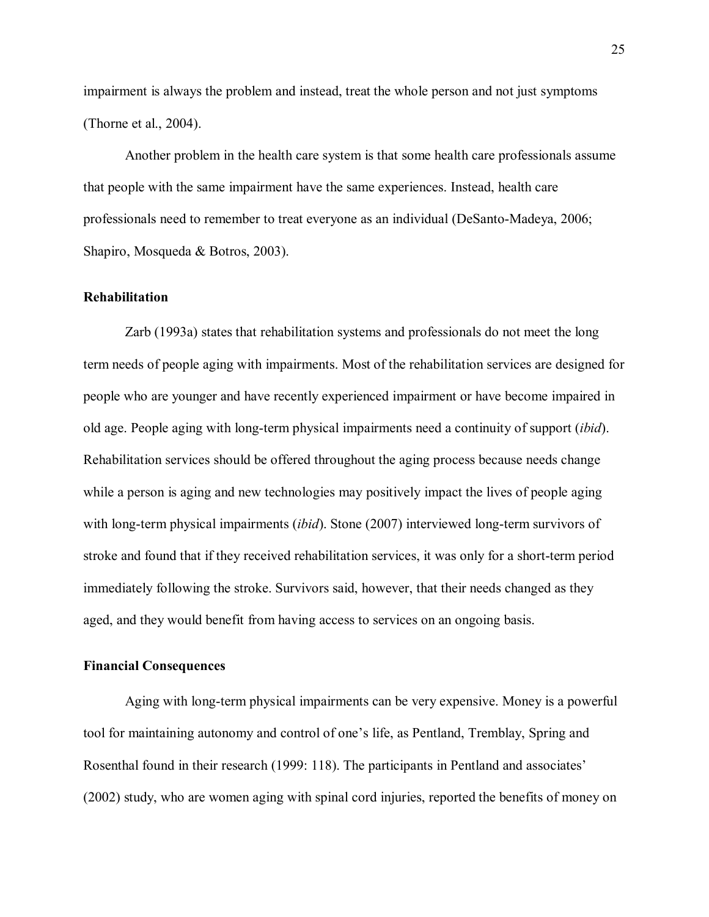impairment is always the problem and instead, treat the whole person and not just symptoms (Thorne et al., 2004).

Another problem in the health care system is that some health care professionals assume that people with the same impairment have the same experiences. Instead, health care professionals need to remember to treat everyone as an individual (DeSanto-Madeya, 2006; Shapiro, Mosqueda & Botros, 2003).

### Rehabilitation

Zarb (1993a) states that rehabilitation systems and professionals do not meet the long term needs of people aging with impairments. Most of the rehabilitation services are designed for people who are younger and have recently experienced impairment or have become impaired in old age. People aging with long-term physical impairments need a continuity of support (*ibid*). Rehabilitation services should be offered throughout the aging process because needs change while a person is aging and new technologies may positively impact the lives of people aging with long-term physical impairments (*ibid*). Stone (2007) interviewed long-term survivors of stroke and found that if they received rehabilitation services, it was only for a short-term period immediately following the stroke. Survivors said, however, that their needs changed as they aged, and they would benefit from having access to services on an ongoing basis.

### Financial Consequences

Aging with long-term physical impairments can be very expensive. Money is a powerful tool for maintaining autonomy and control of one's life, as Pentland, Tremblay, Spring and Rosenthal found in their research (1999: 118). The participants in Pentland and associates' (2002) study, who are women aging with spinal cord injuries, reported the benefits of money on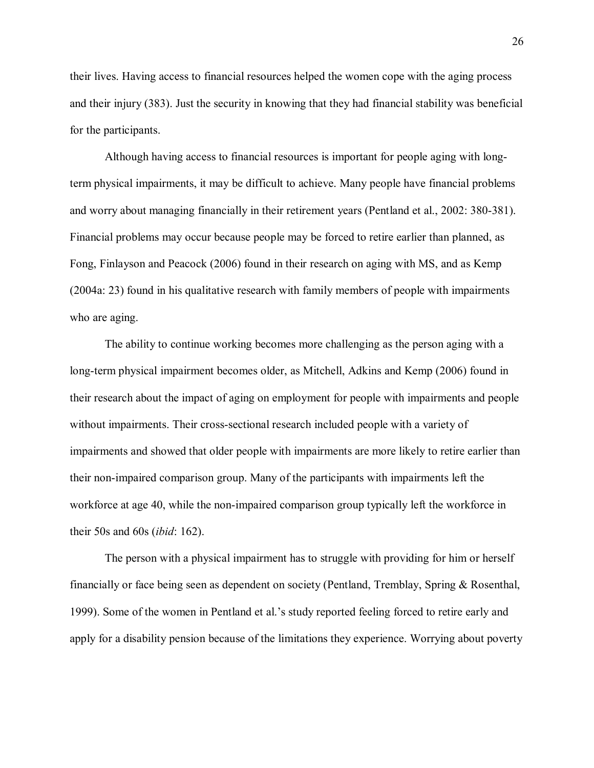their lives. Having access to financial resources helped the women cope with the aging process and their injury (383). Just the security in knowing that they had financial stability was beneficial for the participants.

Although having access to financial resources is important for people aging with long-term physical impairments, it may be difficult to achieve. Many people have financial problems and worry about managing financially in their retirement years (Pentland et al., 2002: 380-381). Financial problems may occur because people may be forced to retire earlier than planned, as Fong, Finlayson and Peacock (2006) found in their research on aging with MS, and as Kemp (2004a: 23) found in his qualitative research with family members of people with impairments who are aging.

The ability to continue working becomes more challenging as the person aging with a long-term physical impairment becomes older, as Mitchell, Adkins and Kemp (2006) found in their research about the impact of aging on employment for people with impairments and people without impairments. Their cross-sectional research included people with a variety of impairments and showed that older people with impairments are more likely to retire earlier than their non-impaired comparison group. Many of the participants with impairments left the workforce at age 40, while the non-impaired comparison group typically left the workforce in their 50s and 60s (*ibid*: 162).

The person with a physical impairment has to struggle with providing for him or herself financially or face being seen as dependent on society (Pentland, Tremblay, Spring & Rosenthal, 1999). Some of the women in Pentland et al.'s study reported feeling forced to retire early and apply for a disability pension because of the limitations they experience. Worrying about poverty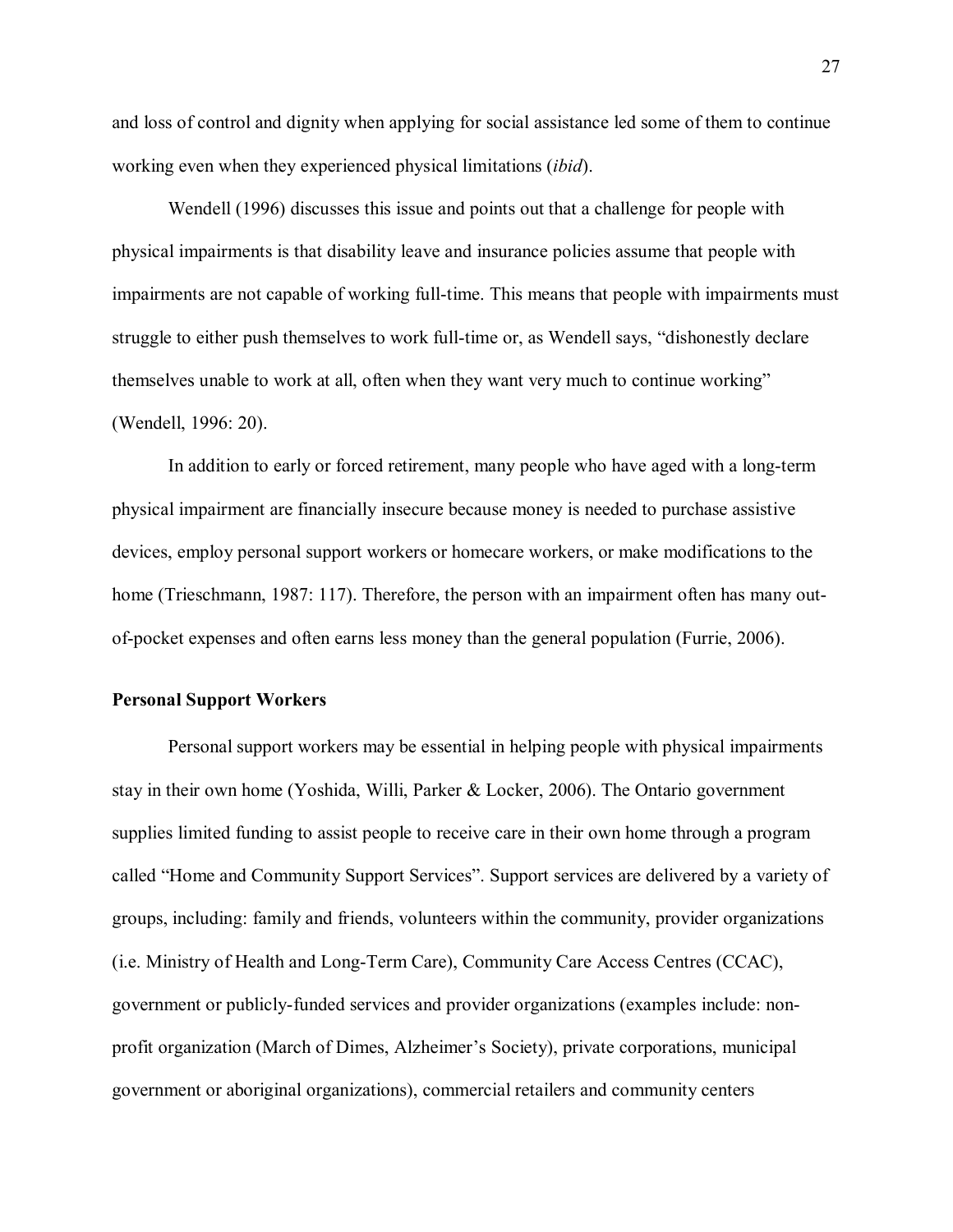and loss of control and dignity when applying for social assistance led some of them to continue working even when they experienced physical limitations (*ibid*).

Wendell (1996) discusses this issue and points out that a challenge for people with physical impairments is that disability leave and insurance policies assume that people with impairments are not capable of working full-time. This means that people with impairments must struggle to either push themselves to work full-time or, as Wendell says, “dishonestly declare themselves unable to work at all, often when they want very much to continue working” (Wendell, 1996: 20).

In addition to early or forced retirement, many people who have aged with a long-term physical impairment are financially insecure because money is needed to purchase assistive devices, employ personal support workers or homecare workers, or make modifications to the home (Trieschmann, 1987: 117). Therefore, the person with an impairment often has many out-of-pocket expenses and often earns less money than the general population (Furrie, 2006).

**Personal Support Workers**

Personal support workers may be essential in helping people with physical impairments stay in their own home (Yoshida, Willi, Parker & Locker, 2006). The Ontario government supplies limited funding to assist people to receive care in their own home through a program called “Home and Community Support Services”. Support services are delivered by a variety of groups, including: family and friends, volunteers within the community, provider organizations (i.e. Ministry of Health and Long-Term Care), Community Care Access Centres (CCAC), government or publicly-funded services and provider organizations (examples include: non-profit organization (March of Dimes, Alzheimer’s Society), private corporations, municipal government or aboriginal organizations), commercial retailers and community centers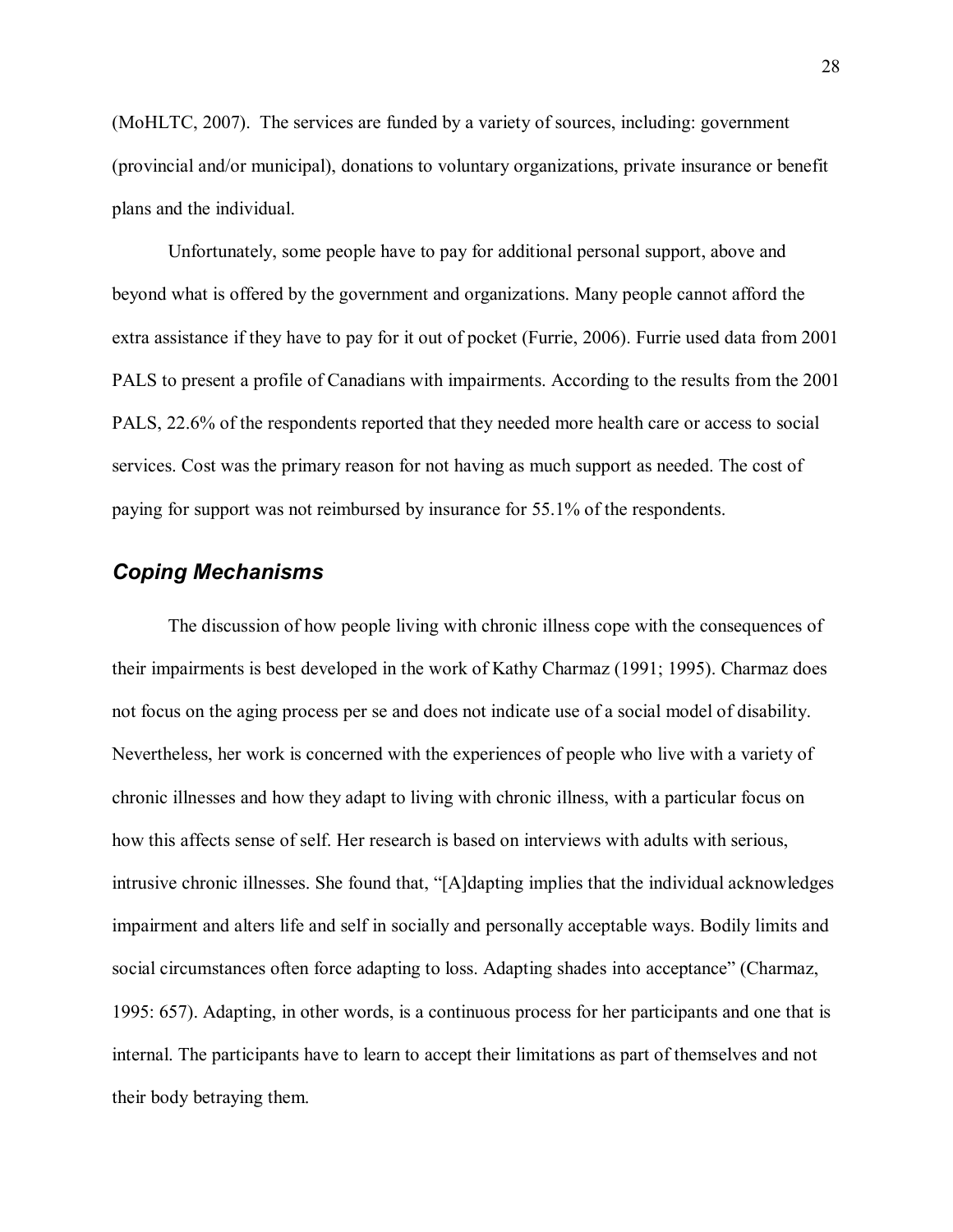(MoHLTC, 2007). The services are funded by a variety of sources, including: government (provincial and/or municipal), donations to voluntary organizations, private insurance or benefit plans and the individual.

Unfortunately, some people have to pay for additional personal support, above and beyond what is offered by the government and organizations. Many people cannot afford the extra assistance if they have to pay for it out of pocket (Furrie, 2006). Furrie used data from 2001 PALS to present a profile of Canadians with impairments. According to the results from the 2001 PALS, 22.6% of the respondents reported that they needed more health care or access to social services. Cost was the primary reason for not having as much support as needed. The cost of paying for support was not reimbursed by insurance for 55.1% of the respondents.

### *Coping Mechanisms*

The discussion of how people living with chronic illness cope with the consequences of their impairments is best developed in the work of Kathy Charmaz (1991; 1995). Charmaz does not focus on the aging process per se and does not indicate use of a social model of disability. Nevertheless, her work is concerned with the experiences of people who live with a variety of chronic illnesses and how they adapt to living with chronic illness, with a particular focus on how this affects sense of self. Her research is based on interviews with adults with serious, intrusive chronic illnesses. She found that, "[A]dapting implies that the individual acknowledges impairment and alters life and self in socially and personally acceptable ways. Bodily limits and social circumstances often force adapting to loss. Adapting shades into acceptance" (Charmaz, 1995: 657). Adapting, in other words, is a continuous process for her participants and one that is internal. The participants have to learn to accept their limitations as part of themselves and not their body betraying them.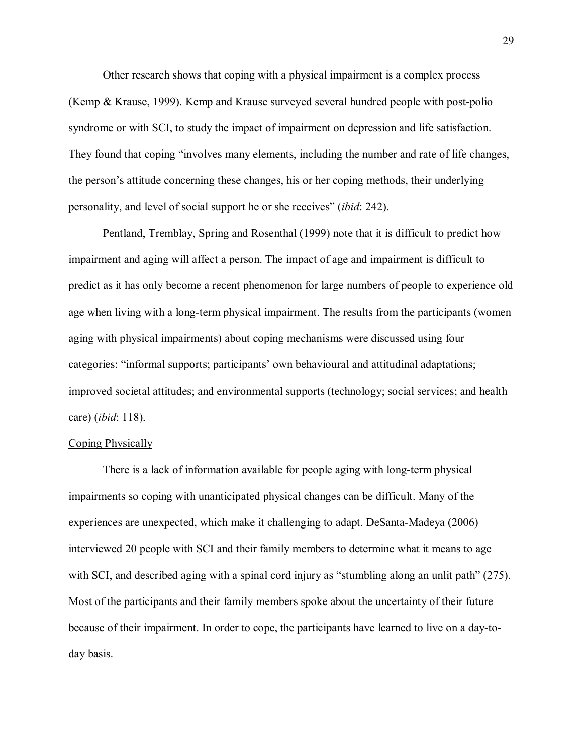Other research shows that coping with a physical impairment is a complex process (Kemp & Krause, 1999). Kemp and Krause surveyed several hundred people with post-polio syndrome or with SCI, to study the impact of impairment on depression and life satisfaction. They found that coping "involves many elements, including the number and rate of life changes, the person's attitude concerning these changes, his or her coping methods, their underlying personality, and level of social support he or she receives" (*ibid*: 242).

Pentland, Tremblay, Spring and Rosenthal (1999) note that it is difficult to predict how impairment and aging will affect a person. The impact of age and impairment is difficult to predict as it has only become a recent phenomenon for large numbers of people to experience old age when living with a long-term physical impairment. The results from the participants (women aging with physical impairments) about coping mechanisms were discussed using four categories: "informal supports; participants' own behavioural and attitudinal adaptations; improved societal attitudes; and environmental supports (technology; social services; and health care) (*ibid*: 118).

<u>Coping Physically</u>

There is a lack of information available for people aging with long-term physical impairments so coping with unanticipated physical changes can be difficult. Many of the experiences are unexpected, which make it challenging to adapt. DeSanta-Madeya (2006) interviewed 20 people with SCI and their family members to determine what it means to age with SCI, and described aging with a spinal cord injury as "stumbling along an unlit path" (275). Most of the participants and their family members spoke about the uncertainty of their future because of their impairment. In order to cope, the participants have learned to live on a day-to-day basis.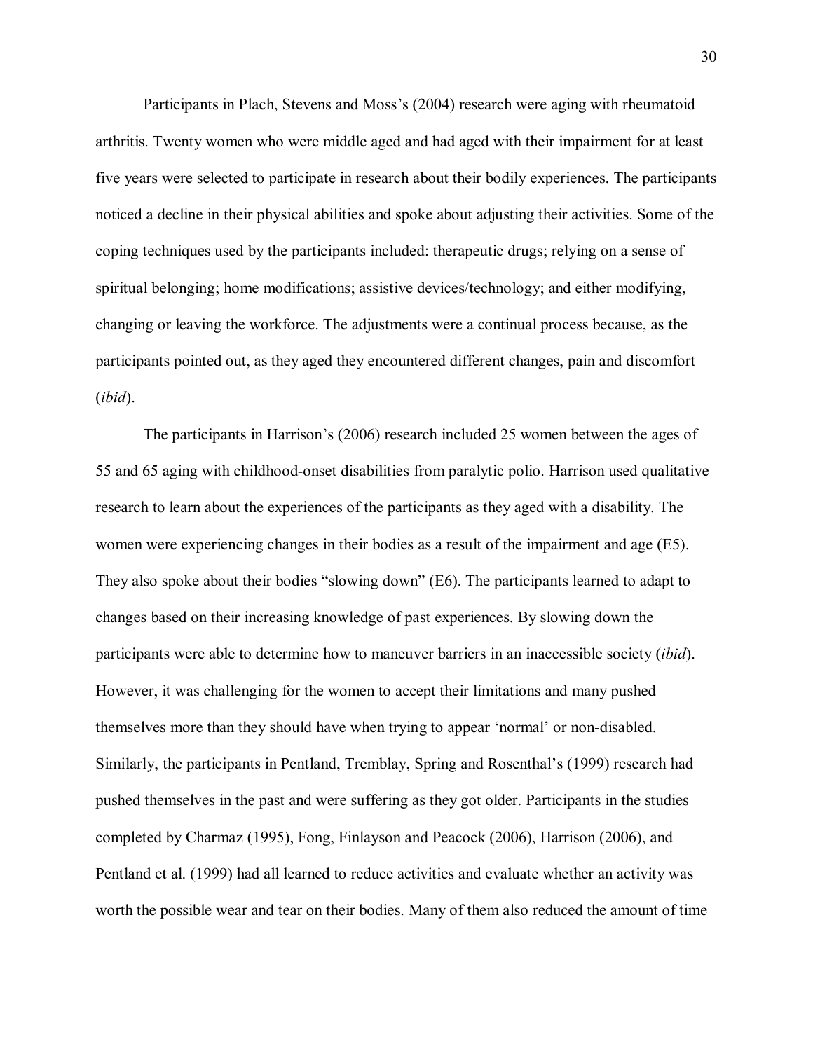Participants in Plach, Stevens and Moss's (2004) research were aging with rheumatoid arthritis. Twenty women who were middle aged and had aged with their impairment for at least five years were selected to participate in research about their bodily experiences. The participants noticed a decline in their physical abilities and spoke about adjusting their activities. Some of the coping techniques used by the participants included: therapeutic drugs; relying on a sense of spiritual belonging; home modifications; assistive devices/technology; and either modifying, changing or leaving the workforce. The adjustments were a continual process because, as the participants pointed out, as they aged they encountered different changes, pain and discomfort (*ibid*).

The participants in Harrison's (2006) research included 25 women between the ages of 55 and 65 aging with childhood-onset disabilities from paralytic polio. Harrison used qualitative research to learn about the experiences of the participants as they aged with a disability. The women were experiencing changes in their bodies as a result of the impairment and age (E5). They also spoke about their bodies "slowing down" (E6). The participants learned to adapt to changes based on their increasing knowledge of past experiences. By slowing down the participants were able to determine how to maneuver barriers in an inaccessible society (*ibid*). However, it was challenging for the women to accept their limitations and many pushed themselves more than they should have when trying to appear 'normal' or non-disabled. Similarly, the participants in Pentland, Tremblay, Spring and Rosenthal's (1999) research had pushed themselves in the past and were suffering as they got older. Participants in the studies completed by Charmaz (1995), Fong, Finlayson and Peacock (2006), Harrison (2006), and Pentland et al. (1999) had all learned to reduce activities and evaluate whether an activity was worth the possible wear and tear on their bodies. Many of them also reduced the amount of time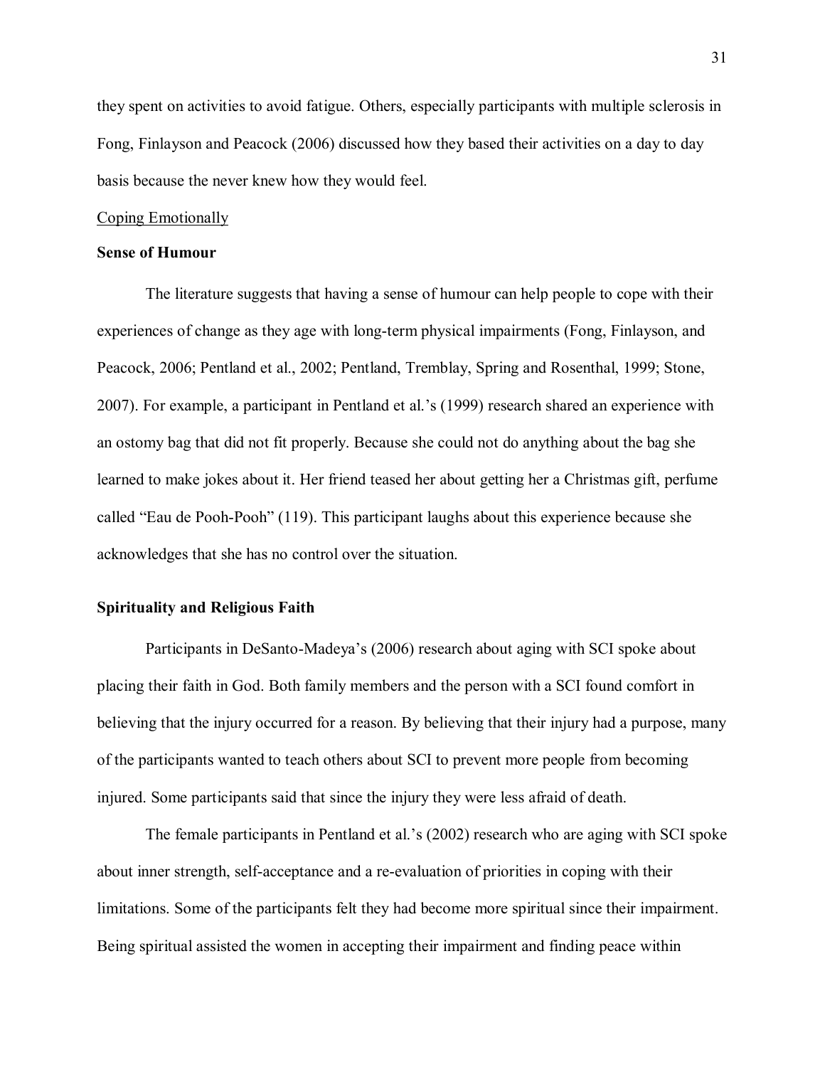they spent on activities to avoid fatigue. Others, especially participants with multiple sclerosis in Fong, Finlayson and Peacock (2006) discussed how they based their activities on a day to day basis because the never knew how they would feel.

Coping Emotionally

**Sense of Humour**

The literature suggests that having a sense of humour can help people to cope with their experiences of change as they age with long-term physical impairments (Fong, Finlayson, and Peacock, 2006; Pentland et al., 2002; Pentland, Tremblay, Spring and Rosenthal, 1999; Stone, 2007). For example, a participant in Pentland et al.'s (1999) research shared an experience with an ostomy bag that did not fit properly. Because she could not do anything about the bag she learned to make jokes about it. Her friend teased her about getting her a Christmas gift, perfume called "Eau de Pooh-Pooh" (119). This participant laughs about this experience because she acknowledges that she has no control over the situation.

**Spirituality and Religious Faith**

Participants in DeSanto-Madeya's (2006) research about aging with SCI spoke about placing their faith in God. Both family members and the person with a SCI found comfort in believing that the injury occurred for a reason. By believing that their injury had a purpose, many of the participants wanted to teach others about SCI to prevent more people from becoming injured. Some participants said that since the injury they were less afraid of death.

The female participants in Pentland et al.'s (2002) research who are aging with SCI spoke about inner strength, self-acceptance and a re-evaluation of priorities in coping with their limitations. Some of the participants felt they had become more spiritual since their impairment. Being spiritual assisted the women in accepting their impairment and finding peace within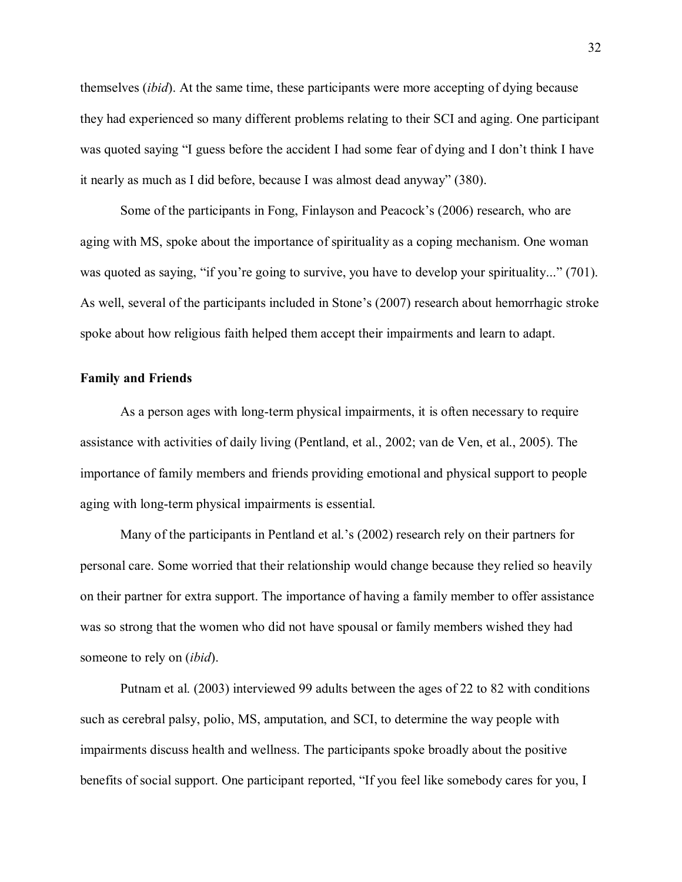themselves (*ibid*). At the same time, these participants were more accepting of dying because they had experienced so many different problems relating to their SCI and aging. One participant was quoted saying "I guess before the accident I had some fear of dying and I don't think I have it nearly as much as I did before, because I was almost dead anyway" (380).

Some of the participants in Fong, Finlayson and Peacock's (2006) research, who are aging with MS, spoke about the importance of spirituality as a coping mechanism. One woman was quoted as saying, "if you're going to survive, you have to develop your spirituality..." (701). As well, several of the participants included in Stone's (2007) research about hemorrhagic stroke spoke about how religious faith helped them accept their impairments and learn to adapt.

**Family and Friends**

As a person ages with long-term physical impairments, it is often necessary to require assistance with activities of daily living (Pentland, et al., 2002; van de Ven, et al., 2005). The importance of family members and friends providing emotional and physical support to people aging with long-term physical impairments is essential.

Many of the participants in Pentland et al.'s (2002) research rely on their partners for personal care. Some worried that their relationship would change because they relied so heavily on their partner for extra support. The importance of having a family member to offer assistance was so strong that the women who did not have spousal or family members wished they had someone to rely on (*ibid*).

Putnam et al. (2003) interviewed 99 adults between the ages of 22 to 82 with conditions such as cerebral palsy, polio, MS, amputation, and SCI, to determine the way people with impairments discuss health and wellness. The participants spoke broadly about the positive benefits of social support. One participant reported, "If you feel like somebody cares for you, I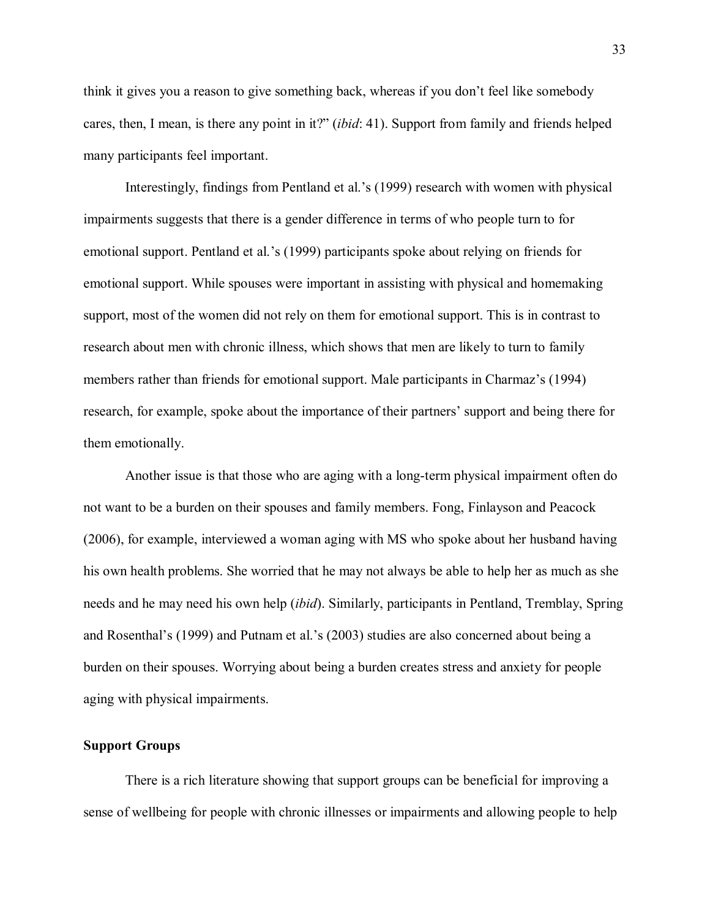think it gives you a reason to give something back, whereas if you don't feel like somebody cares, then, I mean, is there any point in it?" (*ibid*: 41). Support from family and friends helped many participants feel important.

Interestingly, findings from Pentland et al.'s (1999) research with women with physical impairments suggests that there is a gender difference in terms of who people turn to for emotional support. Pentland et al.'s (1999) participants spoke about relying on friends for emotional support. While spouses were important in assisting with physical and homemaking support, most of the women did not rely on them for emotional support. This is in contrast to research about men with chronic illness, which shows that men are likely to turn to family members rather than friends for emotional support. Male participants in Charmaz's (1994) research, for example, spoke about the importance of their partners' support and being there for them emotionally.

Another issue is that those who are aging with a long-term physical impairment often do not want to be a burden on their spouses and family members. Fong, Finlayson and Peacock (2006), for example, interviewed a woman aging with MS who spoke about her husband having his own health problems. She worried that he may not always be able to help her as much as she needs and he may need his own help (*ibid*). Similarly, participants in Pentland, Tremblay, Spring and Rosenthal's (1999) and Putnam et al.'s (2003) studies are also concerned about being a burden on their spouses. Worrying about being a burden creates stress and anxiety for people aging with physical impairments.

**Support Groups**

There is a rich literature showing that support groups can be beneficial for improving a sense of wellbeing for people with chronic illnesses or impairments and allowing people to help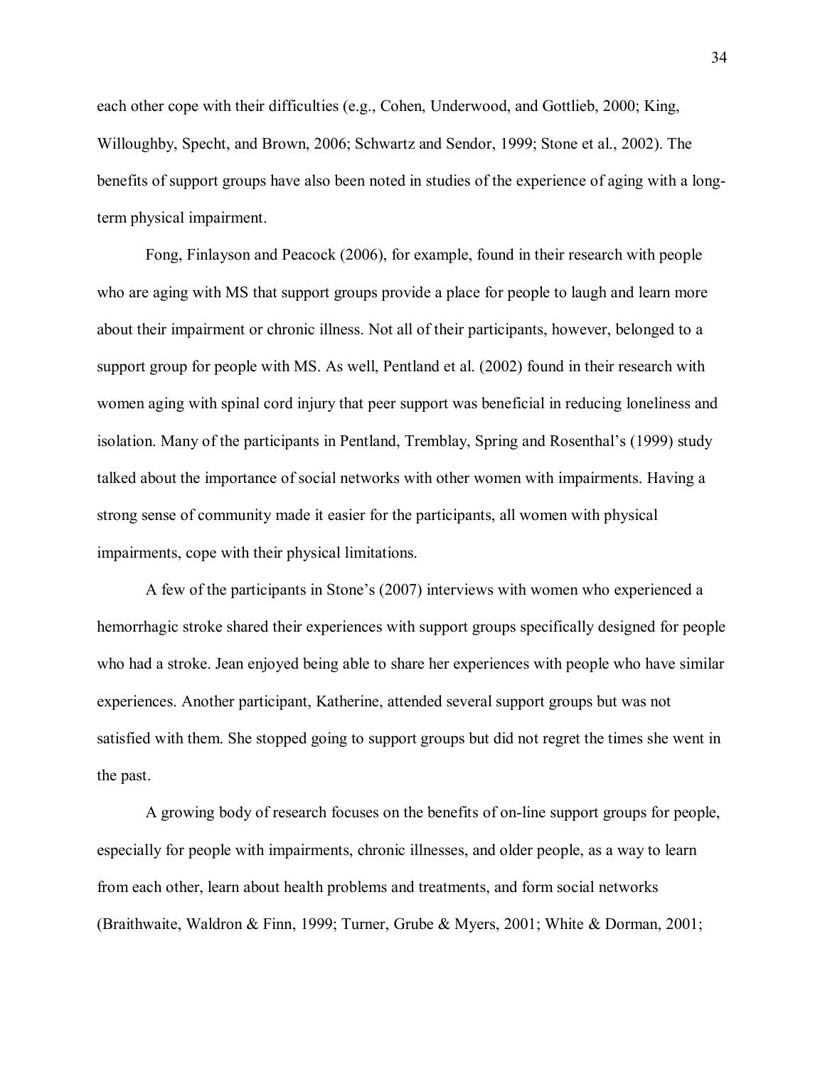each other cope with their difficulties (e.g., Cohen, Underwood, and Gottlieb, 2000; King, Willoughby, Specht, and Brown, 2006; Schwartz and Sendor, 1999; Stone et al., 2002). The benefits of support groups have also been noted in studies of the experience of aging with a long-term physical impairment.

Fong, Finlayson and Peacock (2006), for example, found in their research with people who are aging with MS that support groups provide a place for people to laugh and learn more about their impairment or chronic illness. Not all of their participants, however, belonged to a support group for people with MS. As well, Pentland et al. (2002) found in their research with women aging with spinal cord injury that peer support was beneficial in reducing loneliness and isolation. Many of the participants in Pentland, Tremblay, Spring and Rosenthal's (1999) study talked about the importance of social networks with other women with impairments. Having a strong sense of community made it easier for the participants, all women with physical impairments, cope with their physical limitations.

A few of the participants in Stone's (2007) interviews with women who experienced a hemorrhagic stroke shared their experiences with support groups specifically designed for people who had a stroke. Jean enjoyed being able to share her experiences with people who have similar experiences. Another participant, Katherine, attended several support groups but was not satisfied with them. She stopped going to support groups but did not regret the times she went in the past.

A growing body of research focuses on the benefits of on-line support groups for people, especially for people with impairments, chronic illnesses, and older people, as a way to learn from each other, learn about health problems and treatments, and form social networks (Braithwaite, Waldron & Finn, 1999; Turner, Grube & Myers, 2001; White & Dorman, 2001;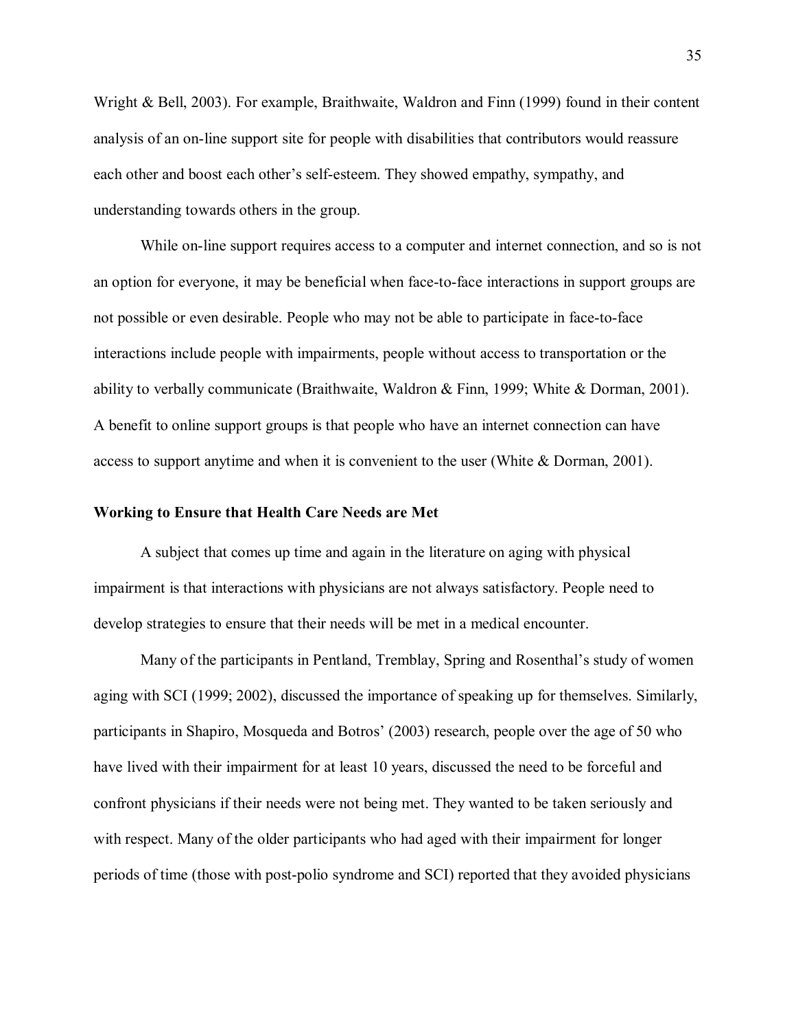Wright & Bell, 2003). For example, Braithwaite, Waldron and Finn (1999) found in their content analysis of an on-line support site for people with disabilities that contributors would reassure each other and boost each other's self-esteem. They showed empathy, sympathy, and understanding towards others in the group.

While on-line support requires access to a computer and internet connection, and so is not an option for everyone, it may be beneficial when face-to-face interactions in support groups are not possible or even desirable. People who may not be able to participate in face-to-face interactions include people with impairments, people without access to transportation or the ability to verbally communicate (Braithwaite, Waldron & Finn, 1999; White & Dorman, 2001). A benefit to online support groups is that people who have an internet connection can have access to support anytime and when it is convenient to the user (White & Dorman, 2001).

### Working to Ensure that Health Care Needs are Met

A subject that comes up time and again in the literature on aging with physical impairment is that interactions with physicians are not always satisfactory. People need to develop strategies to ensure that their needs will be met in a medical encounter.

Many of the participants in Pentland, Tremblay, Spring and Rosenthal's study of women aging with SCI (1999; 2002), discussed the importance of speaking up for themselves. Similarly, participants in Shapiro, Mosqueda and Botros' (2003) research, people over the age of 50 who have lived with their impairment for at least 10 years, discussed the need to be forceful and confront physicians if their needs were not being met. They wanted to be taken seriously and with respect. Many of the older participants who had aged with their impairment for longer periods of time (those with post-polio syndrome and SCI) reported that they avoided physicians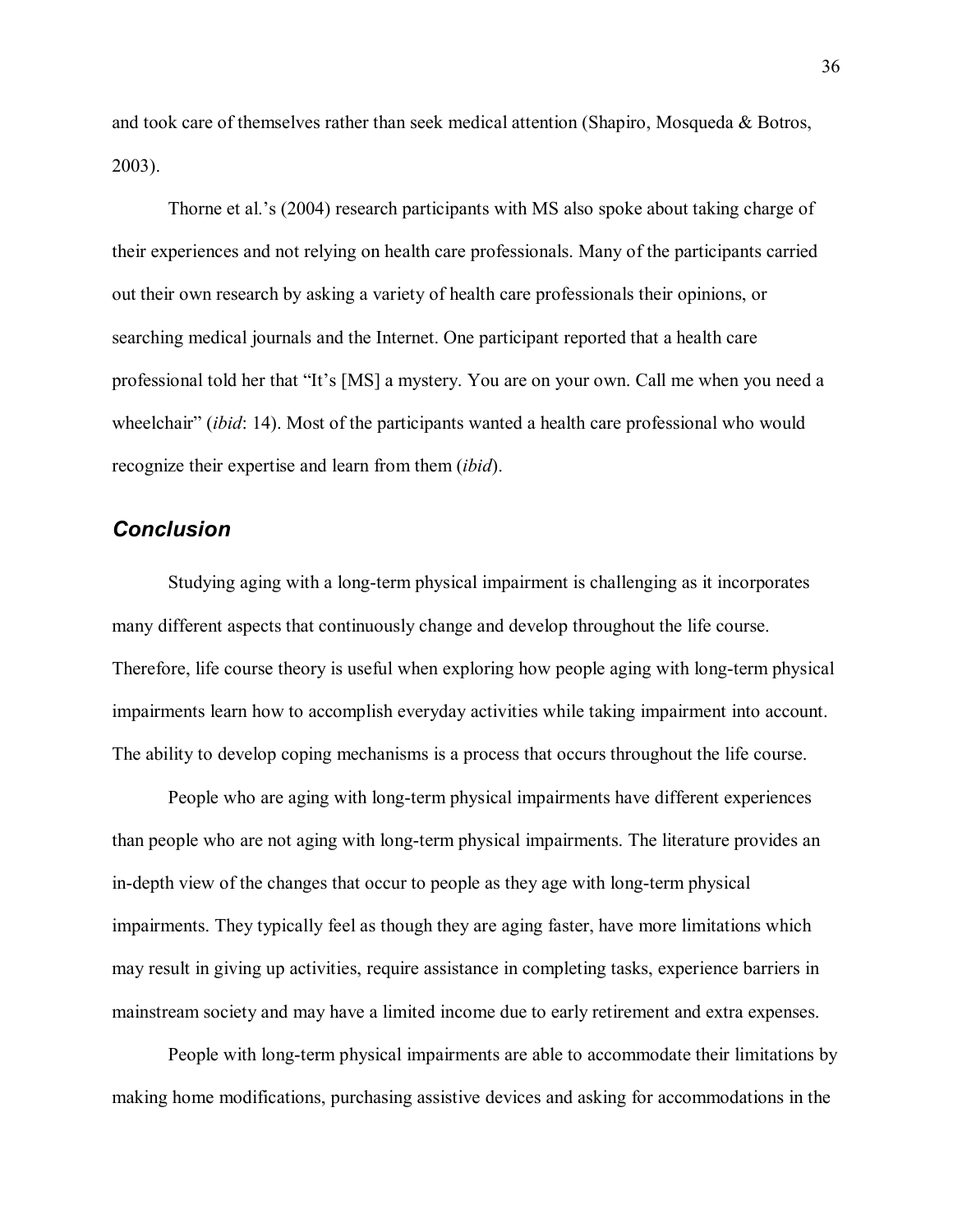and took care of themselves rather than seek medical attention (Shapiro, Mosqueda & Botros, 2003).

Thorne et al.'s (2004) research participants with MS also spoke about taking charge of their experiences and not relying on health care professionals. Many of the participants carried out their own research by asking a variety of health care professionals their opinions, or searching medical journals and the Internet. One participant reported that a health care professional told her that "It's [MS] a mystery. You are on your own. Call me when you need a wheelchair" (*ibid*: 14). Most of the participants wanted a health care professional who would recognize their expertise and learn from them (*ibid*).

### *Conclusion*

Studying aging with a long-term physical impairment is challenging as it incorporates many different aspects that continuously change and develop throughout the life course. Therefore, life course theory is useful when exploring how people aging with long-term physical impairments learn how to accomplish everyday activities while taking impairment into account. The ability to develop coping mechanisms is a process that occurs throughout the life course.

People who are aging with long-term physical impairments have different experiences than people who are not aging with long-term physical impairments. The literature provides an in-depth view of the changes that occur to people as they age with long-term physical impairments. They typically feel as though they are aging faster, have more limitations which may result in giving up activities, require assistance in completing tasks, experience barriers in mainstream society and may have a limited income due to early retirement and extra expenses.

People with long-term physical impairments are able to accommodate their limitations by making home modifications, purchasing assistive devices and asking for accommodations in the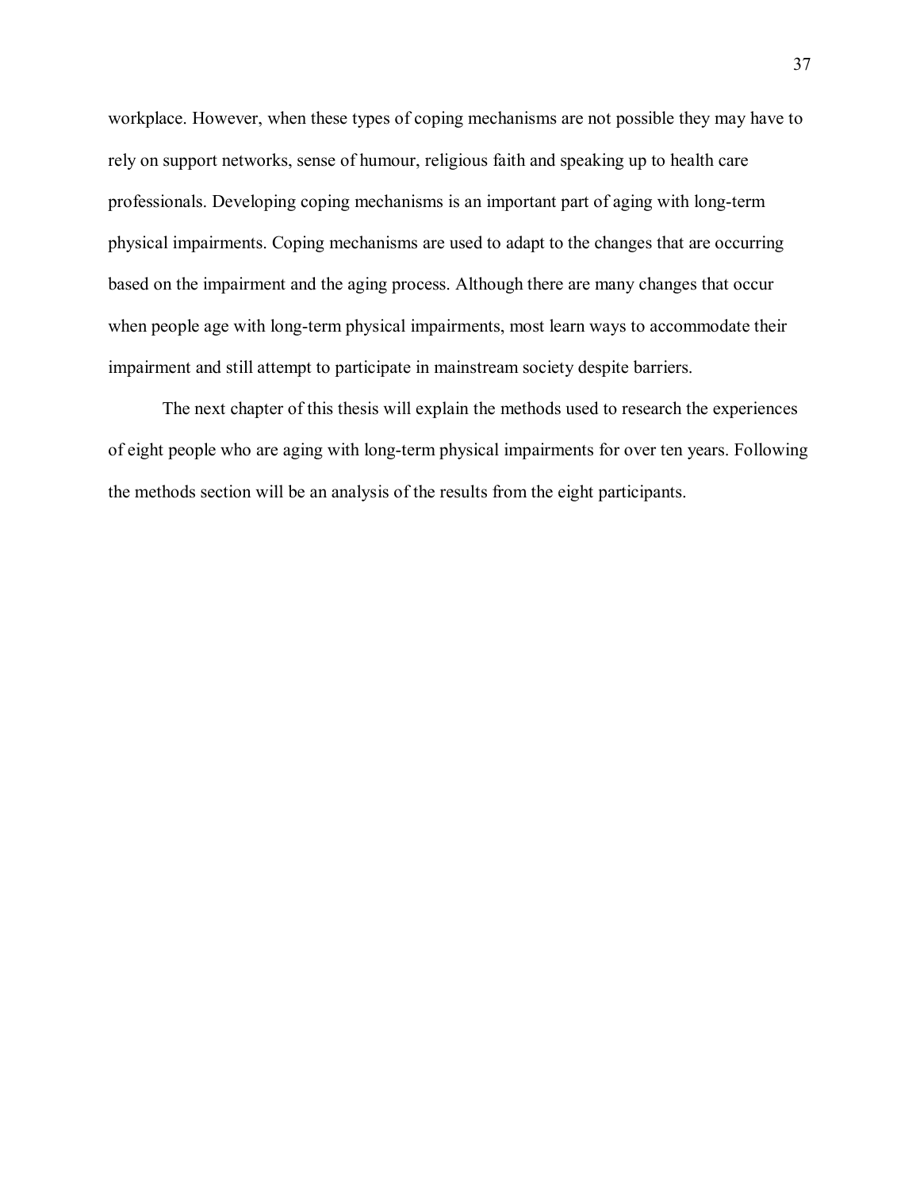workplace. However, when these types of coping mechanisms are not possible they may have to rely on support networks, sense of humour, religious faith and speaking up to health care professionals. Developing coping mechanisms is an important part of aging with long-term physical impairments. Coping mechanisms are used to adapt to the changes that are occurring based on the impairment and the aging process. Although there are many changes that occur when people age with long-term physical impairments, most learn ways to accommodate their impairment and still attempt to participate in mainstream society despite barriers.

The next chapter of this thesis will explain the methods used to research the experiences of eight people who are aging with long-term physical impairments for over ten years. Following the methods section will be an analysis of the results from the eight participants.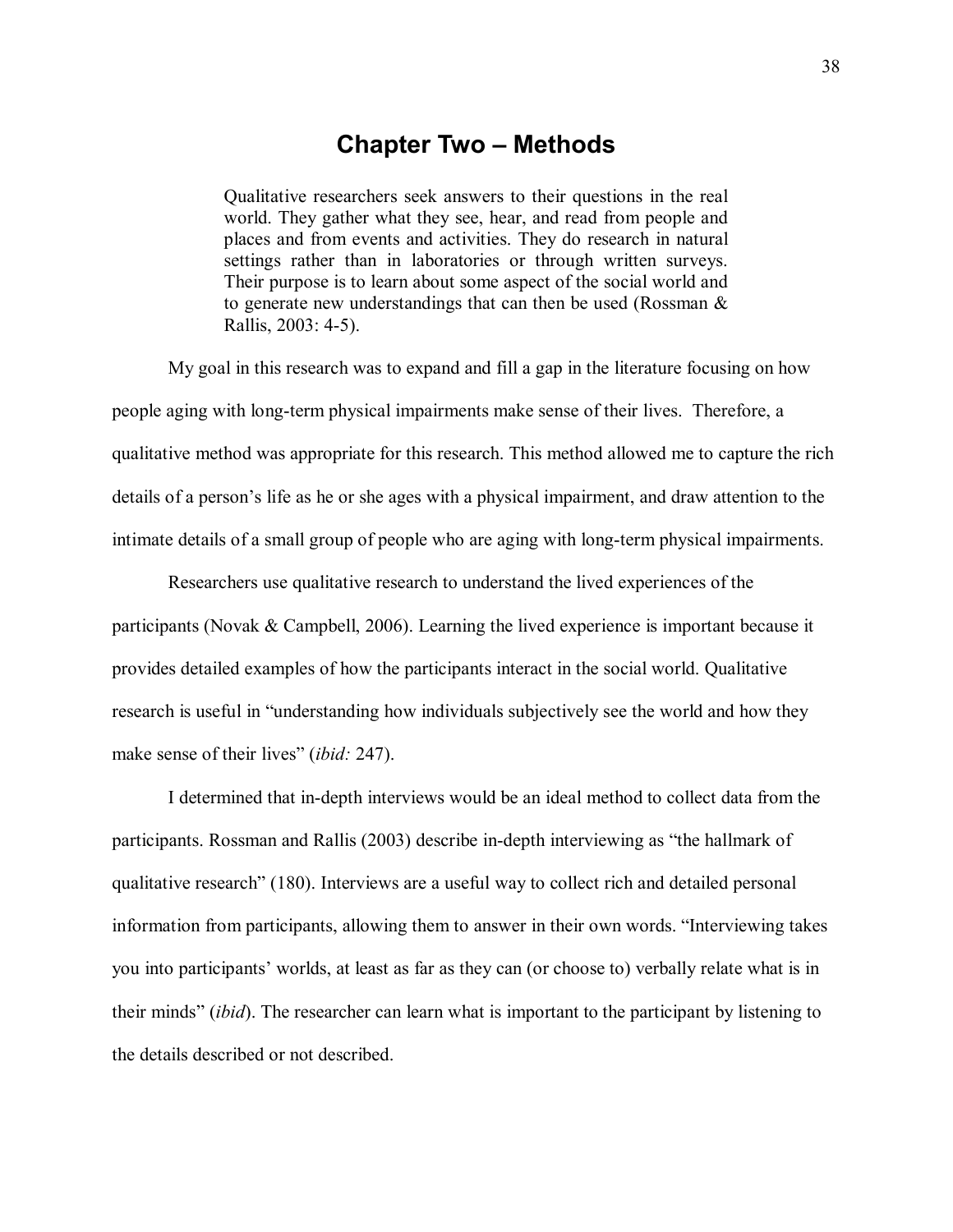# Chapter Two – Methods

> Qualitative researchers seek answers to their questions in the real world. They gather what they see, hear, and read from people and places and from events and activities. They do research in natural settings rather than in laboratories or through written surveys. Their purpose is to learn about some aspect of the social world and to generate new understandings that can then be used (Rossman & Rallis, 2003: 4-5).

My goal in this research was to expand and fill a gap in the literature focusing on how people aging with long-term physical impairments make sense of their lives. Therefore, a qualitative method was appropriate for this research. This method allowed me to capture the rich details of a person's life as he or she ages with a physical impairment, and draw attention to the intimate details of a small group of people who are aging with long-term physical impairments.

Researchers use qualitative research to understand the lived experiences of the participants (Novak & Campbell, 2006). Learning the lived experience is important because it provides detailed examples of how the participants interact in the social world. Qualitative research is useful in "understanding how individuals subjectively see the world and how they make sense of their lives" (*ibid:* 247).

I determined that in-depth interviews would be an ideal method to collect data from the participants. Rossman and Rallis (2003) describe in-depth interviewing as "the hallmark of qualitative research" (180). Interviews are a useful way to collect rich and detailed personal information from participants, allowing them to answer in their own words. "Interviewing takes you into participants' worlds, at least as far as they can (or choose to) verbally relate what is in their minds" (*ibid*). The researcher can learn what is important to the participant by listening to the details described or not described.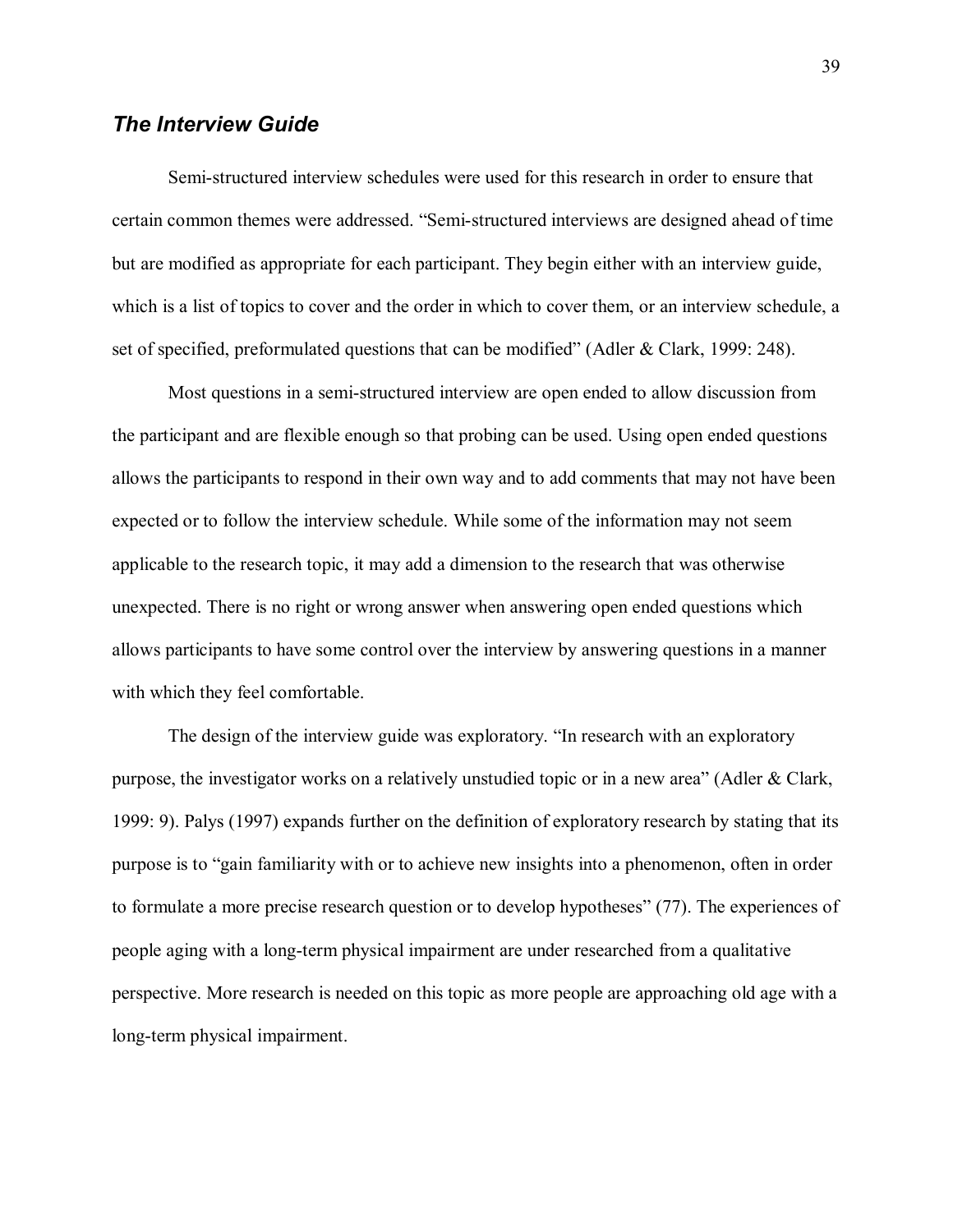## *The Interview Guide*

Semi-structured interview schedules were used for this research in order to ensure that certain common themes were addressed. "Semi-structured interviews are designed ahead of time but are modified as appropriate for each participant. They begin either with an interview guide, which is a list of topics to cover and the order in which to cover them, or an interview schedule, a set of specified, preformulated questions that can be modified" (Adler & Clark, 1999: 248).

Most questions in a semi-structured interview are open ended to allow discussion from the participant and are flexible enough so that probing can be used. Using open ended questions allows the participants to respond in their own way and to add comments that may not have been expected or to follow the interview schedule. While some of the information may not seem applicable to the research topic, it may add a dimension to the research that was otherwise unexpected. There is no right or wrong answer when answering open ended questions which allows participants to have some control over the interview by answering questions in a manner with which they feel comfortable.

The design of the interview guide was exploratory. "In research with an exploratory purpose, the investigator works on a relatively unstudied topic or in a new area" (Adler & Clark, 1999: 9). Palys (1997) expands further on the definition of exploratory research by stating that its purpose is to "gain familiarity with or to achieve new insights into a phenomenon, often in order to formulate a more precise research question or to develop hypotheses" (77). The experiences of people aging with a long-term physical impairment are under researched from a qualitative perspective. More research is needed on this topic as more people are approaching old age with a long-term physical impairment.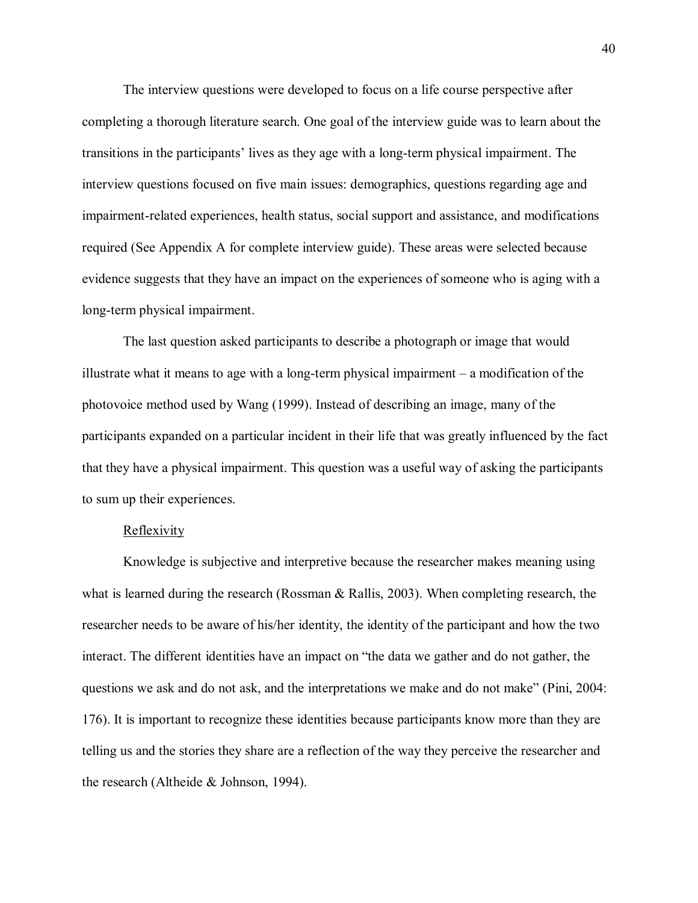The interview questions were developed to focus on a life course perspective after completing a thorough literature search. One goal of the interview guide was to learn about the transitions in the participants' lives as they age with a long-term physical impairment. The interview questions focused on five main issues: demographics, questions regarding age and impairment-related experiences, health status, social support and assistance, and modifications required (See Appendix A for complete interview guide). These areas were selected because evidence suggests that they have an impact on the experiences of someone who is aging with a long-term physical impairment.

The last question asked participants to describe a photograph or image that would illustrate what it means to age with a long-term physical impairment – a modification of the photovoice method used by Wang (1999). Instead of describing an image, many of the participants expanded on a particular incident in their life that was greatly influenced by the fact that they have a physical impairment. This question was a useful way of asking the participants to sum up their experiences.

### Reflexivity

Knowledge is subjective and interpretive because the researcher makes meaning using what is learned during the research (Rossman & Rallis, 2003). When completing research, the researcher needs to be aware of his/her identity, the identity of the participant and how the two interact. The different identities have an impact on "the data we gather and do not gather, the questions we ask and do not ask, and the interpretations we make and do not make" (Pini, 2004: 176). It is important to recognize these identities because participants know more than they are telling us and the stories they share are a reflection of the way they perceive the researcher and the research (Altheide & Johnson, 1994).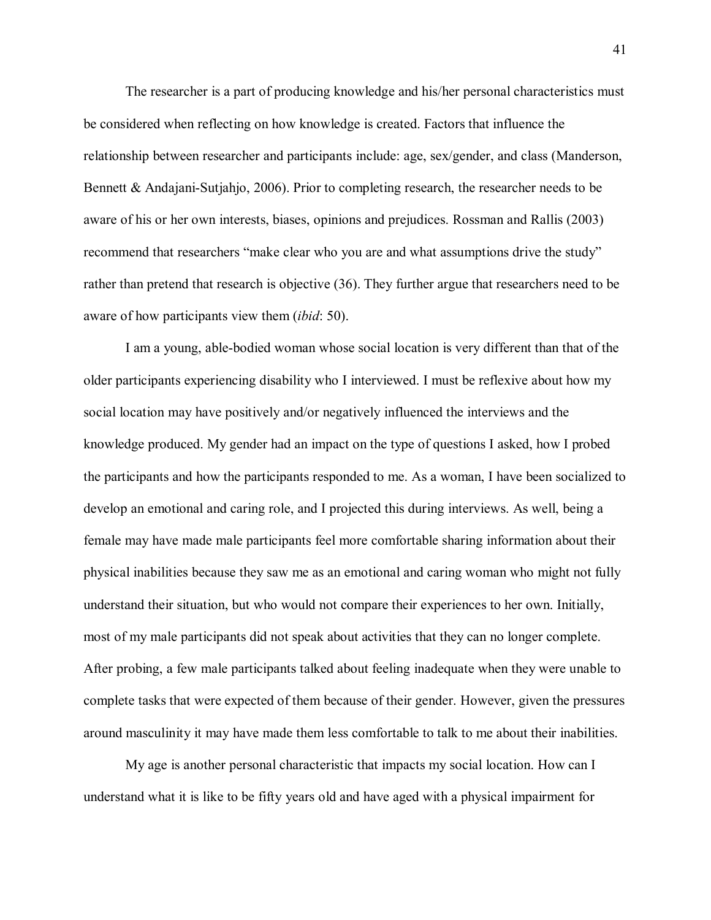The researcher is a part of producing knowledge and his/her personal characteristics must be considered when reflecting on how knowledge is created. Factors that influence the relationship between researcher and participants include: age, sex/gender, and class (Manderson, Bennett & Andajani-Sutjahjo, 2006). Prior to completing research, the researcher needs to be aware of his or her own interests, biases, opinions and prejudices. Rossman and Rallis (2003) recommend that researchers "make clear who you are and what assumptions drive the study" rather than pretend that research is objective (36). They further argue that researchers need to be aware of how participants view them (*ibid*: 50).

I am a young, able-bodied woman whose social location is very different than that of the older participants experiencing disability who I interviewed. I must be reflexive about how my social location may have positively and/or negatively influenced the interviews and the knowledge produced. My gender had an impact on the type of questions I asked, how I probed the participants and how the participants responded to me. As a woman, I have been socialized to develop an emotional and caring role, and I projected this during interviews. As well, being a female may have made male participants feel more comfortable sharing information about their physical inabilities because they saw me as an emotional and caring woman who might not fully understand their situation, but who would not compare their experiences to her own. Initially, most of my male participants did not speak about activities that they can no longer complete. After probing, a few male participants talked about feeling inadequate when they were unable to complete tasks that were expected of them because of their gender. However, given the pressures around masculinity it may have made them less comfortable to talk to me about their inabilities.

My age is another personal characteristic that impacts my social location. How can I understand what it is like to be fifty years old and have aged with a physical impairment for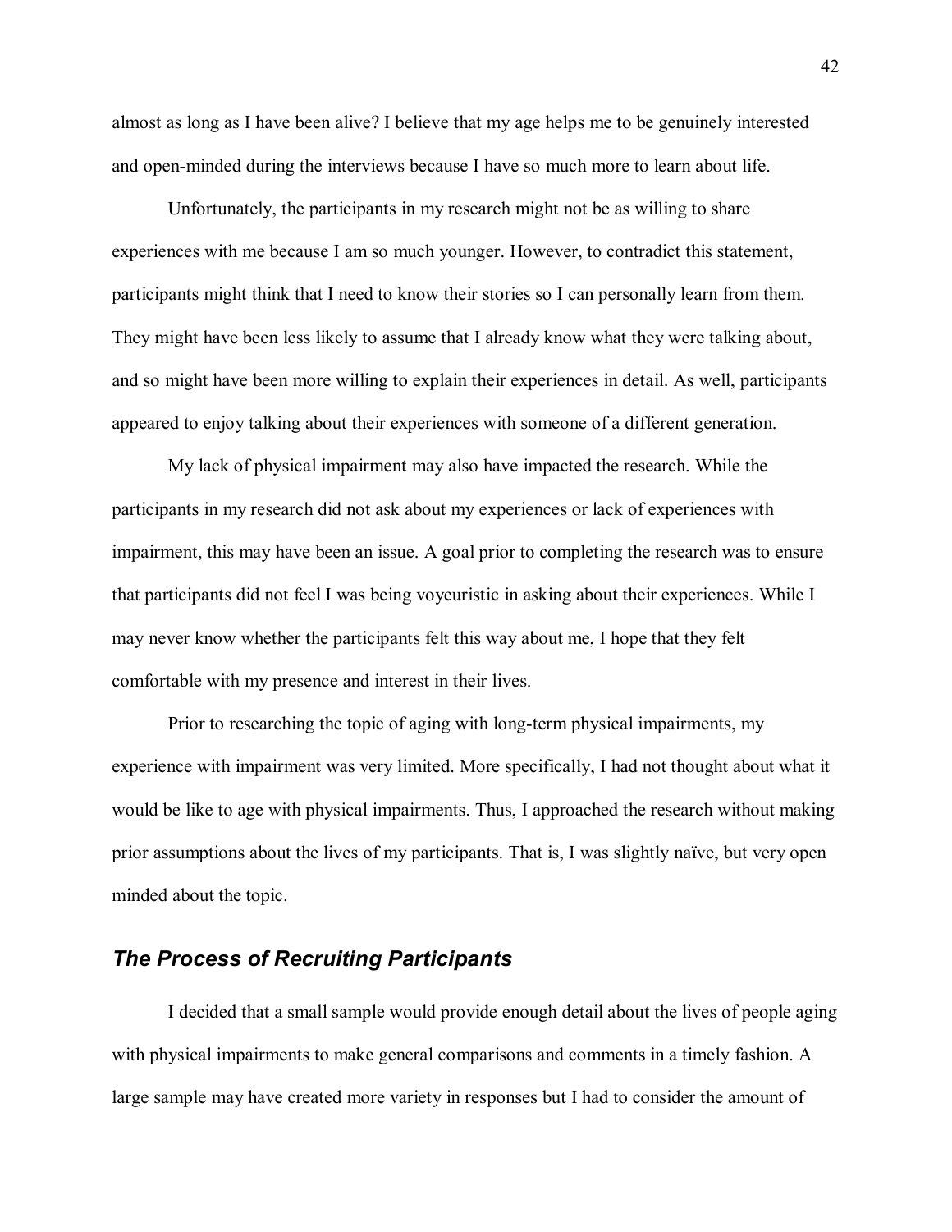almost as long as I have been alive? I believe that my age helps me to be genuinely interested and open-minded during the interviews because I have so much more to learn about life.

Unfortunately, the participants in my research might not be as willing to share experiences with me because I am so much younger. However, to contradict this statement, participants might think that I need to know their stories so I can personally learn from them. They might have been less likely to assume that I already know what they were talking about, and so might have been more willing to explain their experiences in detail. As well, participants appeared to enjoy talking about their experiences with someone of a different generation.

My lack of physical impairment may also have impacted the research. While the participants in my research did not ask about my experiences or lack of experiences with impairment, this may have been an issue. A goal prior to completing the research was to ensure that participants did not feel I was being voyeuristic in asking about their experiences. While I may never know whether the participants felt this way about me, I hope that they felt comfortable with my presence and interest in their lives.

Prior to researching the topic of aging with long-term physical impairments, my experience with impairment was very limited. More specifically, I had not thought about what it would be like to age with physical impairments. Thus, I approached the research without making prior assumptions about the lives of my participants. That is, I was slightly naïve, but very open minded about the topic.

## *The Process of Recruiting Participants*

I decided that a small sample would provide enough detail about the lives of people aging with physical impairments to make general comparisons and comments in a timely fashion. A large sample may have created more variety in responses but I had to consider the amount of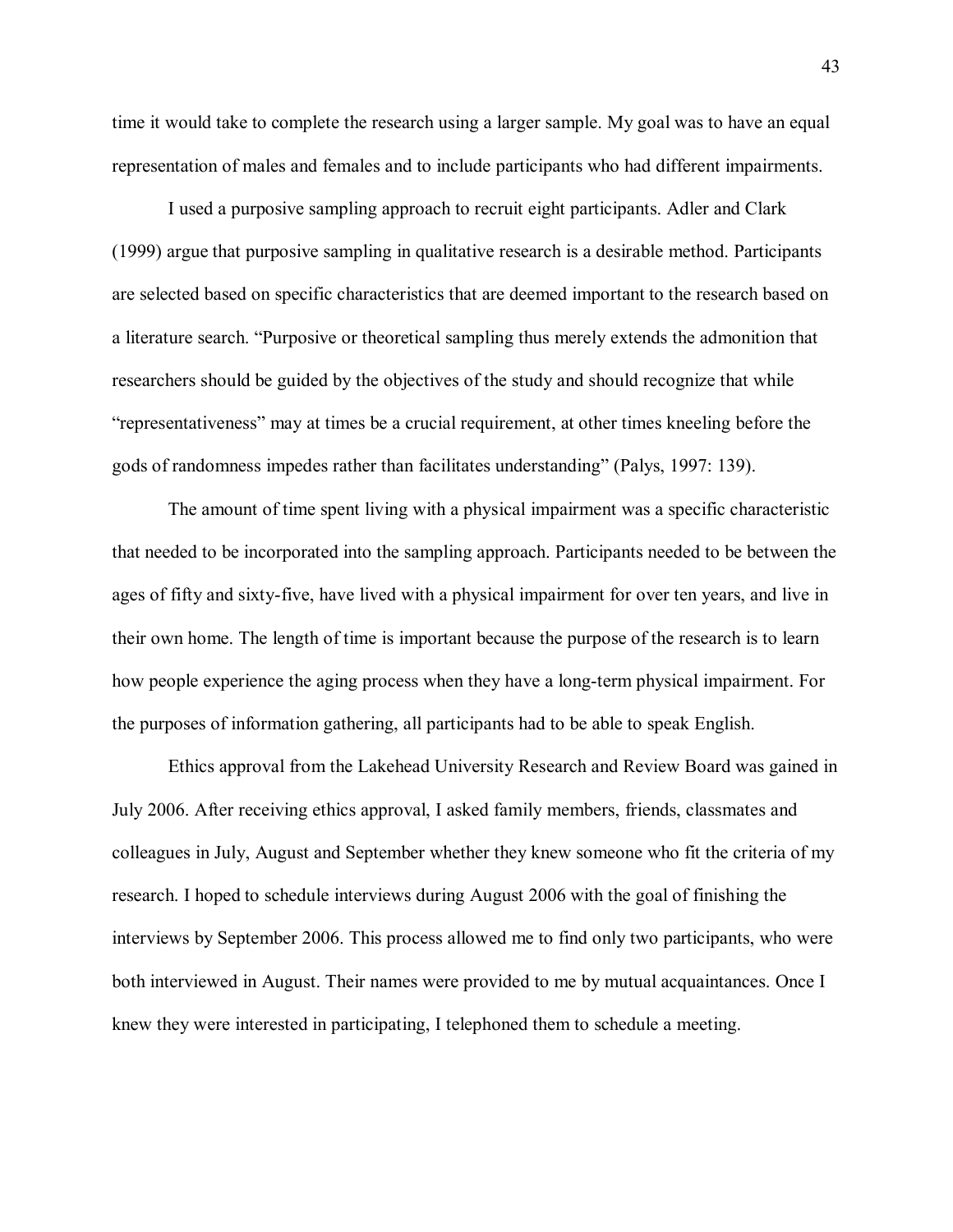time it would take to complete the research using a larger sample. My goal was to have an equal representation of males and females and to include participants who had different impairments.

I used a purposive sampling approach to recruit eight participants. Adler and Clark (1999) argue that purposive sampling in qualitative research is a desirable method. Participants are selected based on specific characteristics that are deemed important to the research based on a literature search. "Purposive or theoretical sampling thus merely extends the admonition that researchers should be guided by the objectives of the study and should recognize that while "representativeness" may at times be a crucial requirement, at other times kneeling before the gods of randomness impedes rather than facilitates understanding" (Palys, 1997: 139).

The amount of time spent living with a physical impairment was a specific characteristic that needed to be incorporated into the sampling approach. Participants needed to be between the ages of fifty and sixty-five, have lived with a physical impairment for over ten years, and live in their own home. The length of time is important because the purpose of the research is to learn how people experience the aging process when they have a long-term physical impairment. For the purposes of information gathering, all participants had to be able to speak English.

Ethics approval from the Lakehead University Research and Review Board was gained in July 2006. After receiving ethics approval, I asked family members, friends, classmates and colleagues in July, August and September whether they knew someone who fit the criteria of my research. I hoped to schedule interviews during August 2006 with the goal of finishing the interviews by September 2006. This process allowed me to find only two participants, who were both interviewed in August. Their names were provided to me by mutual acquaintances. Once I knew they were interested in participating, I telephoned them to schedule a meeting.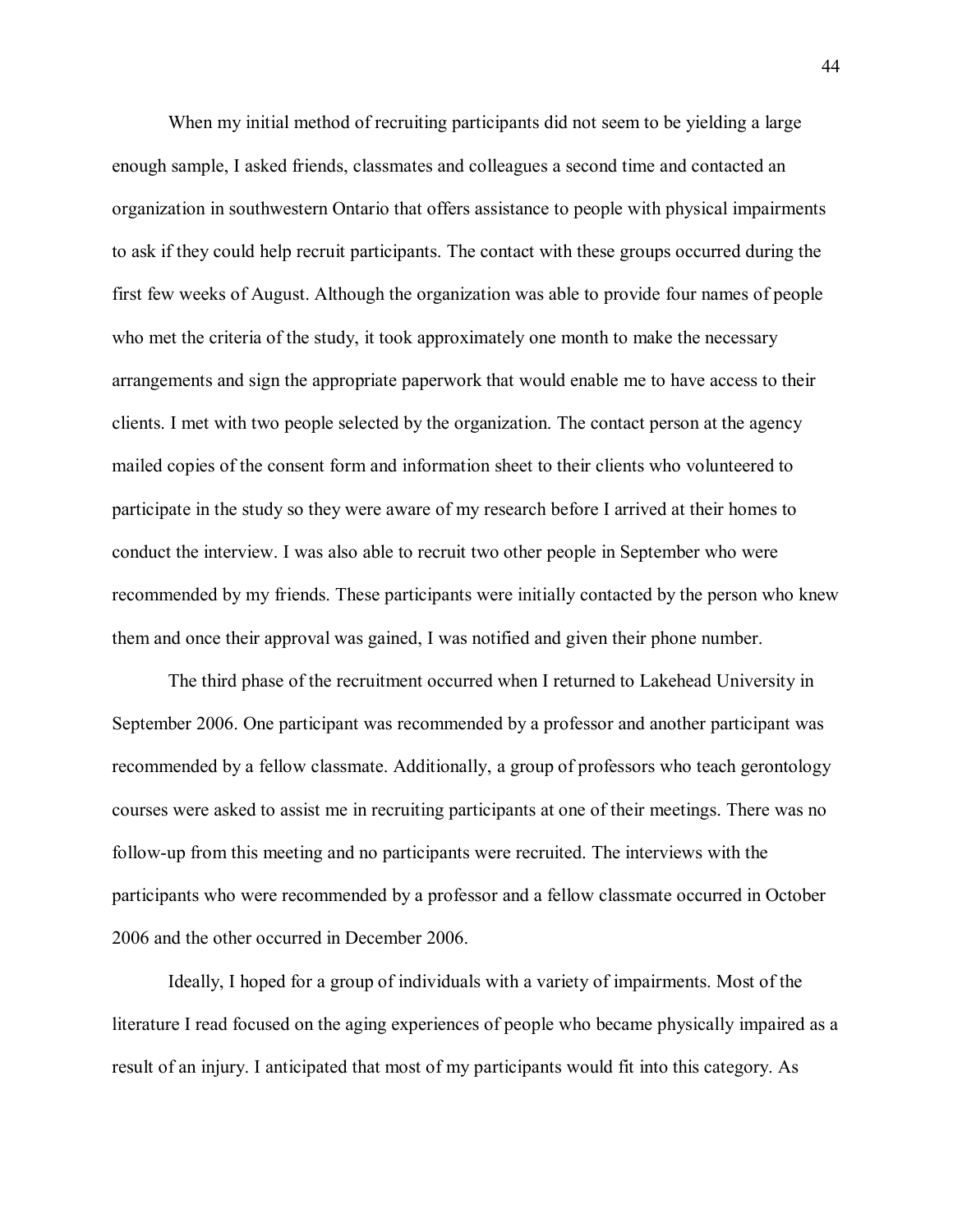When my initial method of recruiting participants did not seem to be yielding a large enough sample, I asked friends, classmates and colleagues a second time and contacted an organization in southwestern Ontario that offers assistance to people with physical impairments to ask if they could help recruit participants. The contact with these groups occurred during the first few weeks of August. Although the organization was able to provide four names of people who met the criteria of the study, it took approximately one month to make the necessary arrangements and sign the appropriate paperwork that would enable me to have access to their clients. I met with two people selected by the organization. The contact person at the agency mailed copies of the consent form and information sheet to their clients who volunteered to participate in the study so they were aware of my research before I arrived at their homes to conduct the interview. I was also able to recruit two other people in September who were recommended by my friends. These participants were initially contacted by the person who knew them and once their approval was gained, I was notified and given their phone number.

The third phase of the recruitment occurred when I returned to Lakehead University in September 2006. One participant was recommended by a professor and another participant was recommended by a fellow classmate. Additionally, a group of professors who teach gerontology courses were asked to assist me in recruiting participants at one of their meetings. There was no follow-up from this meeting and no participants were recruited. The interviews with the participants who were recommended by a professor and a fellow classmate occurred in October 2006 and the other occurred in December 2006.

Ideally, I hoped for a group of individuals with a variety of impairments. Most of the literature I read focused on the aging experiences of people who became physically impaired as a result of an injury. I anticipated that most of my participants would fit into this category. As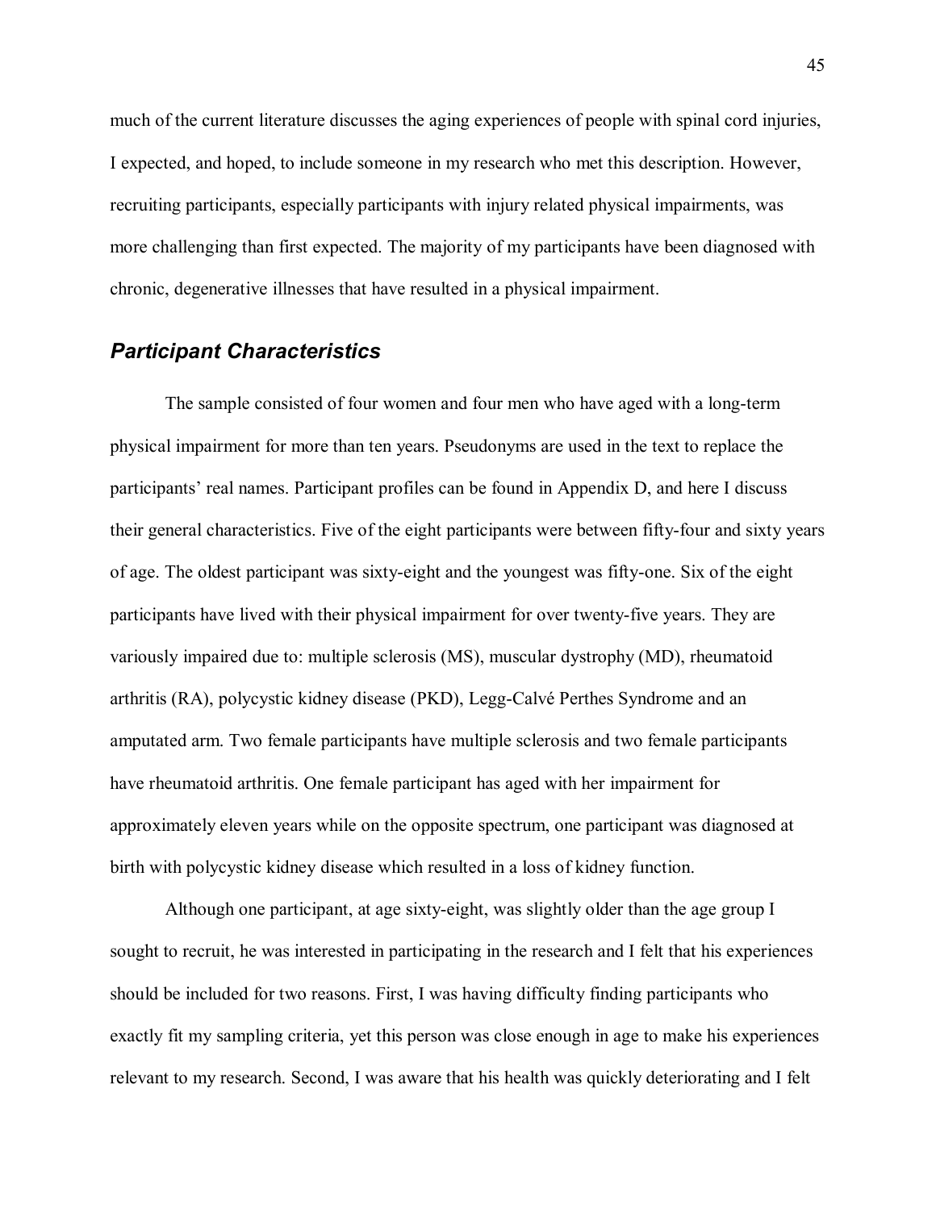much of the current literature discusses the aging experiences of people with spinal cord injuries, I expected, and hoped, to include someone in my research who met this description. However, recruiting participants, especially participants with injury related physical impairments, was more challenging than first expected. The majority of my participants have been diagnosed with chronic, degenerative illnesses that have resulted in a physical impairment.

### *Participant Characteristics*

The sample consisted of four women and four men who have aged with a long-term physical impairment for more than ten years. Pseudonyms are used in the text to replace the participants' real names. Participant profiles can be found in Appendix D, and here I discuss their general characteristics. Five of the eight participants were between fifty-four and sixty years of age. The oldest participant was sixty-eight and the youngest was fifty-one. Six of the eight participants have lived with their physical impairment for over twenty-five years. They are variously impaired due to: multiple sclerosis (MS), muscular dystrophy (MD), rheumatoid arthritis (RA), polycystic kidney disease (PKD), Legg-Calvé Perthes Syndrome and an amputated arm. Two female participants have multiple sclerosis and two female participants have rheumatoid arthritis. One female participant has aged with her impairment for approximately eleven years while on the opposite spectrum, one participant was diagnosed at birth with polycystic kidney disease which resulted in a loss of kidney function.

Although one participant, at age sixty-eight, was slightly older than the age group I sought to recruit, he was interested in participating in the research and I felt that his experiences should be included for two reasons. First, I was having difficulty finding participants who exactly fit my sampling criteria, yet this person was close enough in age to make his experiences relevant to my research. Second, I was aware that his health was quickly deteriorating and I felt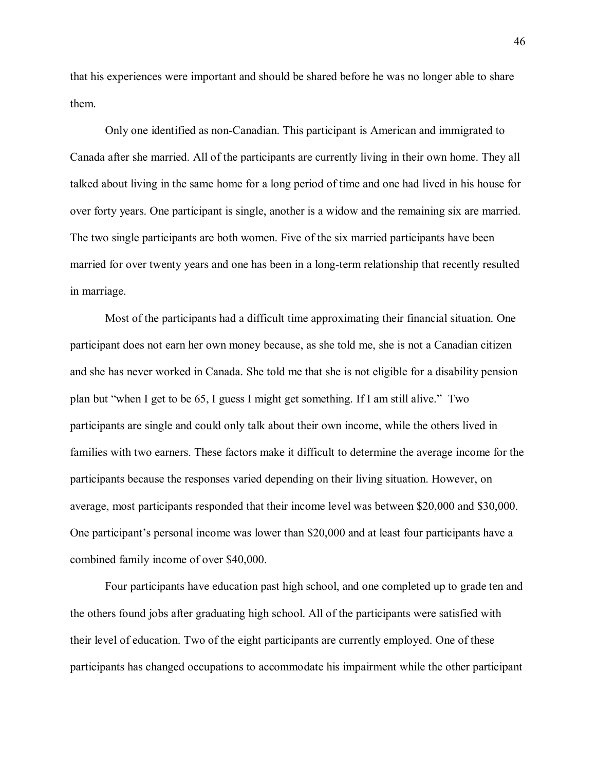that his experiences were important and should be shared before he was no longer able to share them.

Only one identified as non-Canadian. This participant is American and immigrated to Canada after she married. All of the participants are currently living in their own home. They all talked about living in the same home for a long period of time and one had lived in his house for over forty years. One participant is single, another is a widow and the remaining six are married. The two single participants are both women. Five of the six married participants have been married for over twenty years and one has been in a long-term relationship that recently resulted in marriage.

Most of the participants had a difficult time approximating their financial situation. One participant does not earn her own money because, as she told me, she is not a Canadian citizen and she has never worked in Canada. She told me that she is not eligible for a disability pension plan but "when I get to be 65, I guess I might get something. If I am still alive." Two participants are single and could only talk about their own income, while the others lived in families with two earners. These factors make it difficult to determine the average income for the participants because the responses varied depending on their living situation. However, on average, most participants responded that their income level was between $20,000 and $30,000. One participant's personal income was lower than $20,000 and at least four participants have a combined family income of over $40,000.

Four participants have education past high school, and one completed up to grade ten and the others found jobs after graduating high school. All of the participants were satisfied with their level of education. Two of the eight participants are currently employed. One of these participants has changed occupations to accommodate his impairment while the other participant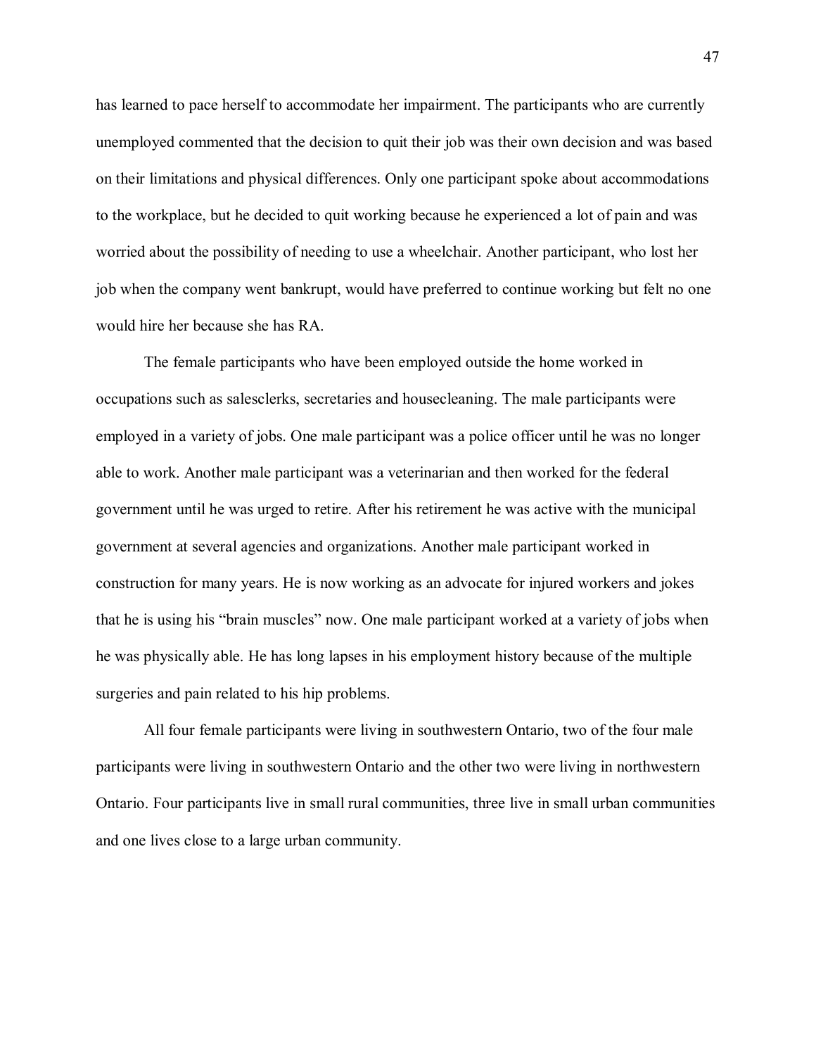has learned to pace herself to accommodate her impairment. The participants who are currently unemployed commented that the decision to quit their job was their own decision and was based on their limitations and physical differences. Only one participant spoke about accommodations to the workplace, but he decided to quit working because he experienced a lot of pain and was worried about the possibility of needing to use a wheelchair. Another participant, who lost her job when the company went bankrupt, would have preferred to continue working but felt no one would hire her because she has RA.

The female participants who have been employed outside the home worked in occupations such as salesclerks, secretaries and housecleaning. The male participants were employed in a variety of jobs. One male participant was a police officer until he was no longer able to work. Another male participant was a veterinarian and then worked for the federal government until he was urged to retire. After his retirement he was active with the municipal government at several agencies and organizations. Another male participant worked in construction for many years. He is now working as an advocate for injured workers and jokes that he is using his "brain muscles" now. One male participant worked at a variety of jobs when he was physically able. He has long lapses in his employment history because of the multiple surgeries and pain related to his hip problems.

All four female participants were living in southwestern Ontario, two of the four male participants were living in southwestern Ontario and the other two were living in northwestern Ontario. Four participants live in small rural communities, three live in small urban communities and one lives close to a large urban community.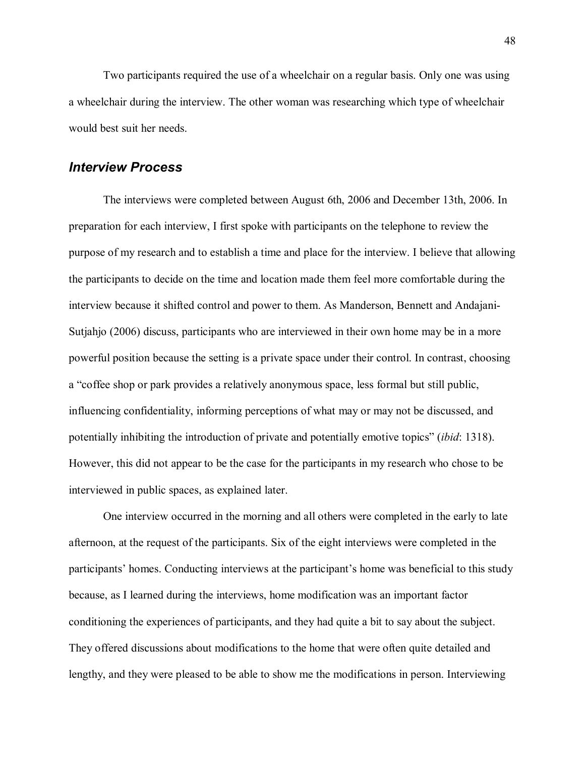Two participants required the use of a wheelchair on a regular basis. Only one was using a wheelchair during the interview. The other woman was researching which type of wheelchair would best suit her needs.

### ***Interview Process***

The interviews were completed between August 6th, 2006 and December 13th, 2006. In preparation for each interview, I first spoke with participants on the telephone to review the purpose of my research and to establish a time and place for the interview. I believe that allowing the participants to decide on the time and location made them feel more comfortable during the interview because it shifted control and power to them. As Manderson, Bennett and Andajani-Sutjahjo (2006) discuss, participants who are interviewed in their own home may be in a more powerful position because the setting is a private space under their control. In contrast, choosing a "coffee shop or park provides a relatively anonymous space, less formal but still public, influencing confidentiality, informing perceptions of what may or may not be discussed, and potentially inhibiting the introduction of private and potentially emotive topics" (*ibid*: 1318). However, this did not appear to be the case for the participants in my research who chose to be interviewed in public spaces, as explained later.

One interview occurred in the morning and all others were completed in the early to late afternoon, at the request of the participants. Six of the eight interviews were completed in the participants' homes. Conducting interviews at the participant's home was beneficial to this study because, as I learned during the interviews, home modification was an important factor conditioning the experiences of participants, and they had quite a bit to say about the subject. They offered discussions about modifications to the home that were often quite detailed and lengthy, and they were pleased to be able to show me the modifications in person. Interviewing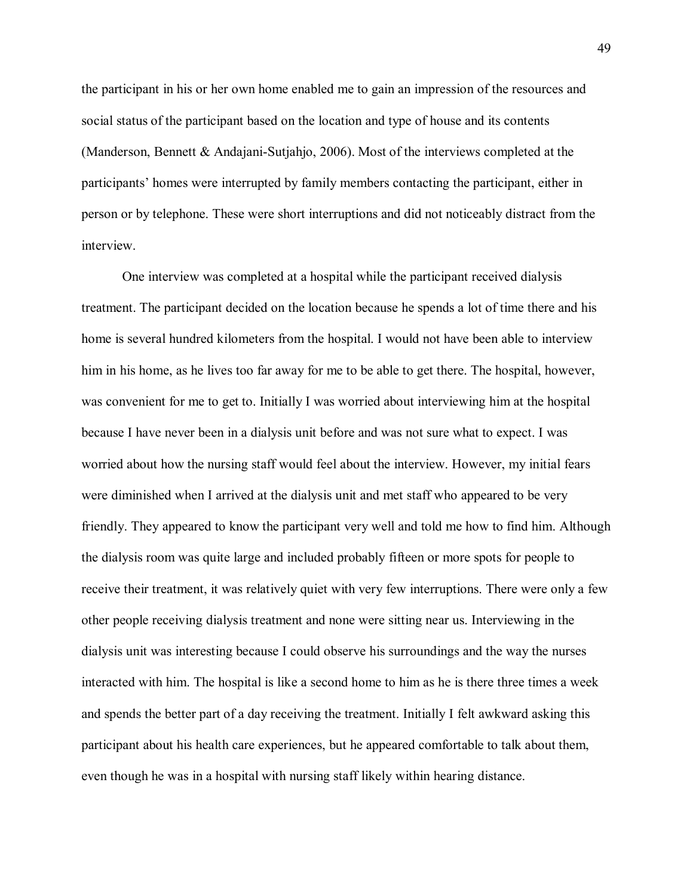the participant in his or her own home enabled me to gain an impression of the resources and social status of the participant based on the location and type of house and its contents (Manderson, Bennett & Andajani-Sutjahjo, 2006). Most of the interviews completed at the participants' homes were interrupted by family members contacting the participant, either in person or by telephone. These were short interruptions and did not noticeably distract from the interview.

One interview was completed at a hospital while the participant received dialysis treatment. The participant decided on the location because he spends a lot of time there and his home is several hundred kilometers from the hospital. I would not have been able to interview him in his home, as he lives too far away for me to be able to get there. The hospital, however, was convenient for me to get to. Initially I was worried about interviewing him at the hospital because I have never been in a dialysis unit before and was not sure what to expect. I was worried about how the nursing staff would feel about the interview. However, my initial fears were diminished when I arrived at the dialysis unit and met staff who appeared to be very friendly. They appeared to know the participant very well and told me how to find him. Although the dialysis room was quite large and included probably fifteen or more spots for people to receive their treatment, it was relatively quiet with very few interruptions. There were only a few other people receiving dialysis treatment and none were sitting near us. Interviewing in the dialysis unit was interesting because I could observe his surroundings and the way the nurses interacted with him. The hospital is like a second home to him as he is there three times a week and spends the better part of a day receiving the treatment. Initially I felt awkward asking this participant about his health care experiences, but he appeared comfortable to talk about them, even though he was in a hospital with nursing staff likely within hearing distance.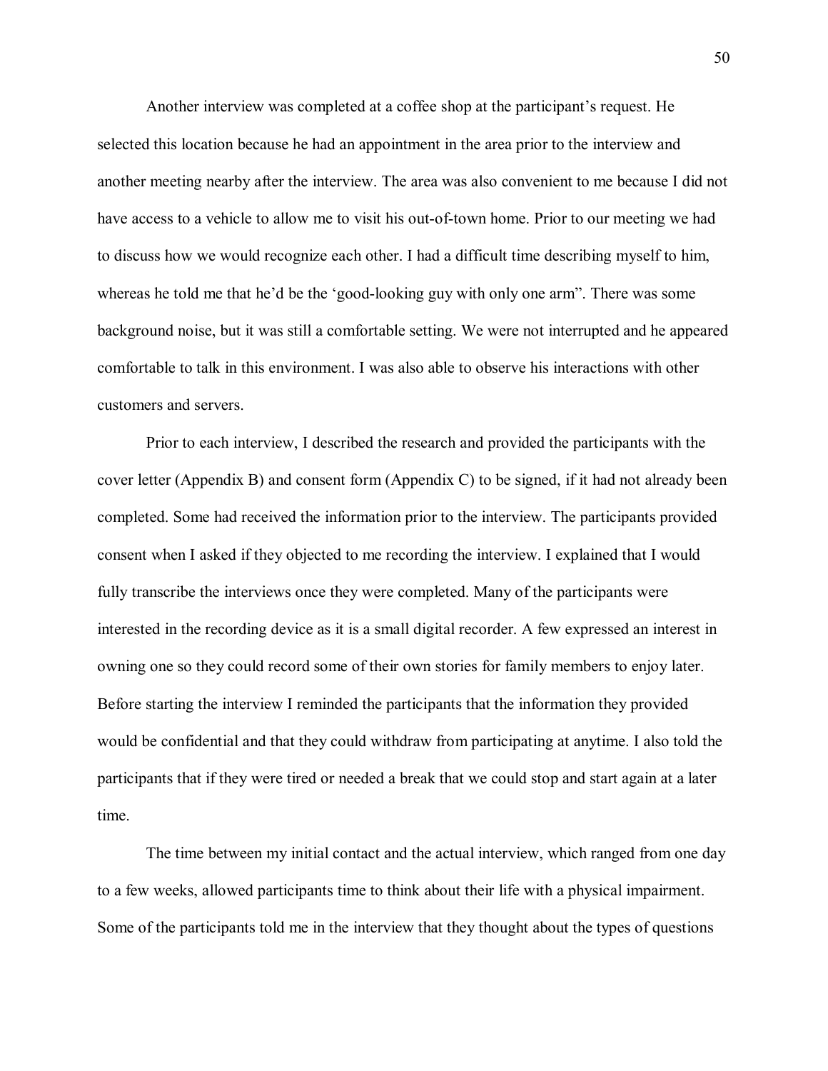Another interview was completed at a coffee shop at the participant's request. He selected this location because he had an appointment in the area prior to the interview and another meeting nearby after the interview. The area was also convenient to me because I did not have access to a vehicle to allow me to visit his out-of-town home. Prior to our meeting we had to discuss how we would recognize each other. I had a difficult time describing myself to him, whereas he told me that he'd be the 'good-looking guy with only one arm". There was some background noise, but it was still a comfortable setting. We were not interrupted and he appeared comfortable to talk in this environment. I was also able to observe his interactions with other customers and servers.

Prior to each interview, I described the research and provided the participants with the cover letter (Appendix B) and consent form (Appendix C) to be signed, if it had not already been completed. Some had received the information prior to the interview. The participants provided consent when I asked if they objected to me recording the interview. I explained that I would fully transcribe the interviews once they were completed. Many of the participants were interested in the recording device as it is a small digital recorder. A few expressed an interest in owning one so they could record some of their own stories for family members to enjoy later. Before starting the interview I reminded the participants that the information they provided would be confidential and that they could withdraw from participating at anytime. I also told the participants that if they were tired or needed a break that we could stop and start again at a later time.

The time between my initial contact and the actual interview, which ranged from one day to a few weeks, allowed participants time to think about their life with a physical impairment. Some of the participants told me in the interview that they thought about the types of questions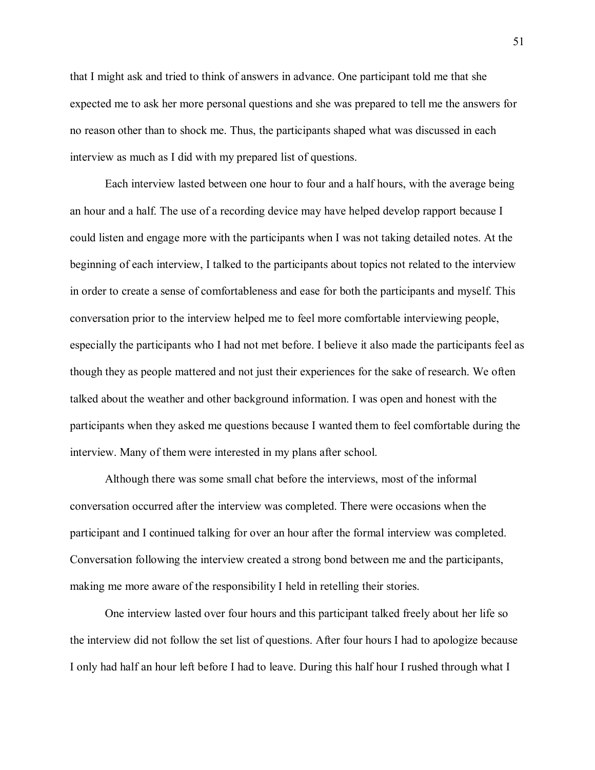that I might ask and tried to think of answers in advance. One participant told me that she expected me to ask her more personal questions and she was prepared to tell me the answers for no reason other than to shock me. Thus, the participants shaped what was discussed in each interview as much as I did with my prepared list of questions.

Each interview lasted between one hour to four and a half hours, with the average being an hour and a half. The use of a recording device may have helped develop rapport because I could listen and engage more with the participants when I was not taking detailed notes. At the beginning of each interview, I talked to the participants about topics not related to the interview in order to create a sense of comfortableness and ease for both the participants and myself. This conversation prior to the interview helped me to feel more comfortable interviewing people, especially the participants who I had not met before. I believe it also made the participants feel as though they as people mattered and not just their experiences for the sake of research. We often talked about the weather and other background information. I was open and honest with the participants when they asked me questions because I wanted them to feel comfortable during the interview. Many of them were interested in my plans after school.

Although there was some small chat before the interviews, most of the informal conversation occurred after the interview was completed. There were occasions when the participant and I continued talking for over an hour after the formal interview was completed. Conversation following the interview created a strong bond between me and the participants, making me more aware of the responsibility I held in retelling their stories.

One interview lasted over four hours and this participant talked freely about her life so the interview did not follow the set list of questions. After four hours I had to apologize because I only had half an hour left before I had to leave. During this half hour I rushed through what I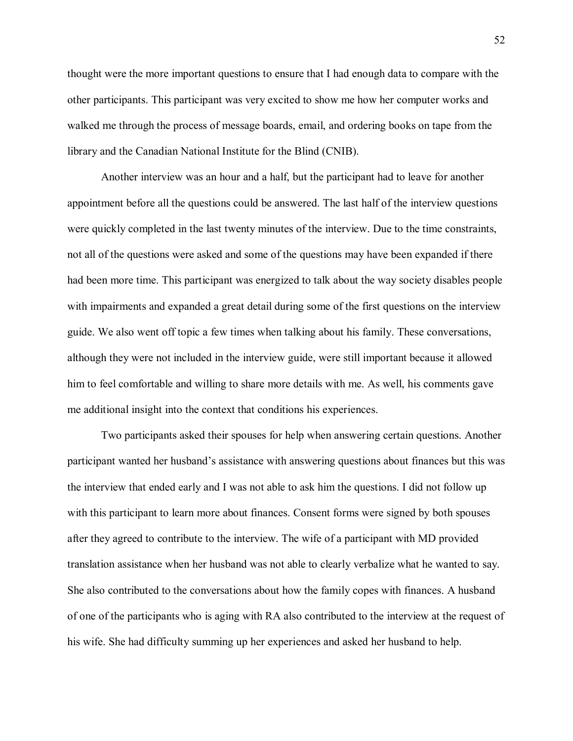thought were the more important questions to ensure that I had enough data to compare with the other participants. This participant was very excited to show me how her computer works and walked me through the process of message boards, email, and ordering books on tape from the library and the Canadian National Institute for the Blind (CNIB).

Another interview was an hour and a half, but the participant had to leave for another appointment before all the questions could be answered. The last half of the interview questions were quickly completed in the last twenty minutes of the interview. Due to the time constraints, not all of the questions were asked and some of the questions may have been expanded if there had been more time. This participant was energized to talk about the way society disables people with impairments and expanded a great detail during some of the first questions on the interview guide. We also went off topic a few times when talking about his family. These conversations, although they were not included in the interview guide, were still important because it allowed him to feel comfortable and willing to share more details with me. As well, his comments gave me additional insight into the context that conditions his experiences.

Two participants asked their spouses for help when answering certain questions. Another participant wanted her husband's assistance with answering questions about finances but this was the interview that ended early and I was not able to ask him the questions. I did not follow up with this participant to learn more about finances. Consent forms were signed by both spouses after they agreed to contribute to the interview. The wife of a participant with MD provided translation assistance when her husband was not able to clearly verbalize what he wanted to say. She also contributed to the conversations about how the family copes with finances. A husband of one of the participants who is aging with RA also contributed to the interview at the request of his wife. She had difficulty summing up her experiences and asked her husband to help.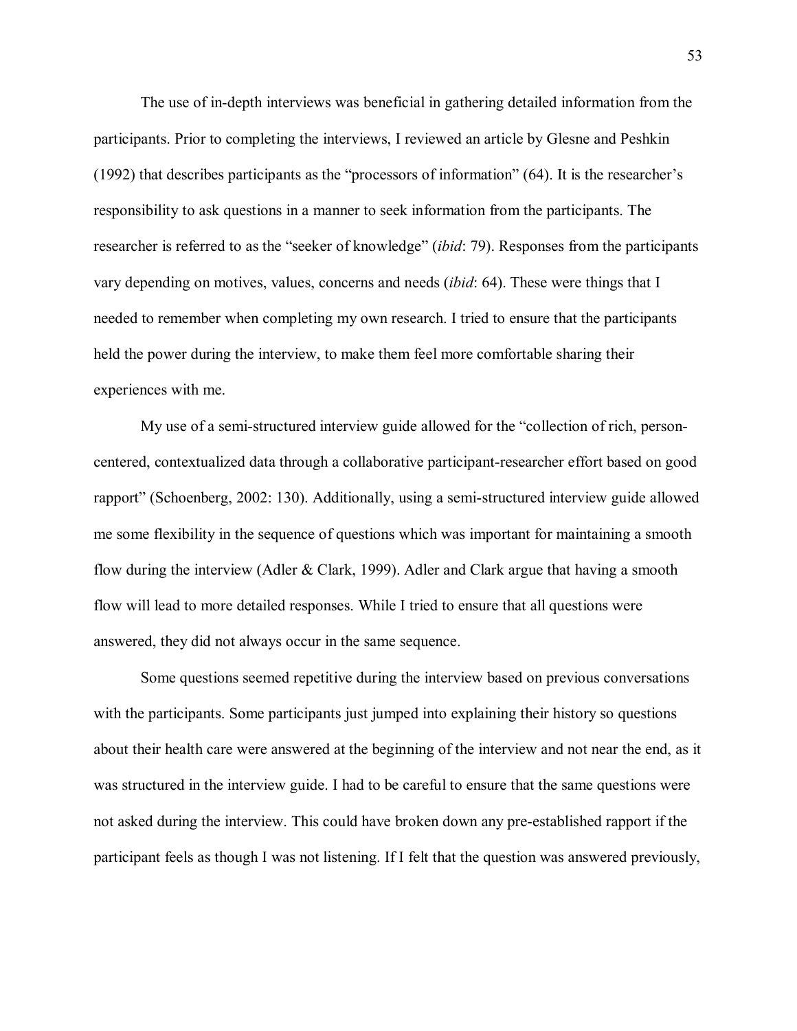The use of in-depth interviews was beneficial in gathering detailed information from the participants. Prior to completing the interviews, I reviewed an article by Glesne and Peshkin (1992) that describes participants as the "processors of information" (64). It is the researcher's responsibility to ask questions in a manner to seek information from the participants. The researcher is referred to as the "seeker of knowledge" (*ibid*: 79). Responses from the participants vary depending on motives, values, concerns and needs (*ibid*: 64). These were things that I needed to remember when completing my own research. I tried to ensure that the participants held the power during the interview, to make them feel more comfortable sharing their experiences with me.

My use of a semi-structured interview guide allowed for the "collection of rich, person-centered, contextualized data through a collaborative participant-researcher effort based on good rapport" (Schoenberg, 2002: 130). Additionally, using a semi-structured interview guide allowed me some flexibility in the sequence of questions which was important for maintaining a smooth flow during the interview (Adler & Clark, 1999). Adler and Clark argue that having a smooth flow will lead to more detailed responses. While I tried to ensure that all questions were answered, they did not always occur in the same sequence.

Some questions seemed repetitive during the interview based on previous conversations with the participants. Some participants just jumped into explaining their history so questions about their health care were answered at the beginning of the interview and not near the end, as it was structured in the interview guide. I had to be careful to ensure that the same questions were not asked during the interview. This could have broken down any pre-established rapport if the participant feels as though I was not listening. If I felt that the question was answered previously,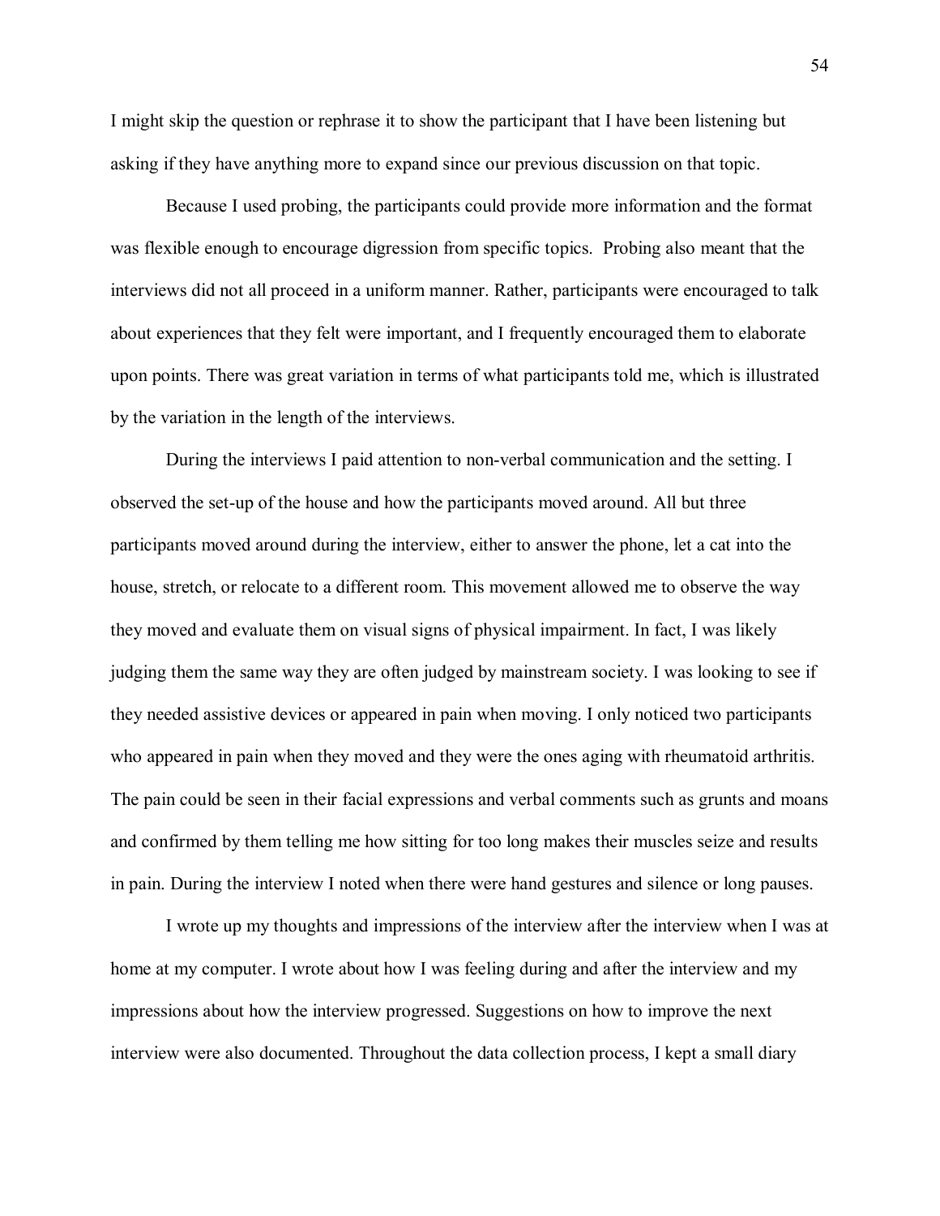I might skip the question or rephrase it to show the participant that I have been listening but asking if they have anything more to expand since our previous discussion on that topic.

Because I used probing, the participants could provide more information and the format was flexible enough to encourage digression from specific topics. Probing also meant that the interviews did not all proceed in a uniform manner. Rather, participants were encouraged to talk about experiences that they felt were important, and I frequently encouraged them to elaborate upon points. There was great variation in terms of what participants told me, which is illustrated by the variation in the length of the interviews.

During the interviews I paid attention to non-verbal communication and the setting. I observed the set-up of the house and how the participants moved around. All but three participants moved around during the interview, either to answer the phone, let a cat into the house, stretch, or relocate to a different room. This movement allowed me to observe the way they moved and evaluate them on visual signs of physical impairment. In fact, I was likely judging them the same way they are often judged by mainstream society. I was looking to see if they needed assistive devices or appeared in pain when moving. I only noticed two participants who appeared in pain when they moved and they were the ones aging with rheumatoid arthritis. The pain could be seen in their facial expressions and verbal comments such as grunts and moans and confirmed by them telling me how sitting for too long makes their muscles seize and results in pain. During the interview I noted when there were hand gestures and silence or long pauses.

I wrote up my thoughts and impressions of the interview after the interview when I was at home at my computer. I wrote about how I was feeling during and after the interview and my impressions about how the interview progressed. Suggestions on how to improve the next interview were also documented. Throughout the data collection process, I kept a small diary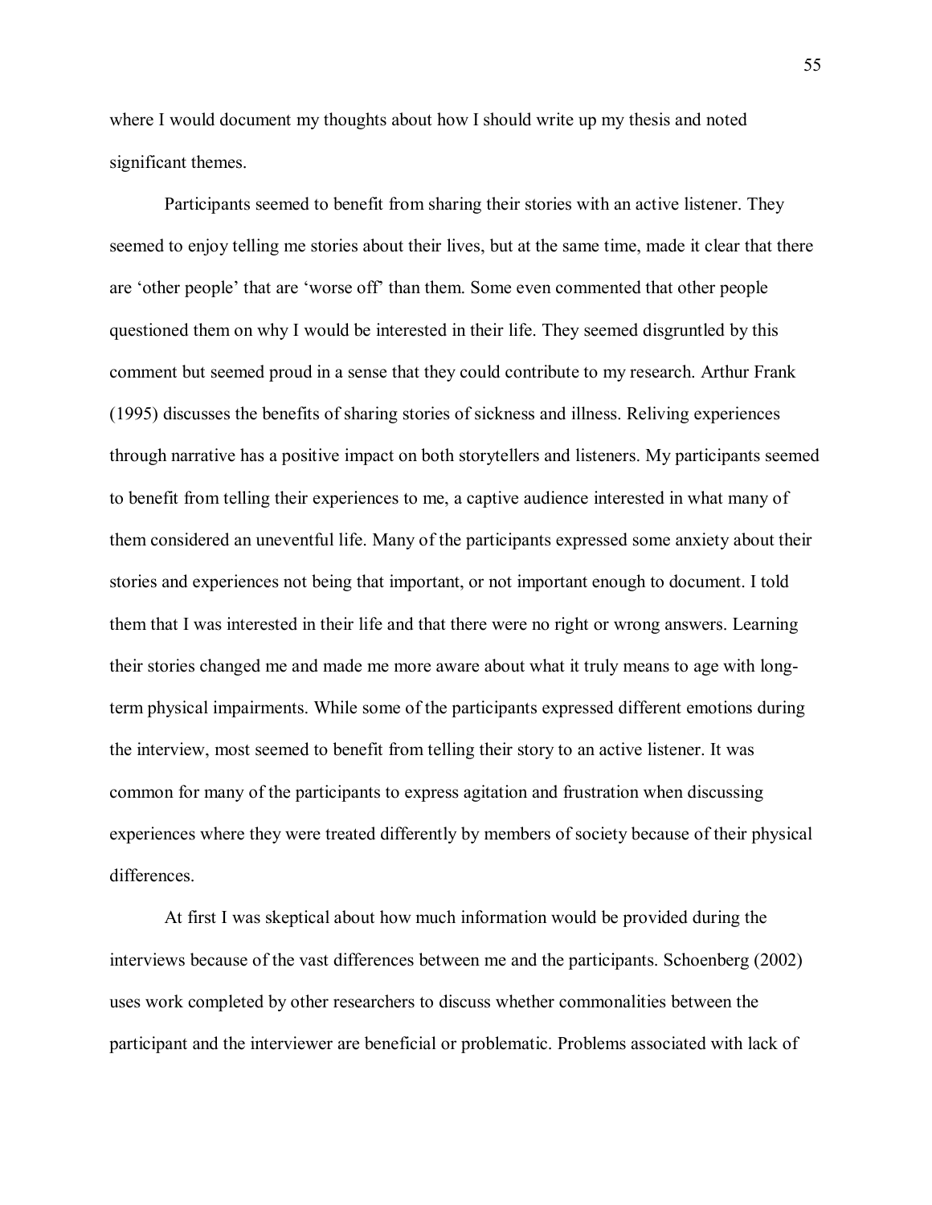where I would document my thoughts about how I should write up my thesis and noted significant themes.

Participants seemed to benefit from sharing their stories with an active listener. They seemed to enjoy telling me stories about their lives, but at the same time, made it clear that there are 'other people' that are 'worse off' than them. Some even commented that other people questioned them on why I would be interested in their life. They seemed disgruntled by this comment but seemed proud in a sense that they could contribute to my research. Arthur Frank (1995) discusses the benefits of sharing stories of sickness and illness. Reliving experiences through narrative has a positive impact on both storytellers and listeners. My participants seemed to benefit from telling their experiences to me, a captive audience interested in what many of them considered an uneventful life. Many of the participants expressed some anxiety about their stories and experiences not being that important, or not important enough to document. I told them that I was interested in their life and that there were no right or wrong answers. Learning their stories changed me and made me more aware about what it truly means to age with long-term physical impairments. While some of the participants expressed different emotions during the interview, most seemed to benefit from telling their story to an active listener. It was common for many of the participants to express agitation and frustration when discussing experiences where they were treated differently by members of society because of their physical differences.

At first I was skeptical about how much information would be provided during the interviews because of the vast differences between me and the participants. Schoenberg (2002) uses work completed by other researchers to discuss whether commonalities between the participant and the interviewer are beneficial or problematic. Problems associated with lack of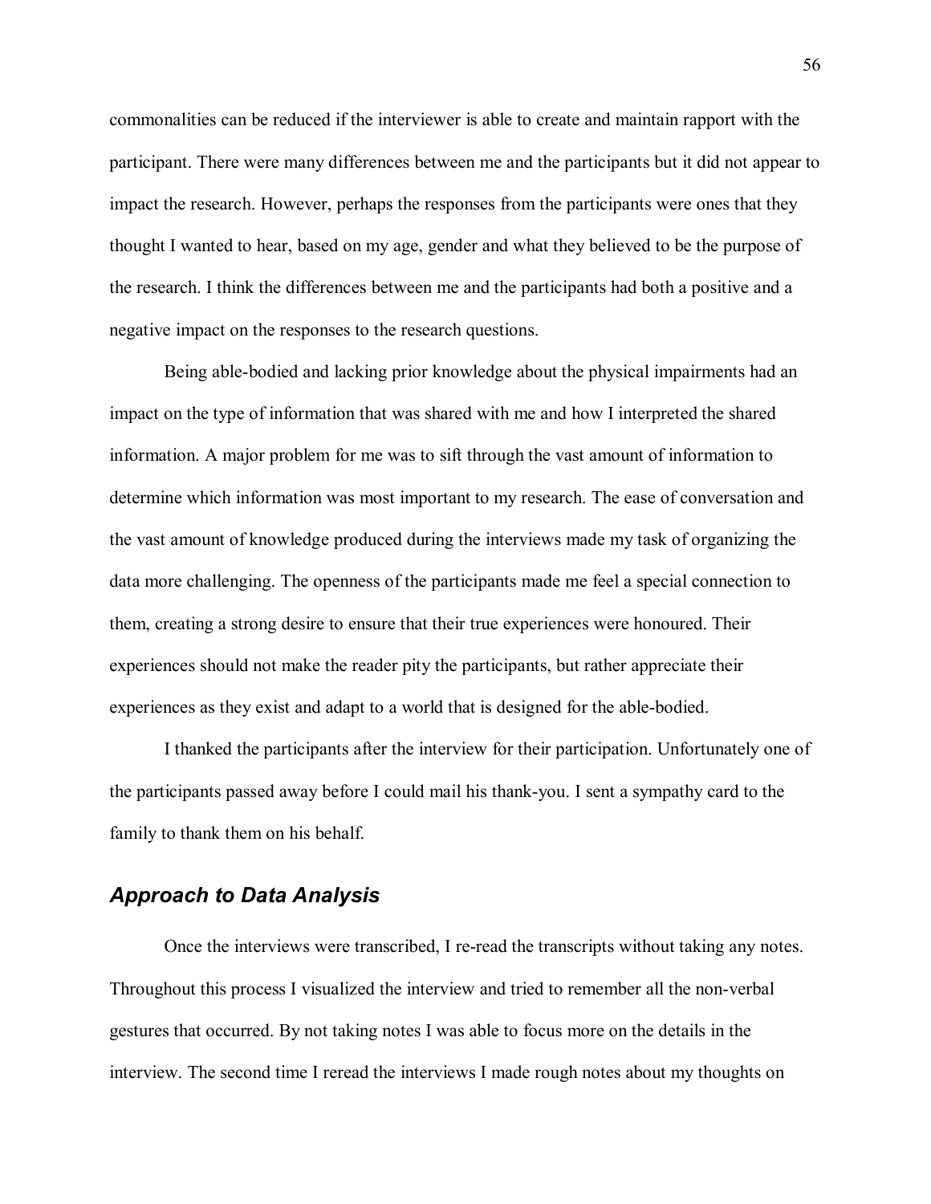commonalities can be reduced if the interviewer is able to create and maintain rapport with the participant. There were many differences between me and the participants but it did not appear to impact the research. However, perhaps the responses from the participants were ones that they thought I wanted to hear, based on my age, gender and what they believed to be the purpose of the research. I think the differences between me and the participants had both a positive and a negative impact on the responses to the research questions.

Being able-bodied and lacking prior knowledge about the physical impairments had an impact on the type of information that was shared with me and how I interpreted the shared information. A major problem for me was to sift through the vast amount of information to determine which information was most important to my research. The ease of conversation and the vast amount of knowledge produced during the interviews made my task of organizing the data more challenging. The openness of the participants made me feel a special connection to them, creating a strong desire to ensure that their true experiences were honoured. Their experiences should not make the reader pity the participants, but rather appreciate their experiences as they exist and adapt to a world that is designed for the able-bodied.

I thanked the participants after the interview for their participation. Unfortunately one of the participants passed away before I could mail his thank-you. I sent a sympathy card to the family to thank them on his behalf.

## *Approach to Data Analysis*

Once the interviews were transcribed, I re-read the transcripts without taking any notes. Throughout this process I visualized the interview and tried to remember all the non-verbal gestures that occurred. By not taking notes I was able to focus more on the details in the interview. The second time I reread the interviews I made rough notes about my thoughts on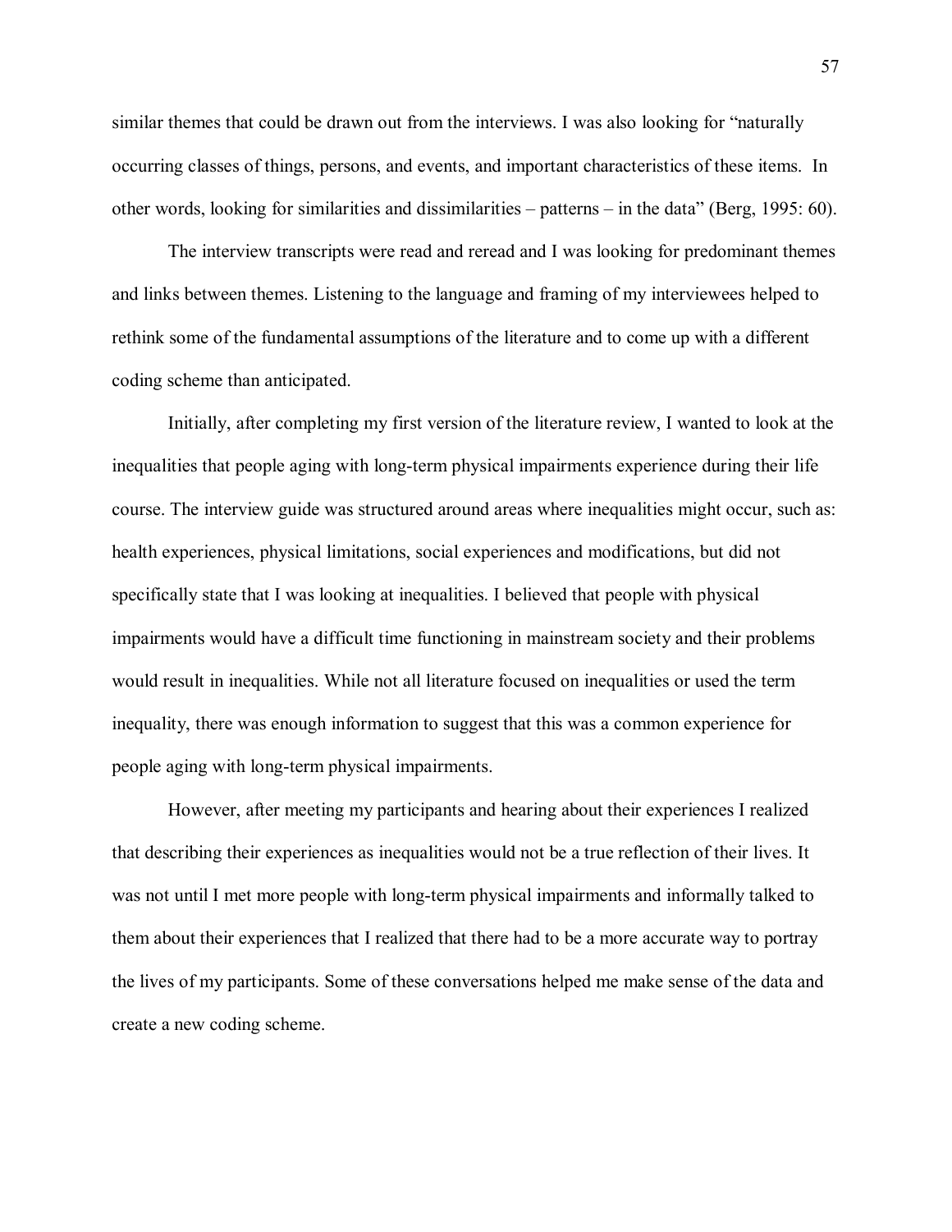similar themes that could be drawn out from the interviews. I was also looking for "naturally occurring classes of things, persons, and events, and important characteristics of these items. In other words, looking for similarities and dissimilarities – patterns – in the data" (Berg, 1995: 60).

The interview transcripts were read and reread and I was looking for predominant themes and links between themes. Listening to the language and framing of my interviewees helped to rethink some of the fundamental assumptions of the literature and to come up with a different coding scheme than anticipated.

Initially, after completing my first version of the literature review, I wanted to look at the inequalities that people aging with long-term physical impairments experience during their life course. The interview guide was structured around areas where inequalities might occur, such as: health experiences, physical limitations, social experiences and modifications, but did not specifically state that I was looking at inequalities. I believed that people with physical impairments would have a difficult time functioning in mainstream society and their problems would result in inequalities. While not all literature focused on inequalities or used the term inequality, there was enough information to suggest that this was a common experience for people aging with long-term physical impairments.

However, after meeting my participants and hearing about their experiences I realized that describing their experiences as inequalities would not be a true reflection of their lives. It was not until I met more people with long-term physical impairments and informally talked to them about their experiences that I realized that there had to be a more accurate way to portray the lives of my participants. Some of these conversations helped me make sense of the data and create a new coding scheme.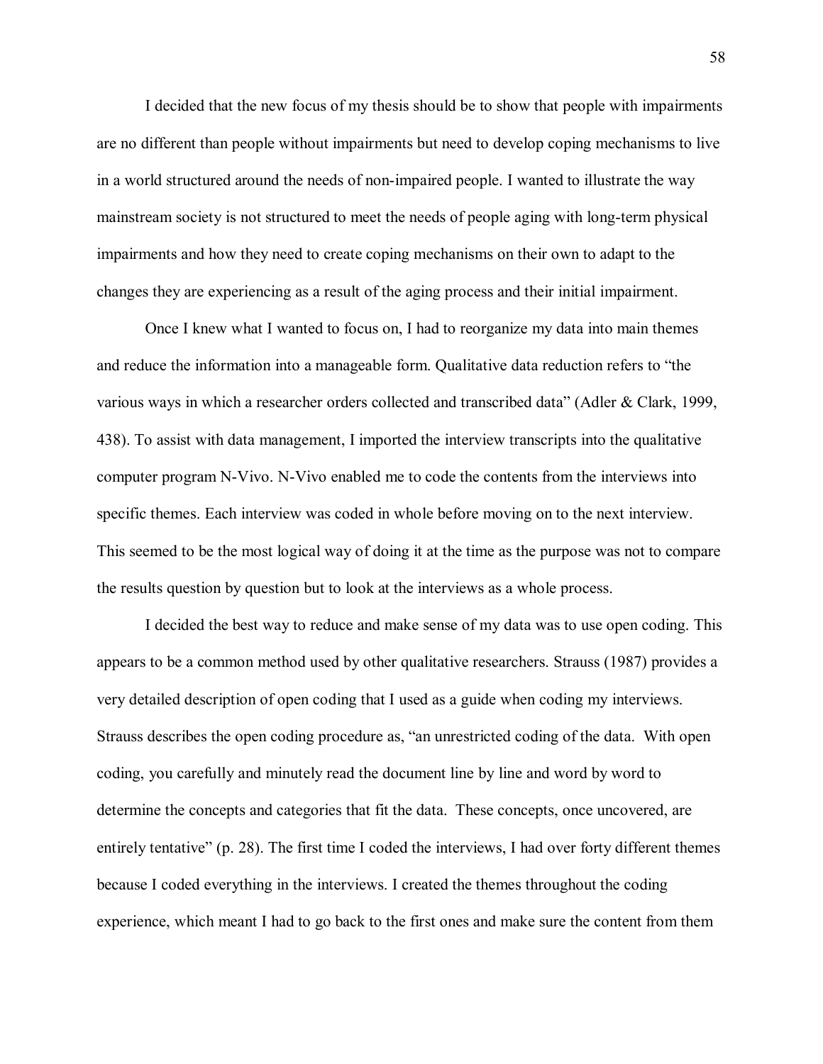I decided that the new focus of my thesis should be to show that people with impairments are no different than people without impairments but need to develop coping mechanisms to live in a world structured around the needs of non-impaired people. I wanted to illustrate the way mainstream society is not structured to meet the needs of people aging with long-term physical impairments and how they need to create coping mechanisms on their own to adapt to the changes they are experiencing as a result of the aging process and their initial impairment.

Once I knew what I wanted to focus on, I had to reorganize my data into main themes and reduce the information into a manageable form. Qualitative data reduction refers to "the various ways in which a researcher orders collected and transcribed data" (Adler & Clark, 1999, 438). To assist with data management, I imported the interview transcripts into the qualitative computer program N-Vivo. N-Vivo enabled me to code the contents from the interviews into specific themes. Each interview was coded in whole before moving on to the next interview. This seemed to be the most logical way of doing it at the time as the purpose was not to compare the results question by question but to look at the interviews as a whole process.

I decided the best way to reduce and make sense of my data was to use open coding. This appears to be a common method used by other qualitative researchers. Strauss (1987) provides a very detailed description of open coding that I used as a guide when coding my interviews. Strauss describes the open coding procedure as, "an unrestricted coding of the data. With open coding, you carefully and minutely read the document line by line and word by word to determine the concepts and categories that fit the data. These concepts, once uncovered, are entirely tentative" (p. 28). The first time I coded the interviews, I had over forty different themes because I coded everything in the interviews. I created the themes throughout the coding experience, which meant I had to go back to the first ones and make sure the content from them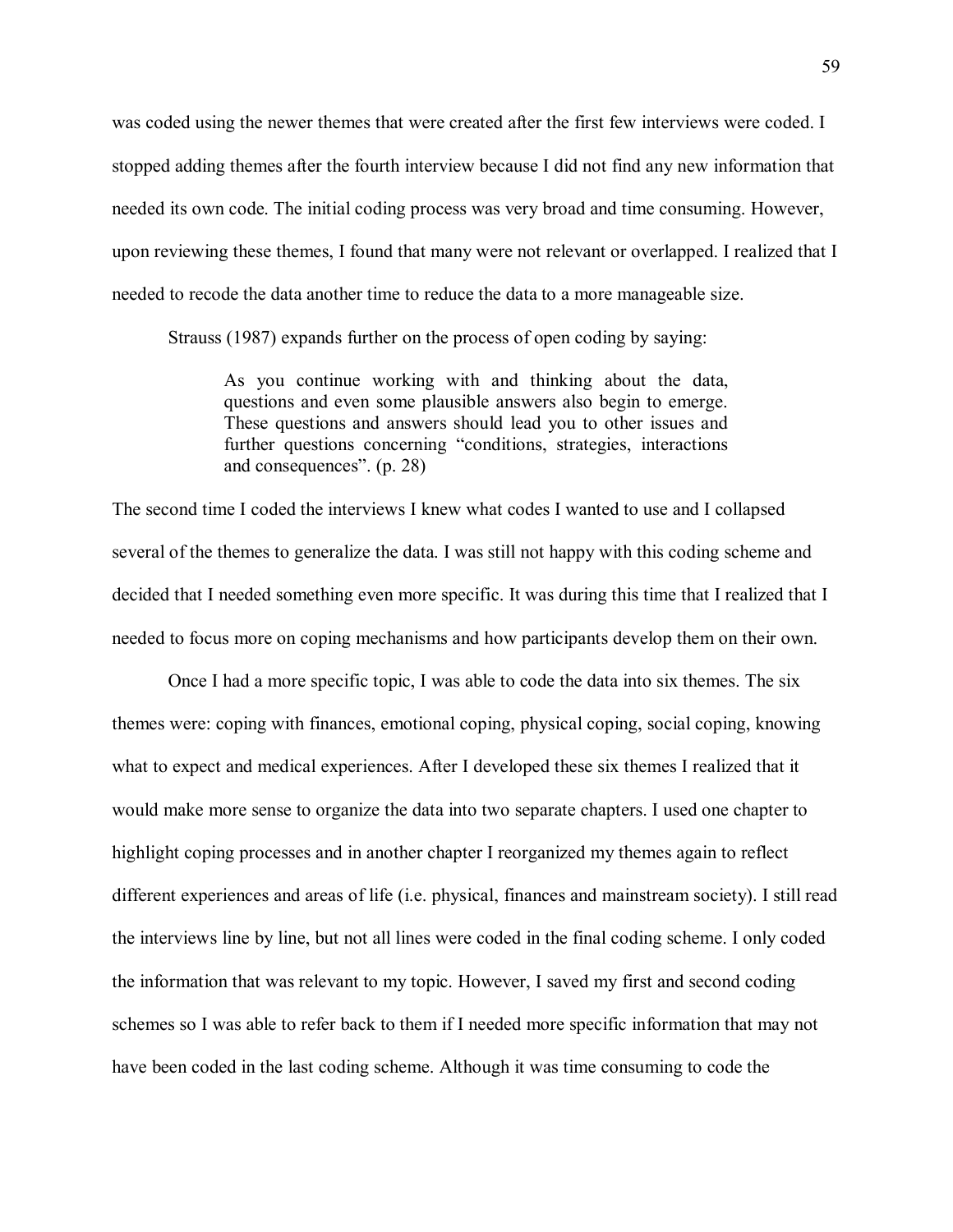was coded using the newer themes that were created after the first few interviews were coded. I stopped adding themes after the fourth interview because I did not find any new information that needed its own code. The initial coding process was very broad and time consuming. However, upon reviewing these themes, I found that many were not relevant or overlapped. I realized that I needed to recode the data another time to reduce the data to a more manageable size.

Strauss (1987) expands further on the process of open coding by saying:

> As you continue working with and thinking about the data, questions and even some plausible answers also begin to emerge. These questions and answers should lead you to other issues and further questions concerning "conditions, strategies, interactions and consequences". (p. 28)

The second time I coded the interviews I knew what codes I wanted to use and I collapsed several of the themes to generalize the data. I was still not happy with this coding scheme and decided that I needed something even more specific. It was during this time that I realized that I needed to focus more on coping mechanisms and how participants develop them on their own.

Once I had a more specific topic, I was able to code the data into six themes. The six themes were: coping with finances, emotional coping, physical coping, social coping, knowing what to expect and medical experiences. After I developed these six themes I realized that it would make more sense to organize the data into two separate chapters. I used one chapter to highlight coping processes and in another chapter I reorganized my themes again to reflect different experiences and areas of life (i.e. physical, finances and mainstream society). I still read the interviews line by line, but not all lines were coded in the final coding scheme. I only coded the information that was relevant to my topic. However, I saved my first and second coding schemes so I was able to refer back to them if I needed more specific information that may not have been coded in the last coding scheme. Although it was time consuming to code the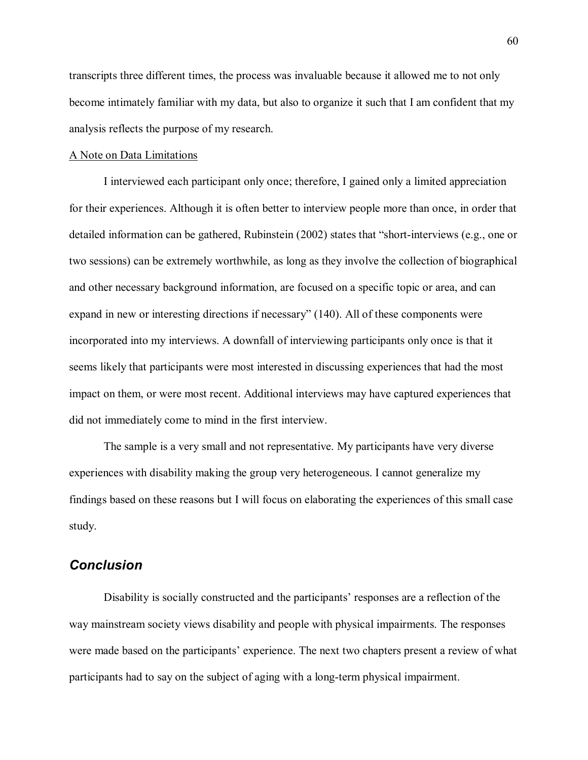transcripts three different times, the process was invaluable because it allowed me to not only become intimately familiar with my data, but also to organize it such that I am confident that my analysis reflects the purpose of my research.

A Note on Data Limitations

I interviewed each participant only once; therefore, I gained only a limited appreciation for their experiences. Although it is often better to interview people more than once, in order that detailed information can be gathered, Rubinstein (2002) states that "short-interviews (e.g., one or two sessions) can be extremely worthwhile, as long as they involve the collection of biographical and other necessary background information, are focused on a specific topic or area, and can expand in new or interesting directions if necessary" (140). All of these components were incorporated into my interviews. A downfall of interviewing participants only once is that it seems likely that participants were most interested in discussing experiences that had the most impact on them, or were most recent. Additional interviews may have captured experiences that did not immediately come to mind in the first interview.

The sample is a very small and not representative. My participants have very diverse experiences with disability making the group very heterogeneous. I cannot generalize my findings based on these reasons but I will focus on elaborating the experiences of this small case study.

## *Conclusion*

Disability is socially constructed and the participants' responses are a reflection of the way mainstream society views disability and people with physical impairments. The responses were made based on the participants' experience. The next two chapters present a review of what participants had to say on the subject of aging with a long-term physical impairment.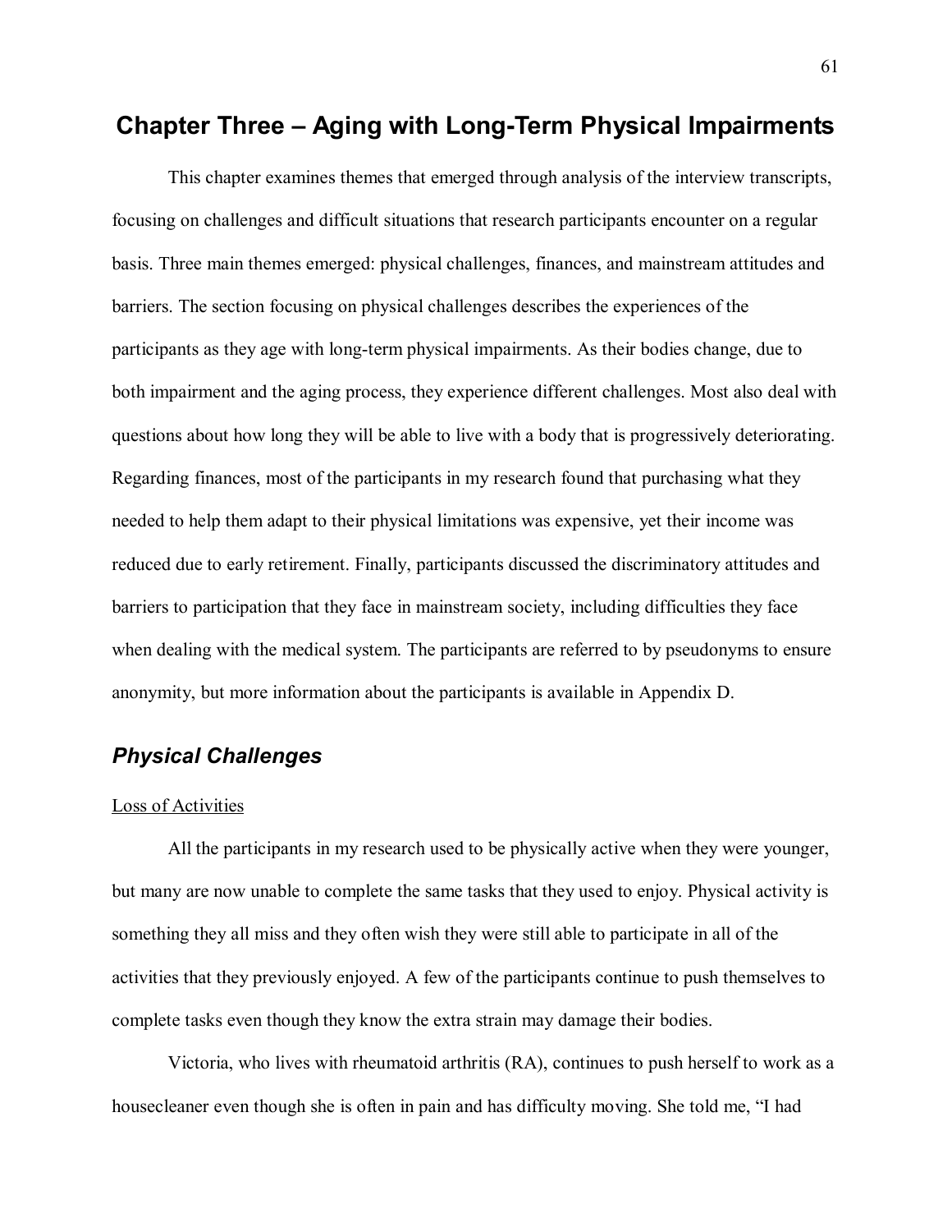# Chapter Three – Aging with Long-Term Physical Impairments

This chapter examines themes that emerged through analysis of the interview transcripts, focusing on challenges and difficult situations that research participants encounter on a regular basis. Three main themes emerged: physical challenges, finances, and mainstream attitudes and barriers. The section focusing on physical challenges describes the experiences of the participants as they age with long-term physical impairments. As their bodies change, due to both impairment and the aging process, they experience different challenges. Most also deal with questions about how long they will be able to live with a body that is progressively deteriorating. Regarding finances, most of the participants in my research found that purchasing what they needed to help them adapt to their physical limitations was expensive, yet their income was reduced due to early retirement. Finally, participants discussed the discriminatory attitudes and barriers to participation that they face in mainstream society, including difficulties they face when dealing with the medical system. The participants are referred to by pseudonyms to ensure anonymity, but more information about the participants is available in Appendix D.

## *Physical Challenges*

### Loss of Activities

All the participants in my research used to be physically active when they were younger, but many are now unable to complete the same tasks that they used to enjoy. Physical activity is something they all miss and they often wish they were still able to participate in all of the activities that they previously enjoyed. A few of the participants continue to push themselves to complete tasks even though they know the extra strain may damage their bodies.

Victoria, who lives with rheumatoid arthritis (RA), continues to push herself to work as a housecleaner even though she is often in pain and has difficulty moving. She told me, "I had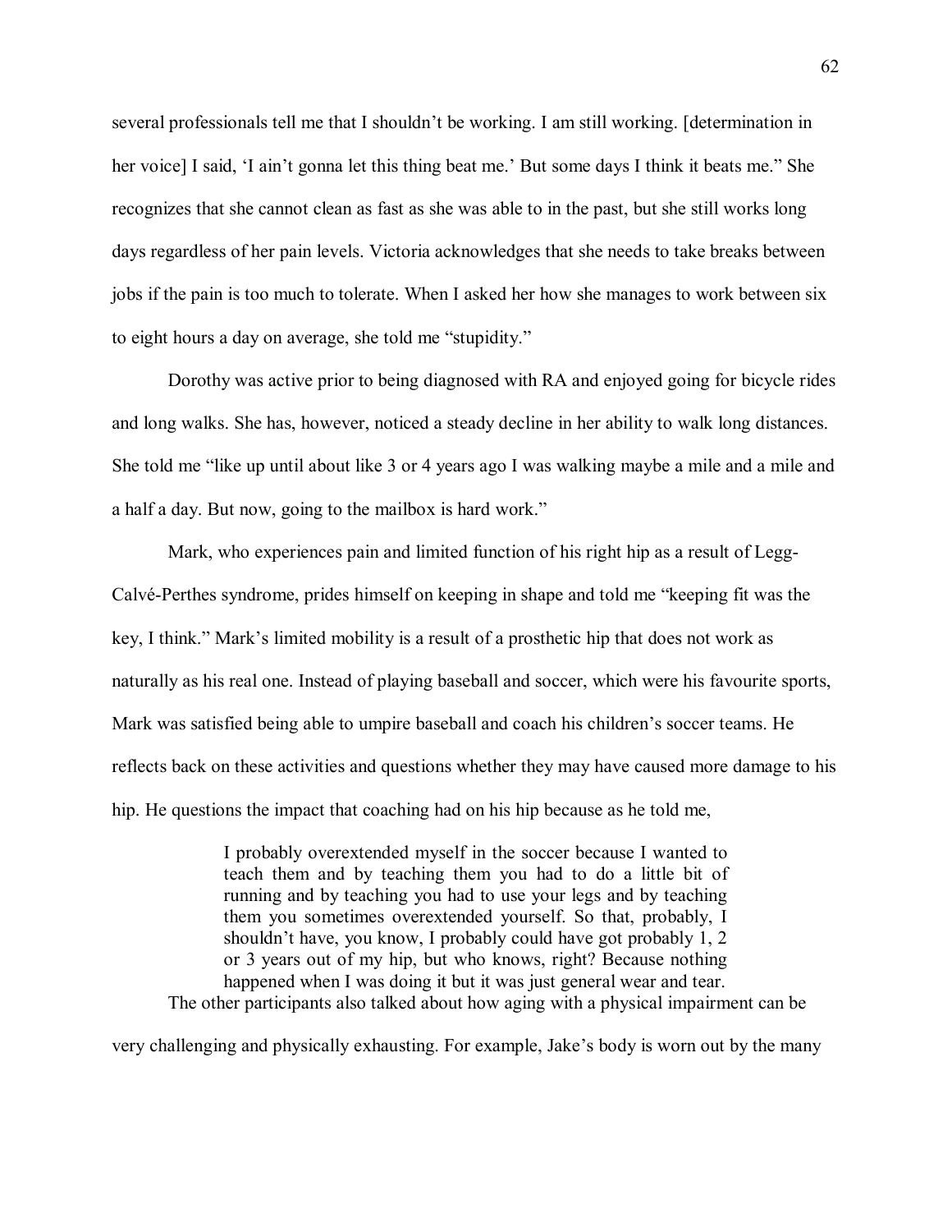several professionals tell me that I shouldn't be working. I am still working. [determination in her voice] I said, 'I ain't gonna let this thing beat me.' But some days I think it beats me." She recognizes that she cannot clean as fast as she was able to in the past, but she still works long days regardless of her pain levels. Victoria acknowledges that she needs to take breaks between jobs if the pain is too much to tolerate. When I asked her how she manages to work between six to eight hours a day on average, she told me "stupidity."

Dorothy was active prior to being diagnosed with RA and enjoyed going for bicycle rides and long walks. She has, however, noticed a steady decline in her ability to walk long distances. She told me "like up until about like 3 or 4 years ago I was walking maybe a mile and a mile and a half a day. But now, going to the mailbox is hard work."

Mark, who experiences pain and limited function of his right hip as a result of Legg-Calvé-Perthes syndrome, prides himself on keeping in shape and told me "keeping fit was the key, I think." Mark's limited mobility is a result of a prosthetic hip that does not work as naturally as his real one. Instead of playing baseball and soccer, which were his favourite sports, Mark was satisfied being able to umpire baseball and coach his children's soccer teams. He reflects back on these activities and questions whether they may have caused more damage to his hip. He questions the impact that coaching had on his hip because as he told me,

> I probably overextended myself in the soccer because I wanted to teach them and by teaching them you had to do a little bit of running and by teaching you had to use your legs and by teaching them you sometimes overextended yourself. So that, probably, I shouldn't have, you know, I probably could have got probably 1, 2 or 3 years out of my hip, but who knows, right? Because nothing happened when I was doing it but it was just general wear and tear.

The other participants also talked about how aging with a physical impairment can be very challenging and physically exhausting. For example, Jake's body is worn out by the many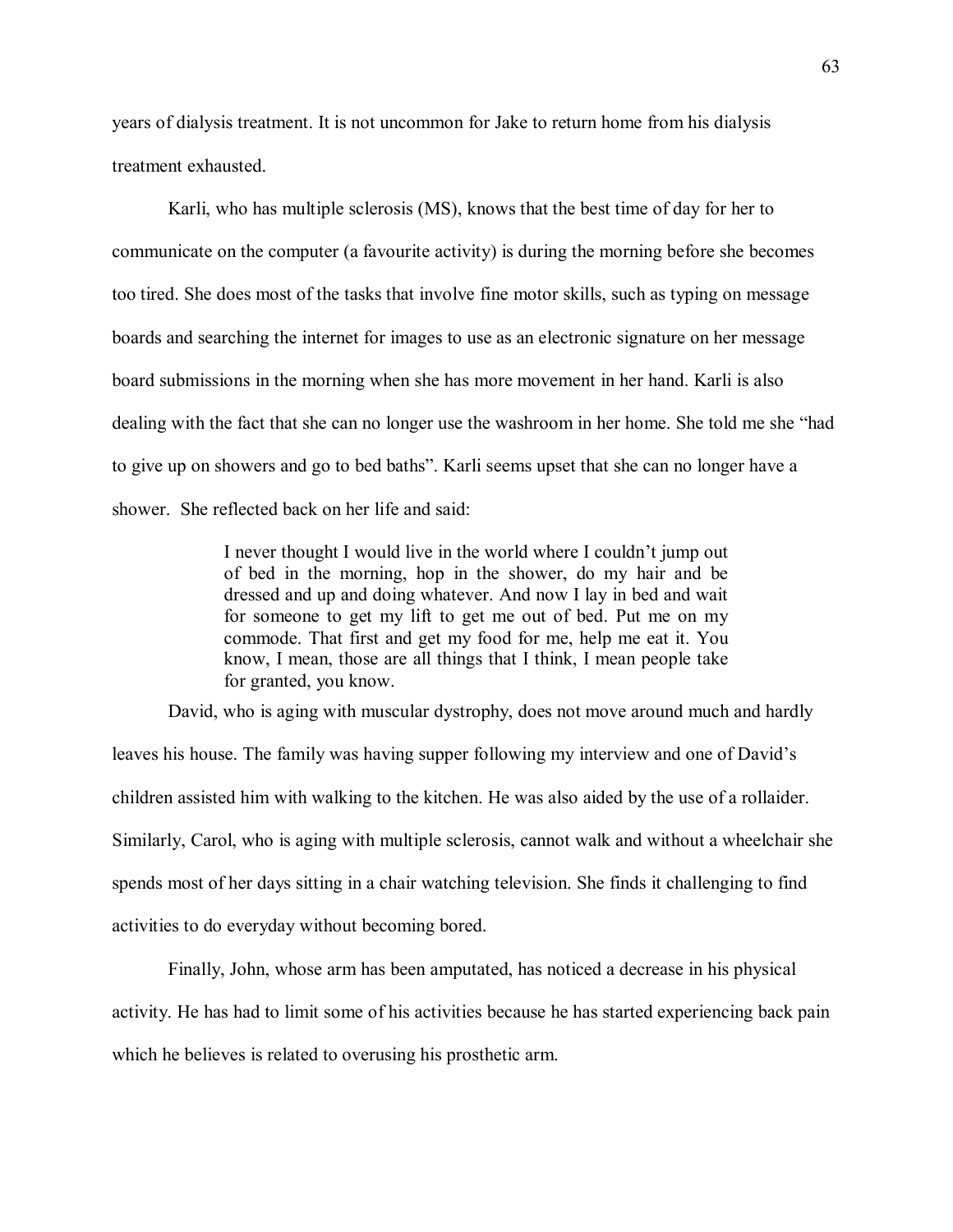years of dialysis treatment. It is not uncommon for Jake to return home from his dialysis treatment exhausted.

Karli, who has multiple sclerosis (MS), knows that the best time of day for her to communicate on the computer (a favourite activity) is during the morning before she becomes too tired. She does most of the tasks that involve fine motor skills, such as typing on message boards and searching the internet for images to use as an electronic signature on her message board submissions in the morning when she has more movement in her hand. Karli is also dealing with the fact that she can no longer use the washroom in her home. She told me she "had to give up on showers and go to bed baths". Karli seems upset that she can no longer have a shower. She reflected back on her life and said:

> I never thought I would live in the world where I couldn't jump out of bed in the morning, hop in the shower, do my hair and be dressed and up and doing whatever. And now I lay in bed and wait for someone to get my lift to get me out of bed. Put me on my commode. That first and get my food for me, help me eat it. You know, I mean, those are all things that I think, I mean people take for granted, you know.

David, who is aging with muscular dystrophy, does not move around much and hardly leaves his house. The family was having supper following my interview and one of David's children assisted him with walking to the kitchen. He was also aided by the use of a rollaider. Similarly, Carol, who is aging with multiple sclerosis, cannot walk and without a wheelchair she spends most of her days sitting in a chair watching television. She finds it challenging to find activities to do everyday without becoming bored.

Finally, John, whose arm has been amputated, has noticed a decrease in his physical activity. He has had to limit some of his activities because he has started experiencing back pain which he believes is related to overusing his prosthetic arm.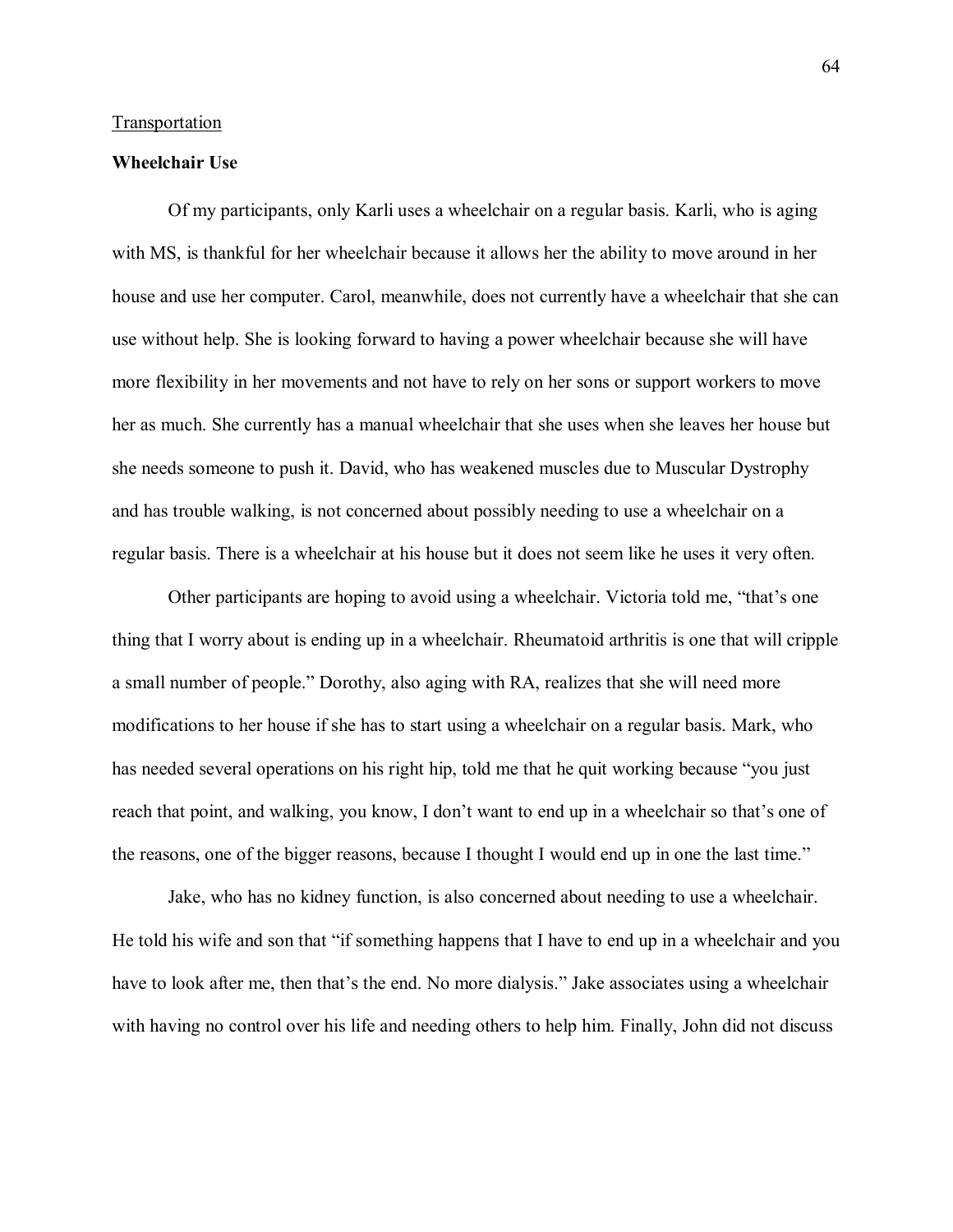Transportation

**Wheelchair Use**

Of my participants, only Karli uses a wheelchair on a regular basis. Karli, who is aging with MS, is thankful for her wheelchair because it allows her the ability to move around in her house and use her computer. Carol, meanwhile, does not currently have a wheelchair that she can use without help. She is looking forward to having a power wheelchair because she will have more flexibility in her movements and not have to rely on her sons or support workers to move her as much. She currently has a manual wheelchair that she uses when she leaves her house but she needs someone to push it. David, who has weakened muscles due to Muscular Dystrophy and has trouble walking, is not concerned about possibly needing to use a wheelchair on a regular basis. There is a wheelchair at his house but it does not seem like he uses it very often.

Other participants are hoping to avoid using a wheelchair. Victoria told me, "that's one thing that I worry about is ending up in a wheelchair. Rheumatoid arthritis is one that will cripple a small number of people." Dorothy, also aging with RA, realizes that she will need more modifications to her house if she has to start using a wheelchair on a regular basis. Mark, who has needed several operations on his right hip, told me that he quit working because "you just reach that point, and walking, you know, I don't want to end up in a wheelchair so that's one of the reasons, one of the bigger reasons, because I thought I would end up in one the last time."

Jake, who has no kidney function, is also concerned about needing to use a wheelchair. He told his wife and son that "if something happens that I have to end up in a wheelchair and you have to look after me, then that's the end. No more dialysis." Jake associates using a wheelchair with having no control over his life and needing others to help him. Finally, John did not discuss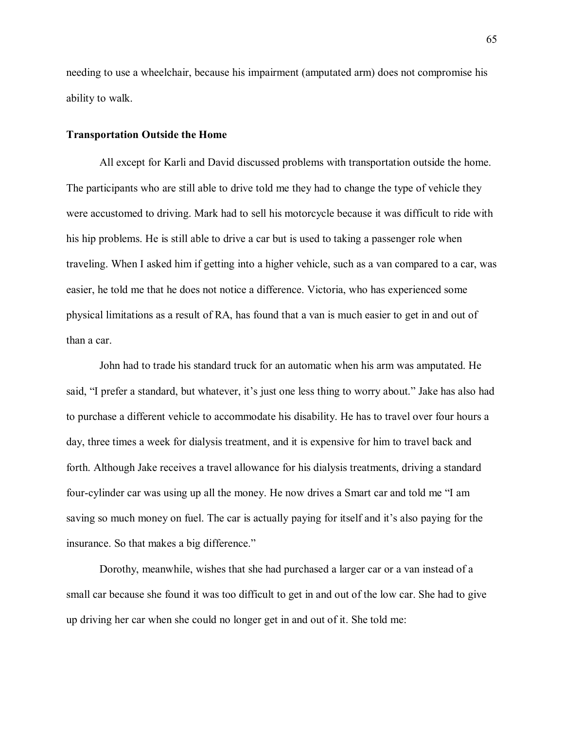needing to use a wheelchair, because his impairment (amputated arm) does not compromise his ability to walk.

**Transportation Outside the Home**

All except for Karli and David discussed problems with transportation outside the home. The participants who are still able to drive told me they had to change the type of vehicle they were accustomed to driving. Mark had to sell his motorcycle because it was difficult to ride with his hip problems. He is still able to drive a car but is used to taking a passenger role when traveling. When I asked him if getting into a higher vehicle, such as a van compared to a car, was easier, he told me that he does not notice a difference. Victoria, who has experienced some physical limitations as a result of RA, has found that a van is much easier to get in and out of than a car.

John had to trade his standard truck for an automatic when his arm was amputated. He said, "I prefer a standard, but whatever, it's just one less thing to worry about." Jake has also had to purchase a different vehicle to accommodate his disability. He has to travel over four hours a day, three times a week for dialysis treatment, and it is expensive for him to travel back and forth. Although Jake receives a travel allowance for his dialysis treatments, driving a standard four-cylinder car was using up all the money. He now drives a Smart car and told me "I am saving so much money on fuel. The car is actually paying for itself and it's also paying for the insurance. So that makes a big difference."

Dorothy, meanwhile, wishes that she had purchased a larger car or a van instead of a small car because she found it was too difficult to get in and out of the low car. She had to give up driving her car when she could no longer get in and out of it. She told me: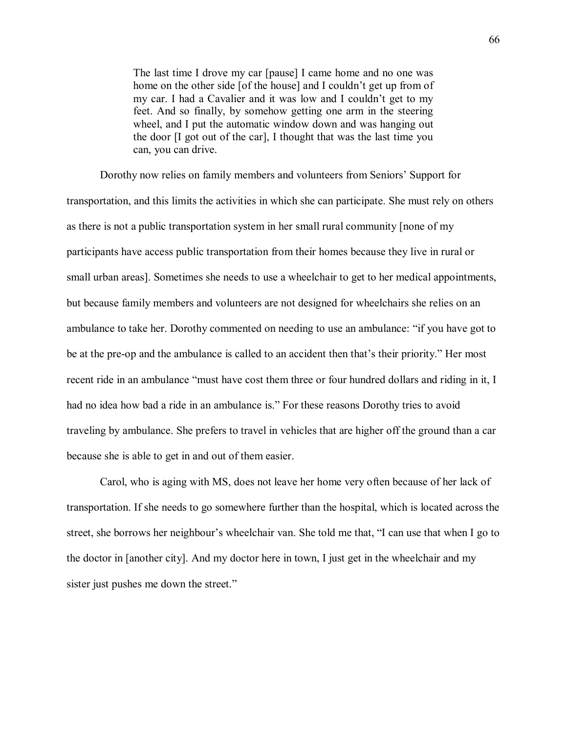> The last time I drove my car [pause] I came home and no one was home on the other side [of the house] and I couldn't get up from of my car. I had a Cavalier and it was low and I couldn't get to my feet. And so finally, by somehow getting one arm in the steering wheel, and I put the automatic window down and was hanging out the door [I got out of the car], I thought that was the last time you can, you can drive.

Dorothy now relies on family members and volunteers from Seniors' Support for transportation, and this limits the activities in which she can participate. She must rely on others as there is not a public transportation system in her small rural community [none of my participants have access public transportation from their homes because they live in rural or small urban areas]. Sometimes she needs to use a wheelchair to get to her medical appointments, but because family members and volunteers are not designed for wheelchairs she relies on an ambulance to take her. Dorothy commented on needing to use an ambulance: "if you have got to be at the pre-op and the ambulance is called to an accident then that's their priority." Her most recent ride in an ambulance "must have cost them three or four hundred dollars and riding in it, I had no idea how bad a ride in an ambulance is." For these reasons Dorothy tries to avoid traveling by ambulance. She prefers to travel in vehicles that are higher off the ground than a car because she is able to get in and out of them easier.

Carol, who is aging with MS, does not leave her home very often because of her lack of transportation. If she needs to go somewhere further than the hospital, which is located across the street, she borrows her neighbour's wheelchair van. She told me that, "I can use that when I go to the doctor in [another city]. And my doctor here in town, I just get in the wheelchair and my sister just pushes me down the street."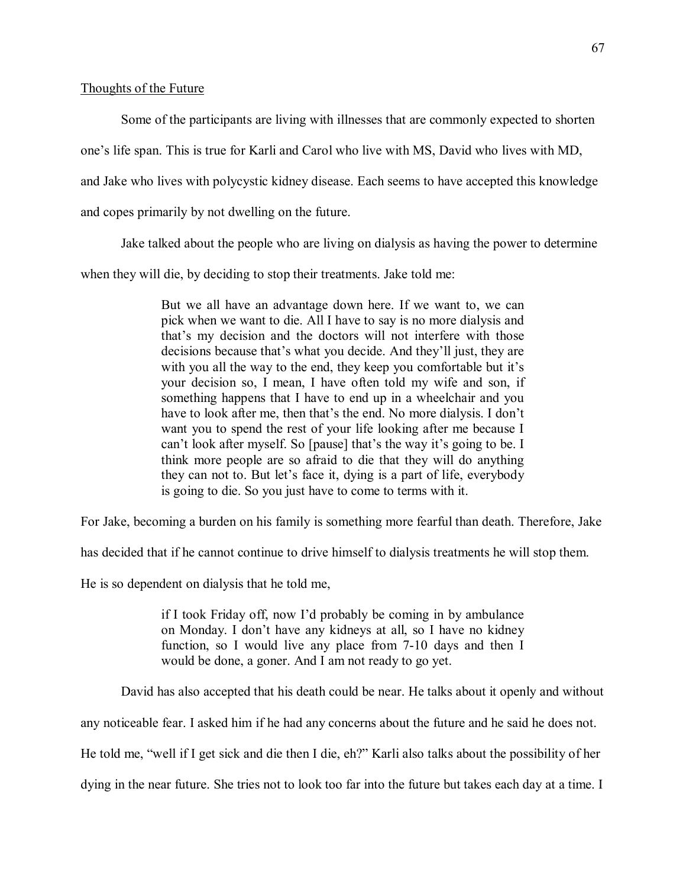Thoughts of the Future

Some of the participants are living with illnesses that are commonly expected to shorten one's life span. This is true for Karli and Carol who live with MS, David who lives with MD, and Jake who lives with polycystic kidney disease. Each seems to have accepted this knowledge and copes primarily by not dwelling on the future.

Jake talked about the people who are living on dialysis as having the power to determine when they will die, by deciding to stop their treatments. Jake told me:

> But we all have an advantage down here. If we want to, we can pick when we want to die. All I have to say is no more dialysis and that's my decision and the doctors will not interfere with those decisions because that's what you decide. And they'll just, they are with you all the way to the end, they keep you comfortable but it's your decision so, I mean, I have often told my wife and son, if something happens that I have to end up in a wheelchair and you have to look after me, then that's the end. No more dialysis. I don't want you to spend the rest of your life looking after me because I can't look after myself. So [pause] that's the way it's going to be. I think more people are so afraid to die that they will do anything they can not to. But let's face it, dying is a part of life, everybody is going to die. So you just have to come to terms with it.

For Jake, becoming a burden on his family is something more fearful than death. Therefore, Jake has decided that if he cannot continue to drive himself to dialysis treatments he will stop them. He is so dependent on dialysis that he told me,

> if I took Friday off, now I'd probably be coming in by ambulance on Monday. I don't have any kidneys at all, so I have no kidney function, so I would live any place from 7-10 days and then I would be done, a goner. And I am not ready to go yet.

David has also accepted that his death could be near. He talks about it openly and without any noticeable fear. I asked him if he had any concerns about the future and he said he does not. He told me, "well if I get sick and die then I die, eh?" Karli also talks about the possibility of her dying in the near future. She tries not to look too far into the future but takes each day at a time. I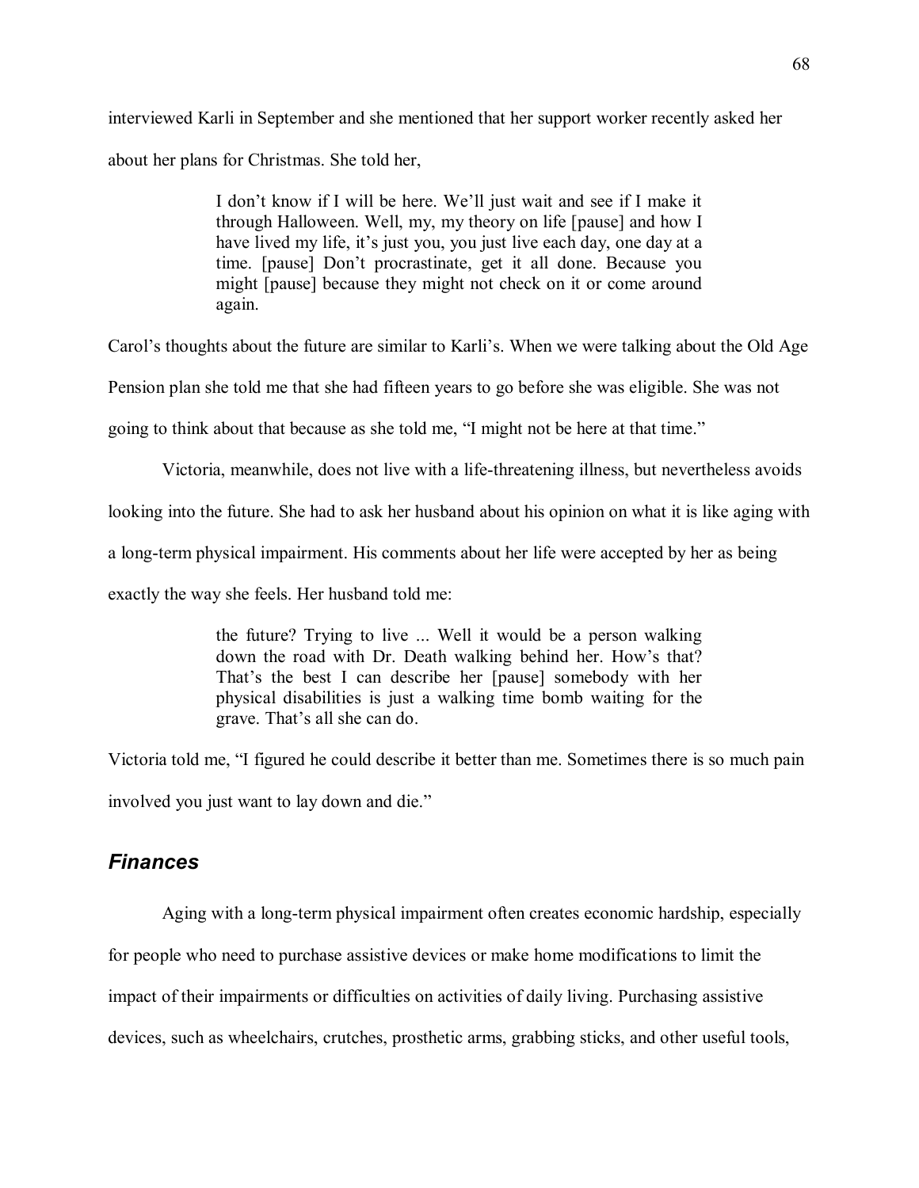interviewed Karli in September and she mentioned that her support worker recently asked her about her plans for Christmas. She told her,

> I don't know if I will be here. We'll just wait and see if I make it through Halloween. Well, my, my theory on life [pause] and how I have lived my life, it's just you, you just live each day, one day at a time. [pause] Don't procrastinate, get it all done. Because you might [pause] because they might not check on it or come around again.

Carol's thoughts about the future are similar to Karli's. When we were talking about the Old Age Pension plan she told me that she had fifteen years to go before she was eligible. She was not going to think about that because as she told me, "I might not be here at that time."

Victoria, meanwhile, does not live with a life-threatening illness, but nevertheless avoids looking into the future. She had to ask her husband about his opinion on what it is like aging with a long-term physical impairment. His comments about her life were accepted by her as being exactly the way she feels. Her husband told me:

> the future? Trying to live ... Well it would be a person walking down the road with Dr. Death walking behind her. How's that? That's the best I can describe her [pause] somebody with her physical disabilities is just a walking time bomb waiting for the grave. That's all she can do.

Victoria told me, "I figured he could describe it better than me. Sometimes there is so much pain involved you just want to lay down and die."

## *Finances*

Aging with a long-term physical impairment often creates economic hardship, especially for people who need to purchase assistive devices or make home modifications to limit the impact of their impairments or difficulties on activities of daily living. Purchasing assistive devices, such as wheelchairs, crutches, prosthetic arms, grabbing sticks, and other useful tools,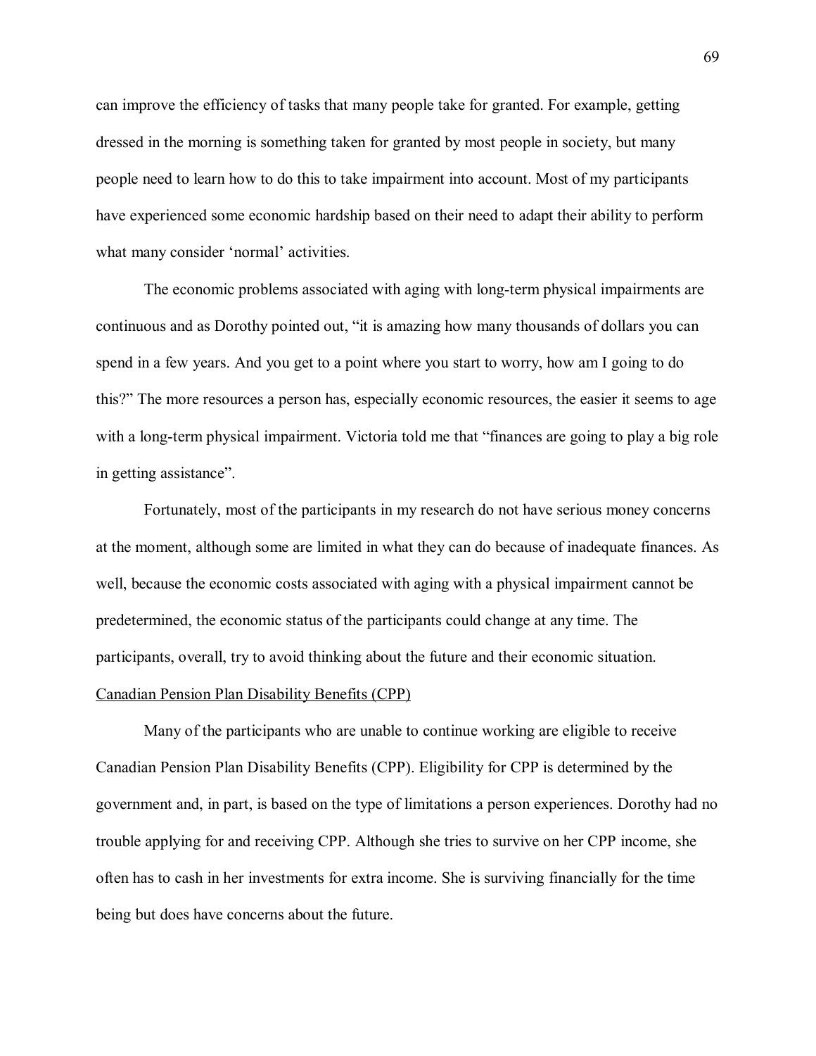can improve the efficiency of tasks that many people take for granted. For example, getting dressed in the morning is something taken for granted by most people in society, but many people need to learn how to do this to take impairment into account. Most of my participants have experienced some economic hardship based on their need to adapt their ability to perform what many consider 'normal' activities.

The economic problems associated with aging with long-term physical impairments are continuous and as Dorothy pointed out, "it is amazing how many thousands of dollars you can spend in a few years. And you get to a point where you start to worry, how am I going to do this?" The more resources a person has, especially economic resources, the easier it seems to age with a long-term physical impairment. Victoria told me that "finances are going to play a big role in getting assistance".

Fortunately, most of the participants in my research do not have serious money concerns at the moment, although some are limited in what they can do because of inadequate finances. As well, because the economic costs associated with aging with a physical impairment cannot be predetermined, the economic status of the participants could change at any time. The participants, overall, try to avoid thinking about the future and their economic situation.

<u>Canadian Pension Plan Disability Benefits (CPP)</u>

Many of the participants who are unable to continue working are eligible to receive Canadian Pension Plan Disability Benefits (CPP). Eligibility for CPP is determined by the government and, in part, is based on the type of limitations a person experiences. Dorothy had no trouble applying for and receiving CPP. Although she tries to survive on her CPP income, she often has to cash in her investments for extra income. She is surviving financially for the time being but does have concerns about the future.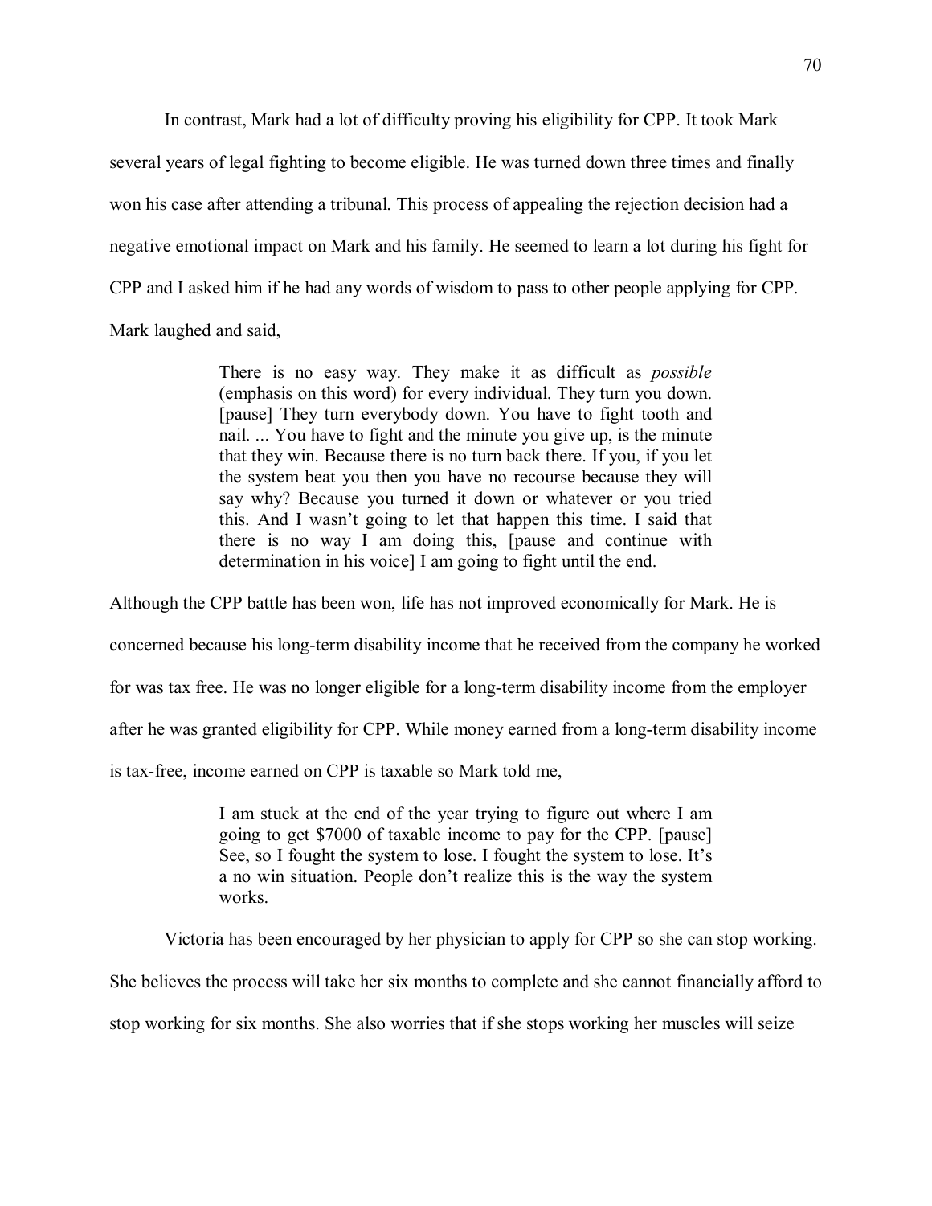In contrast, Mark had a lot of difficulty proving his eligibility for CPP. It took Mark several years of legal fighting to become eligible. He was turned down three times and finally won his case after attending a tribunal. This process of appealing the rejection decision had a negative emotional impact on Mark and his family. He seemed to learn a lot during his fight for CPP and I asked him if he had any words of wisdom to pass to other people applying for CPP. Mark laughed and said,

> There is no easy way. They make it as difficult as *possible* (emphasis on this word) for every individual. They turn you down. [pause] They turn everybody down. You have to fight tooth and nail. ... You have to fight and the minute you give up, is the minute that they win. Because there is no turn back there. If you, if you let the system beat you then you have no recourse because they will say why? Because you turned it down or whatever or you tried this. And I wasn't going to let that happen this time. I said that there is no way I am doing this, [pause and continue with determination in his voice] I am going to fight until the end.

Although the CPP battle has been won, life has not improved economically for Mark. He is concerned because his long-term disability income that he received from the company he worked for was tax free. He was no longer eligible for a long-term disability income from the employer after he was granted eligibility for CPP. While money earned from a long-term disability income is tax-free, income earned on CPP is taxable so Mark told me,

> I am stuck at the end of the year trying to figure out where I am going to get $7000 of taxable income to pay for the CPP. [pause] See, so I fought the system to lose. I fought the system to lose. It's a no win situation. People don't realize this is the way the system works.

Victoria has been encouraged by her physician to apply for CPP so she can stop working. She believes the process will take her six months to complete and she cannot financially afford to stop working for six months. She also worries that if she stops working her muscles will seize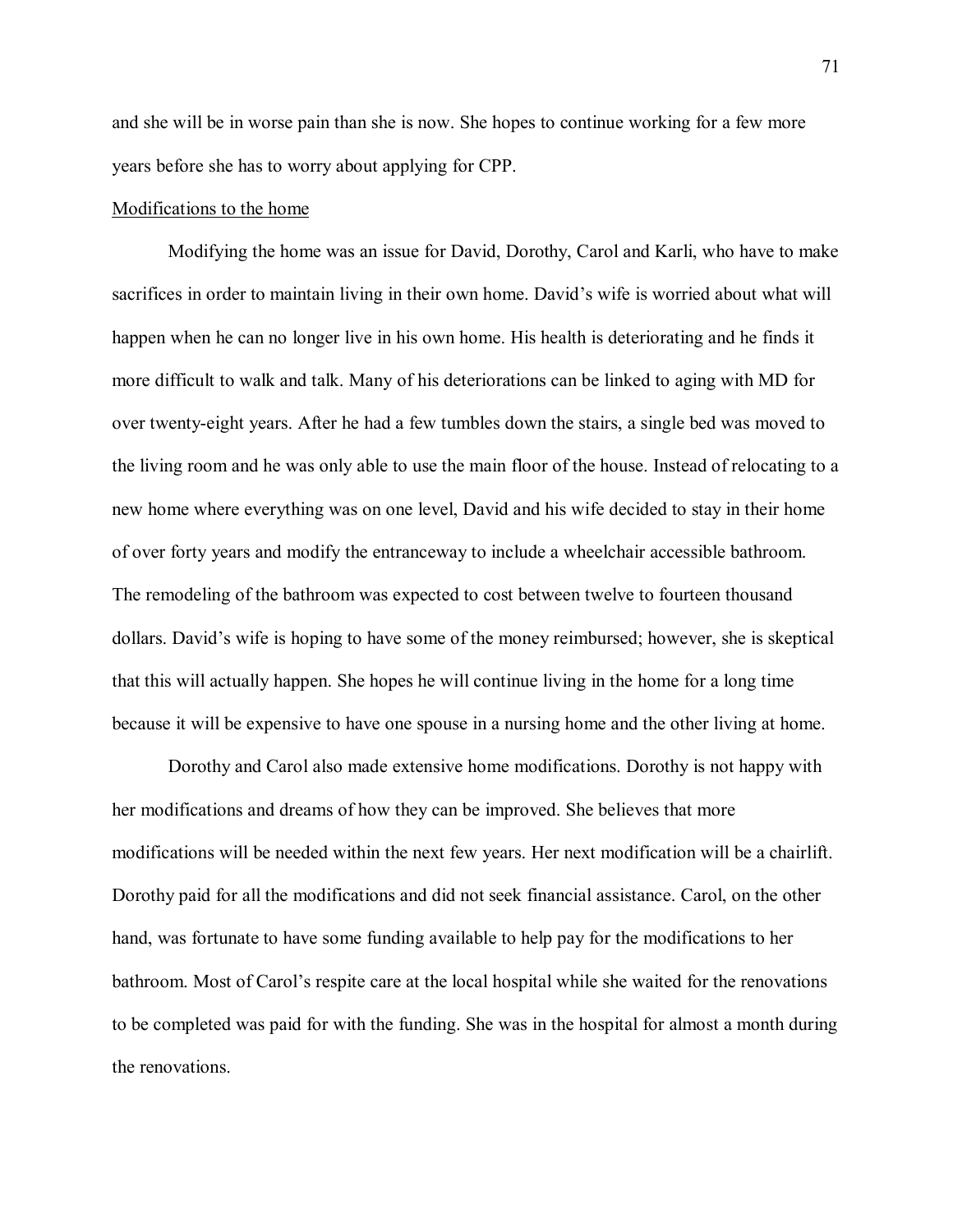and she will be in worse pain than she is now. She hopes to continue working for a few more years before she has to worry about applying for CPP.

### Modifications to the home

Modifying the home was an issue for David, Dorothy, Carol and Karli, who have to make sacrifices in order to maintain living in their own home. David's wife is worried about what will happen when he can no longer live in his own home. His health is deteriorating and he finds it more difficult to walk and talk. Many of his deteriorations can be linked to aging with MD for over twenty-eight years. After he had a few tumbles down the stairs, a single bed was moved to the living room and he was only able to use the main floor of the house. Instead of relocating to a new home where everything was on one level, David and his wife decided to stay in their home of over forty years and modify the entranceway to include a wheelchair accessible bathroom. The remodeling of the bathroom was expected to cost between twelve to fourteen thousand dollars. David's wife is hoping to have some of the money reimbursed; however, she is skeptical that this will actually happen. She hopes he will continue living in the home for a long time because it will be expensive to have one spouse in a nursing home and the other living at home.

Dorothy and Carol also made extensive home modifications. Dorothy is not happy with her modifications and dreams of how they can be improved. She believes that more modifications will be needed within the next few years. Her next modification will be a chairlift. Dorothy paid for all the modifications and did not seek financial assistance. Carol, on the other hand, was fortunate to have some funding available to help pay for the modifications to her bathroom. Most of Carol's respite care at the local hospital while she waited for the renovations to be completed was paid for with the funding. She was in the hospital for almost a month during the renovations.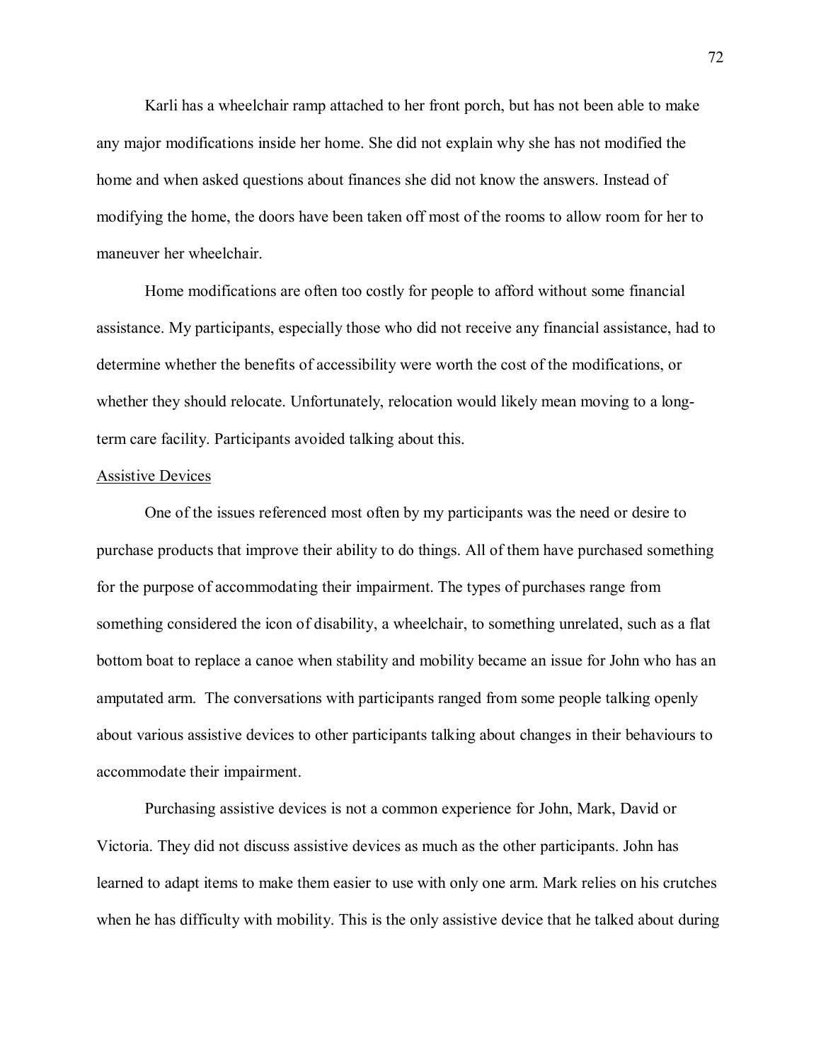Karli has a wheelchair ramp attached to her front porch, but has not been able to make any major modifications inside her home. She did not explain why she has not modified the home and when asked questions about finances she did not know the answers. Instead of modifying the home, the doors have been taken off most of the rooms to allow room for her to maneuver her wheelchair.

Home modifications are often too costly for people to afford without some financial assistance. My participants, especially those who did not receive any financial assistance, had to determine whether the benefits of accessibility were worth the cost of the modifications, or whether they should relocate. Unfortunately, relocation would likely mean moving to a long-term care facility. Participants avoided talking about this.

<u>Assistive Devices</u>

One of the issues referenced most often by my participants was the need or desire to purchase products that improve their ability to do things. All of them have purchased something for the purpose of accommodating their impairment. The types of purchases range from something considered the icon of disability, a wheelchair, to something unrelated, such as a flat bottom boat to replace a canoe when stability and mobility became an issue for John who has an amputated arm. The conversations with participants ranged from some people talking openly about various assistive devices to other participants talking about changes in their behaviours to accommodate their impairment.

Purchasing assistive devices is not a common experience for John, Mark, David or Victoria. They did not discuss assistive devices as much as the other participants. John has learned to adapt items to make them easier to use with only one arm. Mark relies on his crutches when he has difficulty with mobility. This is the only assistive device that he talked about during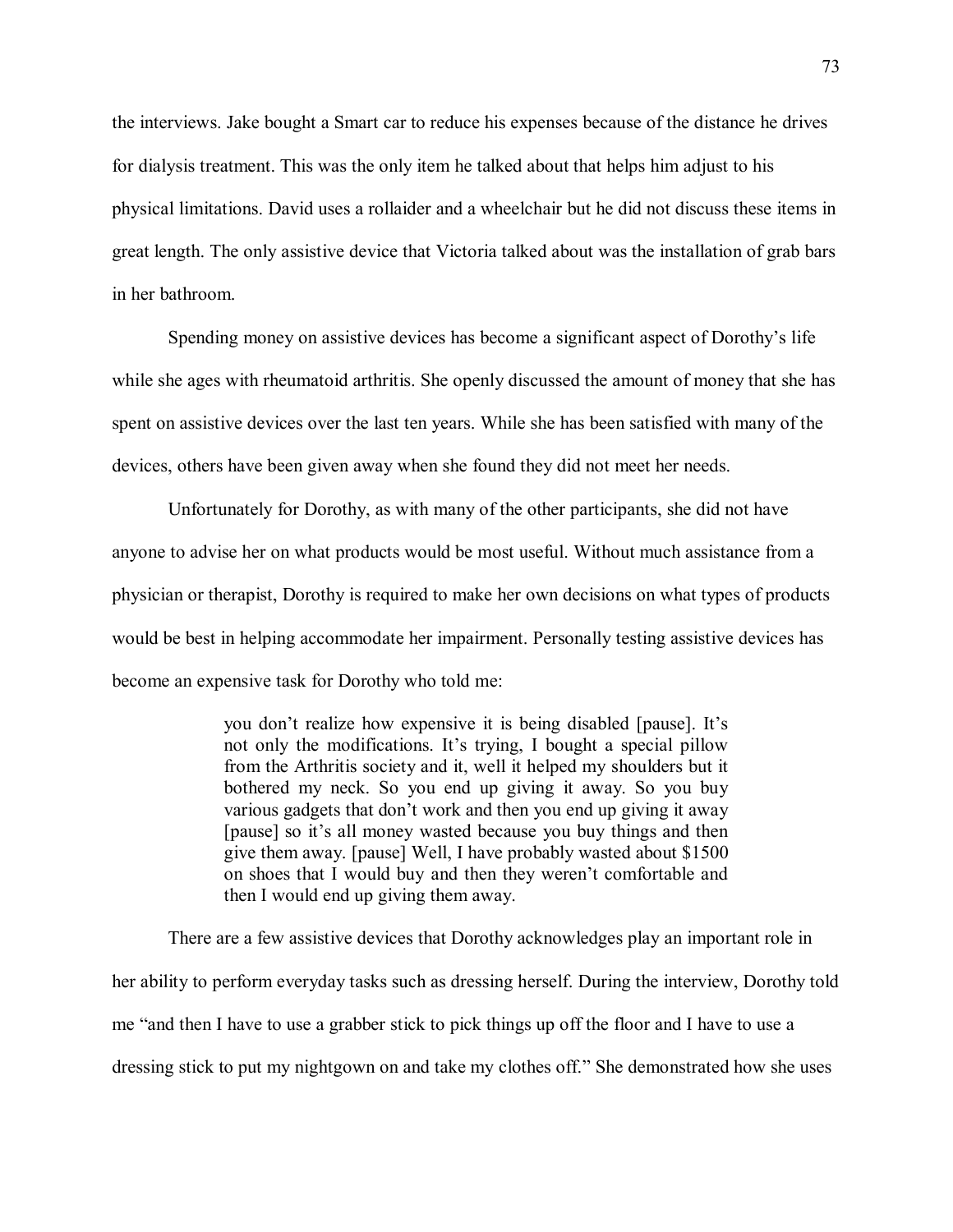the interviews. Jake bought a Smart car to reduce his expenses because of the distance he drives for dialysis treatment. This was the only item he talked about that helps him adjust to his physical limitations. David uses a rollaider and a wheelchair but he did not discuss these items in great length. The only assistive device that Victoria talked about was the installation of grab bars in her bathroom.

Spending money on assistive devices has become a significant aspect of Dorothy's life while she ages with rheumatoid arthritis. She openly discussed the amount of money that she has spent on assistive devices over the last ten years. While she has been satisfied with many of the devices, others have been given away when she found they did not meet her needs.

Unfortunately for Dorothy, as with many of the other participants, she did not have anyone to advise her on what products would be most useful. Without much assistance from a physician or therapist, Dorothy is required to make her own decisions on what types of products would be best in helping accommodate her impairment. Personally testing assistive devices has become an expensive task for Dorothy who told me:

> you don't realize how expensive it is being disabled [pause]. It's not only the modifications. It's trying, I bought a special pillow from the Arthritis society and it, well it helped my shoulders but it bothered my neck. So you end up giving it away. So you buy various gadgets that don't work and then you end up giving it away [pause] so it's all money wasted because you buy things and then give them away. [pause] Well, I have probably wasted about $1500 on shoes that I would buy and then they weren't comfortable and then I would end up giving them away.

There are a few assistive devices that Dorothy acknowledges play an important role in her ability to perform everyday tasks such as dressing herself. During the interview, Dorothy told me "and then I have to use a grabber stick to pick things up off the floor and I have to use a dressing stick to put my nightgown on and take my clothes off." She demonstrated how she uses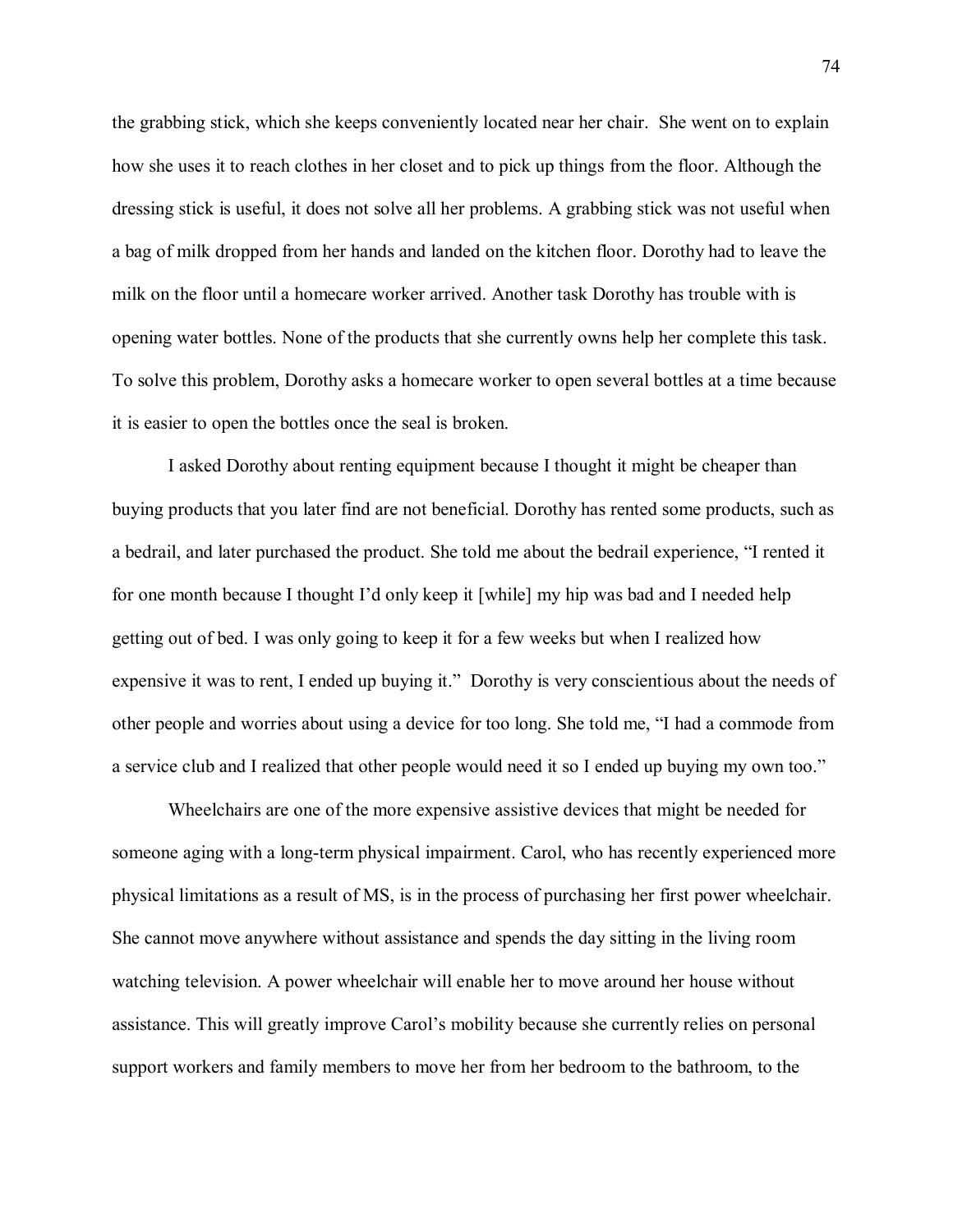the grabbing stick, which she keeps conveniently located near her chair. She went on to explain how she uses it to reach clothes in her closet and to pick up things from the floor. Although the dressing stick is useful, it does not solve all her problems. A grabbing stick was not useful when a bag of milk dropped from her hands and landed on the kitchen floor. Dorothy had to leave the milk on the floor until a homecare worker arrived. Another task Dorothy has trouble with is opening water bottles. None of the products that she currently owns help her complete this task. To solve this problem, Dorothy asks a homecare worker to open several bottles at a time because it is easier to open the bottles once the seal is broken.

I asked Dorothy about renting equipment because I thought it might be cheaper than buying products that you later find are not beneficial. Dorothy has rented some products, such as a bedrail, and later purchased the product. She told me about the bedrail experience, "I rented it for one month because I thought I'd only keep it [while] my hip was bad and I needed help getting out of bed. I was only going to keep it for a few weeks but when I realized how expensive it was to rent, I ended up buying it." Dorothy is very conscientious about the needs of other people and worries about using a device for too long. She told me, "I had a commode from a service club and I realized that other people would need it so I ended up buying my own too."

Wheelchairs are one of the more expensive assistive devices that might be needed for someone aging with a long-term physical impairment. Carol, who has recently experienced more physical limitations as a result of MS, is in the process of purchasing her first power wheelchair. She cannot move anywhere without assistance and spends the day sitting in the living room watching television. A power wheelchair will enable her to move around her house without assistance. This will greatly improve Carol's mobility because she currently relies on personal support workers and family members to move her from her bedroom to the bathroom, to the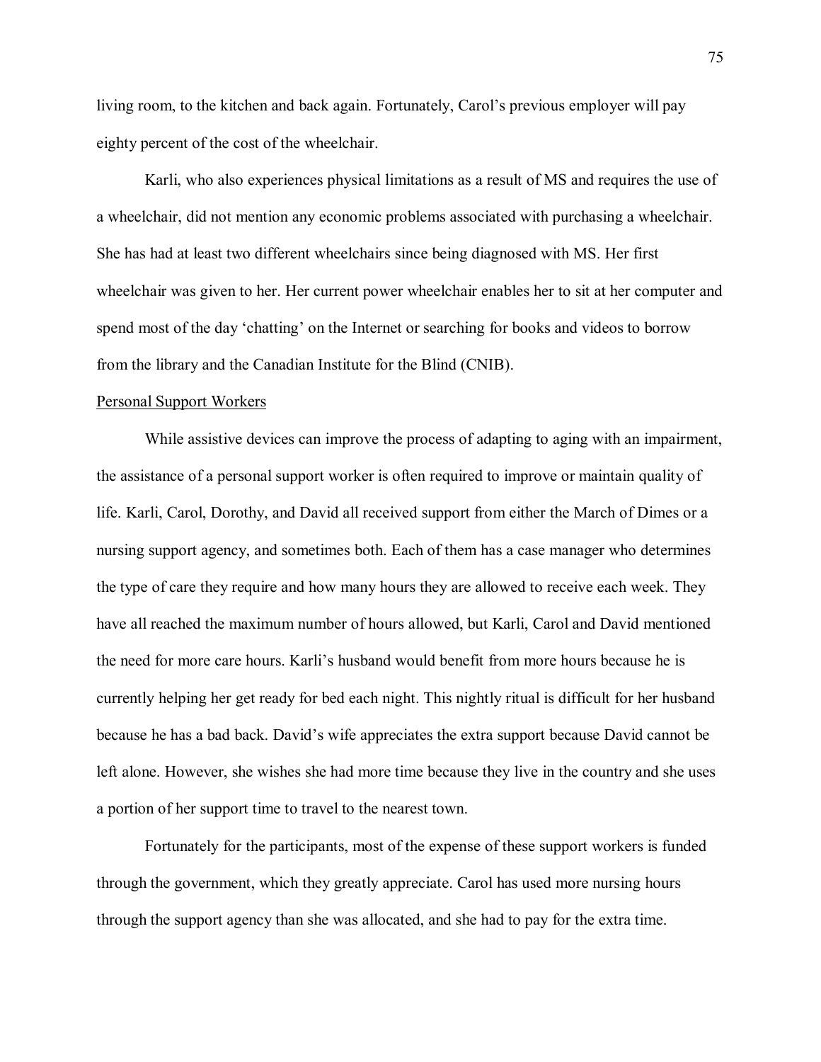living room, to the kitchen and back again. Fortunately, Carol's previous employer will pay eighty percent of the cost of the wheelchair.

Karli, who also experiences physical limitations as a result of MS and requires the use of a wheelchair, did not mention any economic problems associated with purchasing a wheelchair. She has had at least two different wheelchairs since being diagnosed with MS. Her first wheelchair was given to her. Her current power wheelchair enables her to sit at her computer and spend most of the day 'chatting' on the Internet or searching for books and videos to borrow from the library and the Canadian Institute for the Blind (CNIB).

### Personal Support Workers

While assistive devices can improve the process of adapting to aging with an impairment, the assistance of a personal support worker is often required to improve or maintain quality of life. Karli, Carol, Dorothy, and David all received support from either the March of Dimes or a nursing support agency, and sometimes both. Each of them has a case manager who determines the type of care they require and how many hours they are allowed to receive each week. They have all reached the maximum number of hours allowed, but Karli, Carol and David mentioned the need for more care hours. Karli's husband would benefit from more hours because he is currently helping her get ready for bed each night. This nightly ritual is difficult for her husband because he has a bad back. David's wife appreciates the extra support because David cannot be left alone. However, she wishes she had more time because they live in the country and she uses a portion of her support time to travel to the nearest town.

Fortunately for the participants, most of the expense of these support workers is funded through the government, which they greatly appreciate. Carol has used more nursing hours through the support agency than she was allocated, and she had to pay for the extra time.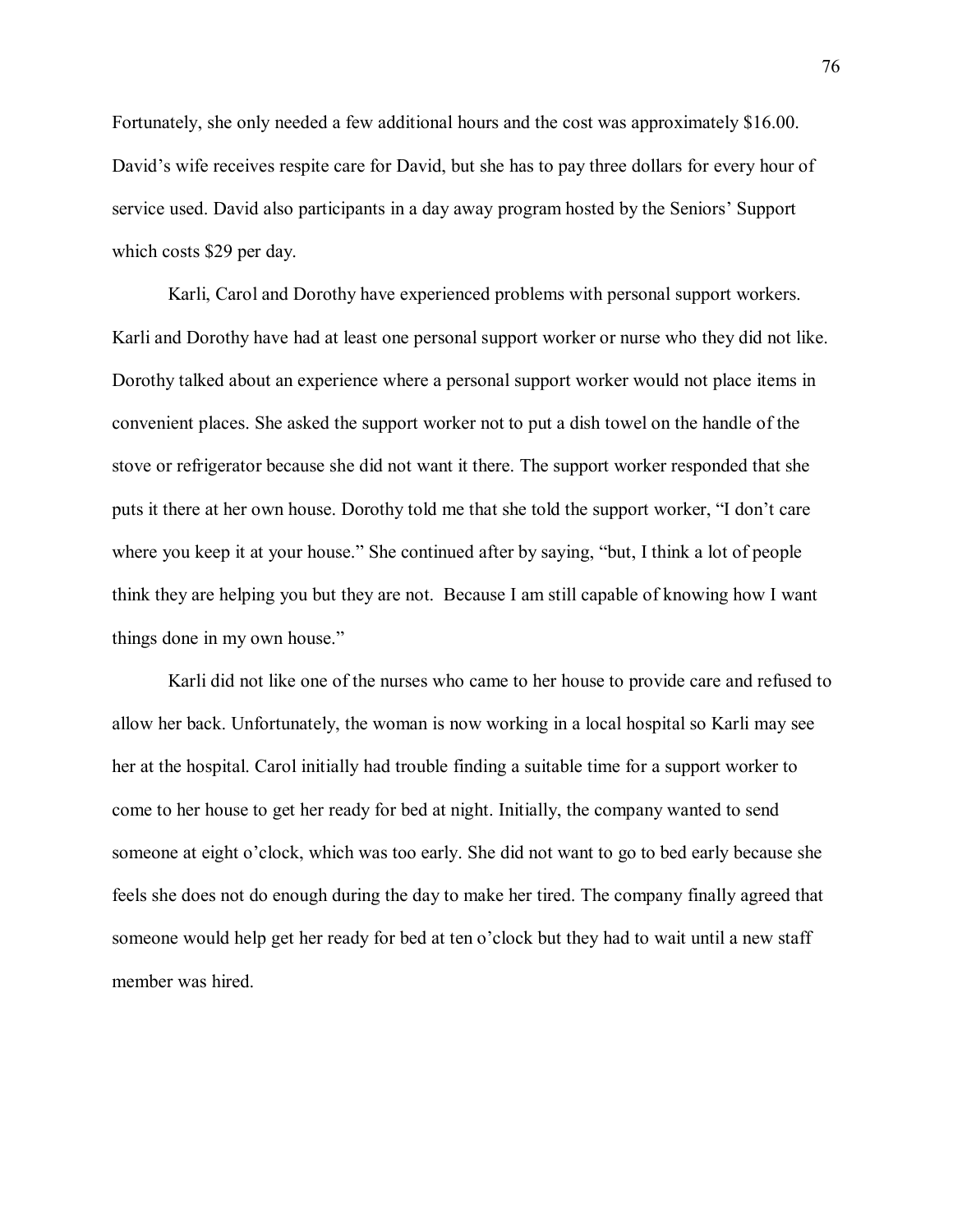Fortunately, she only needed a few additional hours and the cost was approximately $16.00. David's wife receives respite care for David, but she has to pay three dollars for every hour of service used. David also participants in a day away program hosted by the Seniors' Support which costs $29 per day.

Karli, Carol and Dorothy have experienced problems with personal support workers. Karli and Dorothy have had at least one personal support worker or nurse who they did not like. Dorothy talked about an experience where a personal support worker would not place items in convenient places. She asked the support worker not to put a dish towel on the handle of the stove or refrigerator because she did not want it there. The support worker responded that she puts it there at her own house. Dorothy told me that she told the support worker, "I don't care where you keep it at your house." She continued after by saying, "but, I think a lot of people think they are helping you but they are not. Because I am still capable of knowing how I want things done in my own house."

Karli did not like one of the nurses who came to her house to provide care and refused to allow her back. Unfortunately, the woman is now working in a local hospital so Karli may see her at the hospital. Carol initially had trouble finding a suitable time for a support worker to come to her house to get her ready for bed at night. Initially, the company wanted to send someone at eight o'clock, which was too early. She did not want to go to bed early because she feels she does not do enough during the day to make her tired. The company finally agreed that someone would help get her ready for bed at ten o'clock but they had to wait until a new staff member was hired.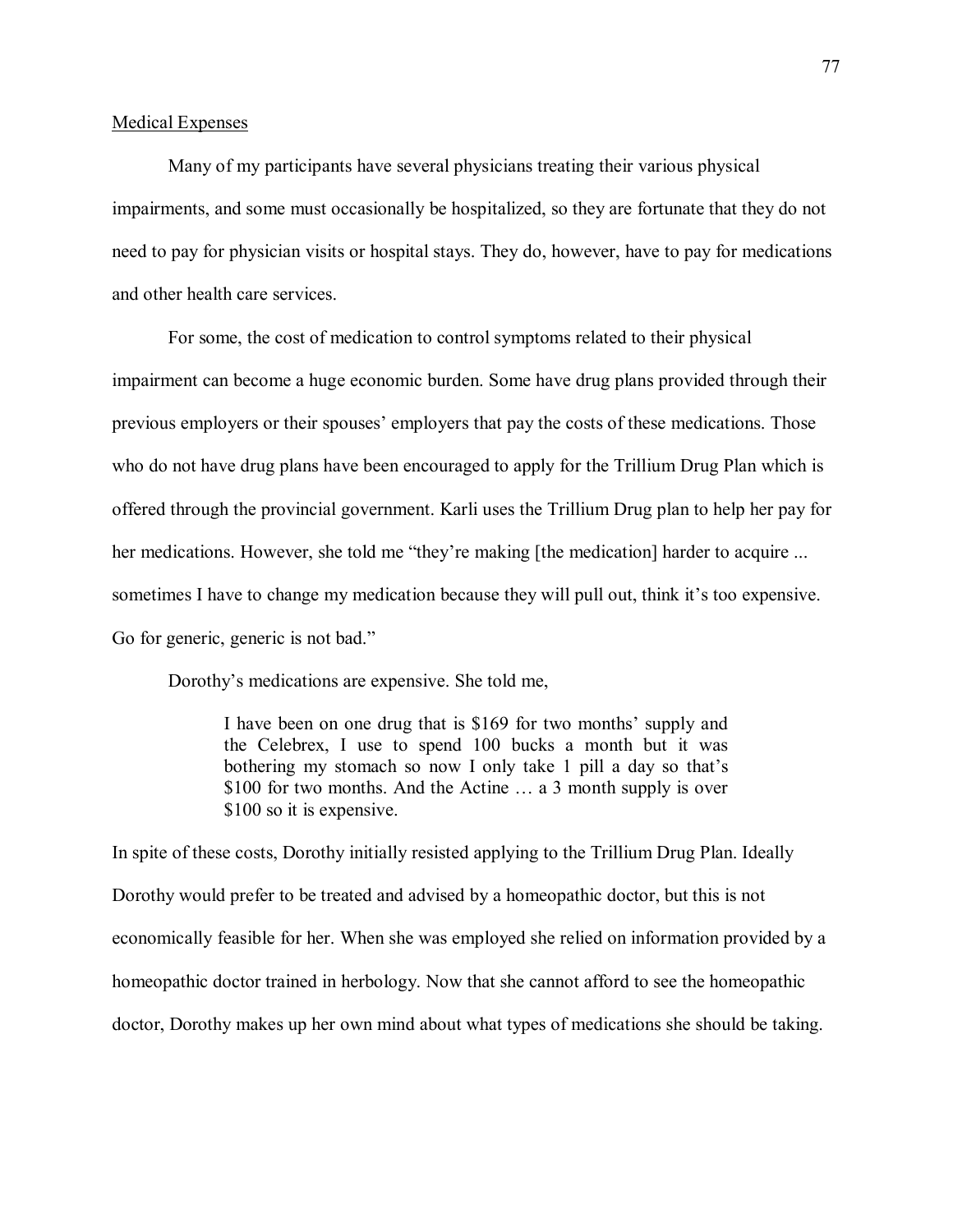<u>Medical Expenses</u>

Many of my participants have several physicians treating their various physical impairments, and some must occasionally be hospitalized, so they are fortunate that they do not need to pay for physician visits or hospital stays. They do, however, have to pay for medications and other health care services.

For some, the cost of medication to control symptoms related to their physical impairment can become a huge economic burden. Some have drug plans provided through their previous employers or their spouses' employers that pay the costs of these medications. Those who do not have drug plans have been encouraged to apply for the Trillium Drug Plan which is offered through the provincial government. Karli uses the Trillium Drug plan to help her pay for her medications. However, she told me "they're making [the medication] harder to acquire ... sometimes I have to change my medication because they will pull out, think it's too expensive. Go for generic, generic is not bad."

Dorothy's medications are expensive. She told me,

> I have been on one drug that is $169 for two months' supply and the Celebrex, I use to spend 100 bucks a month but it was bothering my stomach so now I only take 1 pill a day so that's $100 for two months. And the Actine … a 3 month supply is over $100 so it is expensive.

In spite of these costs, Dorothy initially resisted applying to the Trillium Drug Plan. Ideally Dorothy would prefer to be treated and advised by a homeopathic doctor, but this is not economically feasible for her. When she was employed she relied on information provided by a homeopathic doctor trained in herbology. Now that she cannot afford to see the homeopathic doctor, Dorothy makes up her own mind about what types of medications she should be taking.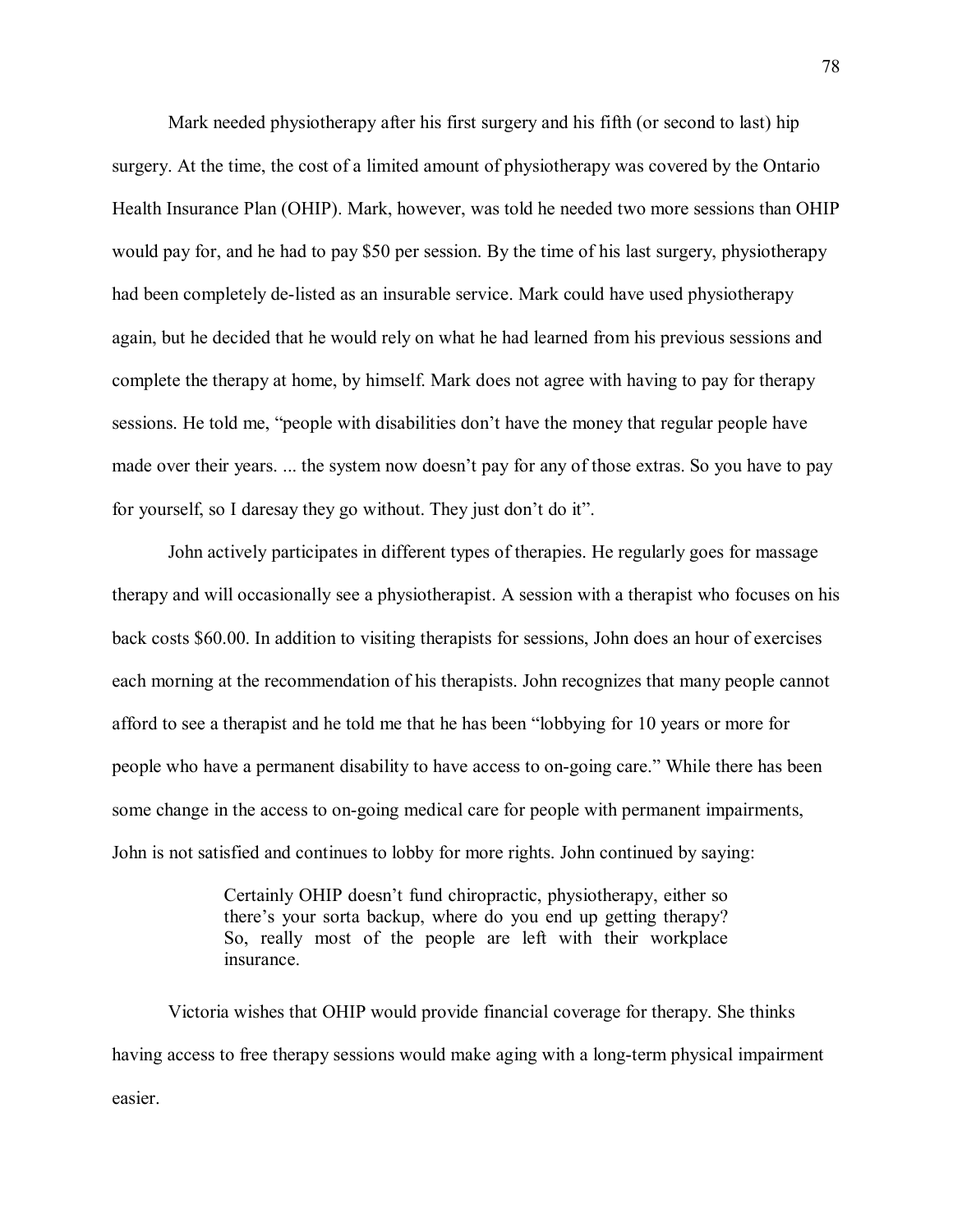Mark needed physiotherapy after his first surgery and his fifth (or second to last) hip surgery. At the time, the cost of a limited amount of physiotherapy was covered by the Ontario Health Insurance Plan (OHIP). Mark, however, was told he needed two more sessions than OHIP would pay for, and he had to pay $50 per session. By the time of his last surgery, physiotherapy had been completely de-listed as an insurable service. Mark could have used physiotherapy again, but he decided that he would rely on what he had learned from his previous sessions and complete the therapy at home, by himself. Mark does not agree with having to pay for therapy sessions. He told me, "people with disabilities don't have the money that regular people have made over their years. ... the system now doesn't pay for any of those extras. So you have to pay for yourself, so I daresay they go without. They just don't do it".

John actively participates in different types of therapies. He regularly goes for massage therapy and will occasionally see a physiotherapist. A session with a therapist who focuses on his back costs $60.00. In addition to visiting therapists for sessions, John does an hour of exercises each morning at the recommendation of his therapists. John recognizes that many people cannot afford to see a therapist and he told me that he has been "lobbying for 10 years or more for people who have a permanent disability to have access to on-going care." While there has been some change in the access to on-going medical care for people with permanent impairments, John is not satisfied and continues to lobby for more rights. John continued by saying:

> Certainly OHIP doesn't fund chiropractic, physiotherapy, either so there's your sorta backup, where do you end up getting therapy? So, really most of the people are left with their workplace insurance.

Victoria wishes that OHIP would provide financial coverage for therapy. She thinks having access to free therapy sessions would make aging with a long-term physical impairment easier.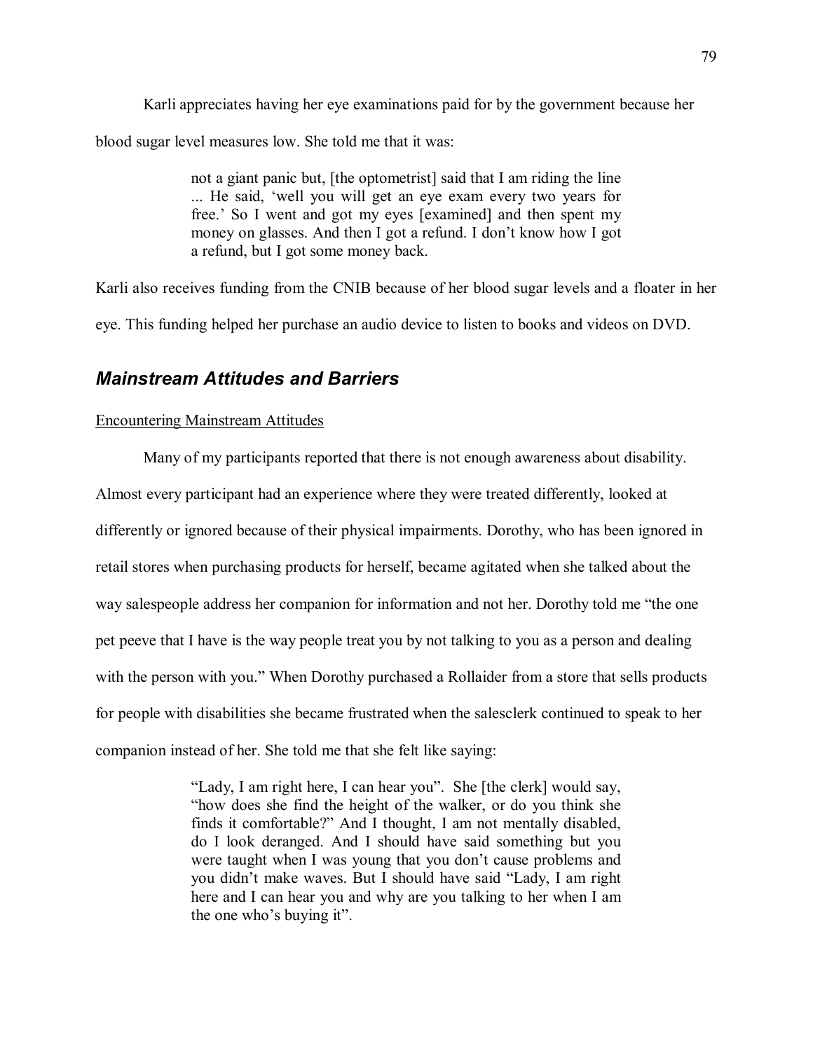Karli appreciates having her eye examinations paid for by the government because her blood sugar level measures low. She told me that it was:

> not a giant panic but, [the optometrist] said that I am riding the line ... He said, 'well you will get an eye exam every two years for free.' So I went and got my eyes [examined] and then spent my money on glasses. And then I got a refund. I don't know how I got a refund, but I got some money back.

Karli also receives funding from the CNIB because of her blood sugar levels and a floater in her eye. This funding helped her purchase an audio device to listen to books and videos on DVD.

## *Mainstream Attitudes and Barriers*

### Encountering Mainstream Attitudes

Many of my participants reported that there is not enough awareness about disability. Almost every participant had an experience where they were treated differently, looked at differently or ignored because of their physical impairments. Dorothy, who has been ignored in retail stores when purchasing products for herself, became agitated when she talked about the way salespeople address her companion for information and not her. Dorothy told me "the one pet peeve that I have is the way people treat you by not talking to you as a person and dealing with the person with you." When Dorothy purchased a Rollaider from a store that sells products for people with disabilities she became frustrated when the salesclerk continued to speak to her companion instead of her. She told me that she felt like saying:

> "Lady, I am right here, I can hear you". She [the clerk] would say, "how does she find the height of the walker, or do you think she finds it comfortable?" And I thought, I am not mentally disabled, do I look deranged. And I should have said something but you were taught when I was young that you don't cause problems and you didn't make waves. But I should have said "Lady, I am right here and I can hear you and why are you talking to her when I am the one who's buying it".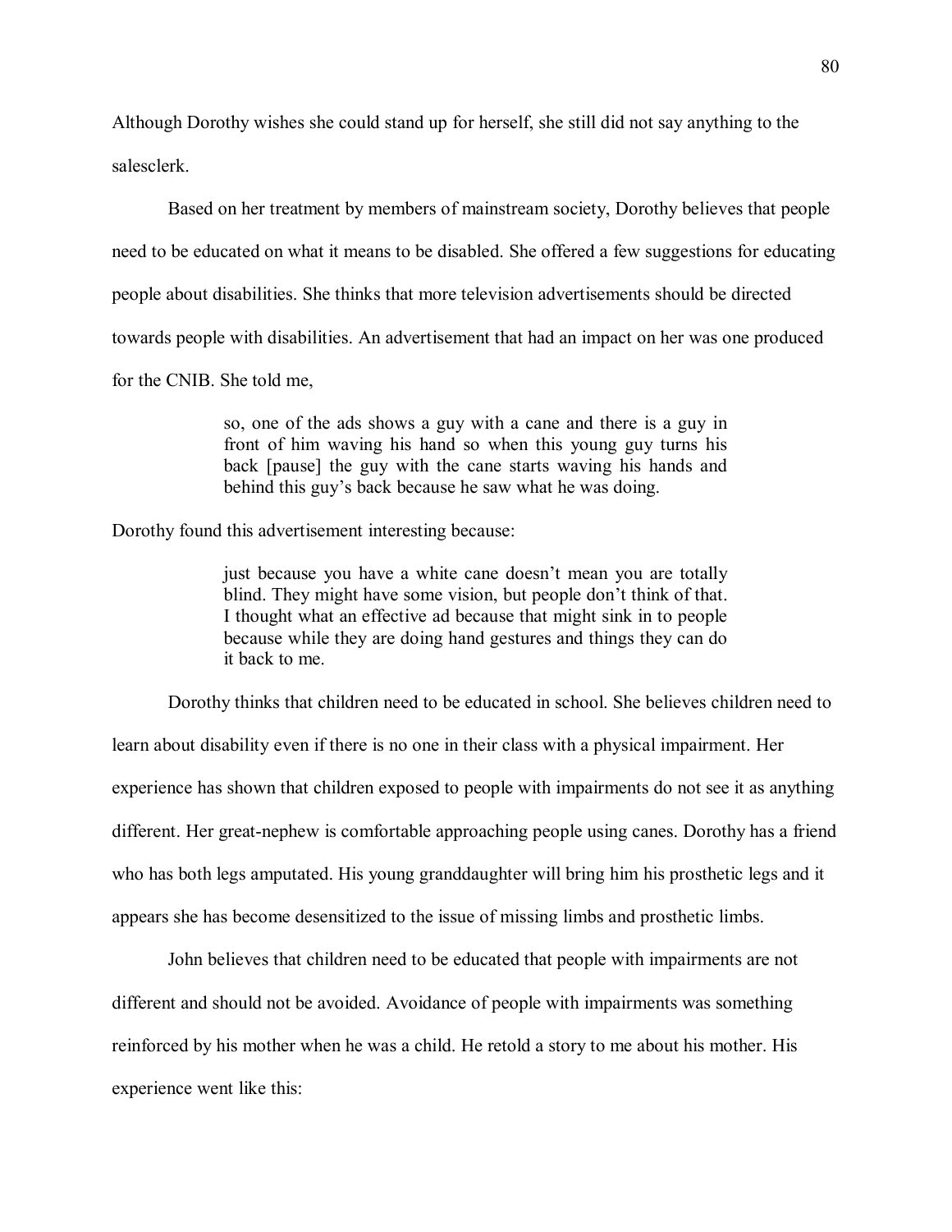Although Dorothy wishes she could stand up for herself, she still did not say anything to the salesclerk.

Based on her treatment by members of mainstream society, Dorothy believes that people need to be educated on what it means to be disabled. She offered a few suggestions for educating people about disabilities. She thinks that more television advertisements should be directed towards people with disabilities. An advertisement that had an impact on her was one produced for the CNIB. She told me,

> so, one of the ads shows a guy with a cane and there is a guy in front of him waving his hand so when this young guy turns his back [pause] the guy with the cane starts waving his hands and behind this guy's back because he saw what he was doing.

Dorothy found this advertisement interesting because:

> just because you have a white cane doesn't mean you are totally blind. They might have some vision, but people don't think of that. I thought what an effective ad because that might sink in to people because while they are doing hand gestures and things they can do it back to me.

Dorothy thinks that children need to be educated in school. She believes children need to learn about disability even if there is no one in their class with a physical impairment. Her experience has shown that children exposed to people with impairments do not see it as anything different. Her great-nephew is comfortable approaching people using canes. Dorothy has a friend who has both legs amputated. His young granddaughter will bring him his prosthetic legs and it appears she has become desensitized to the issue of missing limbs and prosthetic limbs.

John believes that children need to be educated that people with impairments are not different and should not be avoided. Avoidance of people with impairments was something reinforced by his mother when he was a child. He retold a story to me about his mother. His experience went like this: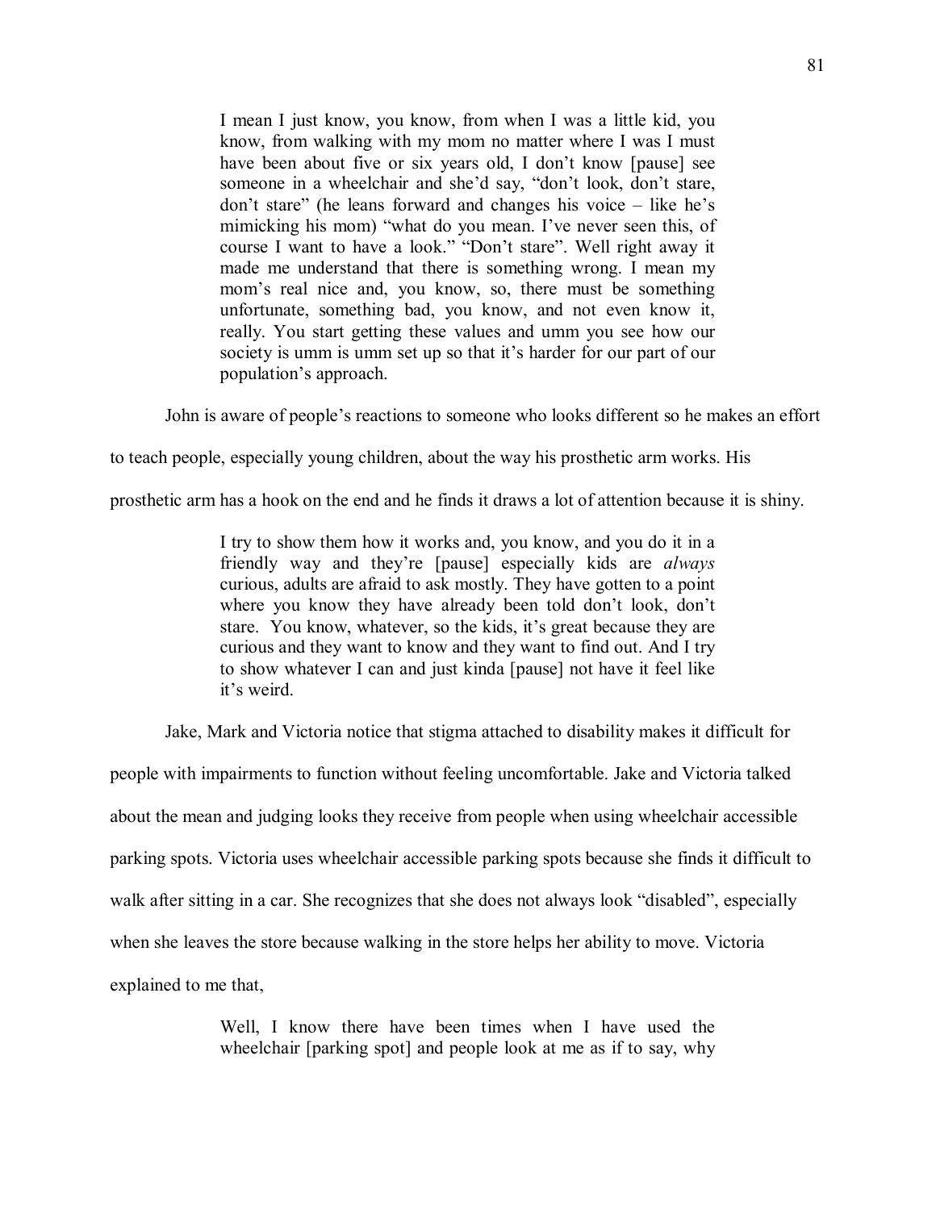> I mean I just know, you know, from when I was a little kid, you know, from walking with my mom no matter where I was I must have been about five or six years old, I don't know [pause] see someone in a wheelchair and she'd say, "don't look, don't stare, don't stare" (he leans forward and changes his voice – like he's mimicking his mom) "what do you mean. I've never seen this, of course I want to have a look." "Don't stare". Well right away it made me understand that there is something wrong. I mean my mom's real nice and, you know, so, there must be something unfortunate, something bad, you know, and not even know it, really. You start getting these values and umm you see how our society is umm is umm set up so that it's harder for our part of our population's approach.

John is aware of people's reactions to someone who looks different so he makes an effort to teach people, especially young children, about the way his prosthetic arm works. His prosthetic arm has a hook on the end and he finds it draws a lot of attention because it is shiny.

> I try to show them how it works and, you know, and you do it in a friendly way and they're [pause] especially kids are *always* curious, adults are afraid to ask mostly. They have gotten to a point where you know they have already been told don't look, don't stare. You know, whatever, so the kids, it's great because they are curious and they want to know and they want to find out. And I try to show whatever I can and just kinda [pause] not have it feel like it's weird.

Jake, Mark and Victoria notice that stigma attached to disability makes it difficult for people with impairments to function without feeling uncomfortable. Jake and Victoria talked about the mean and judging looks they receive from people when using wheelchair accessible parking spots. Victoria uses wheelchair accessible parking spots because she finds it difficult to walk after sitting in a car. She recognizes that she does not always look "disabled", especially when she leaves the store because walking in the store helps her ability to move. Victoria explained to me that,

> Well, I know there have been times when I have used the wheelchair [parking spot] and people look at me as if to say, why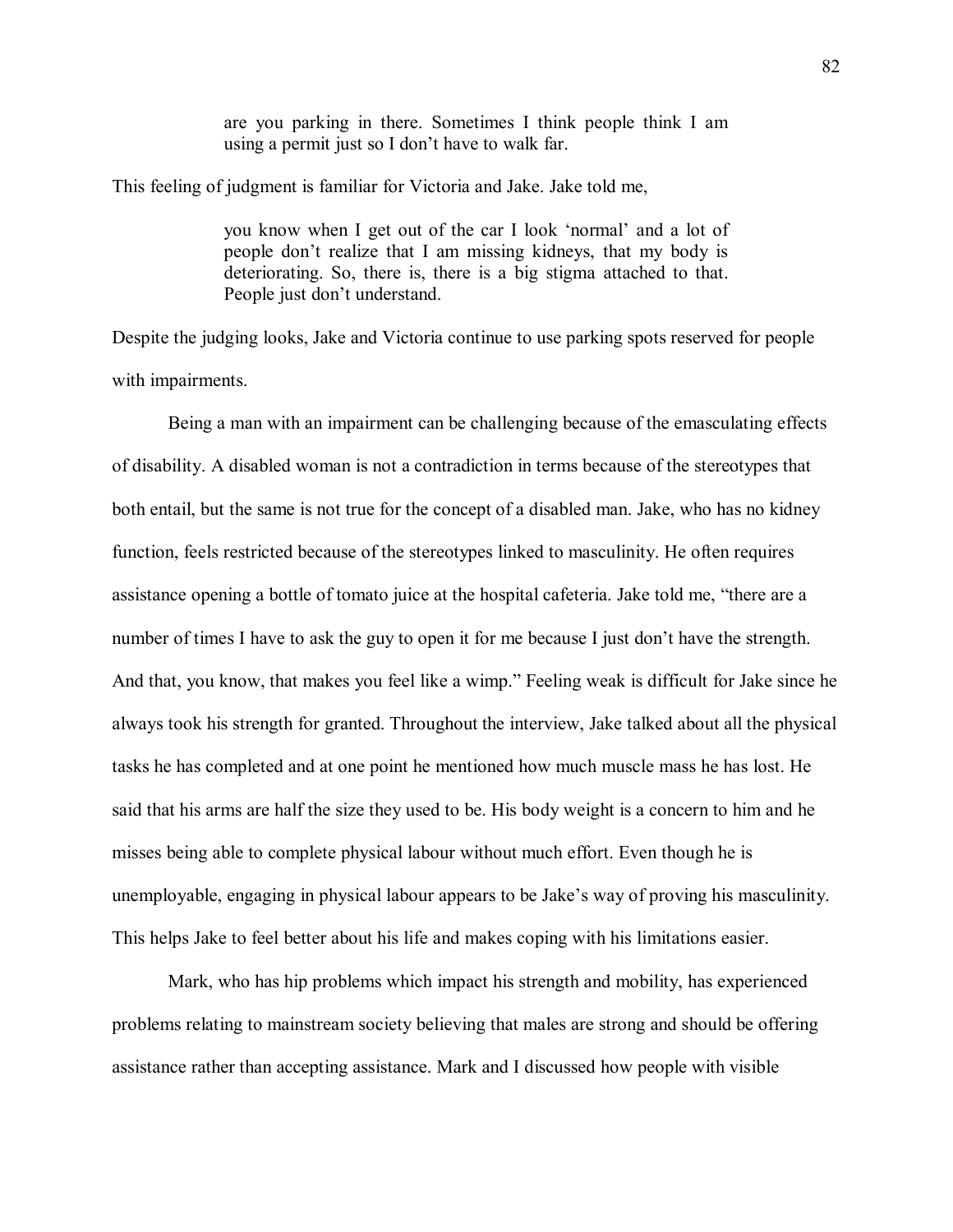> are you parking in there. Sometimes I think people think I am using a permit just so I don't have to walk far.

This feeling of judgment is familiar for Victoria and Jake. Jake told me,

> you know when I get out of the car I look 'normal' and a lot of people don't realize that I am missing kidneys, that my body is deteriorating. So, there is, there is a big stigma attached to that. People just don't understand.

Despite the judging looks, Jake and Victoria continue to use parking spots reserved for people with impairments.

Being a man with an impairment can be challenging because of the emasculating effects of disability. A disabled woman is not a contradiction in terms because of the stereotypes that both entail, but the same is not true for the concept of a disabled man. Jake, who has no kidney function, feels restricted because of the stereotypes linked to masculinity. He often requires assistance opening a bottle of tomato juice at the hospital cafeteria. Jake told me, "there are a number of times I have to ask the guy to open it for me because I just don't have the strength. And that, you know, that makes you feel like a wimp." Feeling weak is difficult for Jake since he always took his strength for granted. Throughout the interview, Jake talked about all the physical tasks he has completed and at one point he mentioned how much muscle mass he has lost. He said that his arms are half the size they used to be. His body weight is a concern to him and he misses being able to complete physical labour without much effort. Even though he is unemployable, engaging in physical labour appears to be Jake's way of proving his masculinity. This helps Jake to feel better about his life and makes coping with his limitations easier.

Mark, who has hip problems which impact his strength and mobility, has experienced problems relating to mainstream society believing that males are strong and should be offering assistance rather than accepting assistance. Mark and I discussed how people with visible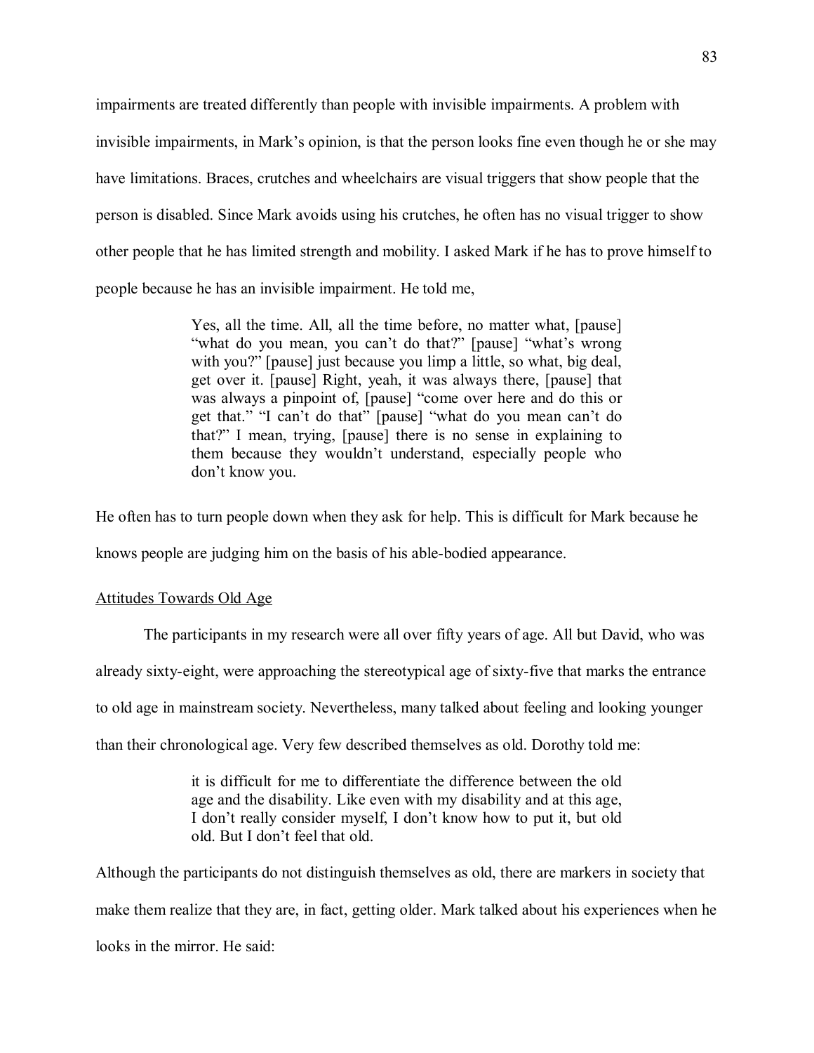impairments are treated differently than people with invisible impairments. A problem with invisible impairments, in Mark's opinion, is that the person looks fine even though he or she may have limitations. Braces, crutches and wheelchairs are visual triggers that show people that the person is disabled. Since Mark avoids using his crutches, he often has no visual trigger to show other people that he has limited strength and mobility. I asked Mark if he has to prove himself to people because he has an invisible impairment. He told me,

> Yes, all the time. All, all the time before, no matter what, [pause] "what do you mean, you can't do that?" [pause] "what's wrong with you?" [pause] just because you limp a little, so what, big deal, get over it. [pause] Right, yeah, it was always there, [pause] that was always a pinpoint of, [pause] "come over here and do this or get that." "I can't do that" [pause] "what do you mean can't do that?" I mean, trying, [pause] there is no sense in explaining to them because they wouldn't understand, especially people who don't know you.

He often has to turn people down when they ask for help. This is difficult for Mark because he knows people are judging him on the basis of his able-bodied appearance.

<u>Attitudes Towards Old Age</u>

The participants in my research were all over fifty years of age. All but David, who was already sixty-eight, were approaching the stereotypical age of sixty-five that marks the entrance to old age in mainstream society. Nevertheless, many talked about feeling and looking younger than their chronological age. Very few described themselves as old. Dorothy told me:

> it is difficult for me to differentiate the difference between the old age and the disability. Like even with my disability and at this age, I don't really consider myself, I don't know how to put it, but old old. But I don't feel that old.

Although the participants do not distinguish themselves as old, there are markers in society that make them realize that they are, in fact, getting older. Mark talked about his experiences when he looks in the mirror. He said: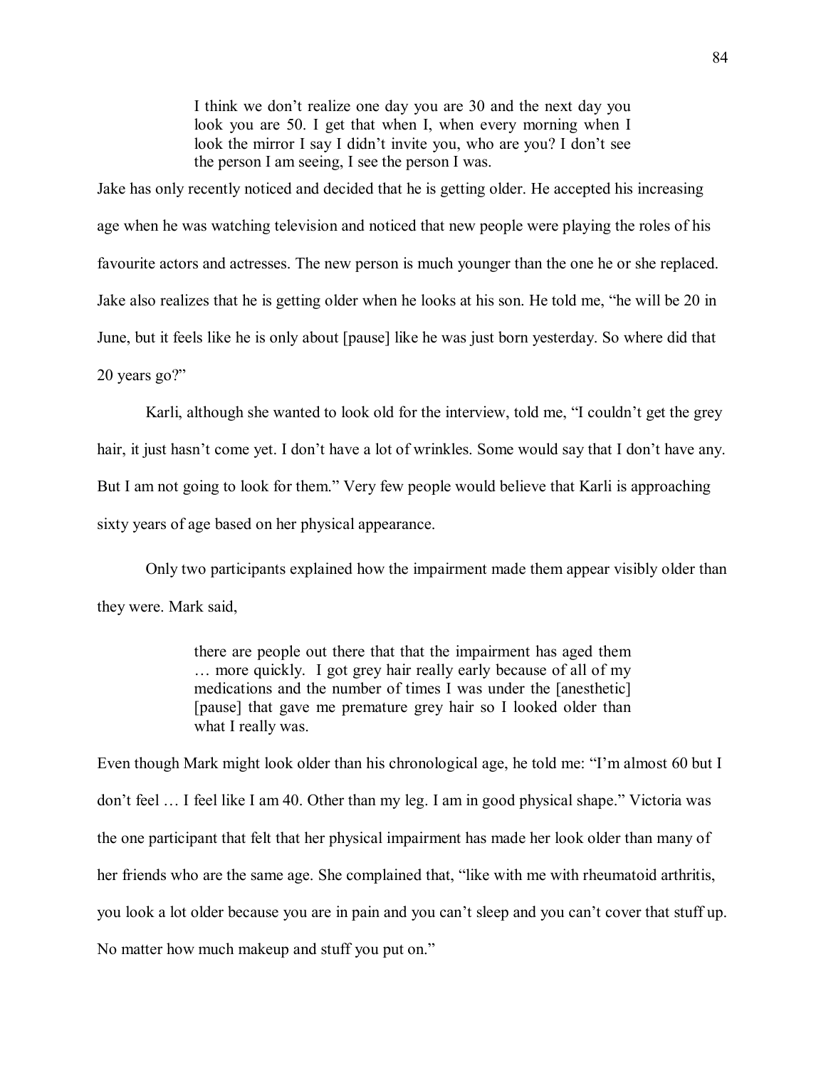> I think we don't realize one day you are 30 and the next day you look you are 50. I get that when I, when every morning when I look the mirror I say I didn't invite you, who are you? I don't see the person I am seeing, I see the person I was.

Jake has only recently noticed and decided that he is getting older. He accepted his increasing age when he was watching television and noticed that new people were playing the roles of his favourite actors and actresses. The new person is much younger than the one he or she replaced. Jake also realizes that he is getting older when he looks at his son. He told me, "he will be 20 in June, but it feels like he is only about [pause] like he was just born yesterday. So where did that 20 years go?"

Karli, although she wanted to look old for the interview, told me, "I couldn't get the grey hair, it just hasn't come yet. I don't have a lot of wrinkles. Some would say that I don't have any. But I am not going to look for them." Very few people would believe that Karli is approaching sixty years of age based on her physical appearance.

Only two participants explained how the impairment made them appear visibly older than they were. Mark said,

> there are people out there that that the impairment has aged them … more quickly. I got grey hair really early because of all of my medications and the number of times I was under the [anesthetic] [pause] that gave me premature grey hair so I looked older than what I really was.

Even though Mark might look older than his chronological age, he told me: "I'm almost 60 but I don't feel … I feel like I am 40. Other than my leg. I am in good physical shape." Victoria was the one participant that felt that her physical impairment has made her look older than many of her friends who are the same age. She complained that, "like with me with rheumatoid arthritis, you look a lot older because you are in pain and you can't sleep and you can't cover that stuff up. No matter how much makeup and stuff you put on."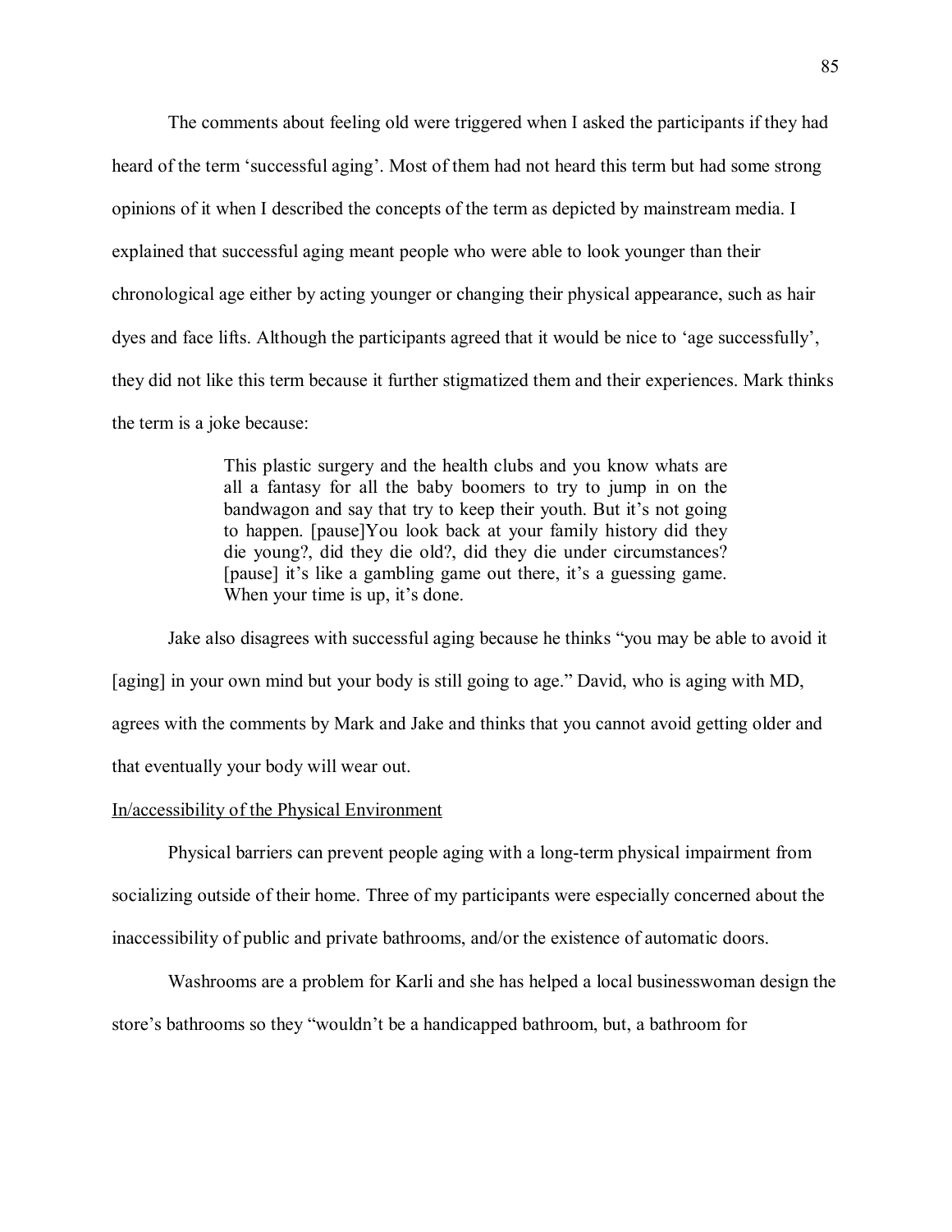The comments about feeling old were triggered when I asked the participants if they had heard of the term 'successful aging'. Most of them had not heard this term but had some strong opinions of it when I described the concepts of the term as depicted by mainstream media. I explained that successful aging meant people who were able to look younger than their chronological age either by acting younger or changing their physical appearance, such as hair dyes and face lifts. Although the participants agreed that it would be nice to 'age successfully', they did not like this term because it further stigmatized them and their experiences. Mark thinks the term is a joke because:

> This plastic surgery and the health clubs and you know whats are all a fantasy for all the baby boomers to try to jump in on the bandwagon and say that try to keep their youth. But it's not going to happen. [pause]You look back at your family history did they die young?, did they die old?, did they die under circumstances? [pause] it's like a gambling game out there, it's a guessing game. When your time is up, it's done.

Jake also disagrees with successful aging because he thinks "you may be able to avoid it [aging] in your own mind but your body is still going to age." David, who is aging with MD, agrees with the comments by Mark and Jake and thinks that you cannot avoid getting older and that eventually your body will wear out.

<u>In/accessibility of the Physical Environment</u>

Physical barriers can prevent people aging with a long-term physical impairment from socializing outside of their home. Three of my participants were especially concerned about the inaccessibility of public and private bathrooms, and/or the existence of automatic doors.

Washrooms are a problem for Karli and she has helped a local businesswoman design the store's bathrooms so they "wouldn't be a handicapped bathroom, but, a bathroom for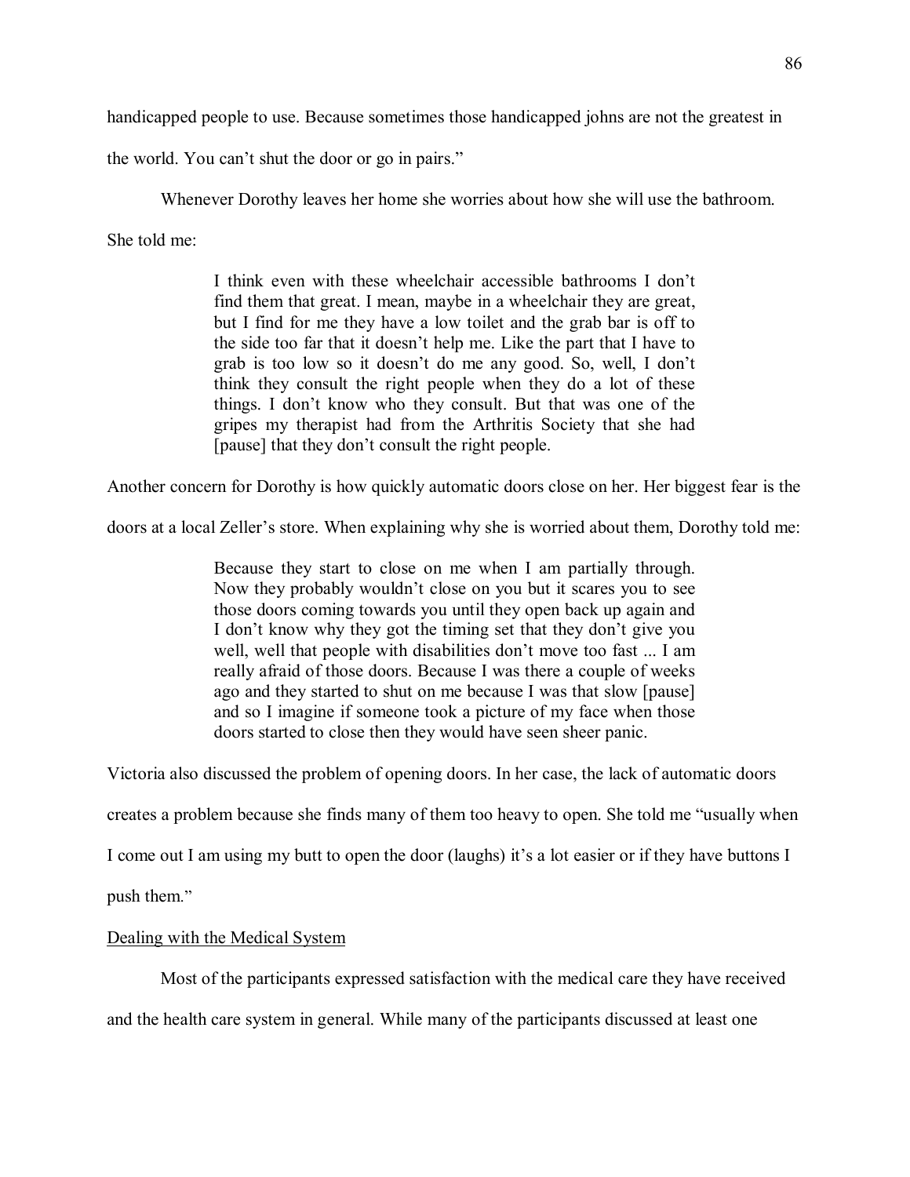handicapped people to use. Because sometimes those handicapped johns are not the greatest in the world. You can't shut the door or go in pairs."

Whenever Dorothy leaves her home she worries about how she will use the bathroom. She told me:

> I think even with these wheelchair accessible bathrooms I don't find them that great. I mean, maybe in a wheelchair they are great, but I find for me they have a low toilet and the grab bar is off to the side too far that it doesn't help me. Like the part that I have to grab is too low so it doesn't do me any good. So, well, I don't think they consult the right people when they do a lot of these things. I don't know who they consult. But that was one of the gripes my therapist had from the Arthritis Society that she had [pause] that they don't consult the right people.

Another concern for Dorothy is how quickly automatic doors close on her. Her biggest fear is the doors at a local Zeller's store. When explaining why she is worried about them, Dorothy told me:

> Because they start to close on me when I am partially through. Now they probably wouldn't close on you but it scares you to see those doors coming towards you until they open back up again and I don't know why they got the timing set that they don't give you well, well that people with disabilities don't move too fast ... I am really afraid of those doors. Because I was there a couple of weeks ago and they started to shut on me because I was that slow [pause] and so I imagine if someone took a picture of my face when those doors started to close then they would have seen sheer panic.

Victoria also discussed the problem of opening doors. In her case, the lack of automatic doors creates a problem because she finds many of them too heavy to open. She told me "usually when I come out I am using my butt to open the door (laughs) it's a lot easier or if they have buttons I push them."

<u>Dealing with the Medical System</u>

Most of the participants expressed satisfaction with the medical care they have received and the health care system in general. While many of the participants discussed at least one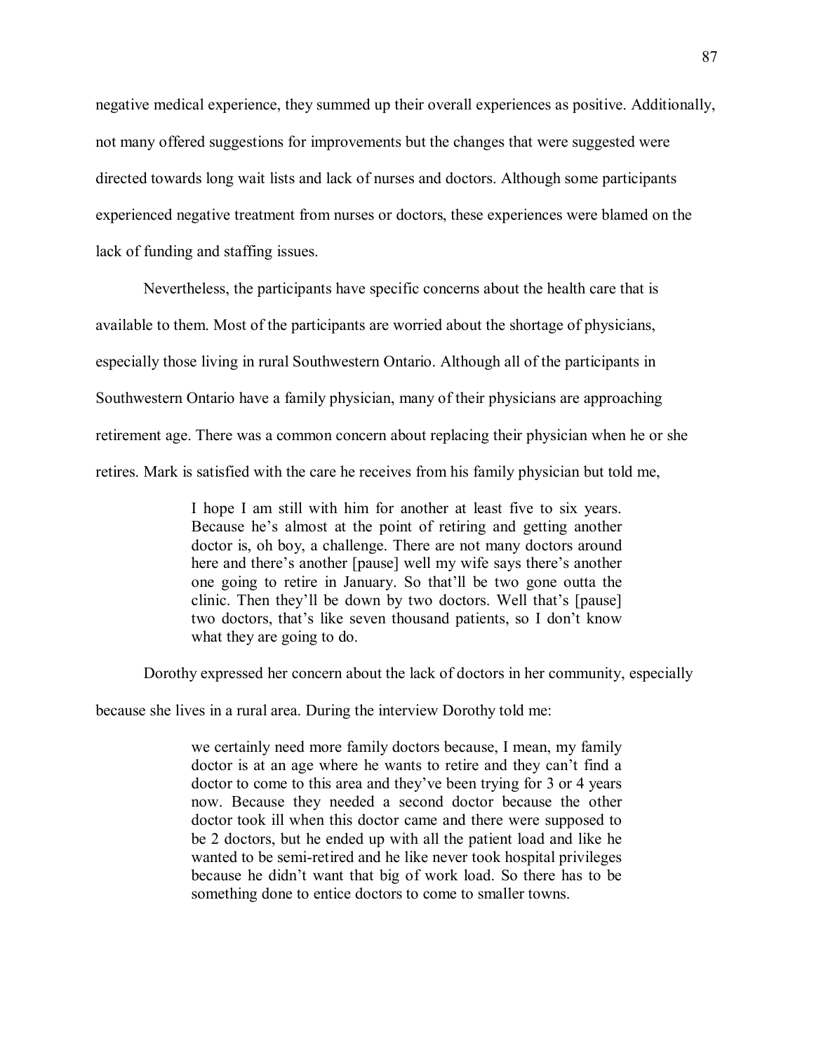negative medical experience, they summed up their overall experiences as positive. Additionally, not many offered suggestions for improvements but the changes that were suggested were directed towards long wait lists and lack of nurses and doctors. Although some participants experienced negative treatment from nurses or doctors, these experiences were blamed on the lack of funding and staffing issues.

Nevertheless, the participants have specific concerns about the health care that is available to them. Most of the participants are worried about the shortage of physicians, especially those living in rural Southwestern Ontario. Although all of the participants in Southwestern Ontario have a family physician, many of their physicians are approaching retirement age. There was a common concern about replacing their physician when he or she retires. Mark is satisfied with the care he receives from his family physician but told me,

> I hope I am still with him for another at least five to six years. Because he's almost at the point of retiring and getting another doctor is, oh boy, a challenge. There are not many doctors around here and there's another [pause] well my wife says there's another one going to retire in January. So that'll be two gone outta the clinic. Then they'll be down by two doctors. Well that's [pause] two doctors, that's like seven thousand patients, so I don't know what they are going to do.

Dorothy expressed her concern about the lack of doctors in her community, especially because she lives in a rural area. During the interview Dorothy told me:

> we certainly need more family doctors because, I mean, my family doctor is at an age where he wants to retire and they can't find a doctor to come to this area and they've been trying for 3 or 4 years now. Because they needed a second doctor because the other doctor took ill when this doctor came and there were supposed to be 2 doctors, but he ended up with all the patient load and like he wanted to be semi-retired and he like never took hospital privileges because he didn't want that big of work load. So there has to be something done to entice doctors to come to smaller towns.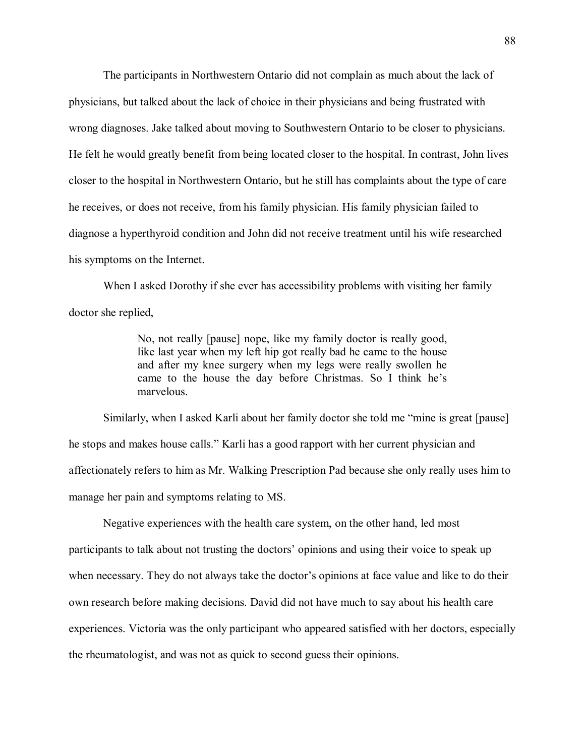The participants in Northwestern Ontario did not complain as much about the lack of physicians, but talked about the lack of choice in their physicians and being frustrated with wrong diagnoses. Jake talked about moving to Southwestern Ontario to be closer to physicians. He felt he would greatly benefit from being located closer to the hospital. In contrast, John lives closer to the hospital in Northwestern Ontario, but he still has complaints about the type of care he receives, or does not receive, from his family physician. His family physician failed to diagnose a hyperthyroid condition and John did not receive treatment until his wife researched his symptoms on the Internet.

When I asked Dorothy if she ever has accessibility problems with visiting her family doctor she replied,

> No, not really [pause] nope, like my family doctor is really good, like last year when my left hip got really bad he came to the house and after my knee surgery when my legs were really swollen he came to the house the day before Christmas. So I think he's marvelous.

Similarly, when I asked Karli about her family doctor she told me "mine is great [pause] he stops and makes house calls." Karli has a good rapport with her current physician and affectionately refers to him as Mr. Walking Prescription Pad because she only really uses him to manage her pain and symptoms relating to MS.

Negative experiences with the health care system, on the other hand, led most participants to talk about not trusting the doctors' opinions and using their voice to speak up when necessary. They do not always take the doctor's opinions at face value and like to do their own research before making decisions. David did not have much to say about his health care experiences. Victoria was the only participant who appeared satisfied with her doctors, especially the rheumatologist, and was not as quick to second guess their opinions.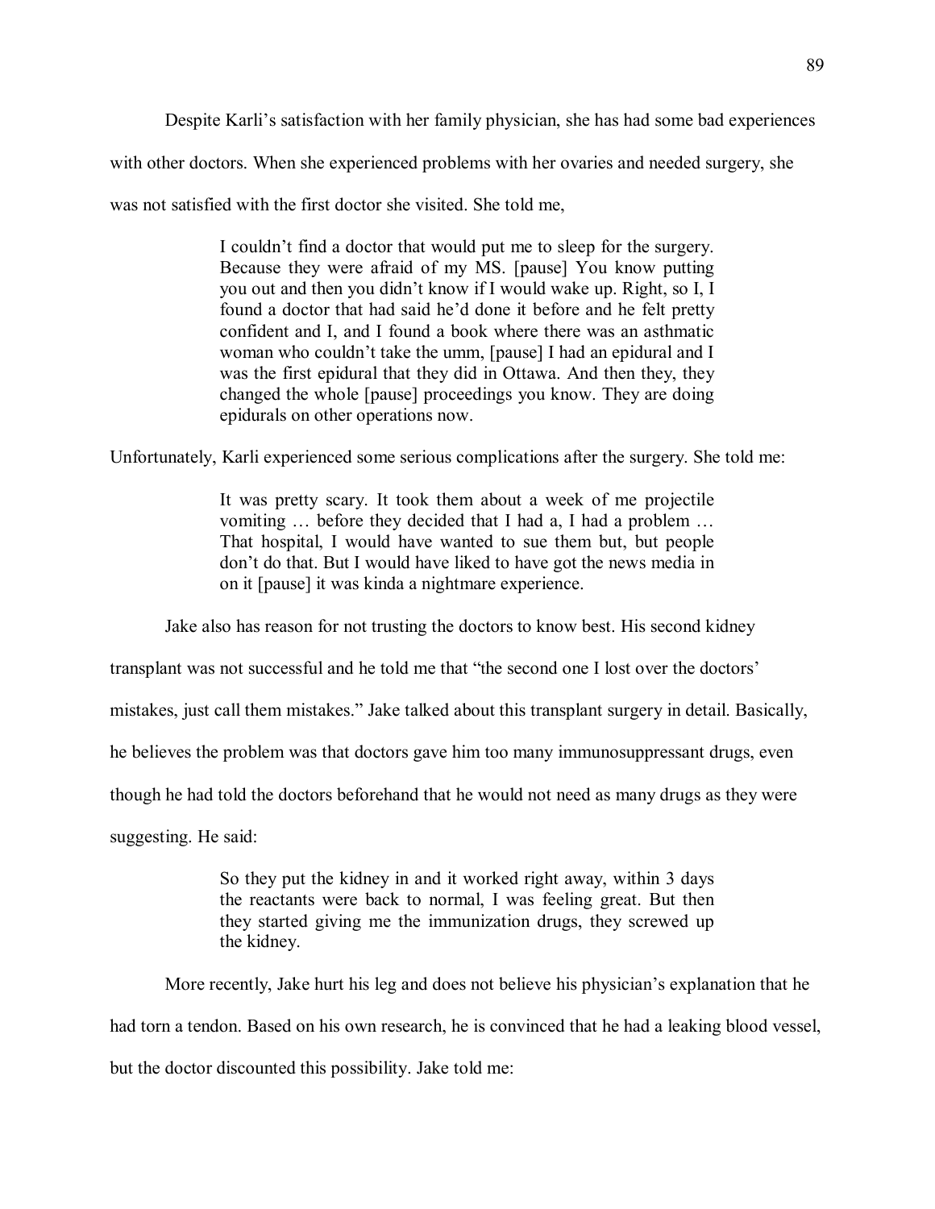Despite Karli's satisfaction with her family physician, she has had some bad experiences with other doctors. When she experienced problems with her ovaries and needed surgery, she was not satisfied with the first doctor she visited. She told me,

> I couldn't find a doctor that would put me to sleep for the surgery. Because they were afraid of my MS. [pause] You know putting you out and then you didn't know if I would wake up. Right, so I, I found a doctor that had said he'd done it before and he felt pretty confident and I, and I found a book where there was an asthmatic woman who couldn't take the umm, [pause] I had an epidural and I was the first epidural that they did in Ottawa. And then they, they changed the whole [pause] proceedings you know. They are doing epidurals on other operations now.

Unfortunately, Karli experienced some serious complications after the surgery. She told me:

> It was pretty scary. It took them about a week of me projectile vomiting … before they decided that I had a, I had a problem … That hospital, I would have wanted to sue them but, but people don't do that. But I would have liked to have got the news media in on it [pause] it was kinda a nightmare experience.

Jake also has reason for not trusting the doctors to know best. His second kidney transplant was not successful and he told me that "the second one I lost over the doctors' mistakes, just call them mistakes." Jake talked about this transplant surgery in detail. Basically, he believes the problem was that doctors gave him too many immunosuppressant drugs, even though he had told the doctors beforehand that he would not need as many drugs as they were suggesting. He said:

> So they put the kidney in and it worked right away, within 3 days the reactants were back to normal, I was feeling great. But then they started giving me the immunization drugs, they screwed up the kidney.

More recently, Jake hurt his leg and does not believe his physician's explanation that he had torn a tendon. Based on his own research, he is convinced that he had a leaking blood vessel, but the doctor discounted this possibility. Jake told me: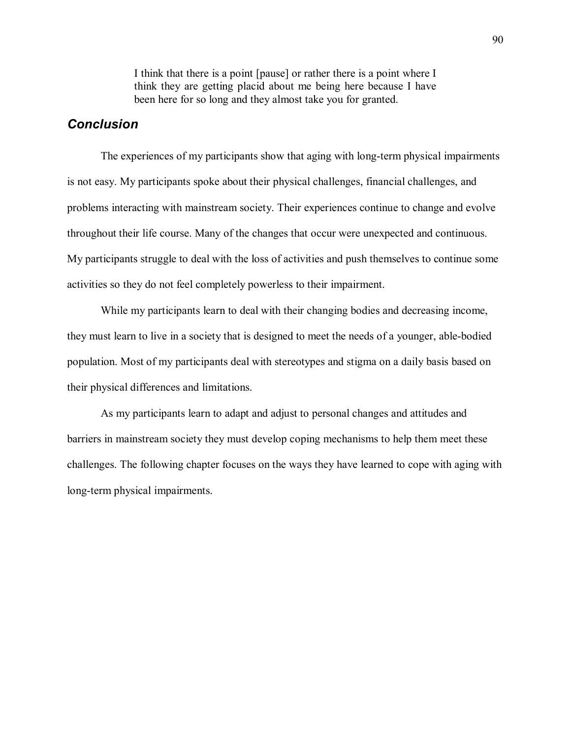> I think that there is a point [pause] or rather there is a point where I think they are getting placid about me being here because I have been here for so long and they almost take you for granted.

### *Conclusion*

The experiences of my participants show that aging with long-term physical impairments is not easy. My participants spoke about their physical challenges, financial challenges, and problems interacting with mainstream society. Their experiences continue to change and evolve throughout their life course. Many of the changes that occur were unexpected and continuous. My participants struggle to deal with the loss of activities and push themselves to continue some activities so they do not feel completely powerless to their impairment.

While my participants learn to deal with their changing bodies and decreasing income, they must learn to live in a society that is designed to meet the needs of a younger, able-bodied population. Most of my participants deal with stereotypes and stigma on a daily basis based on their physical differences and limitations.

As my participants learn to adapt and adjust to personal changes and attitudes and barriers in mainstream society they must develop coping mechanisms to help them meet these challenges. The following chapter focuses on the ways they have learned to cope with aging with long-term physical impairments.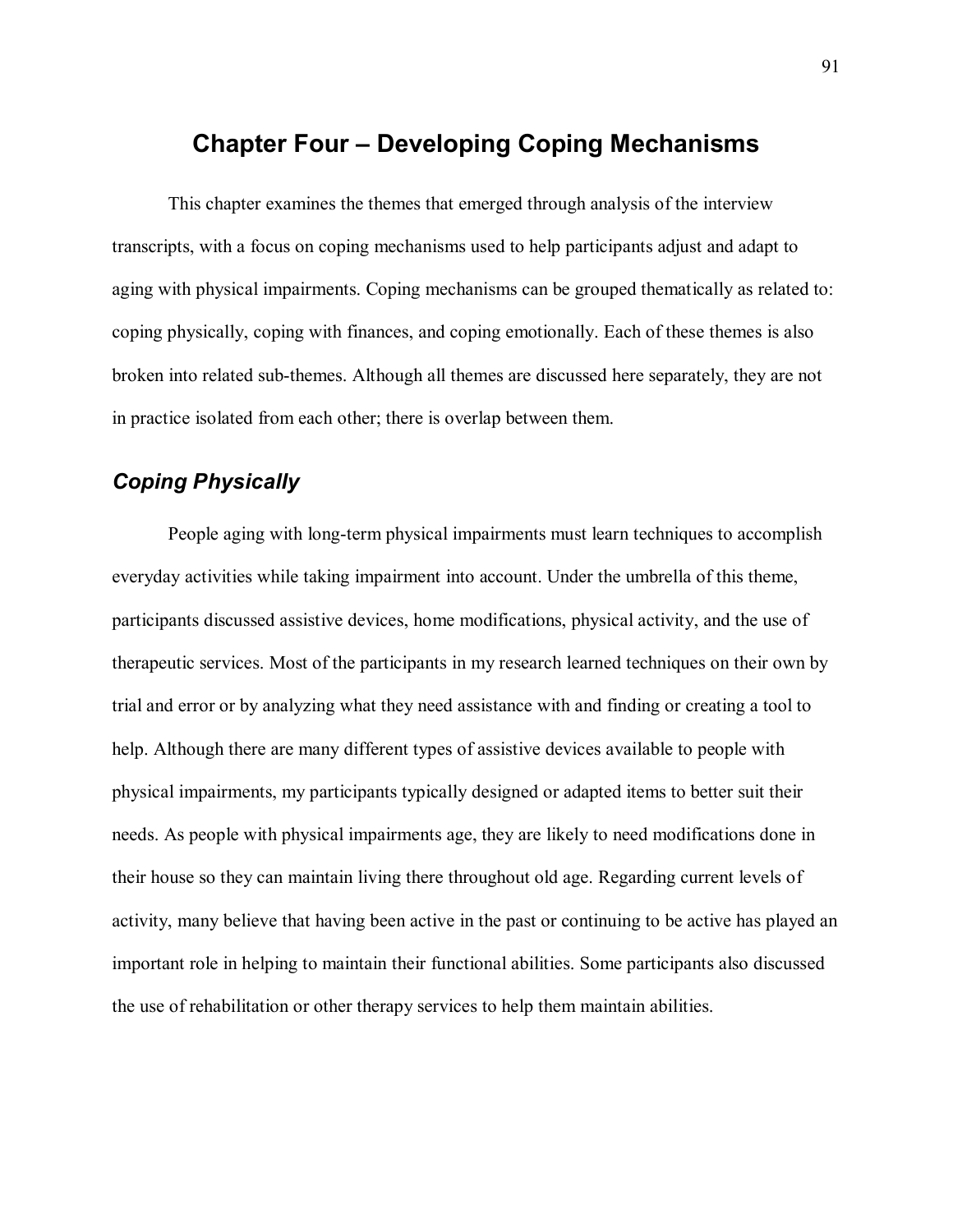# Chapter Four – Developing Coping Mechanisms

This chapter examines the themes that emerged through analysis of the interview transcripts, with a focus on coping mechanisms used to help participants adjust and adapt to aging with physical impairments. Coping mechanisms can be grouped thematically as related to: coping physically, coping with finances, and coping emotionally. Each of these themes is also broken into related sub-themes. Although all themes are discussed here separately, they are not in practice isolated from each other; there is overlap between them.

## *Coping Physically*

People aging with long-term physical impairments must learn techniques to accomplish everyday activities while taking impairment into account. Under the umbrella of this theme, participants discussed assistive devices, home modifications, physical activity, and the use of therapeutic services. Most of the participants in my research learned techniques on their own by trial and error or by analyzing what they need assistance with and finding or creating a tool to help. Although there are many different types of assistive devices available to people with physical impairments, my participants typically designed or adapted items to better suit their needs. As people with physical impairments age, they are likely to need modifications done in their house so they can maintain living there throughout old age. Regarding current levels of activity, many believe that having been active in the past or continuing to be active has played an important role in helping to maintain their functional abilities. Some participants also discussed the use of rehabilitation or other therapy services to help them maintain abilities.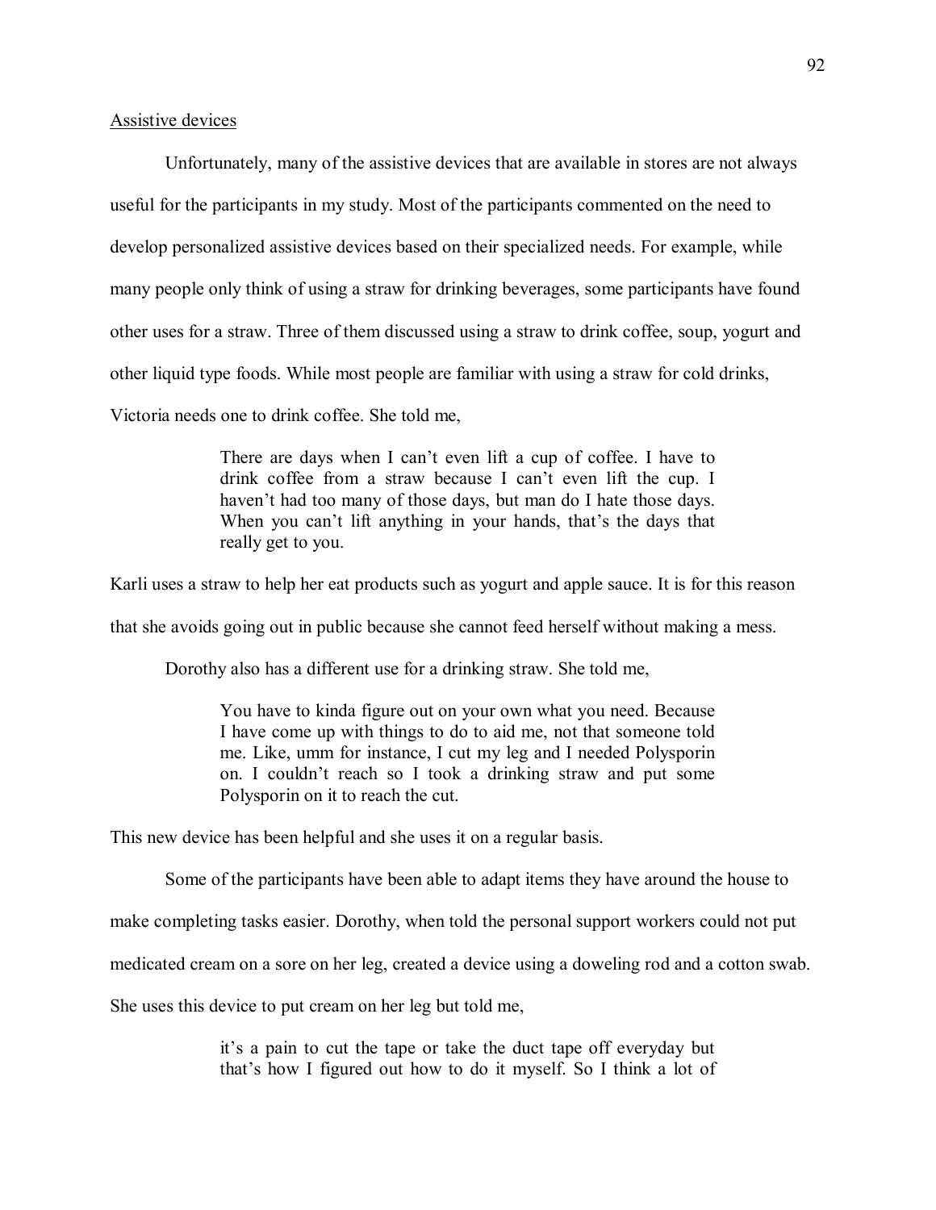Assistive devices

Unfortunately, many of the assistive devices that are available in stores are not always useful for the participants in my study. Most of the participants commented on the need to develop personalized assistive devices based on their specialized needs. For example, while many people only think of using a straw for drinking beverages, some participants have found other uses for a straw. Three of them discussed using a straw to drink coffee, soup, yogurt and other liquid type foods. While most people are familiar with using a straw for cold drinks, Victoria needs one to drink coffee. She told me,

> There are days when I can't even lift a cup of coffee. I have to drink coffee from a straw because I can't even lift the cup. I haven't had too many of those days, but man do I hate those days. When you can't lift anything in your hands, that's the days that really get to you.

Karli uses a straw to help her eat products such as yogurt and apple sauce. It is for this reason that she avoids going out in public because she cannot feed herself without making a mess.

Dorothy also has a different use for a drinking straw. She told me,

> You have to kinda figure out on your own what you need. Because I have come up with things to do to aid me, not that someone told me. Like, umm for instance, I cut my leg and I needed Polysporin on. I couldn't reach so I took a drinking straw and put some Polysporin on it to reach the cut.

This new device has been helpful and she uses it on a regular basis.

Some of the participants have been able to adapt items they have around the house to make completing tasks easier. Dorothy, when told the personal support workers could not put medicated cream on a sore on her leg, created a device using a doweling rod and a cotton swab. She uses this device to put cream on her leg but told me,

> it's a pain to cut the tape or take the duct tape off everyday but that's how I figured out how to do it myself. So I think a lot of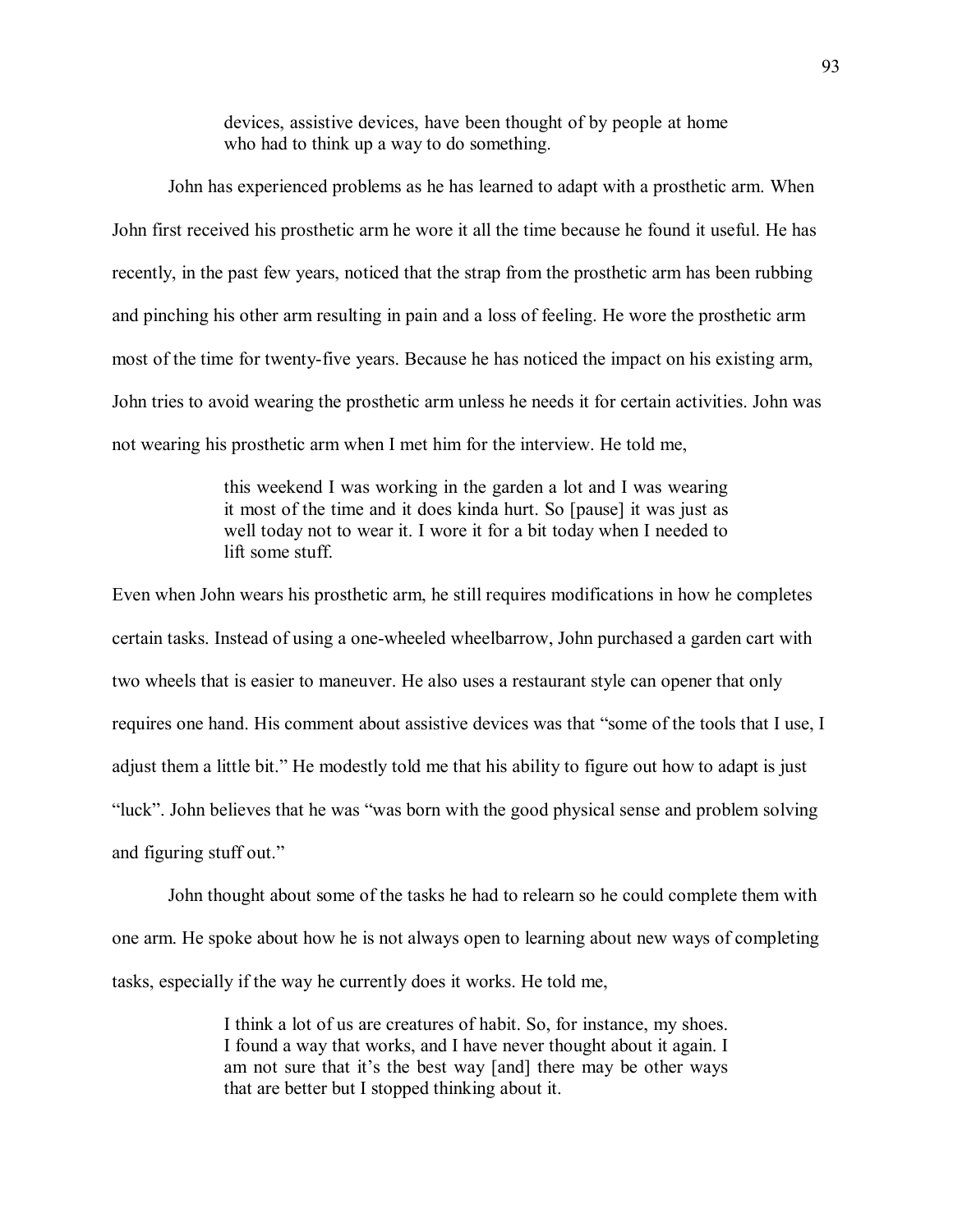> devices, assistive devices, have been thought of by people at home who had to think up a way to do something.

John has experienced problems as he has learned to adapt with a prosthetic arm. When John first received his prosthetic arm he wore it all the time because he found it useful. He has recently, in the past few years, noticed that the strap from the prosthetic arm has been rubbing and pinching his other arm resulting in pain and a loss of feeling. He wore the prosthetic arm most of the time for twenty-five years. Because he has noticed the impact on his existing arm, John tries to avoid wearing the prosthetic arm unless he needs it for certain activities. John was not wearing his prosthetic arm when I met him for the interview. He told me,

> this weekend I was working in the garden a lot and I was wearing it most of the time and it does kinda hurt. So [pause] it was just as well today not to wear it. I wore it for a bit today when I needed to lift some stuff.

Even when John wears his prosthetic arm, he still requires modifications in how he completes certain tasks. Instead of using a one-wheeled wheelbarrow, John purchased a garden cart with two wheels that is easier to maneuver. He also uses a restaurant style can opener that only requires one hand. His comment about assistive devices was that "some of the tools that I use, I adjust them a little bit." He modestly told me that his ability to figure out how to adapt is just "luck". John believes that he was "was born with the good physical sense and problem solving and figuring stuff out."

John thought about some of the tasks he had to relearn so he could complete them with one arm. He spoke about how he is not always open to learning about new ways of completing tasks, especially if the way he currently does it works. He told me,

> I think a lot of us are creatures of habit. So, for instance, my shoes. I found a way that works, and I have never thought about it again. I am not sure that it's the best way [and] there may be other ways that are better but I stopped thinking about it.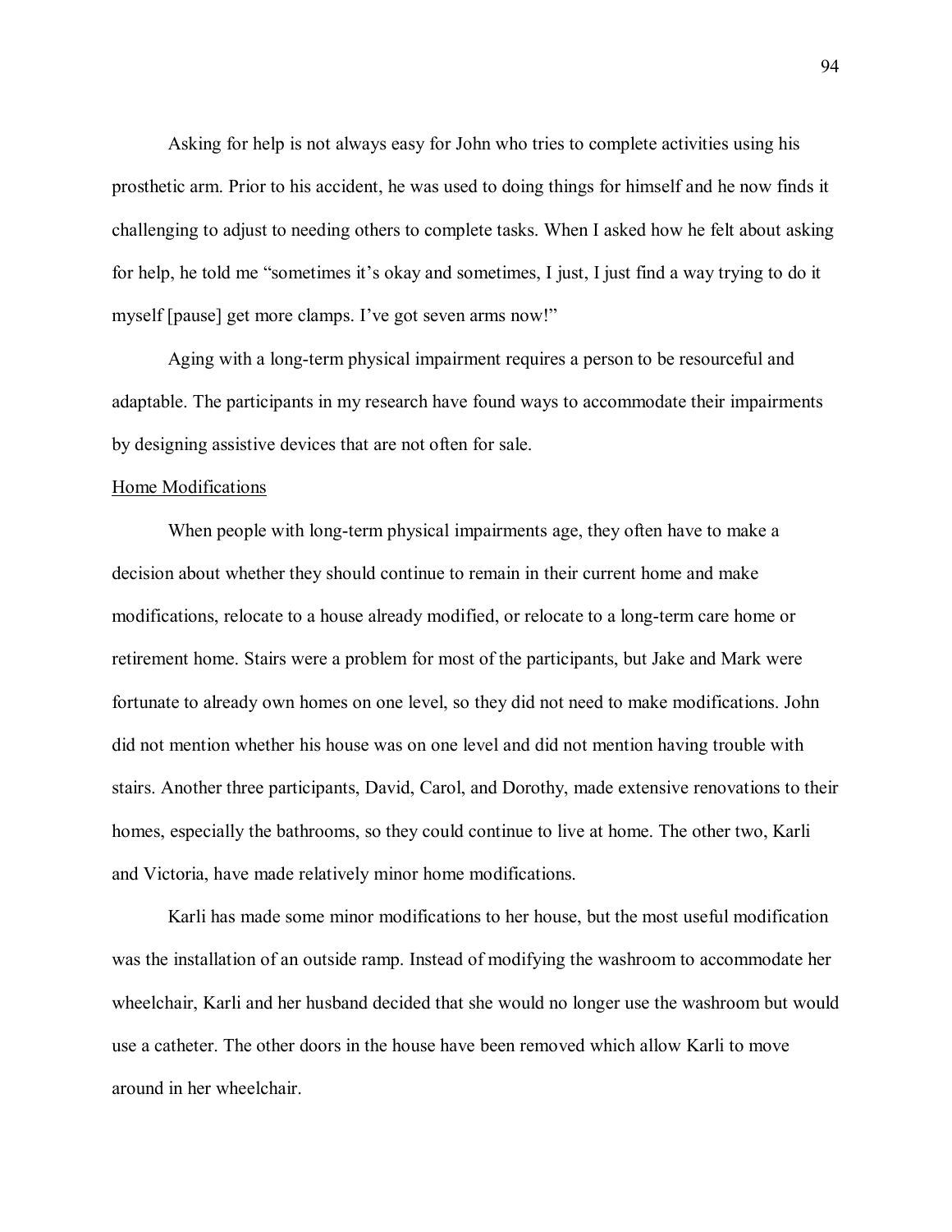Asking for help is not always easy for John who tries to complete activities using his prosthetic arm. Prior to his accident, he was used to doing things for himself and he now finds it challenging to adjust to needing others to complete tasks. When I asked how he felt about asking for help, he told me "sometimes it's okay and sometimes, I just, I just find a way trying to do it myself [pause] get more clamps. I've got seven arms now!"

Aging with a long-term physical impairment requires a person to be resourceful and adaptable. The participants in my research have found ways to accommodate their impairments by designing assistive devices that are not often for sale.

<u>Home Modifications</u>

When people with long-term physical impairments age, they often have to make a decision about whether they should continue to remain in their current home and make modifications, relocate to a house already modified, or relocate to a long-term care home or retirement home. Stairs were a problem for most of the participants, but Jake and Mark were fortunate to already own homes on one level, so they did not need to make modifications. John did not mention whether his house was on one level and did not mention having trouble with stairs. Another three participants, David, Carol, and Dorothy, made extensive renovations to their homes, especially the bathrooms, so they could continue to live at home. The other two, Karli and Victoria, have made relatively minor home modifications.

Karli has made some minor modifications to her house, but the most useful modification was the installation of an outside ramp. Instead of modifying the washroom to accommodate her wheelchair, Karli and her husband decided that she would no longer use the washroom but would use a catheter. The other doors in the house have been removed which allow Karli to move around in her wheelchair.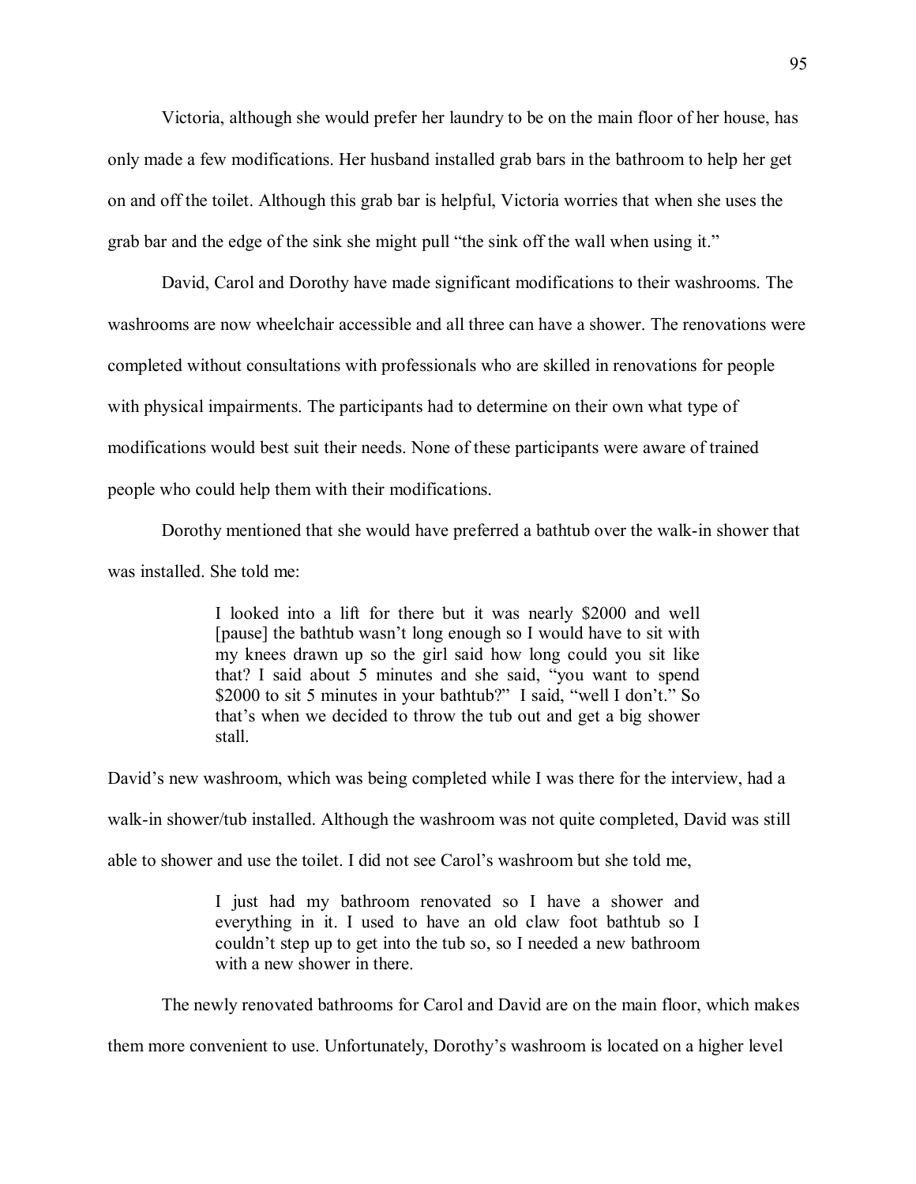Victoria, although she would prefer her laundry to be on the main floor of her house, has only made a few modifications. Her husband installed grab bars in the bathroom to help her get on and off the toilet. Although this grab bar is helpful, Victoria worries that when she uses the grab bar and the edge of the sink she might pull "the sink off the wall when using it."

David, Carol and Dorothy have made significant modifications to their washrooms. The washrooms are now wheelchair accessible and all three can have a shower. The renovations were completed without consultations with professionals who are skilled in renovations for people with physical impairments. The participants had to determine on their own what type of modifications would best suit their needs. None of these participants were aware of trained people who could help them with their modifications.

Dorothy mentioned that she would have preferred a bathtub over the walk-in shower that was installed. She told me:

> I looked into a lift for there but it was nearly $2000 and well [pause] the bathtub wasn't long enough so I would have to sit with my knees drawn up so the girl said how long could you sit like that? I said about 5 minutes and she said, "you want to spend $2000 to sit 5 minutes in your bathtub?" I said, "well I don't." So that's when we decided to throw the tub out and get a big shower stall.

David's new washroom, which was being completed while I was there for the interview, had a walk-in shower/tub installed. Although the washroom was not quite completed, David was still able to shower and use the toilet. I did not see Carol's washroom but she told me,

> I just had my bathroom renovated so I have a shower and everything in it. I used to have an old claw foot bathtub so I couldn't step up to get into the tub so, so I needed a new bathroom with a new shower in there.

The newly renovated bathrooms for Carol and David are on the main floor, which makes them more convenient to use. Unfortunately, Dorothy's washroom is located on a higher level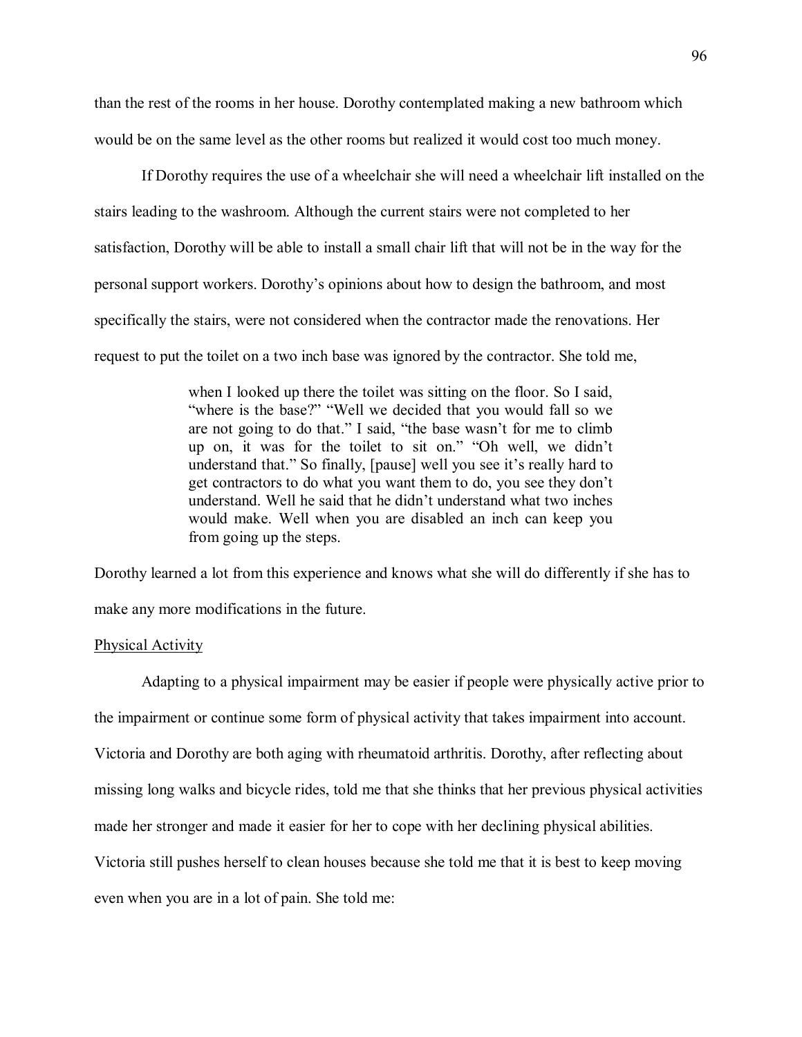than the rest of the rooms in her house. Dorothy contemplated making a new bathroom which would be on the same level as the other rooms but realized it would cost too much money.

If Dorothy requires the use of a wheelchair she will need a wheelchair lift installed on the stairs leading to the washroom. Although the current stairs were not completed to her satisfaction, Dorothy will be able to install a small chair lift that will not be in the way for the personal support workers. Dorothy's opinions about how to design the bathroom, and most specifically the stairs, were not considered when the contractor made the renovations. Her request to put the toilet on a two inch base was ignored by the contractor. She told me,

> when I looked up there the toilet was sitting on the floor. So I said, "where is the base?" "Well we decided that you would fall so we are not going to do that." I said, "the base wasn't for me to climb up on, it was for the toilet to sit on." "Oh well, we didn't understand that." So finally, [pause] well you see it's really hard to get contractors to do what you want them to do, you see they don't understand. Well he said that he didn't understand what two inches would make. Well when you are disabled an inch can keep you from going up the steps.

Dorothy learned a lot from this experience and knows what she will do differently if she has to make any more modifications in the future.

<u>Physical Activity</u>

Adapting to a physical impairment may be easier if people were physically active prior to the impairment or continue some form of physical activity that takes impairment into account. Victoria and Dorothy are both aging with rheumatoid arthritis. Dorothy, after reflecting about missing long walks and bicycle rides, told me that she thinks that her previous physical activities made her stronger and made it easier for her to cope with her declining physical abilities. Victoria still pushes herself to clean houses because she told me that it is best to keep moving even when you are in a lot of pain. She told me: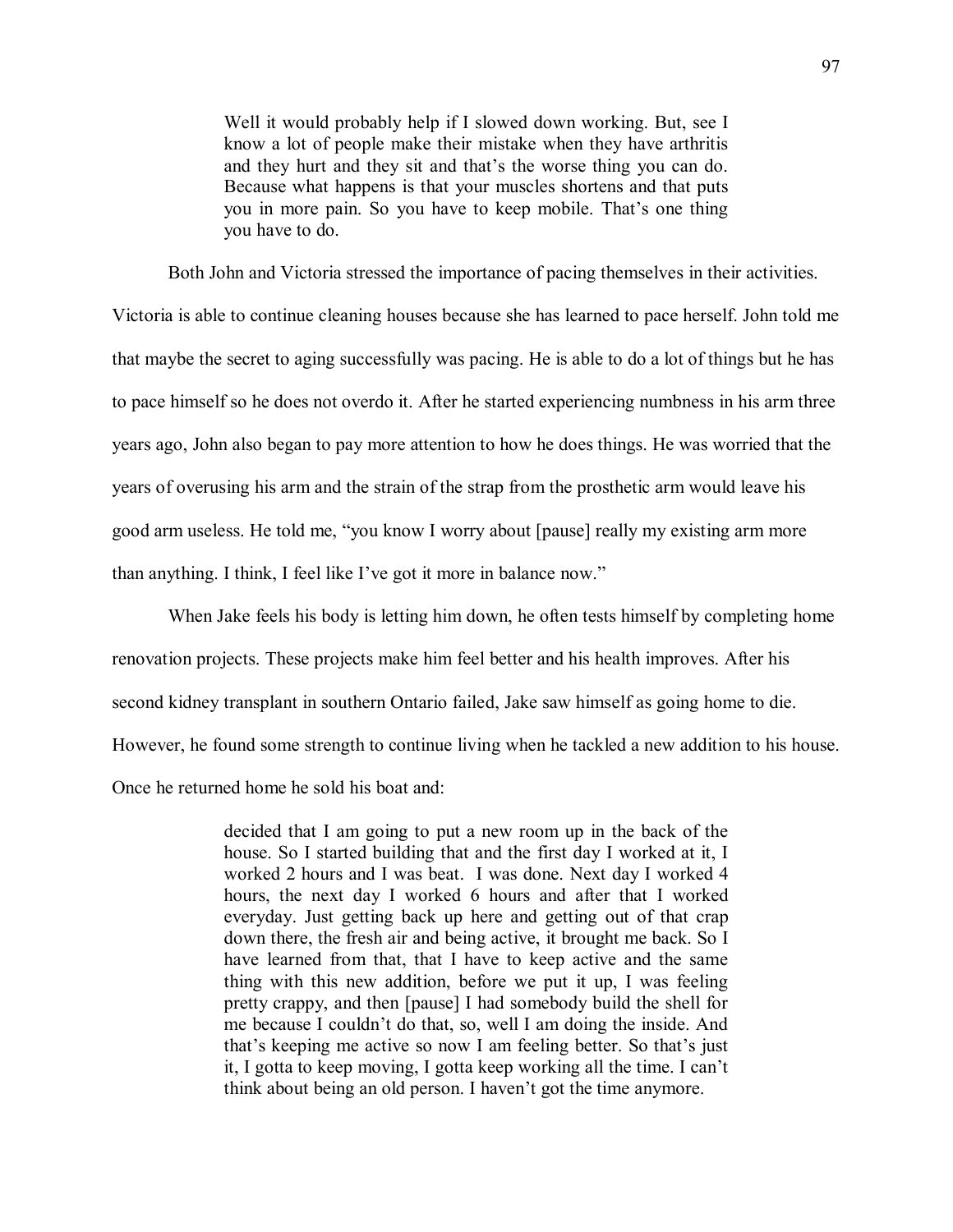> Well it would probably help if I slowed down working. But, see I know a lot of people make their mistake when they have arthritis and they hurt and they sit and that's the worse thing you can do. Because what happens is that your muscles shortens and that puts you in more pain. So you have to keep mobile. That's one thing you have to do.

Both John and Victoria stressed the importance of pacing themselves in their activities. Victoria is able to continue cleaning houses because she has learned to pace herself. John told me that maybe the secret to aging successfully was pacing. He is able to do a lot of things but he has to pace himself so he does not overdo it. After he started experiencing numbness in his arm three years ago, John also began to pay more attention to how he does things. He was worried that the years of overusing his arm and the strain of the strap from the prosthetic arm would leave his good arm useless. He told me, "you know I worry about [pause] really my existing arm more than anything. I think, I feel like I've got it more in balance now."

When Jake feels his body is letting him down, he often tests himself by completing home renovation projects. These projects make him feel better and his health improves. After his second kidney transplant in southern Ontario failed, Jake saw himself as going home to die. However, he found some strength to continue living when he tackled a new addition to his house. Once he returned home he sold his boat and:

> decided that I am going to put a new room up in the back of the house. So I started building that and the first day I worked at it, I worked 2 hours and I was beat. I was done. Next day I worked 4 hours, the next day I worked 6 hours and after that I worked everyday. Just getting back up here and getting out of that crap down there, the fresh air and being active, it brought me back. So I have learned from that, that I have to keep active and the same thing with this new addition, before we put it up, I was feeling pretty crappy, and then [pause] I had somebody build the shell for me because I couldn't do that, so, well I am doing the inside. And that's keeping me active so now I am feeling better. So that's just it, I gotta to keep moving, I gotta keep working all the time. I can't think about being an old person. I haven't got the time anymore.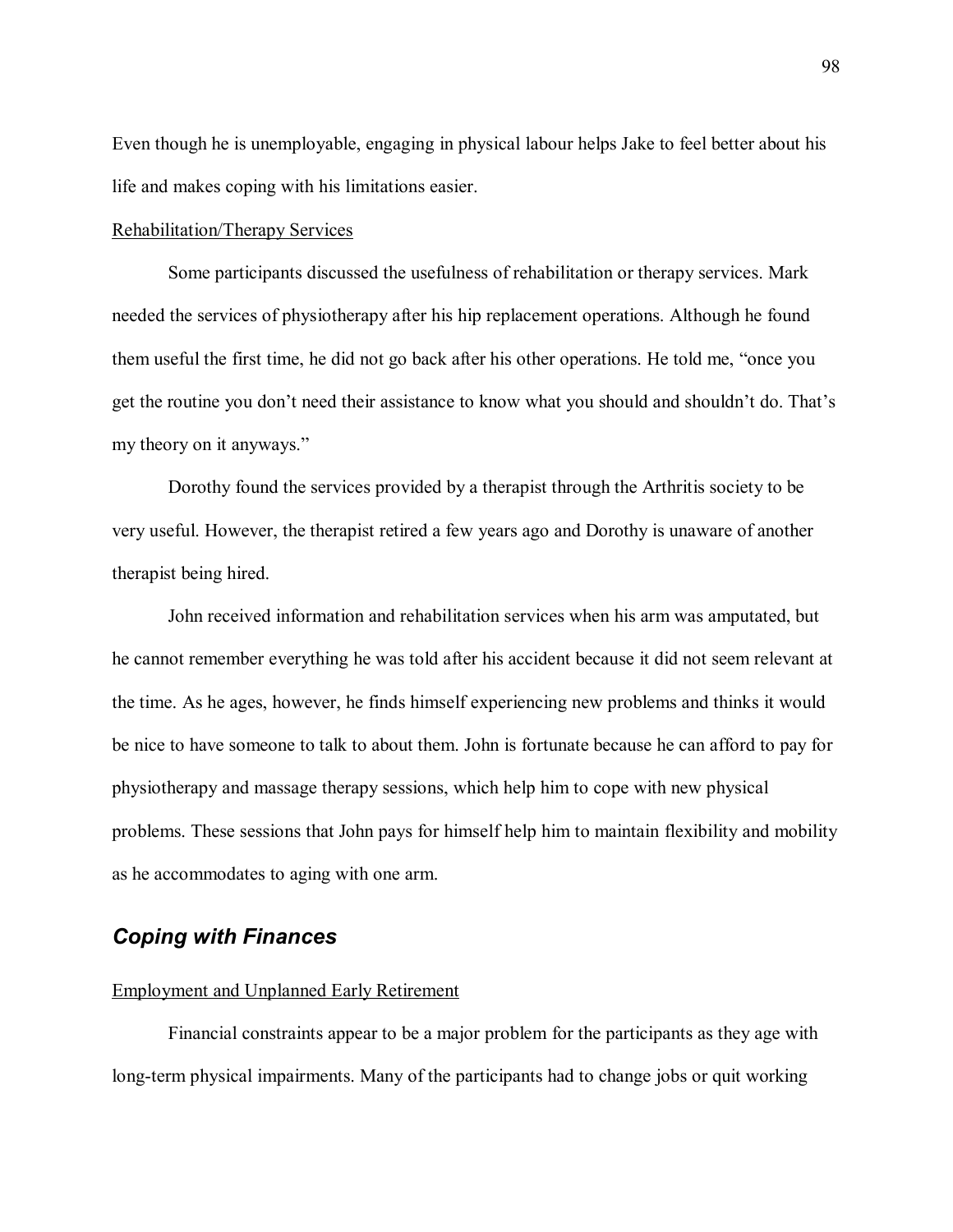Even though he is unemployable, engaging in physical labour helps Jake to feel better about his life and makes coping with his limitations easier.

<u>Rehabilitation/Therapy Services</u>

Some participants discussed the usefulness of rehabilitation or therapy services. Mark needed the services of physiotherapy after his hip replacement operations. Although he found them useful the first time, he did not go back after his other operations. He told me, "once you get the routine you don't need their assistance to know what you should and shouldn't do. That's my theory on it anyways."

Dorothy found the services provided by a therapist through the Arthritis society to be very useful. However, the therapist retired a few years ago and Dorothy is unaware of another therapist being hired.

John received information and rehabilitation services when his arm was amputated, but he cannot remember everything he was told after his accident because it did not seem relevant at the time. As he ages, however, he finds himself experiencing new problems and thinks it would be nice to have someone to talk to about them. John is fortunate because he can afford to pay for physiotherapy and massage therapy sessions, which help him to cope with new physical problems. These sessions that John pays for himself help him to maintain flexibility and mobility as he accommodates to aging with one arm.

## ***Coping with Finances***

<u>Employment and Unplanned Early Retirement</u>

Financial constraints appear to be a major problem for the participants as they age with long-term physical impairments. Many of the participants had to change jobs or quit working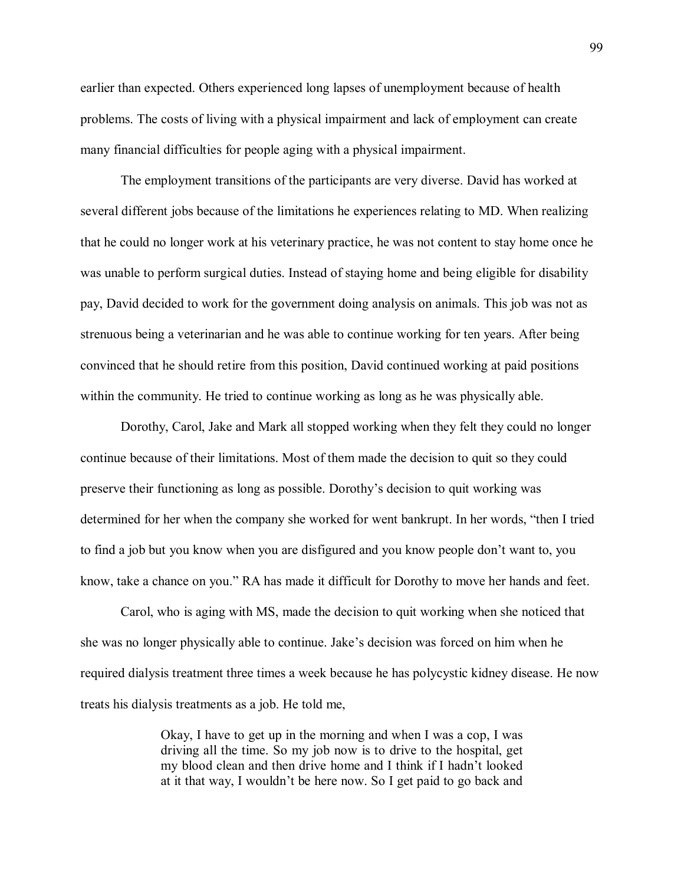earlier than expected. Others experienced long lapses of unemployment because of health problems. The costs of living with a physical impairment and lack of employment can create many financial difficulties for people aging with a physical impairment.

The employment transitions of the participants are very diverse. David has worked at several different jobs because of the limitations he experiences relating to MD. When realizing that he could no longer work at his veterinary practice, he was not content to stay home once he was unable to perform surgical duties. Instead of staying home and being eligible for disability pay, David decided to work for the government doing analysis on animals. This job was not as strenuous being a veterinarian and he was able to continue working for ten years. After being convinced that he should retire from this position, David continued working at paid positions within the community. He tried to continue working as long as he was physically able.

Dorothy, Carol, Jake and Mark all stopped working when they felt they could no longer continue because of their limitations. Most of them made the decision to quit so they could preserve their functioning as long as possible. Dorothy's decision to quit working was determined for her when the company she worked for went bankrupt. In her words, "then I tried to find a job but you know when you are disfigured and you know people don't want to, you know, take a chance on you." RA has made it difficult for Dorothy to move her hands and feet.

Carol, who is aging with MS, made the decision to quit working when she noticed that she was no longer physically able to continue. Jake's decision was forced on him when he required dialysis treatment three times a week because he has polycystic kidney disease. He now treats his dialysis treatments as a job. He told me,

> Okay, I have to get up in the morning and when I was a cop, I was driving all the time. So my job now is to drive to the hospital, get my blood clean and then drive home and I think if I hadn't looked at it that way, I wouldn't be here now. So I get paid to go back and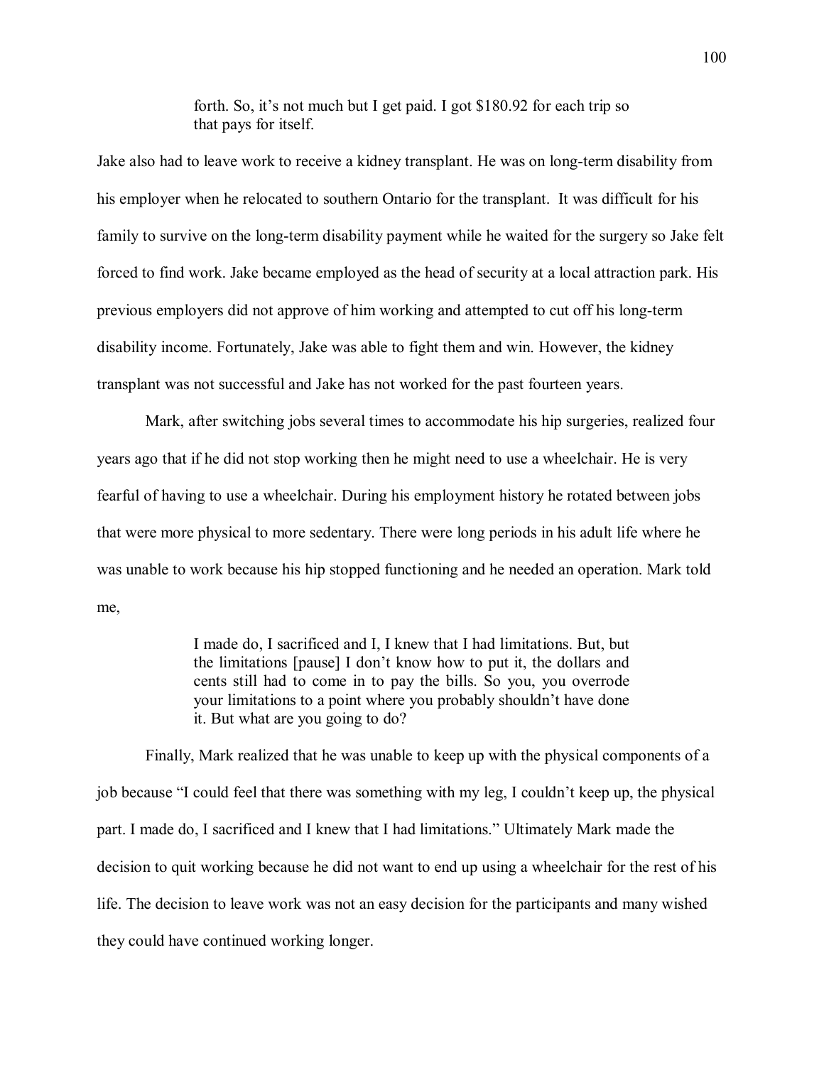> forth. So, it's not much but I get paid. I got $180.92 for each trip so that pays for itself.

Jake also had to leave work to receive a kidney transplant. He was on long-term disability from his employer when he relocated to southern Ontario for the transplant. It was difficult for his family to survive on the long-term disability payment while he waited for the surgery so Jake felt forced to find work. Jake became employed as the head of security at a local attraction park. His previous employers did not approve of him working and attempted to cut off his long-term disability income. Fortunately, Jake was able to fight them and win. However, the kidney transplant was not successful and Jake has not worked for the past fourteen years.

Mark, after switching jobs several times to accommodate his hip surgeries, realized four years ago that if he did not stop working then he might need to use a wheelchair. He is very fearful of having to use a wheelchair. During his employment history he rotated between jobs that were more physical to more sedentary. There were long periods in his adult life where he was unable to work because his hip stopped functioning and he needed an operation. Mark told me,

> I made do, I sacrificed and I, I knew that I had limitations. But, but the limitations [pause] I don't know how to put it, the dollars and cents still had to come in to pay the bills. So you, you overrode your limitations to a point where you probably shouldn't have done it. But what are you going to do?

Finally, Mark realized that he was unable to keep up with the physical components of a job because "I could feel that there was something with my leg, I couldn't keep up, the physical part. I made do, I sacrificed and I knew that I had limitations." Ultimately Mark made the decision to quit working because he did not want to end up using a wheelchair for the rest of his life. The decision to leave work was not an easy decision for the participants and many wished they could have continued working longer.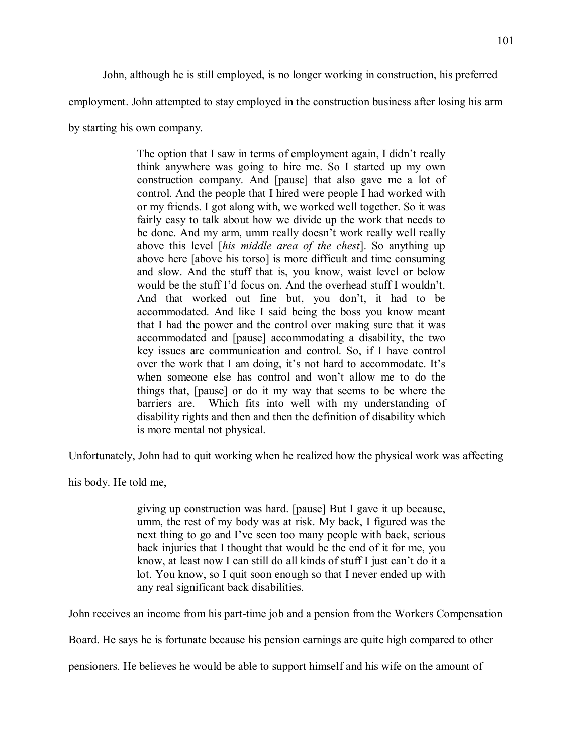John, although he is still employed, is no longer working in construction, his preferred employment. John attempted to stay employed in the construction business after losing his arm by starting his own company.

> The option that I saw in terms of employment again, I didn't really think anywhere was going to hire me. So I started up my own construction company. And [pause] that also gave me a lot of control. And the people that I hired were people I had worked with or my friends. I got along with, we worked well together. So it was fairly easy to talk about how we divide up the work that needs to be done. And my arm, umm really doesn't work really well really above this level [*his middle area of the chest*]. So anything up above here [above his torso] is more difficult and time consuming and slow. And the stuff that is, you know, waist level or below would be the stuff I'd focus on. And the overhead stuff I wouldn't. And that worked out fine but, you don't, it had to be accommodated. And like I said being the boss you know meant that I had the power and the control over making sure that it was accommodated and [pause] accommodating a disability, the two key issues are communication and control. So, if I have control over the work that I am doing, it's not hard to accommodate. It's when someone else has control and won't allow me to do the things that, [pause] or do it my way that seems to be where the barriers are. Which fits into well with my understanding of disability rights and then and then the definition of disability which is more mental not physical.

Unfortunately, John had to quit working when he realized how the physical work was affecting his body. He told me,

> giving up construction was hard. [pause] But I gave it up because, umm, the rest of my body was at risk. My back, I figured was the next thing to go and I've seen too many people with back, serious back injuries that I thought that would be the end of it for me, you know, at least now I can still do all kinds of stuff I just can't do it a lot. You know, so I quit soon enough so that I never ended up with any real significant back disabilities.

John receives an income from his part-time job and a pension from the Workers Compensation Board. He says he is fortunate because his pension earnings are quite high compared to other pensioners. He believes he would be able to support himself and his wife on the amount of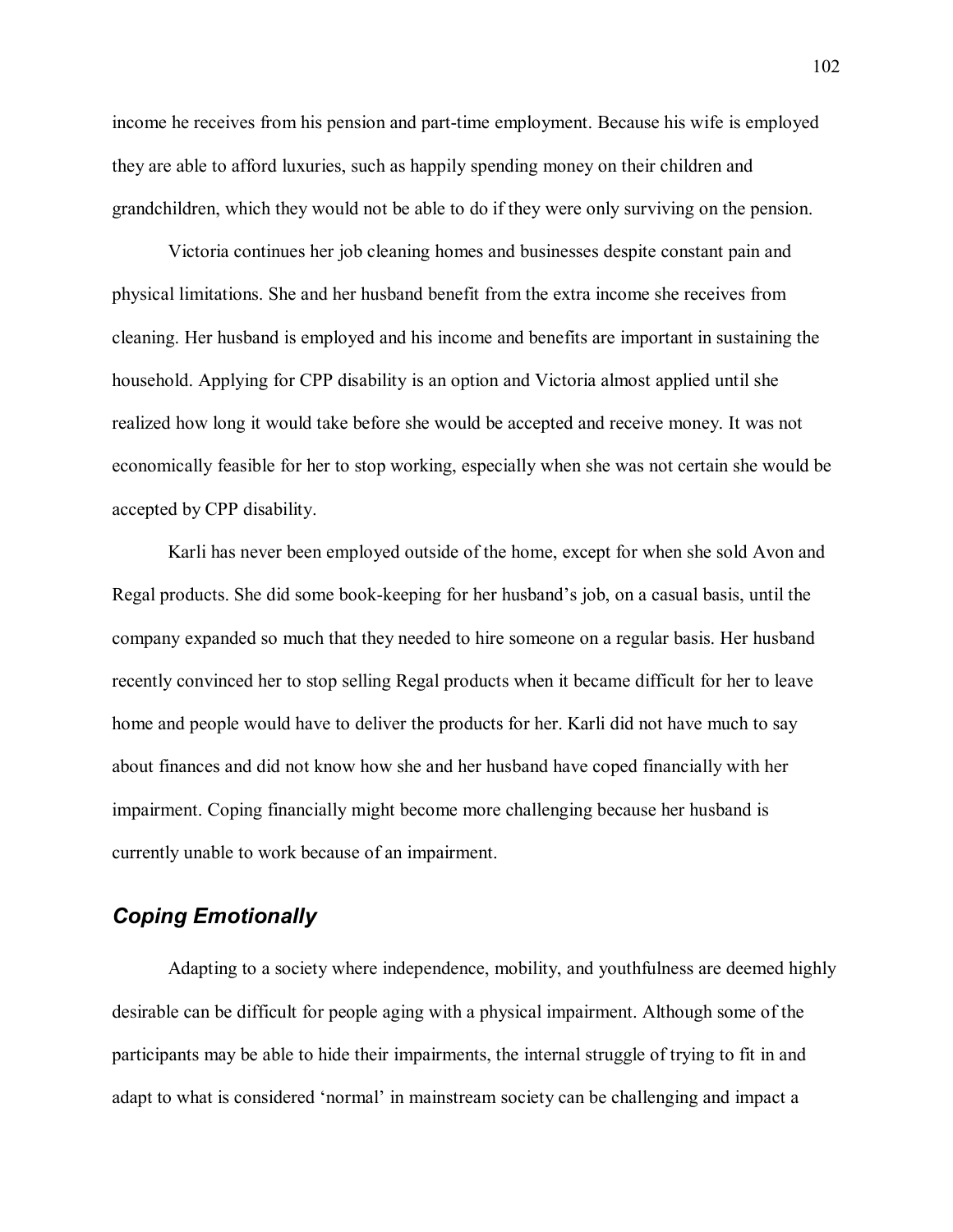income he receives from his pension and part-time employment. Because his wife is employed they are able to afford luxuries, such as happily spending money on their children and grandchildren, which they would not be able to do if they were only surviving on the pension.

Victoria continues her job cleaning homes and businesses despite constant pain and physical limitations. She and her husband benefit from the extra income she receives from cleaning. Her husband is employed and his income and benefits are important in sustaining the household. Applying for CPP disability is an option and Victoria almost applied until she realized how long it would take before she would be accepted and receive money. It was not economically feasible for her to stop working, especially when she was not certain she would be accepted by CPP disability.

Karli has never been employed outside of the home, except for when she sold Avon and Regal products. She did some book-keeping for her husband's job, on a casual basis, until the company expanded so much that they needed to hire someone on a regular basis. Her husband recently convinced her to stop selling Regal products when it became difficult for her to leave home and people would have to deliver the products for her. Karli did not have much to say about finances and did not know how she and her husband have coped financially with her impairment. Coping financially might become more challenging because her husband is currently unable to work because of an impairment.

### *Coping Emotionally*

Adapting to a society where independence, mobility, and youthfulness are deemed highly desirable can be difficult for people aging with a physical impairment. Although some of the participants may be able to hide their impairments, the internal struggle of trying to fit in and adapt to what is considered 'normal' in mainstream society can be challenging and impact a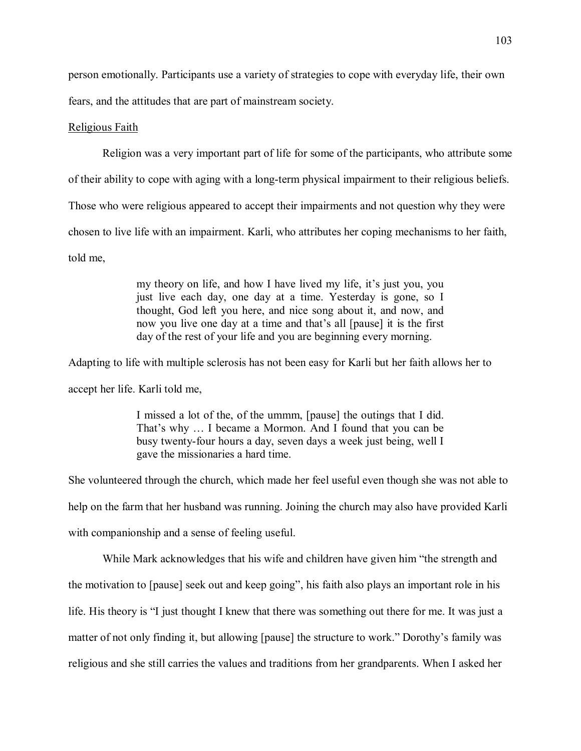person emotionally. Participants use a variety of strategies to cope with everyday life, their own fears, and the attitudes that are part of mainstream society.

### Religious Faith

Religion was a very important part of life for some of the participants, who attribute some of their ability to cope with aging with a long-term physical impairment to their religious beliefs. Those who were religious appeared to accept their impairments and not question why they were chosen to live life with an impairment. Karli, who attributes her coping mechanisms to her faith, told me,

> my theory on life, and how I have lived my life, it's just you, you just live each day, one day at a time. Yesterday is gone, so I thought, God left you here, and nice song about it, and now, and now you live one day at a time and that's all [pause] it is the first day of the rest of your life and you are beginning every morning.

Adapting to life with multiple sclerosis has not been easy for Karli but her faith allows her to accept her life. Karli told me,

> I missed a lot of the, of the ummm, [pause] the outings that I did. That's why … I became a Mormon. And I found that you can be busy twenty-four hours a day, seven days a week just being, well I gave the missionaries a hard time.

She volunteered through the church, which made her feel useful even though she was not able to help on the farm that her husband was running. Joining the church may also have provided Karli with companionship and a sense of feeling useful.

While Mark acknowledges that his wife and children have given him "the strength and the motivation to [pause] seek out and keep going", his faith also plays an important role in his life. His theory is "I just thought I knew that there was something out there for me. It was just a matter of not only finding it, but allowing [pause] the structure to work." Dorothy's family was religious and she still carries the values and traditions from her grandparents. When I asked her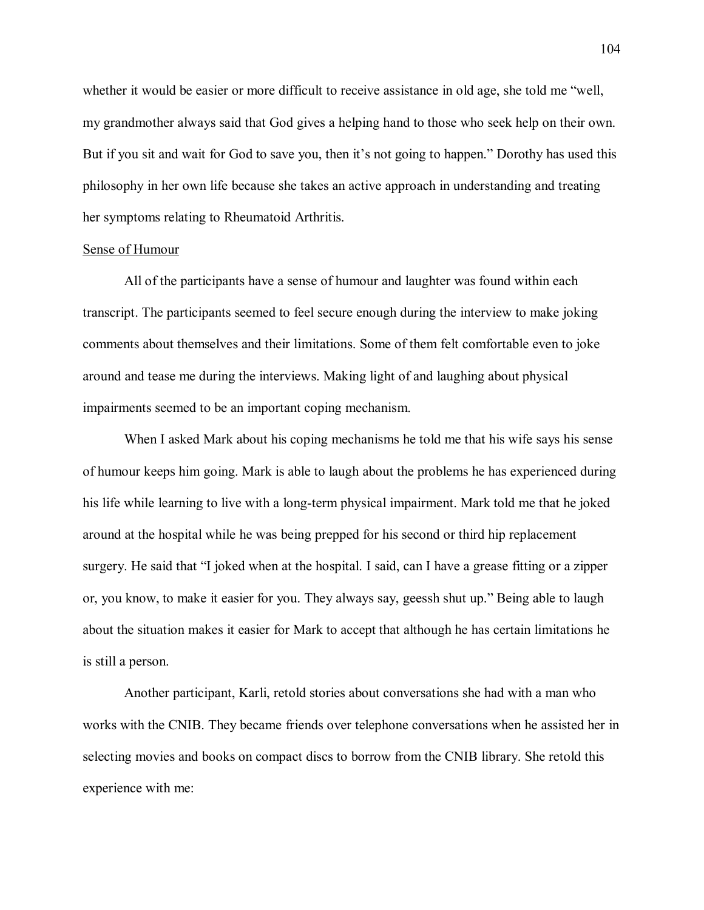whether it would be easier or more difficult to receive assistance in old age, she told me "well, my grandmother always said that God gives a helping hand to those who seek help on their own. But if you sit and wait for God to save you, then it's not going to happen." Dorothy has used this philosophy in her own life because she takes an active approach in understanding and treating her symptoms relating to Rheumatoid Arthritis.

### Sense of Humour

All of the participants have a sense of humour and laughter was found within each transcript. The participants seemed to feel secure enough during the interview to make joking comments about themselves and their limitations. Some of them felt comfortable even to joke around and tease me during the interviews. Making light of and laughing about physical impairments seemed to be an important coping mechanism.

When I asked Mark about his coping mechanisms he told me that his wife says his sense of humour keeps him going. Mark is able to laugh about the problems he has experienced during his life while learning to live with a long-term physical impairment. Mark told me that he joked around at the hospital while he was being prepped for his second or third hip replacement surgery. He said that "I joked when at the hospital. I said, can I have a grease fitting or a zipper or, you know, to make it easier for you. They always say, geessh shut up." Being able to laugh about the situation makes it easier for Mark to accept that although he has certain limitations he is still a person.

Another participant, Karli, retold stories about conversations she had with a man who works with the CNIB. They became friends over telephone conversations when he assisted her in selecting movies and books on compact discs to borrow from the CNIB library. She retold this experience with me: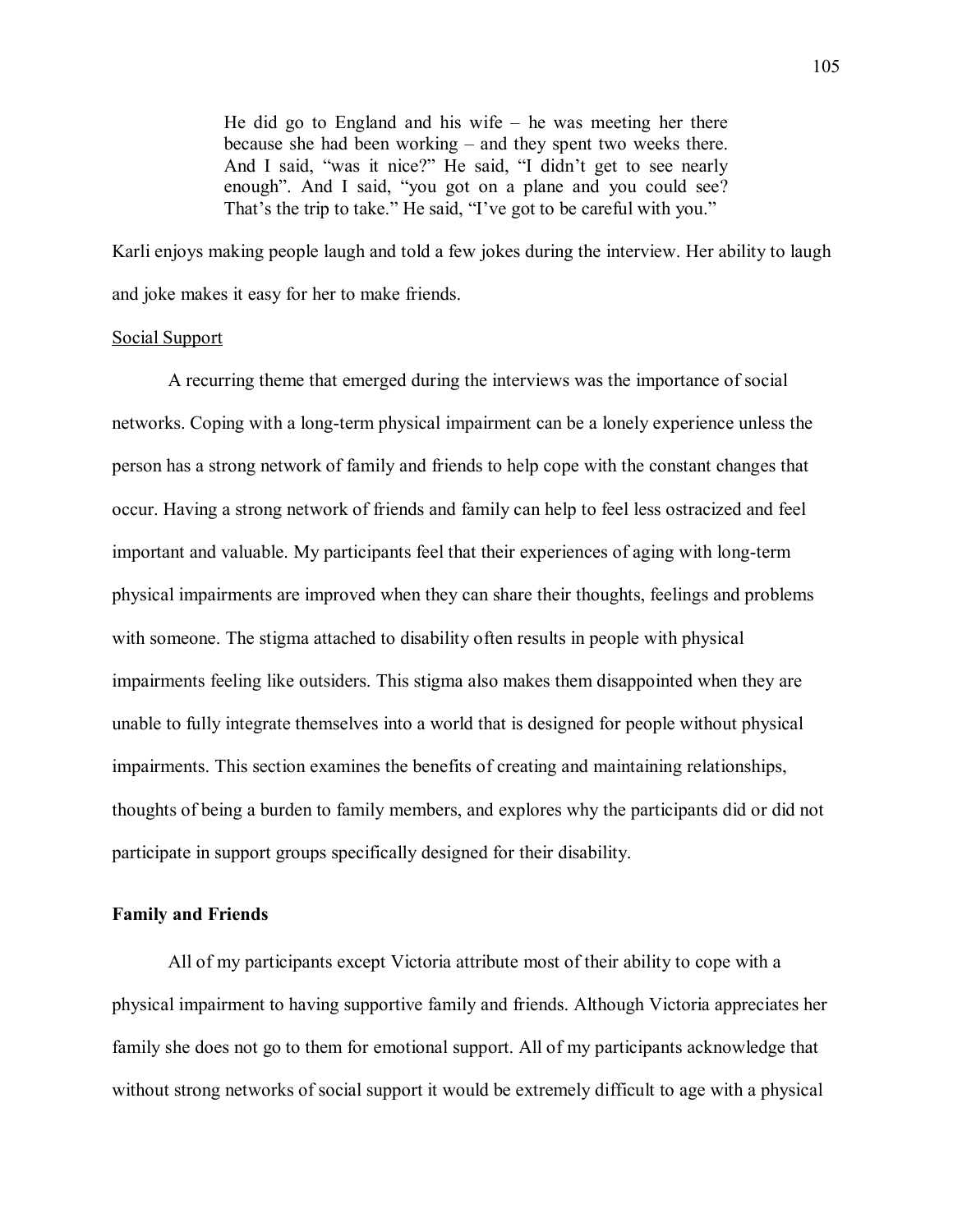> He did go to England and his wife – he was meeting her there because she had been working – and they spent two weeks there. And I said, "was it nice?" He said, "I didn't get to see nearly enough". And I said, "you got on a plane and you could see? That's the trip to take." He said, "I've got to be careful with you."

Karli enjoys making people laugh and told a few jokes during the interview. Her ability to laugh and joke makes it easy for her to make friends.

Social Support

A recurring theme that emerged during the interviews was the importance of social networks. Coping with a long-term physical impairment can be a lonely experience unless the person has a strong network of family and friends to help cope with the constant changes that occur. Having a strong network of friends and family can help to feel less ostracized and feel important and valuable. My participants feel that their experiences of aging with long-term physical impairments are improved when they can share their thoughts, feelings and problems with someone. The stigma attached to disability often results in people with physical impairments feeling like outsiders. This stigma also makes them disappointed when they are unable to fully integrate themselves into a world that is designed for people without physical impairments. This section examines the benefits of creating and maintaining relationships, thoughts of being a burden to family members, and explores why the participants did or did not participate in support groups specifically designed for their disability.

**Family and Friends**

All of my participants except Victoria attribute most of their ability to cope with a physical impairment to having supportive family and friends. Although Victoria appreciates her family she does not go to them for emotional support. All of my participants acknowledge that without strong networks of social support it would be extremely difficult to age with a physical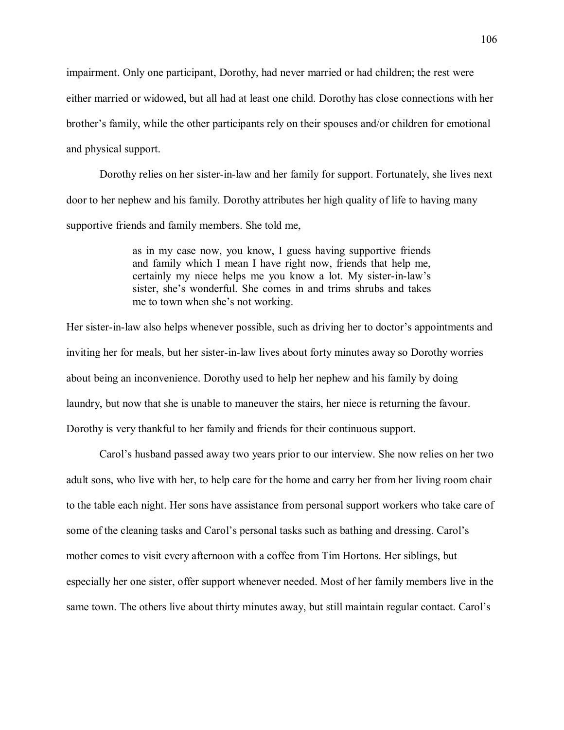impairment. Only one participant, Dorothy, had never married or had children; the rest were either married or widowed, but all had at least one child. Dorothy has close connections with her brother's family, while the other participants rely on their spouses and/or children for emotional and physical support.

Dorothy relies on her sister-in-law and her family for support. Fortunately, she lives next door to her nephew and his family. Dorothy attributes her high quality of life to having many supportive friends and family members. She told me,

> as in my case now, you know, I guess having supportive friends and family which I mean I have right now, friends that help me, certainly my niece helps me you know a lot. My sister-in-law's sister, she's wonderful. She comes in and trims shrubs and takes me to town when she's not working.

Her sister-in-law also helps whenever possible, such as driving her to doctor's appointments and inviting her for meals, but her sister-in-law lives about forty minutes away so Dorothy worries about being an inconvenience. Dorothy used to help her nephew and his family by doing laundry, but now that she is unable to maneuver the stairs, her niece is returning the favour. Dorothy is very thankful to her family and friends for their continuous support.

Carol's husband passed away two years prior to our interview. She now relies on her two adult sons, who live with her, to help care for the home and carry her from her living room chair to the table each night. Her sons have assistance from personal support workers who take care of some of the cleaning tasks and Carol's personal tasks such as bathing and dressing. Carol's mother comes to visit every afternoon with a coffee from Tim Hortons. Her siblings, but especially her one sister, offer support whenever needed. Most of her family members live in the same town. The others live about thirty minutes away, but still maintain regular contact. Carol's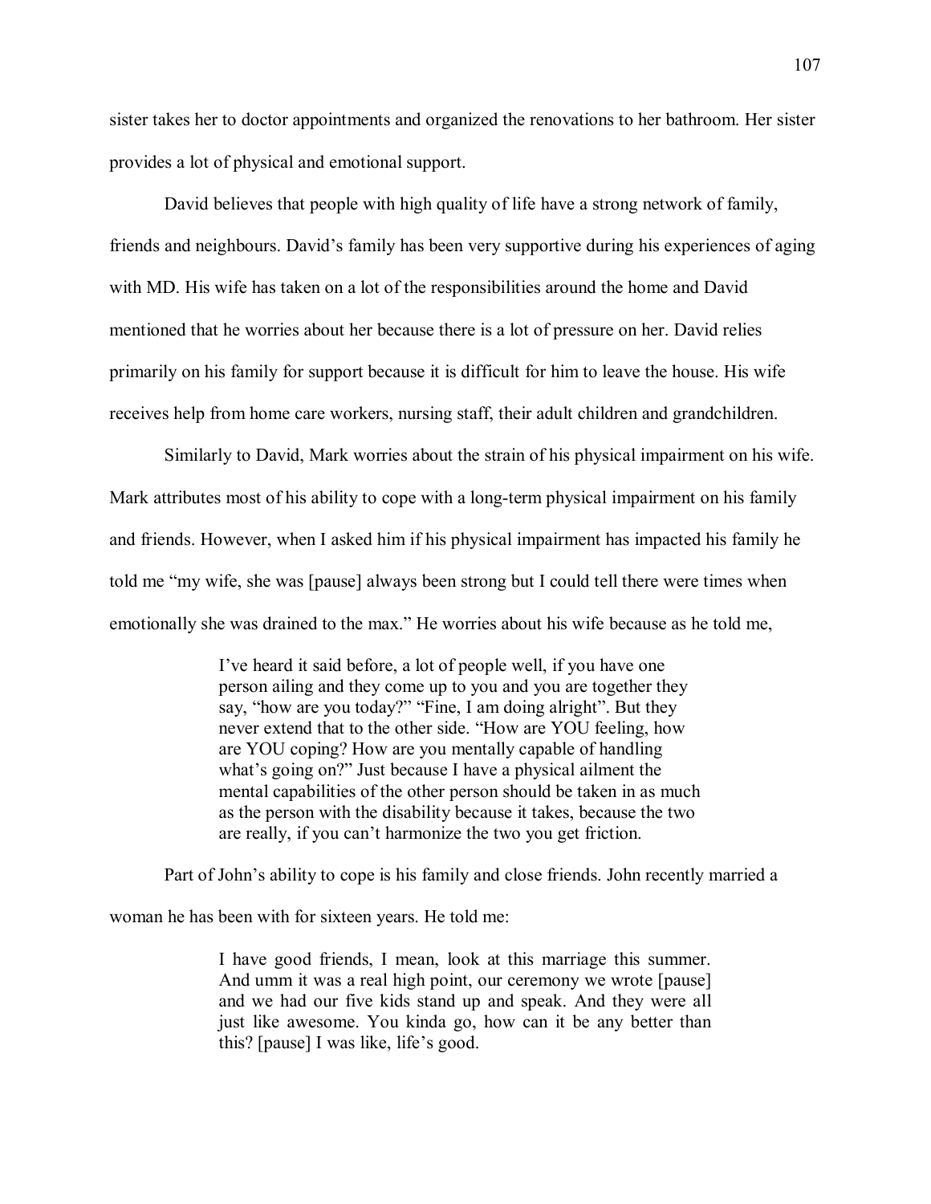sister takes her to doctor appointments and organized the renovations to her bathroom. Her sister provides a lot of physical and emotional support.

David believes that people with high quality of life have a strong network of family, friends and neighbours. David's family has been very supportive during his experiences of aging with MD. His wife has taken on a lot of the responsibilities around the home and David mentioned that he worries about her because there is a lot of pressure on her. David relies primarily on his family for support because it is difficult for him to leave the house. His wife receives help from home care workers, nursing staff, their adult children and grandchildren.

Similarly to David, Mark worries about the strain of his physical impairment on his wife. Mark attributes most of his ability to cope with a long-term physical impairment on his family and friends. However, when I asked him if his physical impairment has impacted his family he told me "my wife, she was [pause] always been strong but I could tell there were times when emotionally she was drained to the max." He worries about his wife because as he told me,

> I've heard it said before, a lot of people well, if you have one person ailing and they come up to you and you are together they say, "how are you today?" "Fine, I am doing alright". But they never extend that to the other side. "How are YOU feeling, how are YOU coping? How are you mentally capable of handling what's going on?" Just because I have a physical ailment the mental capabilities of the other person should be taken in as much as the person with the disability because it takes, because the two are really, if you can't harmonize the two you get friction.

Part of John's ability to cope is his family and close friends. John recently married a woman he has been with for sixteen years. He told me:

> I have good friends, I mean, look at this marriage this summer. And umm it was a real high point, our ceremony we wrote [pause] and we had our five kids stand up and speak. And they were all just like awesome. You kinda go, how can it be any better than this? [pause] I was like, life's good.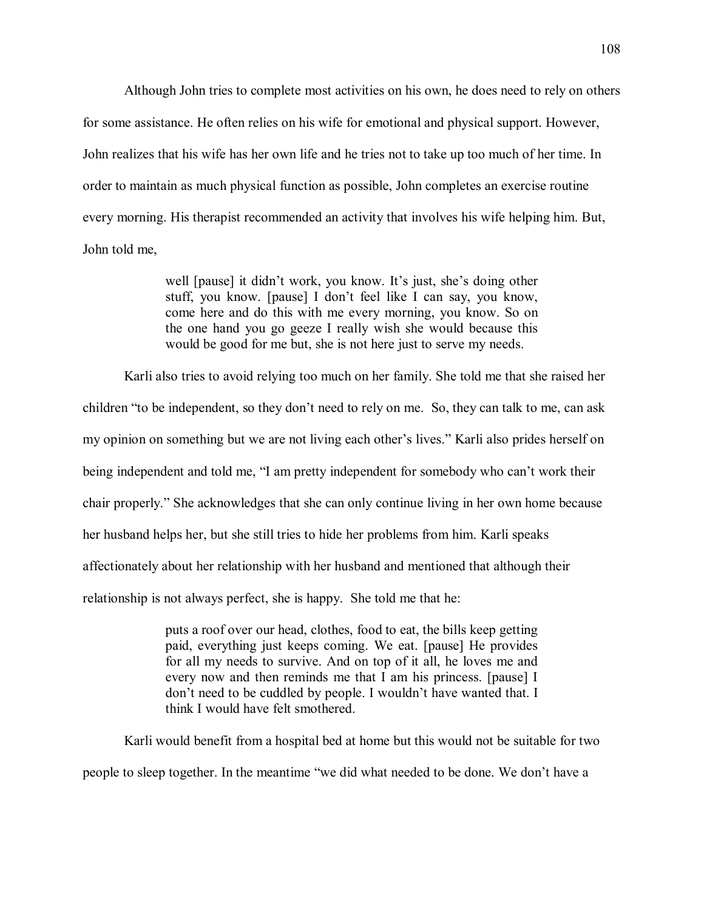Although John tries to complete most activities on his own, he does need to rely on others for some assistance. He often relies on his wife for emotional and physical support. However, John realizes that his wife has her own life and he tries not to take up too much of her time. In order to maintain as much physical function as possible, John completes an exercise routine every morning. His therapist recommended an activity that involves his wife helping him. But, John told me,

> well [pause] it didn't work, you know. It's just, she's doing other stuff, you know. [pause] I don't feel like I can say, you know, come here and do this with me every morning, you know. So on the one hand you go geeze I really wish she would because this would be good for me but, she is not here just to serve my needs.

Karli also tries to avoid relying too much on her family. She told me that she raised her children "to be independent, so they don't need to rely on me. So, they can talk to me, can ask my opinion on something but we are not living each other's lives." Karli also prides herself on being independent and told me, "I am pretty independent for somebody who can't work their chair properly." She acknowledges that she can only continue living in her own home because her husband helps her, but she still tries to hide her problems from him. Karli speaks affectionately about her relationship with her husband and mentioned that although their relationship is not always perfect, she is happy. She told me that he:

> puts a roof over our head, clothes, food to eat, the bills keep getting paid, everything just keeps coming. We eat. [pause] He provides for all my needs to survive. And on top of it all, he loves me and every now and then reminds me that I am his princess. [pause] I don't need to be cuddled by people. I wouldn't have wanted that. I think I would have felt smothered.

Karli would benefit from a hospital bed at home but this would not be suitable for two people to sleep together. In the meantime "we did what needed to be done. We don't have a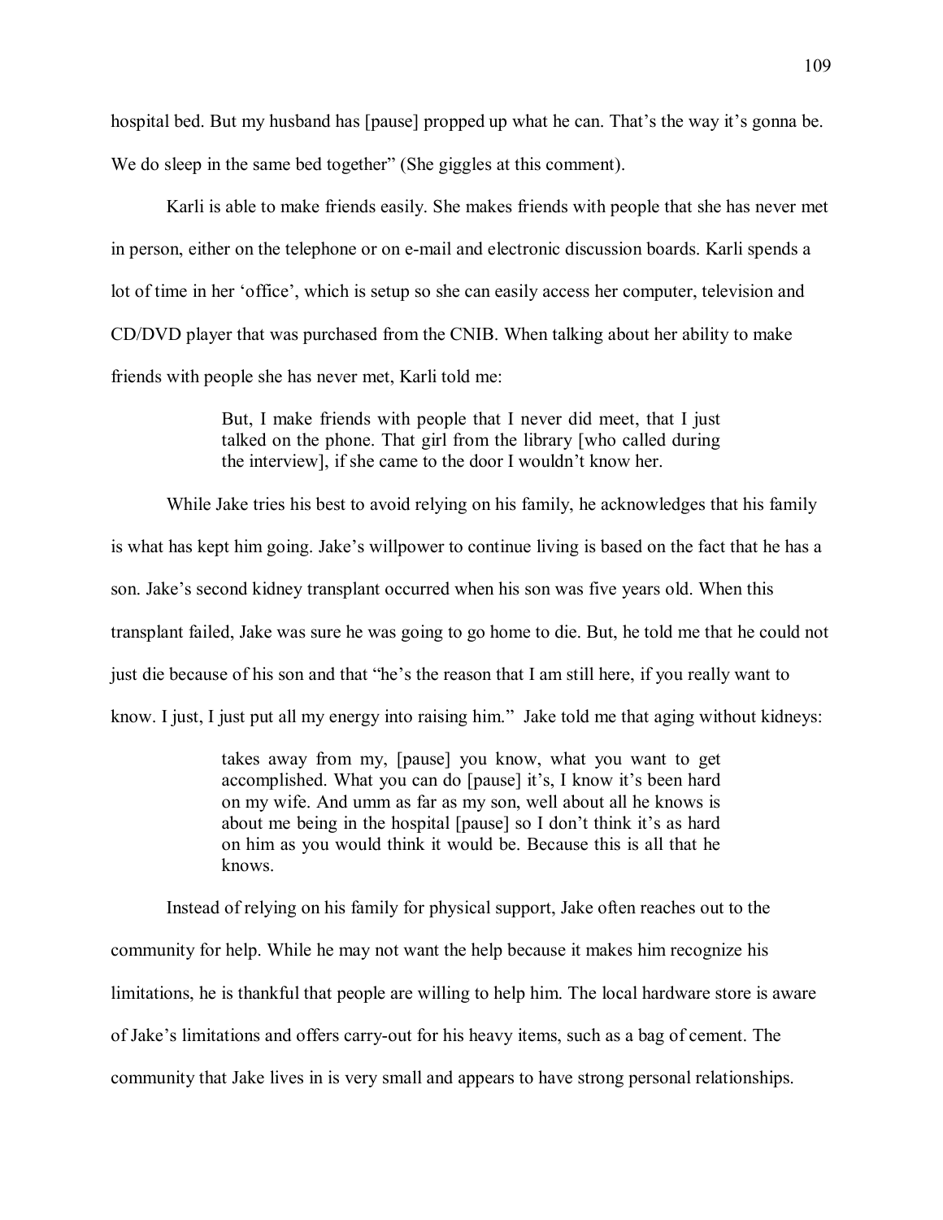hospital bed. But my husband has [pause] propped up what he can. That's the way it's gonna be. We do sleep in the same bed together" (She giggles at this comment).

Karli is able to make friends easily. She makes friends with people that she has never met in person, either on the telephone or on e-mail and electronic discussion boards. Karli spends a lot of time in her 'office', which is setup so she can easily access her computer, television and CD/DVD player that was purchased from the CNIB. When talking about her ability to make friends with people she has never met, Karli told me:

> But, I make friends with people that I never did meet, that I just talked on the phone. That girl from the library [who called during the interview], if she came to the door I wouldn't know her.

While Jake tries his best to avoid relying on his family, he acknowledges that his family is what has kept him going. Jake's willpower to continue living is based on the fact that he has a son. Jake's second kidney transplant occurred when his son was five years old. When this transplant failed, Jake was sure he was going to go home to die. But, he told me that he could not just die because of his son and that "he's the reason that I am still here, if you really want to know. I just, I just put all my energy into raising him." Jake told me that aging without kidneys:

> takes away from my, [pause] you know, what you want to get accomplished. What you can do [pause] it's, I know it's been hard on my wife. And umm as far as my son, well about all he knows is about me being in the hospital [pause] so I don't think it's as hard on him as you would think it would be. Because this is all that he knows.

Instead of relying on his family for physical support, Jake often reaches out to the community for help. While he may not want the help because it makes him recognize his limitations, he is thankful that people are willing to help him. The local hardware store is aware of Jake's limitations and offers carry-out for his heavy items, such as a bag of cement. The community that Jake lives in is very small and appears to have strong personal relationships.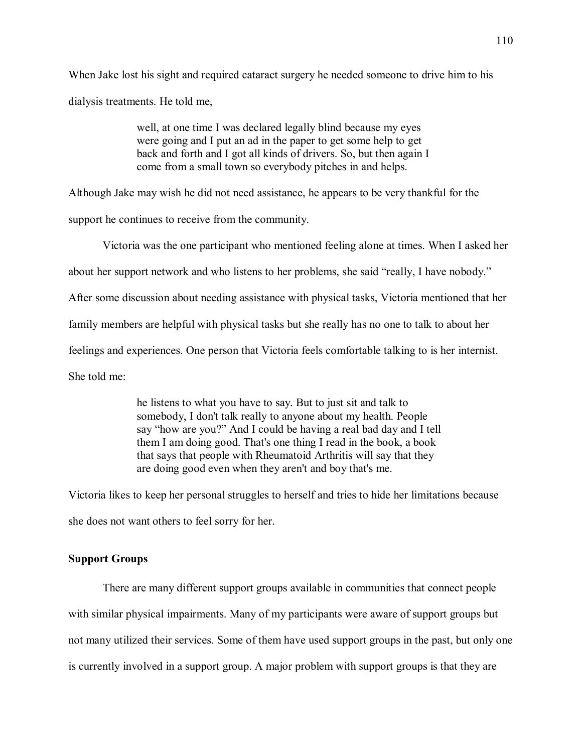When Jake lost his sight and required cataract surgery he needed someone to drive him to his dialysis treatments. He told me,

> well, at one time I was declared legally blind because my eyes were going and I put an ad in the paper to get some help to get back and forth and I got all kinds of drivers. So, but then again I come from a small town so everybody pitches in and helps.

Although Jake may wish he did not need assistance, he appears to be very thankful for the support he continues to receive from the community.

Victoria was the one participant who mentioned feeling alone at times. When I asked her about her support network and who listens to her problems, she said "really, I have nobody." After some discussion about needing assistance with physical tasks, Victoria mentioned that her family members are helpful with physical tasks but she really has no one to talk to about her feelings and experiences. One person that Victoria feels comfortable talking to is her internist. She told me:

> he listens to what you have to say. But to just sit and talk to somebody, I don't talk really to anyone about my health. People say "how are you?" And I could be having a real bad day and I tell them I am doing good. That's one thing I read in the book, a book that says that people with Rheumatoid Arthritis will say that they are doing good even when they aren't and boy that's me.

Victoria likes to keep her personal struggles to herself and tries to hide her limitations because she does not want others to feel sorry for her.

**Support Groups**

There are many different support groups available in communities that connect people with similar physical impairments. Many of my participants were aware of support groups but not many utilized their services. Some of them have used support groups in the past, but only one is currently involved in a support group. A major problem with support groups is that they are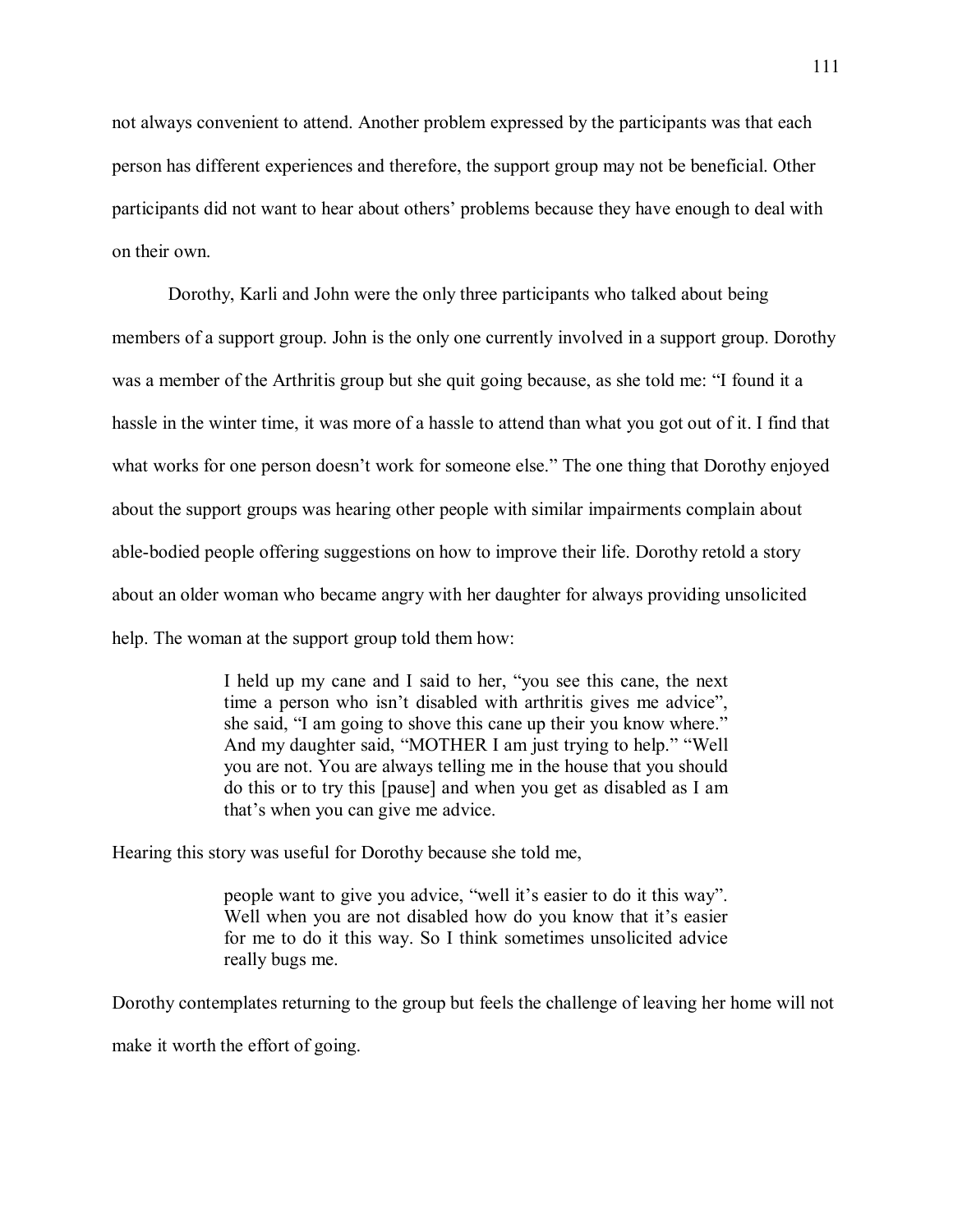not always convenient to attend. Another problem expressed by the participants was that each person has different experiences and therefore, the support group may not be beneficial. Other participants did not want to hear about others' problems because they have enough to deal with on their own.

Dorothy, Karli and John were the only three participants who talked about being members of a support group. John is the only one currently involved in a support group. Dorothy was a member of the Arthritis group but she quit going because, as she told me: "I found it a hassle in the winter time, it was more of a hassle to attend than what you got out of it. I find that what works for one person doesn't work for someone else." The one thing that Dorothy enjoyed about the support groups was hearing other people with similar impairments complain about able-bodied people offering suggestions on how to improve their life. Dorothy retold a story about an older woman who became angry with her daughter for always providing unsolicited help. The woman at the support group told them how:

> I held up my cane and I said to her, "you see this cane, the next time a person who isn't disabled with arthritis gives me advice", she said, "I am going to shove this cane up their you know where." And my daughter said, "MOTHER I am just trying to help." "Well you are not. You are always telling me in the house that you should do this or to try this [pause] and when you get as disabled as I am that's when you can give me advice.

Hearing this story was useful for Dorothy because she told me,

> people want to give you advice, "well it's easier to do it this way". Well when you are not disabled how do you know that it's easier for me to do it this way. So I think sometimes unsolicited advice really bugs me.

Dorothy contemplates returning to the group but feels the challenge of leaving her home will not make it worth the effort of going.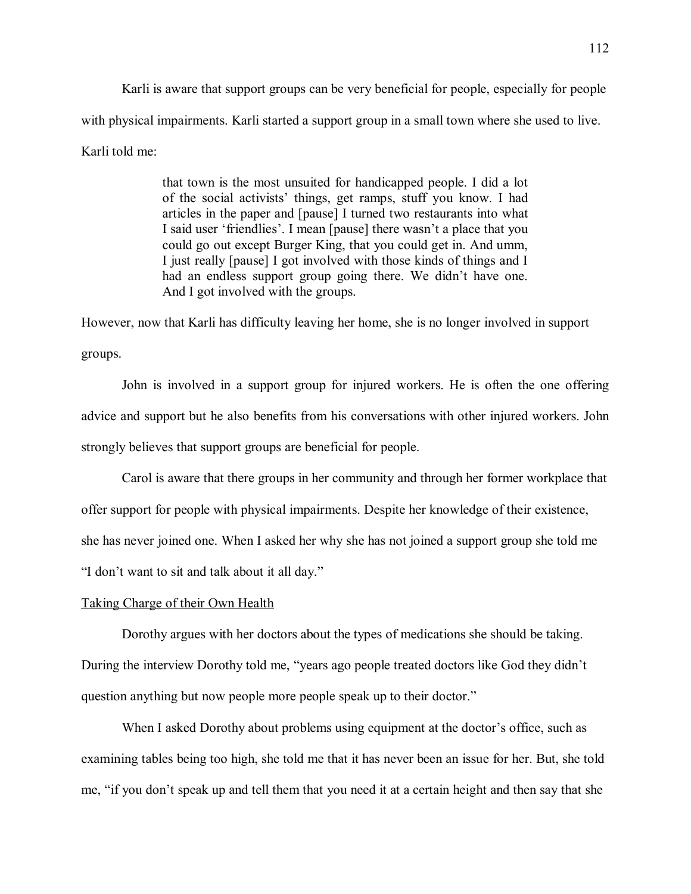Karli is aware that support groups can be very beneficial for people, especially for people with physical impairments. Karli started a support group in a small town where she used to live. Karli told me:

> that town is the most unsuited for handicapped people. I did a lot of the social activists' things, get ramps, stuff you know. I had articles in the paper and [pause] I turned two restaurants into what I said user 'friendlies'. I mean [pause] there wasn't a place that you could go out except Burger King, that you could get in. And umm, I just really [pause] I got involved with those kinds of things and I had an endless support group going there. We didn't have one. And I got involved with the groups.

However, now that Karli has difficulty leaving her home, she is no longer involved in support groups.

John is involved in a support group for injured workers. He is often the one offering advice and support but he also benefits from his conversations with other injured workers. John strongly believes that support groups are beneficial for people.

Carol is aware that there groups in her community and through her former workplace that offer support for people with physical impairments. Despite her knowledge of their existence, she has never joined one. When I asked her why she has not joined a support group she told me "I don't want to sit and talk about it all day."

Taking Charge of their Own Health

Dorothy argues with her doctors about the types of medications she should be taking. During the interview Dorothy told me, "years ago people treated doctors like God they didn't question anything but now people more people speak up to their doctor."

When I asked Dorothy about problems using equipment at the doctor's office, such as examining tables being too high, she told me that it has never been an issue for her. But, she told me, "if you don't speak up and tell them that you need it at a certain height and then say that she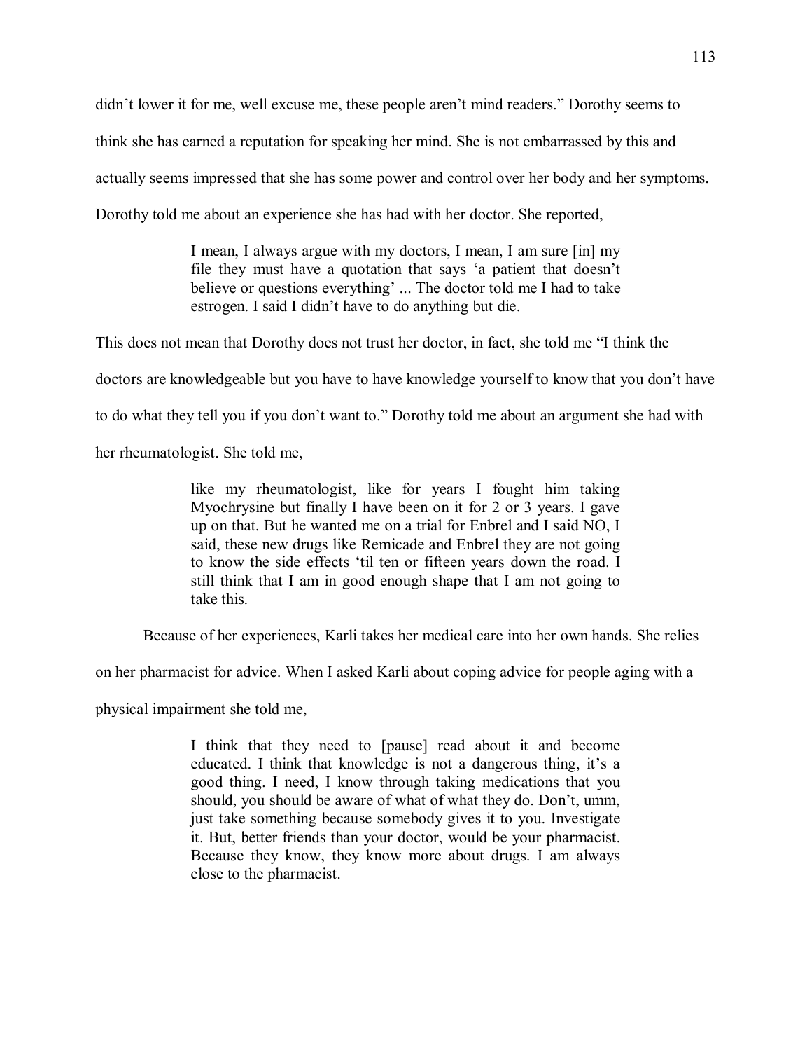didn't lower it for me, well excuse me, these people aren't mind readers." Dorothy seems to think she has earned a reputation for speaking her mind. She is not embarrassed by this and actually seems impressed that she has some power and control over her body and her symptoms. Dorothy told me about an experience she has had with her doctor. She reported,

> I mean, I always argue with my doctors, I mean, I am sure [in] my file they must have a quotation that says 'a patient that doesn't believe or questions everything' ... The doctor told me I had to take estrogen. I said I didn't have to do anything but die.

This does not mean that Dorothy does not trust her doctor, in fact, she told me "I think the doctors are knowledgeable but you have to have knowledge yourself to know that you don't have to do what they tell you if you don't want to." Dorothy told me about an argument she had with her rheumatologist. She told me,

> like my rheumatologist, like for years I fought him taking Myochrysine but finally I have been on it for 2 or 3 years. I gave up on that. But he wanted me on a trial for Enbrel and I said NO, I said, these new drugs like Remicade and Enbrel they are not going to know the side effects 'til ten or fifteen years down the road. I still think that I am in good enough shape that I am not going to take this.

Because of her experiences, Karli takes her medical care into her own hands. She relies on her pharmacist for advice. When I asked Karli about coping advice for people aging with a physical impairment she told me,

> I think that they need to [pause] read about it and become educated. I think that knowledge is not a dangerous thing, it's a good thing. I need, I know through taking medications that you should, you should be aware of what of what they do. Don't, umm, just take something because somebody gives it to you. Investigate it. But, better friends than your doctor, would be your pharmacist. Because they know, they know more about drugs. I am always close to the pharmacist.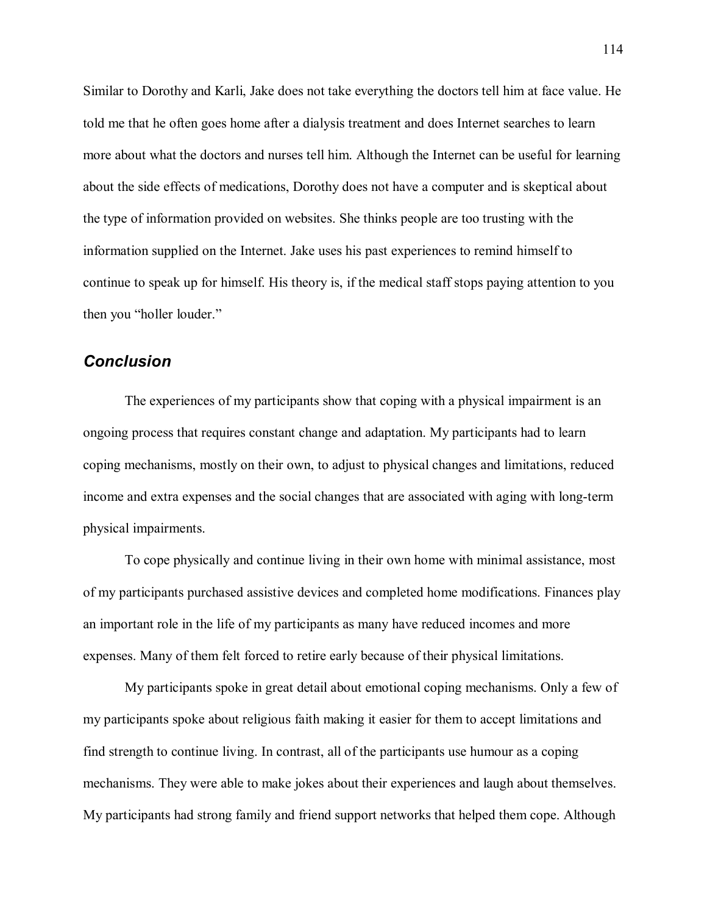Similar to Dorothy and Karli, Jake does not take everything the doctors tell him at face value. He told me that he often goes home after a dialysis treatment and does Internet searches to learn more about what the doctors and nurses tell him. Although the Internet can be useful for learning about the side effects of medications, Dorothy does not have a computer and is skeptical about the type of information provided on websites. She thinks people are too trusting with the information supplied on the Internet. Jake uses his past experiences to remind himself to continue to speak up for himself. His theory is, if the medical staff stops paying attention to you then you "holler louder."

## *Conclusion*

The experiences of my participants show that coping with a physical impairment is an ongoing process that requires constant change and adaptation. My participants had to learn coping mechanisms, mostly on their own, to adjust to physical changes and limitations, reduced income and extra expenses and the social changes that are associated with aging with long-term physical impairments.

To cope physically and continue living in their own home with minimal assistance, most of my participants purchased assistive devices and completed home modifications. Finances play an important role in the life of my participants as many have reduced incomes and more expenses. Many of them felt forced to retire early because of their physical limitations.

My participants spoke in great detail about emotional coping mechanisms. Only a few of my participants spoke about religious faith making it easier for them to accept limitations and find strength to continue living. In contrast, all of the participants use humour as a coping mechanisms. They were able to make jokes about their experiences and laugh about themselves. My participants had strong family and friend support networks that helped them cope. Although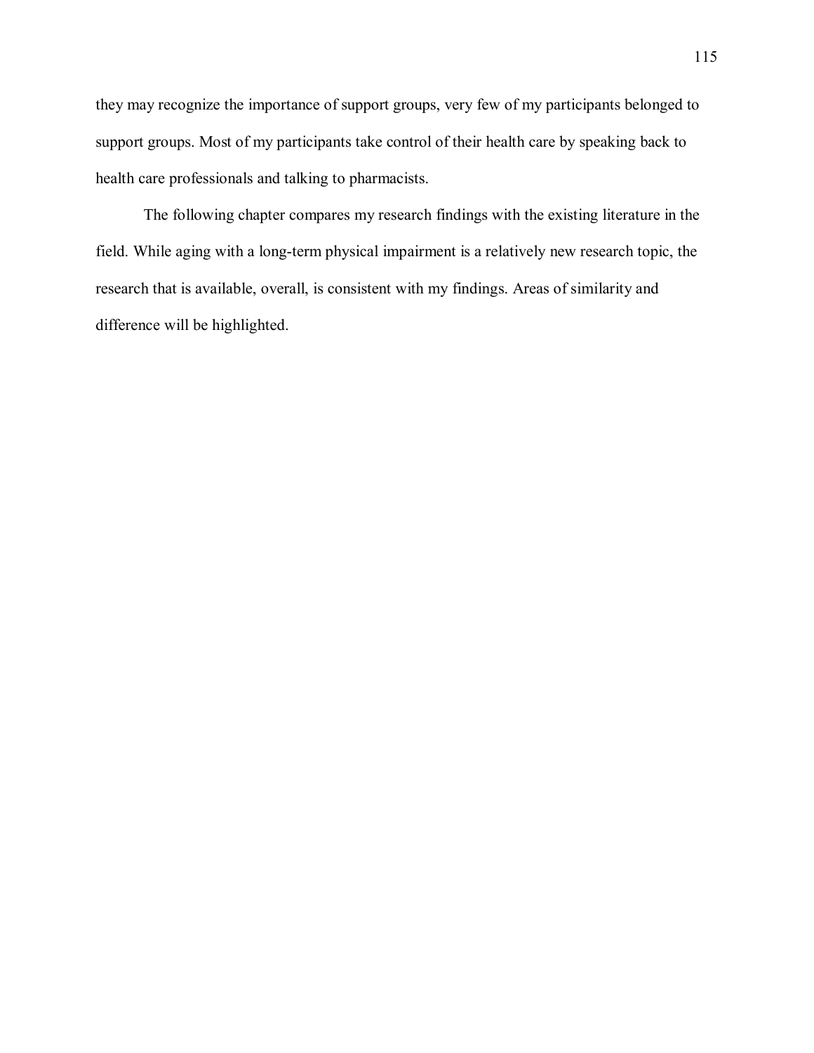they may recognize the importance of support groups, very few of my participants belonged to support groups. Most of my participants take control of their health care by speaking back to health care professionals and talking to pharmacists.

The following chapter compares my research findings with the existing literature in the field. While aging with a long-term physical impairment is a relatively new research topic, the research that is available, overall, is consistent with my findings. Areas of similarity and difference will be highlighted.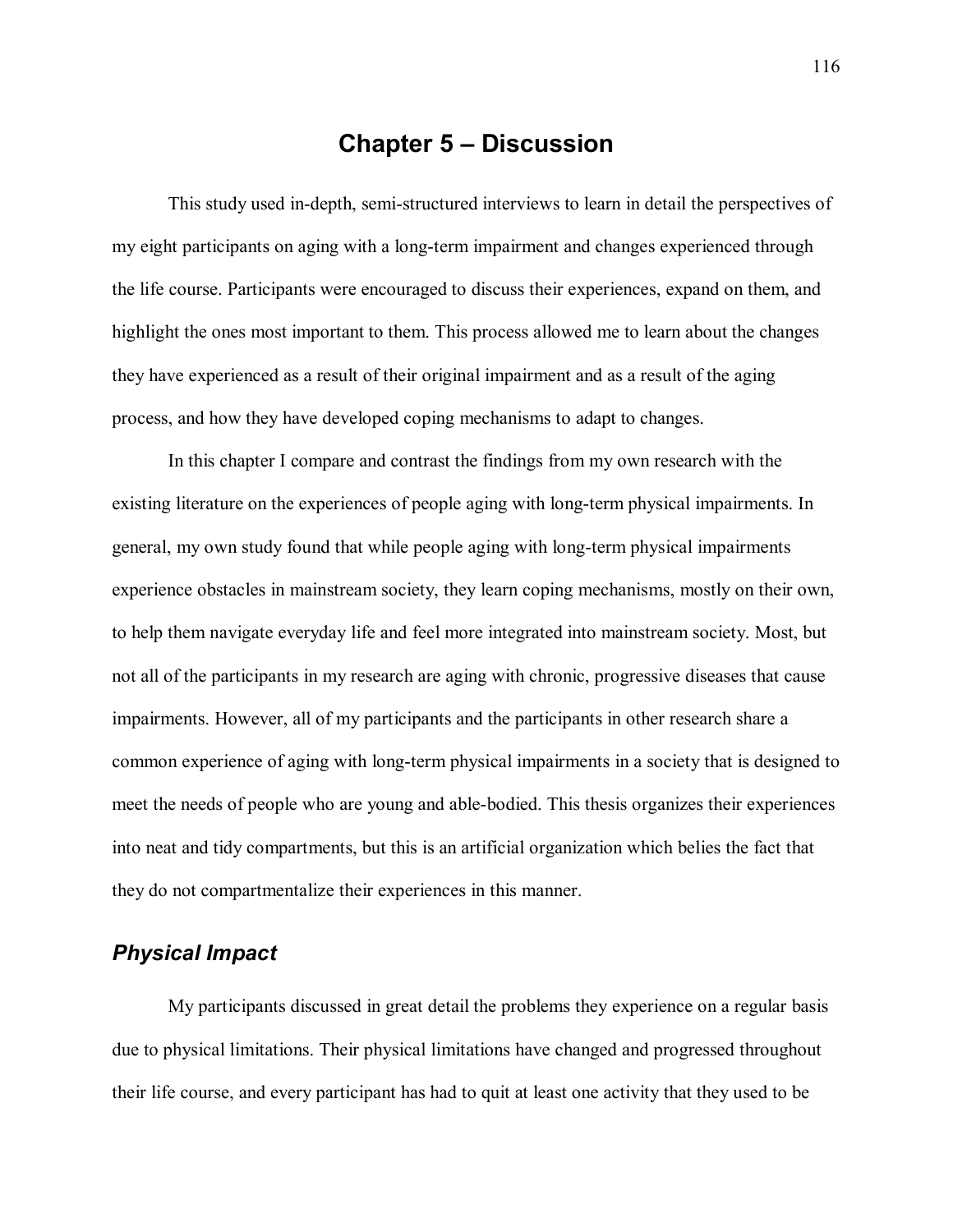# Chapter 5 – Discussion

This study used in-depth, semi-structured interviews to learn in detail the perspectives of my eight participants on aging with a long-term impairment and changes experienced through the life course. Participants were encouraged to discuss their experiences, expand on them, and highlight the ones most important to them. This process allowed me to learn about the changes they have experienced as a result of their original impairment and as a result of the aging process, and how they have developed coping mechanisms to adapt to changes.

In this chapter I compare and contrast the findings from my own research with the existing literature on the experiences of people aging with long-term physical impairments. In general, my own study found that while people aging with long-term physical impairments experience obstacles in mainstream society, they learn coping mechanisms, mostly on their own, to help them navigate everyday life and feel more integrated into mainstream society. Most, but not all of the participants in my research are aging with chronic, progressive diseases that cause impairments. However, all of my participants and the participants in other research share a common experience of aging with long-term physical impairments in a society that is designed to meet the needs of people who are young and able-bodied. This thesis organizes their experiences into neat and tidy compartments, but this is an artificial organization which belies the fact that they do not compartmentalize their experiences in this manner.

## *Physical Impact*

My participants discussed in great detail the problems they experience on a regular basis due to physical limitations. Their physical limitations have changed and progressed throughout their life course, and every participant has had to quit at least one activity that they used to be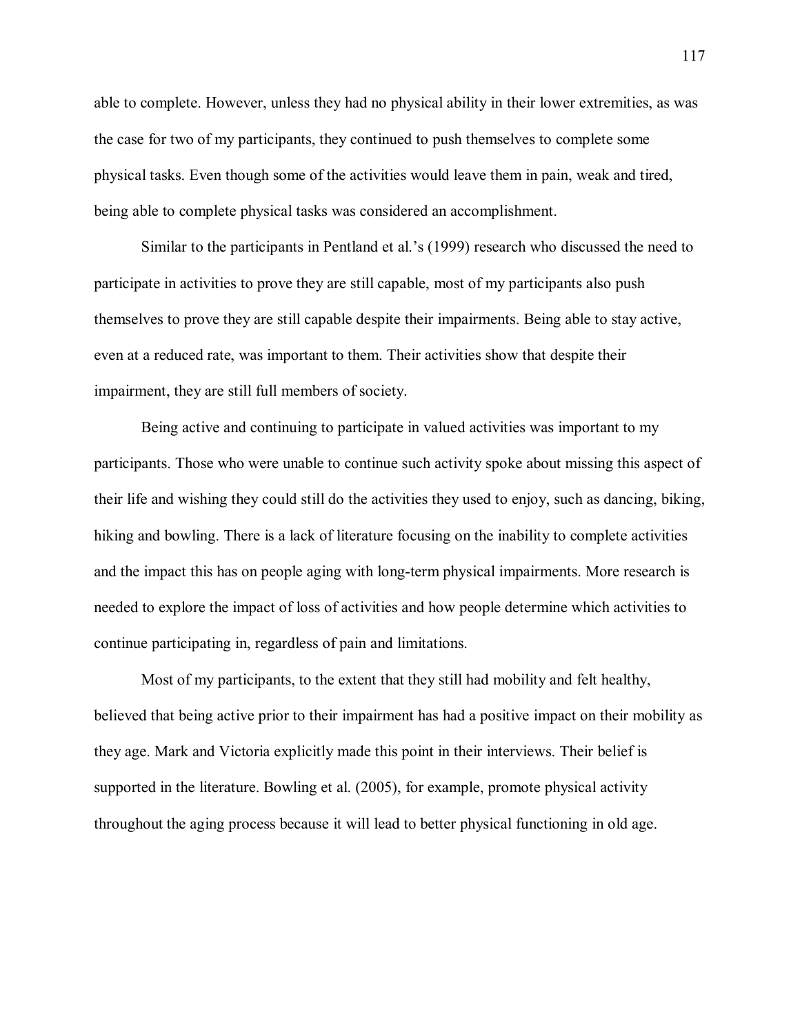able to complete. However, unless they had no physical ability in their lower extremities, as was the case for two of my participants, they continued to push themselves to complete some physical tasks. Even though some of the activities would leave them in pain, weak and tired, being able to complete physical tasks was considered an accomplishment.

Similar to the participants in Pentland et al.'s (1999) research who discussed the need to participate in activities to prove they are still capable, most of my participants also push themselves to prove they are still capable despite their impairments. Being able to stay active, even at a reduced rate, was important to them. Their activities show that despite their impairment, they are still full members of society.

Being active and continuing to participate in valued activities was important to my participants. Those who were unable to continue such activity spoke about missing this aspect of their life and wishing they could still do the activities they used to enjoy, such as dancing, biking, hiking and bowling. There is a lack of literature focusing on the inability to complete activities and the impact this has on people aging with long-term physical impairments. More research is needed to explore the impact of loss of activities and how people determine which activities to continue participating in, regardless of pain and limitations.

Most of my participants, to the extent that they still had mobility and felt healthy, believed that being active prior to their impairment has had a positive impact on their mobility as they age. Mark and Victoria explicitly made this point in their interviews. Their belief is supported in the literature. Bowling et al. (2005), for example, promote physical activity throughout the aging process because it will lead to better physical functioning in old age.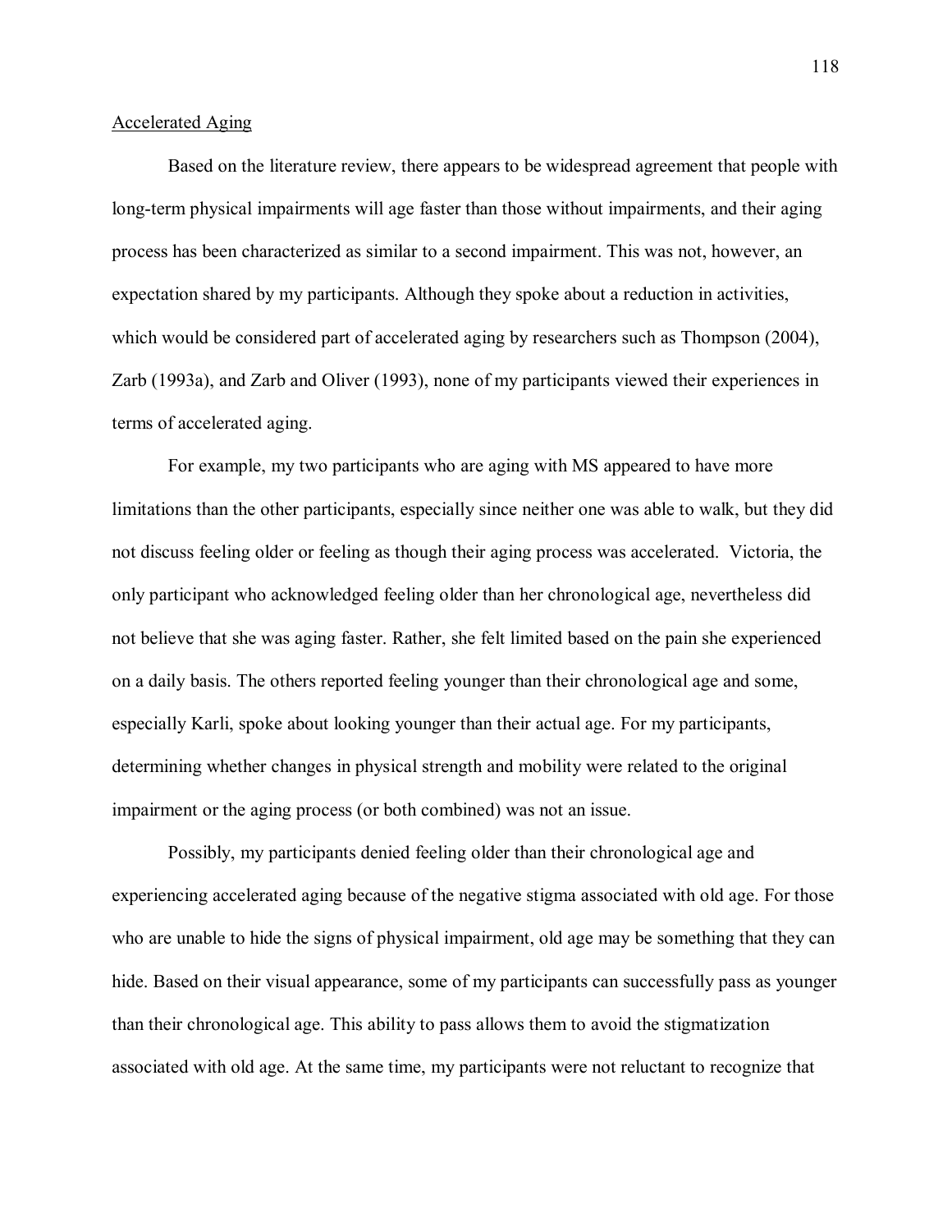Accelerated Aging

Based on the literature review, there appears to be widespread agreement that people with long-term physical impairments will age faster than those without impairments, and their aging process has been characterized as similar to a second impairment. This was not, however, an expectation shared by my participants. Although they spoke about a reduction in activities, which would be considered part of accelerated aging by researchers such as Thompson (2004), Zarb (1993a), and Zarb and Oliver (1993), none of my participants viewed their experiences in terms of accelerated aging.

For example, my two participants who are aging with MS appeared to have more limitations than the other participants, especially since neither one was able to walk, but they did not discuss feeling older or feeling as though their aging process was accelerated. Victoria, the only participant who acknowledged feeling older than her chronological age, nevertheless did not believe that she was aging faster. Rather, she felt limited based on the pain she experienced on a daily basis. The others reported feeling younger than their chronological age and some, especially Karli, spoke about looking younger than their actual age. For my participants, determining whether changes in physical strength and mobility were related to the original impairment or the aging process (or both combined) was not an issue.

Possibly, my participants denied feeling older than their chronological age and experiencing accelerated aging because of the negative stigma associated with old age. For those who are unable to hide the signs of physical impairment, old age may be something that they can hide. Based on their visual appearance, some of my participants can successfully pass as younger than their chronological age. This ability to pass allows them to avoid the stigmatization associated with old age. At the same time, my participants were not reluctant to recognize that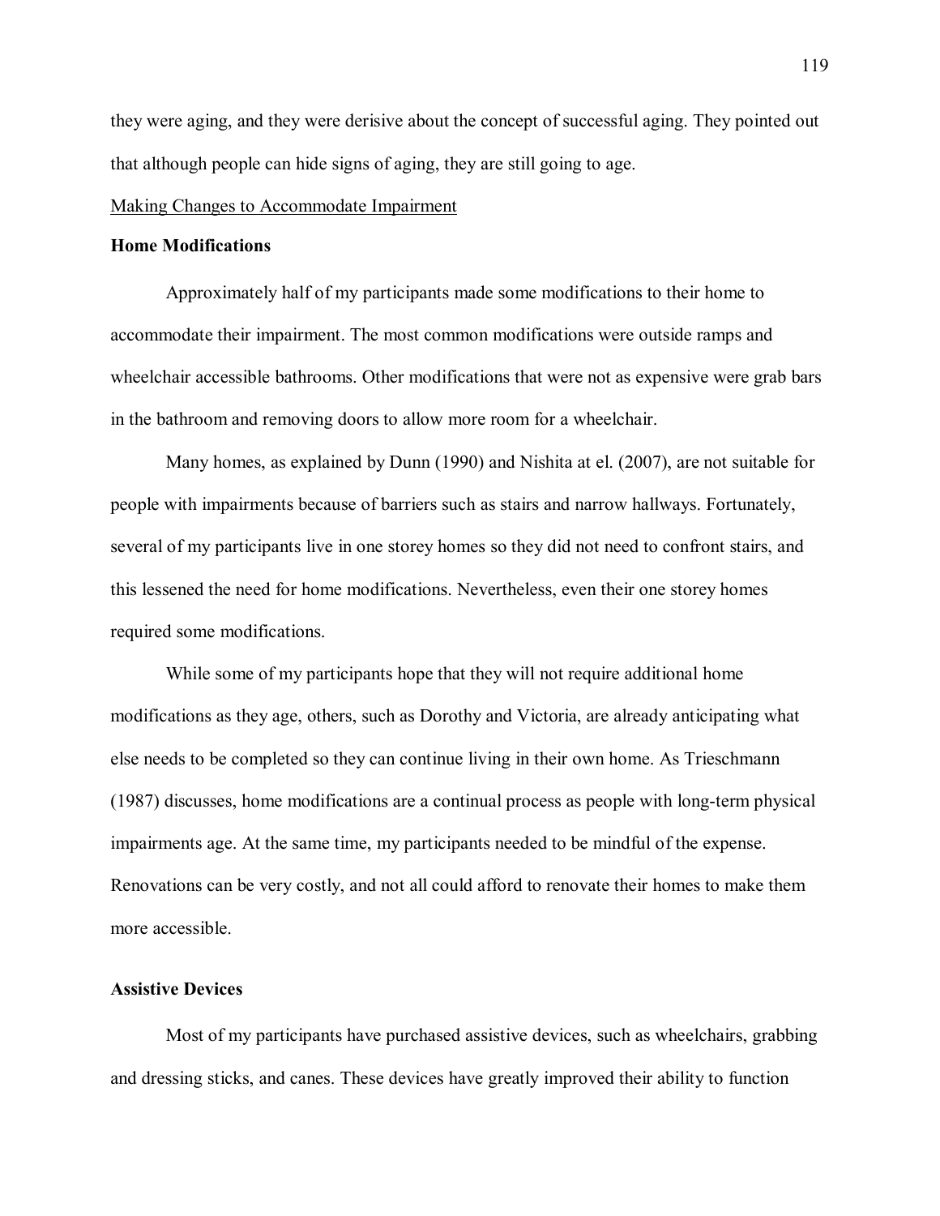they were aging, and they were derisive about the concept of successful aging. They pointed out that although people can hide signs of aging, they are still going to age.

<u>Making Changes to Accommodate Impairment</u>

**Home Modifications**

Approximately half of my participants made some modifications to their home to accommodate their impairment. The most common modifications were outside ramps and wheelchair accessible bathrooms. Other modifications that were not as expensive were grab bars in the bathroom and removing doors to allow more room for a wheelchair.

Many homes, as explained by Dunn (1990) and Nishita at el. (2007), are not suitable for people with impairments because of barriers such as stairs and narrow hallways. Fortunately, several of my participants live in one storey homes so they did not need to confront stairs, and this lessened the need for home modifications. Nevertheless, even their one storey homes required some modifications.

While some of my participants hope that they will not require additional home modifications as they age, others, such as Dorothy and Victoria, are already anticipating what else needs to be completed so they can continue living in their own home. As Trieschmann (1987) discusses, home modifications are a continual process as people with long-term physical impairments age. At the same time, my participants needed to be mindful of the expense. Renovations can be very costly, and not all could afford to renovate their homes to make them more accessible.

**Assistive Devices**

Most of my participants have purchased assistive devices, such as wheelchairs, grabbing and dressing sticks, and canes. These devices have greatly improved their ability to function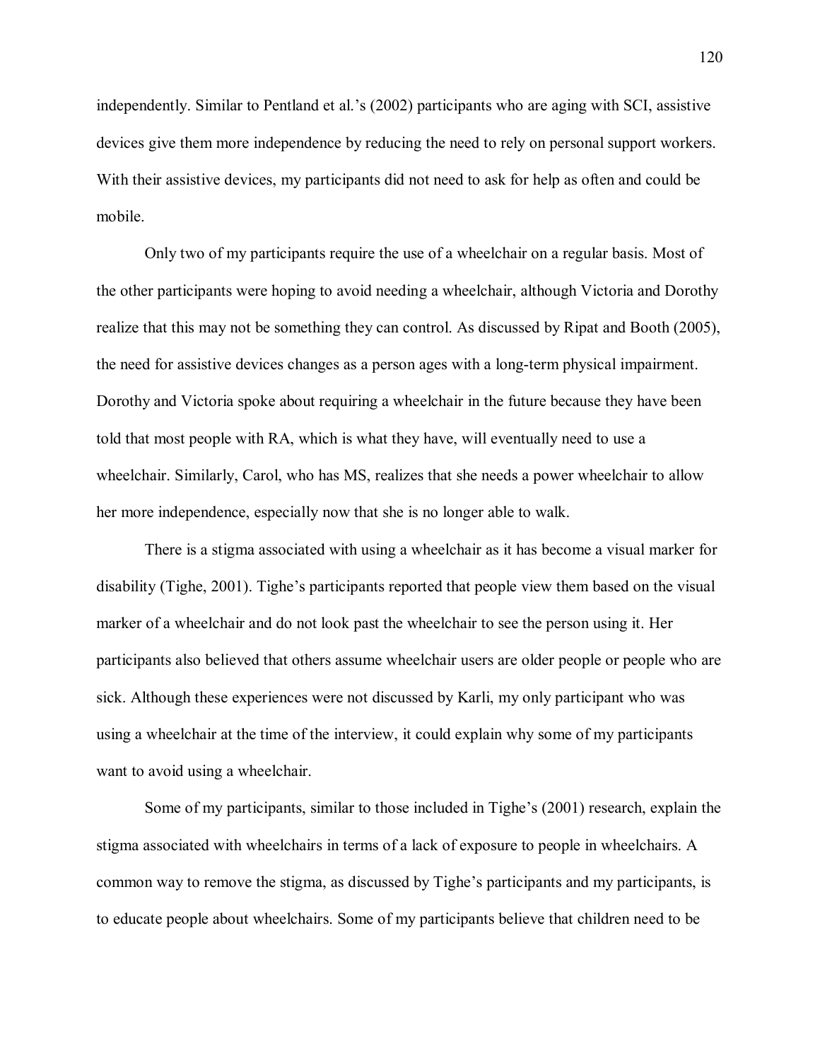independently. Similar to Pentland et al.'s (2002) participants who are aging with SCI, assistive devices give them more independence by reducing the need to rely on personal support workers. With their assistive devices, my participants did not need to ask for help as often and could be mobile.

Only two of my participants require the use of a wheelchair on a regular basis. Most of the other participants were hoping to avoid needing a wheelchair, although Victoria and Dorothy realize that this may not be something they can control. As discussed by Ripat and Booth (2005), the need for assistive devices changes as a person ages with a long-term physical impairment. Dorothy and Victoria spoke about requiring a wheelchair in the future because they have been told that most people with RA, which is what they have, will eventually need to use a wheelchair. Similarly, Carol, who has MS, realizes that she needs a power wheelchair to allow her more independence, especially now that she is no longer able to walk.

There is a stigma associated with using a wheelchair as it has become a visual marker for disability (Tighe, 2001). Tighe's participants reported that people view them based on the visual marker of a wheelchair and do not look past the wheelchair to see the person using it. Her participants also believed that others assume wheelchair users are older people or people who are sick. Although these experiences were not discussed by Karli, my only participant who was using a wheelchair at the time of the interview, it could explain why some of my participants want to avoid using a wheelchair.

Some of my participants, similar to those included in Tighe's (2001) research, explain the stigma associated with wheelchairs in terms of a lack of exposure to people in wheelchairs. A common way to remove the stigma, as discussed by Tighe's participants and my participants, is to educate people about wheelchairs. Some of my participants believe that children need to be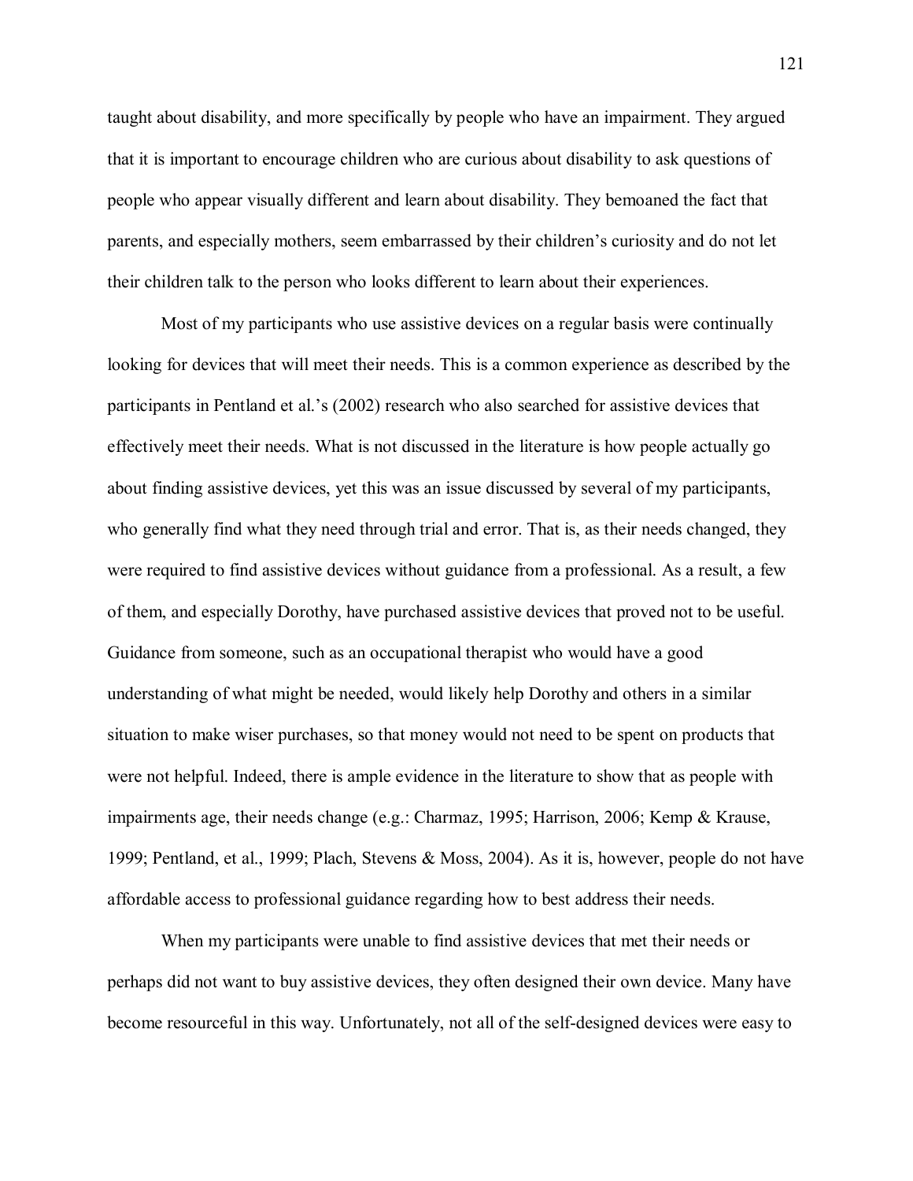taught about disability, and more specifically by people who have an impairment. They argued that it is important to encourage children who are curious about disability to ask questions of people who appear visually different and learn about disability. They bemoaned the fact that parents, and especially mothers, seem embarrassed by their children's curiosity and do not let their children talk to the person who looks different to learn about their experiences.

Most of my participants who use assistive devices on a regular basis were continually looking for devices that will meet their needs. This is a common experience as described by the participants in Pentland et al.'s (2002) research who also searched for assistive devices that effectively meet their needs. What is not discussed in the literature is how people actually go about finding assistive devices, yet this was an issue discussed by several of my participants, who generally find what they need through trial and error. That is, as their needs changed, they were required to find assistive devices without guidance from a professional. As a result, a few of them, and especially Dorothy, have purchased assistive devices that proved not to be useful. Guidance from someone, such as an occupational therapist who would have a good understanding of what might be needed, would likely help Dorothy and others in a similar situation to make wiser purchases, so that money would not need to be spent on products that were not helpful. Indeed, there is ample evidence in the literature to show that as people with impairments age, their needs change (e.g.: Charmaz, 1995; Harrison, 2006; Kemp & Krause, 1999; Pentland, et al., 1999; Plach, Stevens & Moss, 2004). As it is, however, people do not have affordable access to professional guidance regarding how to best address their needs.

When my participants were unable to find assistive devices that met their needs or perhaps did not want to buy assistive devices, they often designed their own device. Many have become resourceful in this way. Unfortunately, not all of the self-designed devices were easy to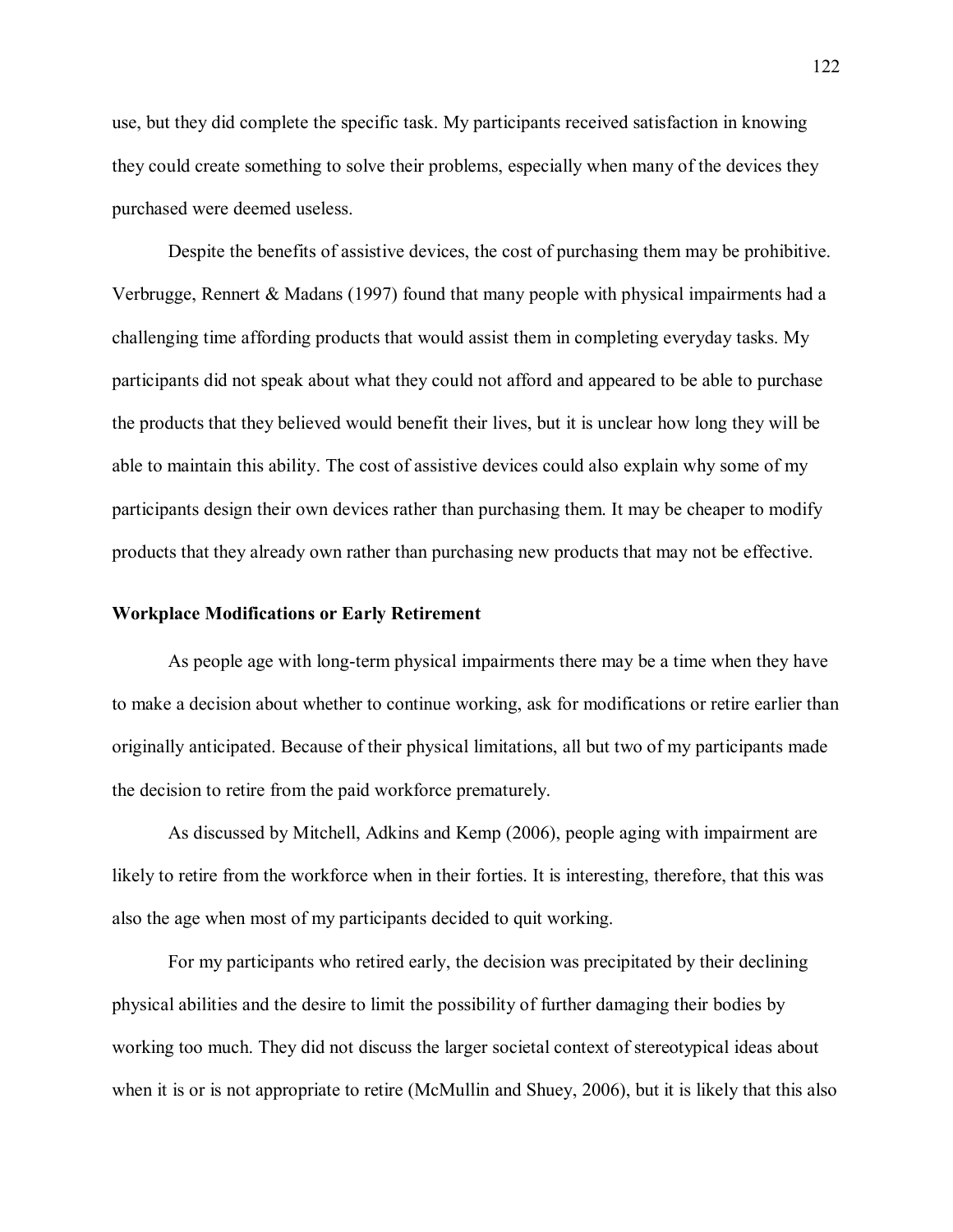use, but they did complete the specific task. My participants received satisfaction in knowing they could create something to solve their problems, especially when many of the devices they purchased were deemed useless.

Despite the benefits of assistive devices, the cost of purchasing them may be prohibitive. Verbrugge, Rennert & Madans (1997) found that many people with physical impairments had a challenging time affording products that would assist them in completing everyday tasks. My participants did not speak about what they could not afford and appeared to be able to purchase the products that they believed would benefit their lives, but it is unclear how long they will be able to maintain this ability. The cost of assistive devices could also explain why some of my participants design their own devices rather than purchasing them. It may be cheaper to modify products that they already own rather than purchasing new products that may not be effective.

**Workplace Modifications or Early Retirement**

As people age with long-term physical impairments there may be a time when they have to make a decision about whether to continue working, ask for modifications or retire earlier than originally anticipated. Because of their physical limitations, all but two of my participants made the decision to retire from the paid workforce prematurely.

As discussed by Mitchell, Adkins and Kemp (2006), people aging with impairment are likely to retire from the workforce when in their forties. It is interesting, therefore, that this was also the age when most of my participants decided to quit working.

For my participants who retired early, the decision was precipitated by their declining physical abilities and the desire to limit the possibility of further damaging their bodies by working too much. They did not discuss the larger societal context of stereotypical ideas about when it is or is not appropriate to retire (McMullin and Shuey, 2006), but it is likely that this also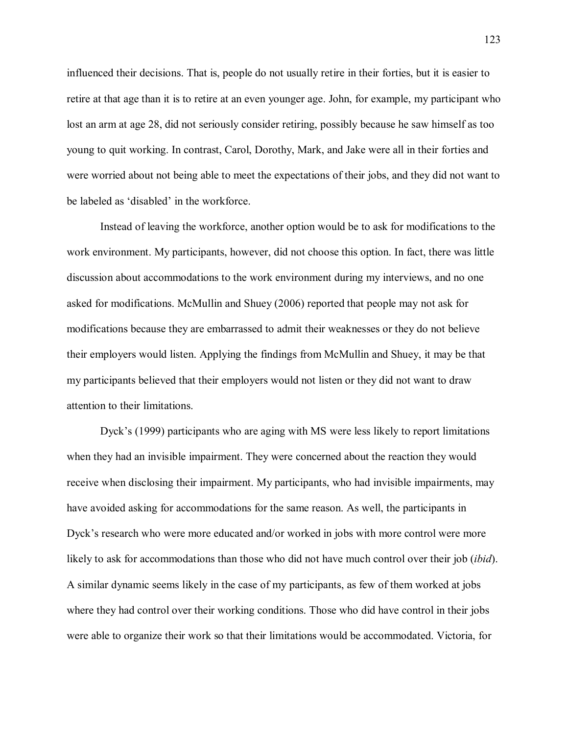influenced their decisions. That is, people do not usually retire in their forties, but it is easier to retire at that age than it is to retire at an even younger age. John, for example, my participant who lost an arm at age 28, did not seriously consider retiring, possibly because he saw himself as too young to quit working. In contrast, Carol, Dorothy, Mark, and Jake were all in their forties and were worried about not being able to meet the expectations of their jobs, and they did not want to be labeled as 'disabled' in the workforce.

Instead of leaving the workforce, another option would be to ask for modifications to the work environment. My participants, however, did not choose this option. In fact, there was little discussion about accommodations to the work environment during my interviews, and no one asked for modifications. McMullin and Shuey (2006) reported that people may not ask for modifications because they are embarrassed to admit their weaknesses or they do not believe their employers would listen. Applying the findings from McMullin and Shuey, it may be that my participants believed that their employers would not listen or they did not want to draw attention to their limitations.

Dyck's (1999) participants who are aging with MS were less likely to report limitations when they had an invisible impairment. They were concerned about the reaction they would receive when disclosing their impairment. My participants, who had invisible impairments, may have avoided asking for accommodations for the same reason. As well, the participants in Dyck's research who were more educated and/or worked in jobs with more control were more likely to ask for accommodations than those who did not have much control over their job (*ibid*). A similar dynamic seems likely in the case of my participants, as few of them worked at jobs where they had control over their working conditions. Those who did have control in their jobs were able to organize their work so that their limitations would be accommodated. Victoria, for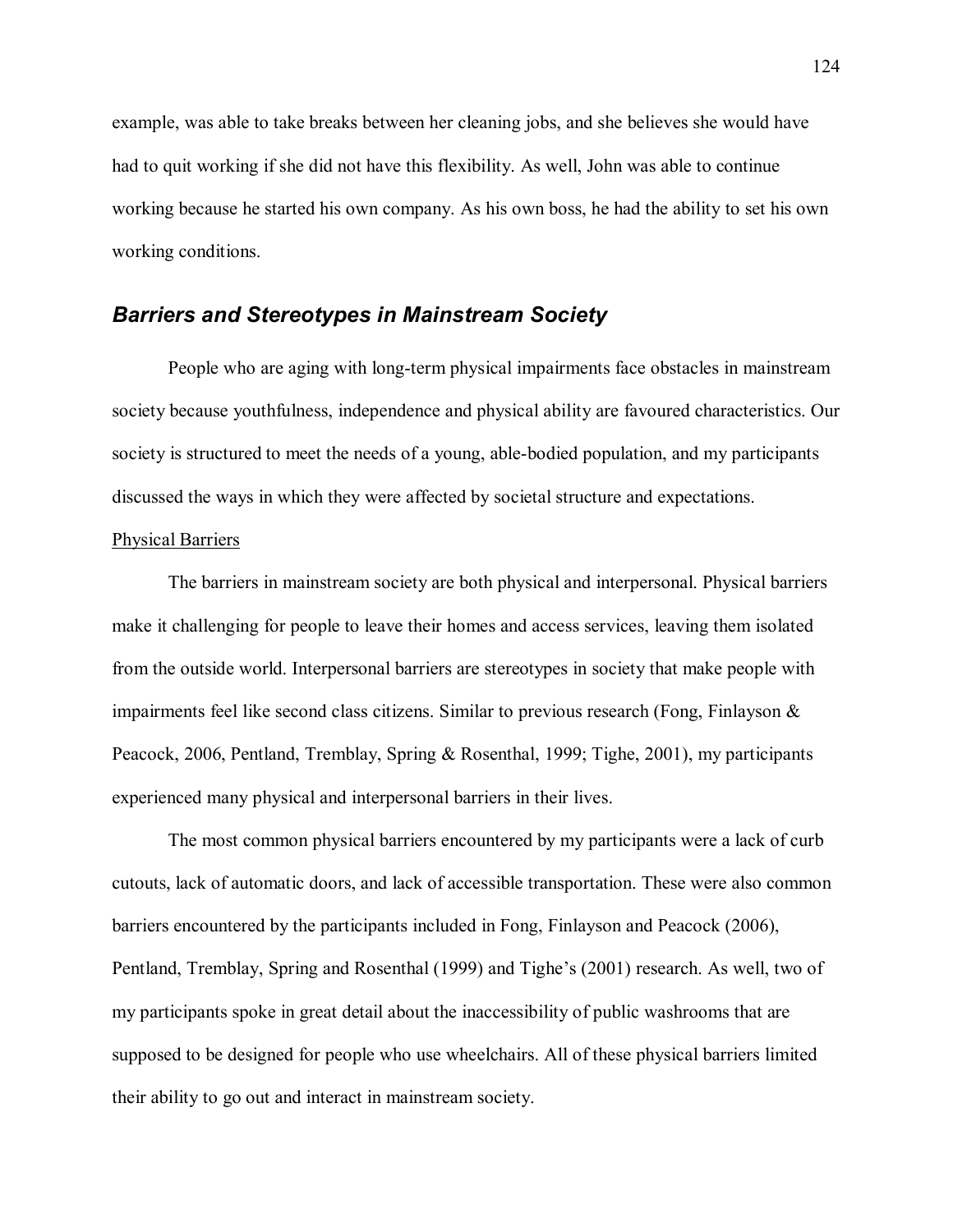example, was able to take breaks between her cleaning jobs, and she believes she would have had to quit working if she did not have this flexibility. As well, John was able to continue working because he started his own company. As his own boss, he had the ability to set his own working conditions.

## *Barriers and Stereotypes in Mainstream Society*

People who are aging with long-term physical impairments face obstacles in mainstream society because youthfulness, independence and physical ability are favoured characteristics. Our society is structured to meet the needs of a young, able-bodied population, and my participants discussed the ways in which they were affected by societal structure and expectations.

### Physical Barriers

The barriers in mainstream society are both physical and interpersonal. Physical barriers make it challenging for people to leave their homes and access services, leaving them isolated from the outside world. Interpersonal barriers are stereotypes in society that make people with impairments feel like second class citizens. Similar to previous research (Fong, Finlayson & Peacock, 2006, Pentland, Tremblay, Spring & Rosenthal, 1999; Tighe, 2001), my participants experienced many physical and interpersonal barriers in their lives.

The most common physical barriers encountered by my participants were a lack of curb cutouts, lack of automatic doors, and lack of accessible transportation. These were also common barriers encountered by the participants included in Fong, Finlayson and Peacock (2006), Pentland, Tremblay, Spring and Rosenthal (1999) and Tighe's (2001) research. As well, two of my participants spoke in great detail about the inaccessibility of public washrooms that are supposed to be designed for people who use wheelchairs. All of these physical barriers limited their ability to go out and interact in mainstream society.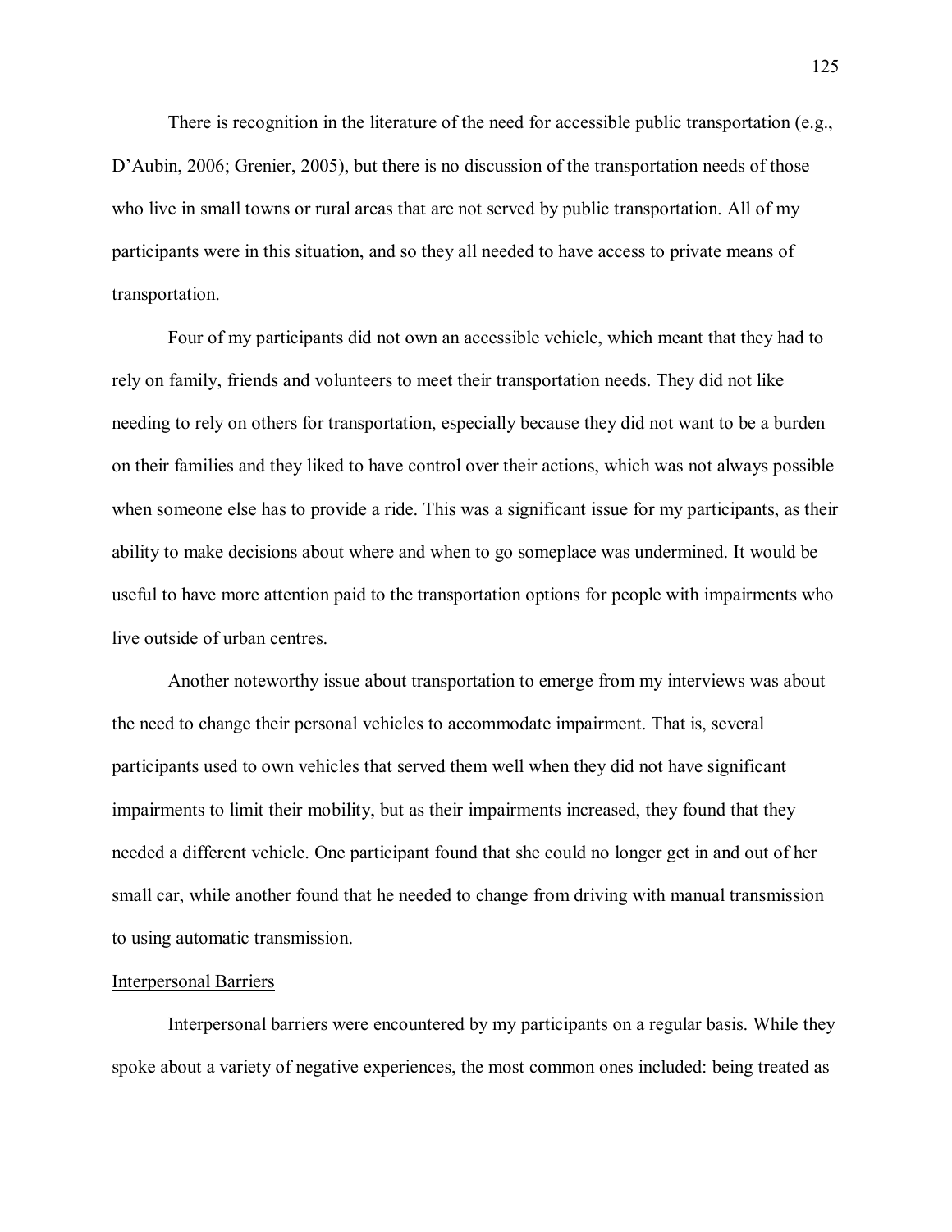There is recognition in the literature of the need for accessible public transportation (e.g., D'Aubin, 2006; Grenier, 2005), but there is no discussion of the transportation needs of those who live in small towns or rural areas that are not served by public transportation. All of my participants were in this situation, and so they all needed to have access to private means of transportation.

Four of my participants did not own an accessible vehicle, which meant that they had to rely on family, friends and volunteers to meet their transportation needs. They did not like needing to rely on others for transportation, especially because they did not want to be a burden on their families and they liked to have control over their actions, which was not always possible when someone else has to provide a ride. This was a significant issue for my participants, as their ability to make decisions about where and when to go someplace was undermined. It would be useful to have more attention paid to the transportation options for people with impairments who live outside of urban centres.

Another noteworthy issue about transportation to emerge from my interviews was about the need to change their personal vehicles to accommodate impairment. That is, several participants used to own vehicles that served them well when they did not have significant impairments to limit their mobility, but as their impairments increased, they found that they needed a different vehicle. One participant found that she could no longer get in and out of her small car, while another found that he needed to change from driving with manual transmission to using automatic transmission.

<u>Interpersonal Barriers</u>

Interpersonal barriers were encountered by my participants on a regular basis. While they spoke about a variety of negative experiences, the most common ones included: being treated as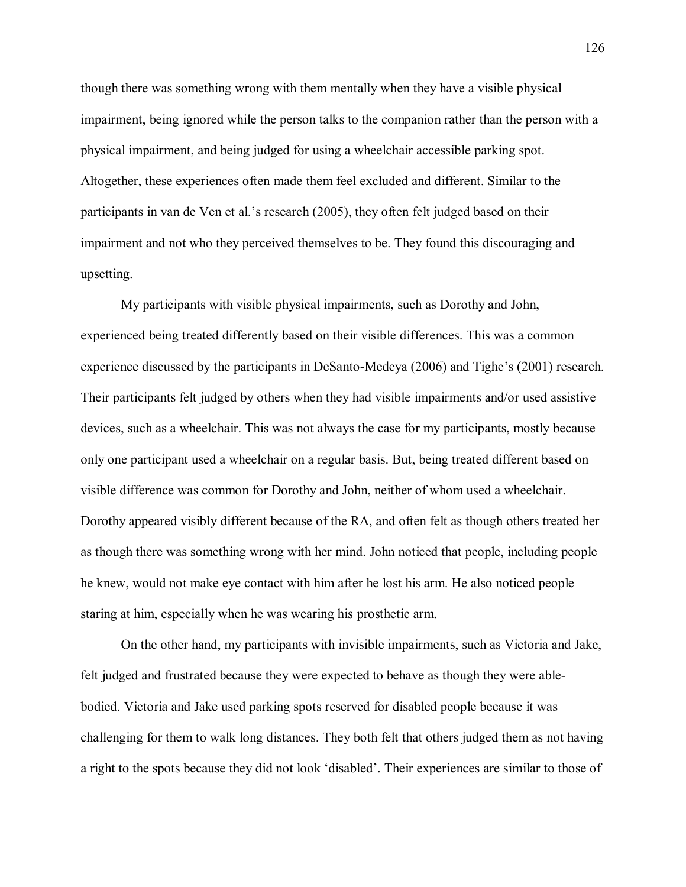though there was something wrong with them mentally when they have a visible physical impairment, being ignored while the person talks to the companion rather than the person with a physical impairment, and being judged for using a wheelchair accessible parking spot. Altogether, these experiences often made them feel excluded and different. Similar to the participants in van de Ven et al.'s research (2005), they often felt judged based on their impairment and not who they perceived themselves to be. They found this discouraging and upsetting.

My participants with visible physical impairments, such as Dorothy and John, experienced being treated differently based on their visible differences. This was a common experience discussed by the participants in DeSanto-Medeya (2006) and Tighe's (2001) research. Their participants felt judged by others when they had visible impairments and/or used assistive devices, such as a wheelchair. This was not always the case for my participants, mostly because only one participant used a wheelchair on a regular basis. But, being treated different based on visible difference was common for Dorothy and John, neither of whom used a wheelchair. Dorothy appeared visibly different because of the RA, and often felt as though others treated her as though there was something wrong with her mind. John noticed that people, including people he knew, would not make eye contact with him after he lost his arm. He also noticed people staring at him, especially when he was wearing his prosthetic arm.

On the other hand, my participants with invisible impairments, such as Victoria and Jake, felt judged and frustrated because they were expected to behave as though they were able-bodied. Victoria and Jake used parking spots reserved for disabled people because it was challenging for them to walk long distances. They both felt that others judged them as not having a right to the spots because they did not look 'disabled'. Their experiences are similar to those of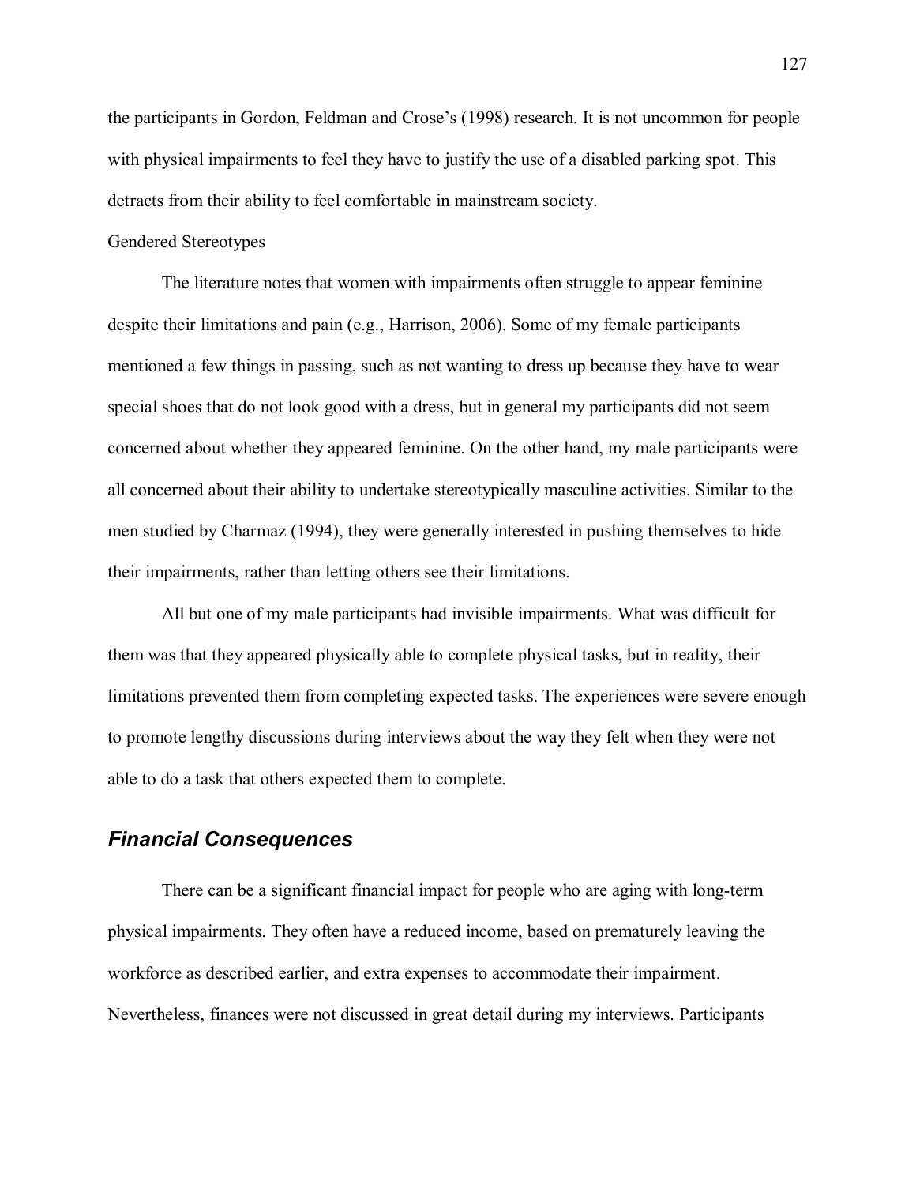the participants in Gordon, Feldman and Crose's (1998) research. It is not uncommon for people with physical impairments to feel they have to justify the use of a disabled parking spot. This detracts from their ability to feel comfortable in mainstream society.

<u>Gendered Stereotypes</u>

The literature notes that women with impairments often struggle to appear feminine despite their limitations and pain (e.g., Harrison, 2006). Some of my female participants mentioned a few things in passing, such as not wanting to dress up because they have to wear special shoes that do not look good with a dress, but in general my participants did not seem concerned about whether they appeared feminine. On the other hand, my male participants were all concerned about their ability to undertake stereotypically masculine activities. Similar to the men studied by Charmaz (1994), they were generally interested in pushing themselves to hide their impairments, rather than letting others see their limitations.

All but one of my male participants had invisible impairments. What was difficult for them was that they appeared physically able to complete physical tasks, but in reality, their limitations prevented them from completing expected tasks. The experiences were severe enough to promote lengthy discussions during interviews about the way they felt when they were not able to do a task that others expected them to complete.

### *Financial Consequences*

There can be a significant financial impact for people who are aging with long-term physical impairments. They often have a reduced income, based on prematurely leaving the workforce as described earlier, and extra expenses to accommodate their impairment. Nevertheless, finances were not discussed in great detail during my interviews. Participants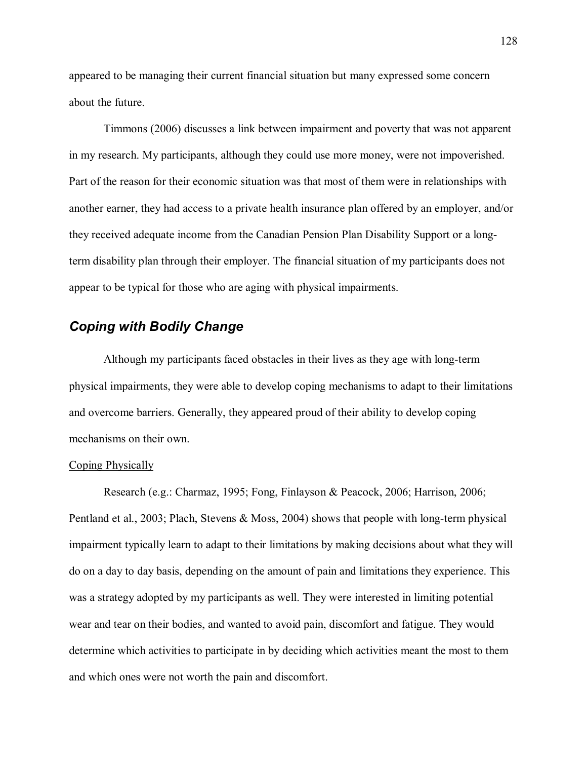appeared to be managing their current financial situation but many expressed some concern about the future.

Timmons (2006) discusses a link between impairment and poverty that was not apparent in my research. My participants, although they could use more money, were not impoverished. Part of the reason for their economic situation was that most of them were in relationships with another earner, they had access to a private health insurance plan offered by an employer, and/or they received adequate income from the Canadian Pension Plan Disability Support or a long-term disability plan through their employer. The financial situation of my participants does not appear to be typical for those who are aging with physical impairments.

## *Coping with Bodily Change*

Although my participants faced obstacles in their lives as they age with long-term physical impairments, they were able to develop coping mechanisms to adapt to their limitations and overcome barriers. Generally, they appeared proud of their ability to develop coping mechanisms on their own.

### Coping Physically

Research (e.g.: Charmaz, 1995; Fong, Finlayson & Peacock, 2006; Harrison, 2006; Pentland et al., 2003; Plach, Stevens & Moss, 2004) shows that people with long-term physical impairment typically learn to adapt to their limitations by making decisions about what they will do on a day to day basis, depending on the amount of pain and limitations they experience. This was a strategy adopted by my participants as well. They were interested in limiting potential wear and tear on their bodies, and wanted to avoid pain, discomfort and fatigue. They would determine which activities to participate in by deciding which activities meant the most to them and which ones were not worth the pain and discomfort.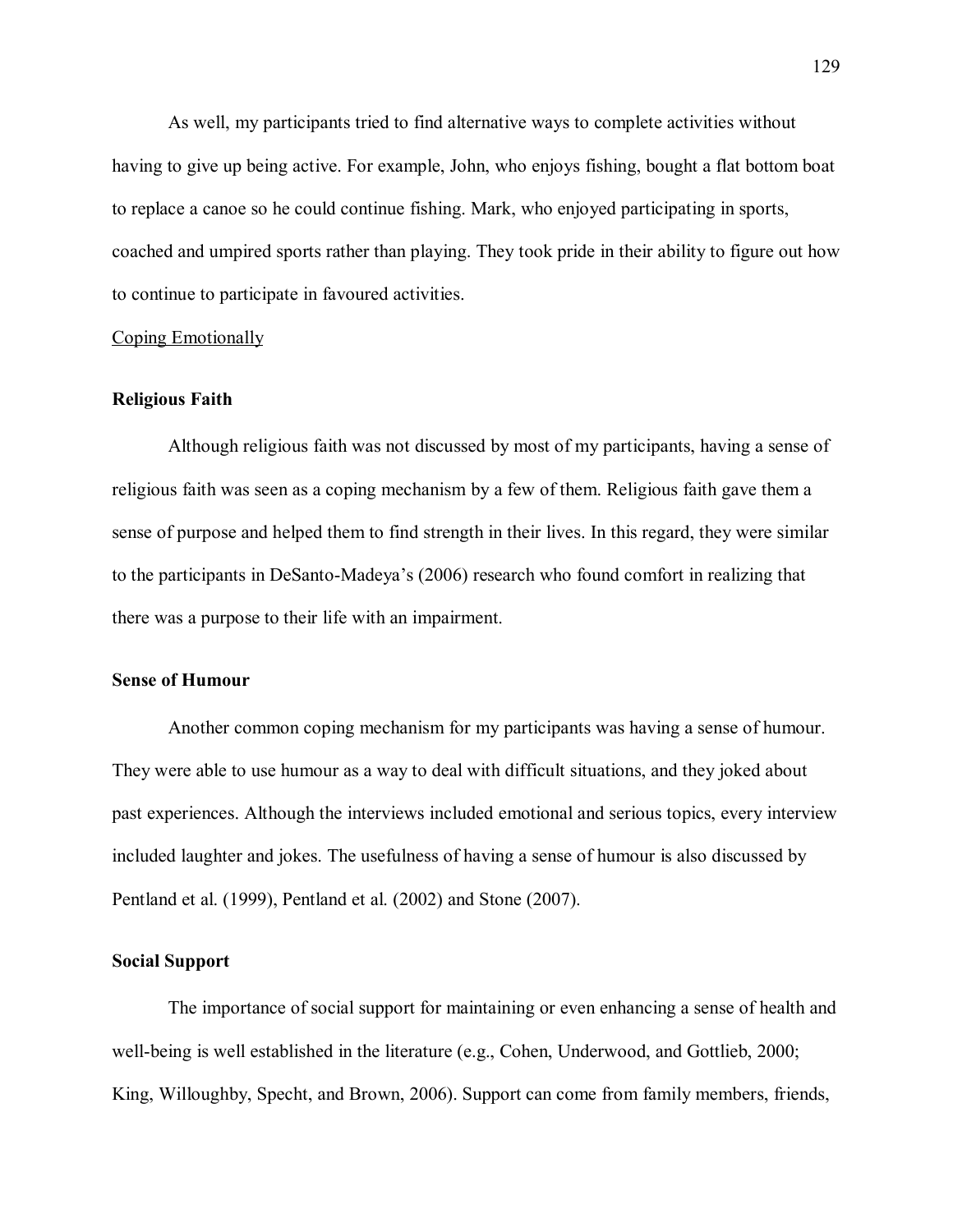As well, my participants tried to find alternative ways to complete activities without having to give up being active. For example, John, who enjoys fishing, bought a flat bottom boat to replace a canoe so he could continue fishing. Mark, who enjoyed participating in sports, coached and umpired sports rather than playing. They took pride in their ability to figure out how to continue to participate in favoured activities.

<u>Coping Emotionally</u>

### Religious Faith

Although religious faith was not discussed by most of my participants, having a sense of religious faith was seen as a coping mechanism by a few of them. Religious faith gave them a sense of purpose and helped them to find strength in their lives. In this regard, they were similar to the participants in DeSanto-Madeya's (2006) research who found comfort in realizing that there was a purpose to their life with an impairment.

### Sense of Humour

Another common coping mechanism for my participants was having a sense of humour. They were able to use humour as a way to deal with difficult situations, and they joked about past experiences. Although the interviews included emotional and serious topics, every interview included laughter and jokes. The usefulness of having a sense of humour is also discussed by Pentland et al. (1999), Pentland et al. (2002) and Stone (2007).

### Social Support

The importance of social support for maintaining or even enhancing a sense of health and well-being is well established in the literature (e.g., Cohen, Underwood, and Gottlieb, 2000; King, Willoughby, Specht, and Brown, 2006). Support can come from family members, friends,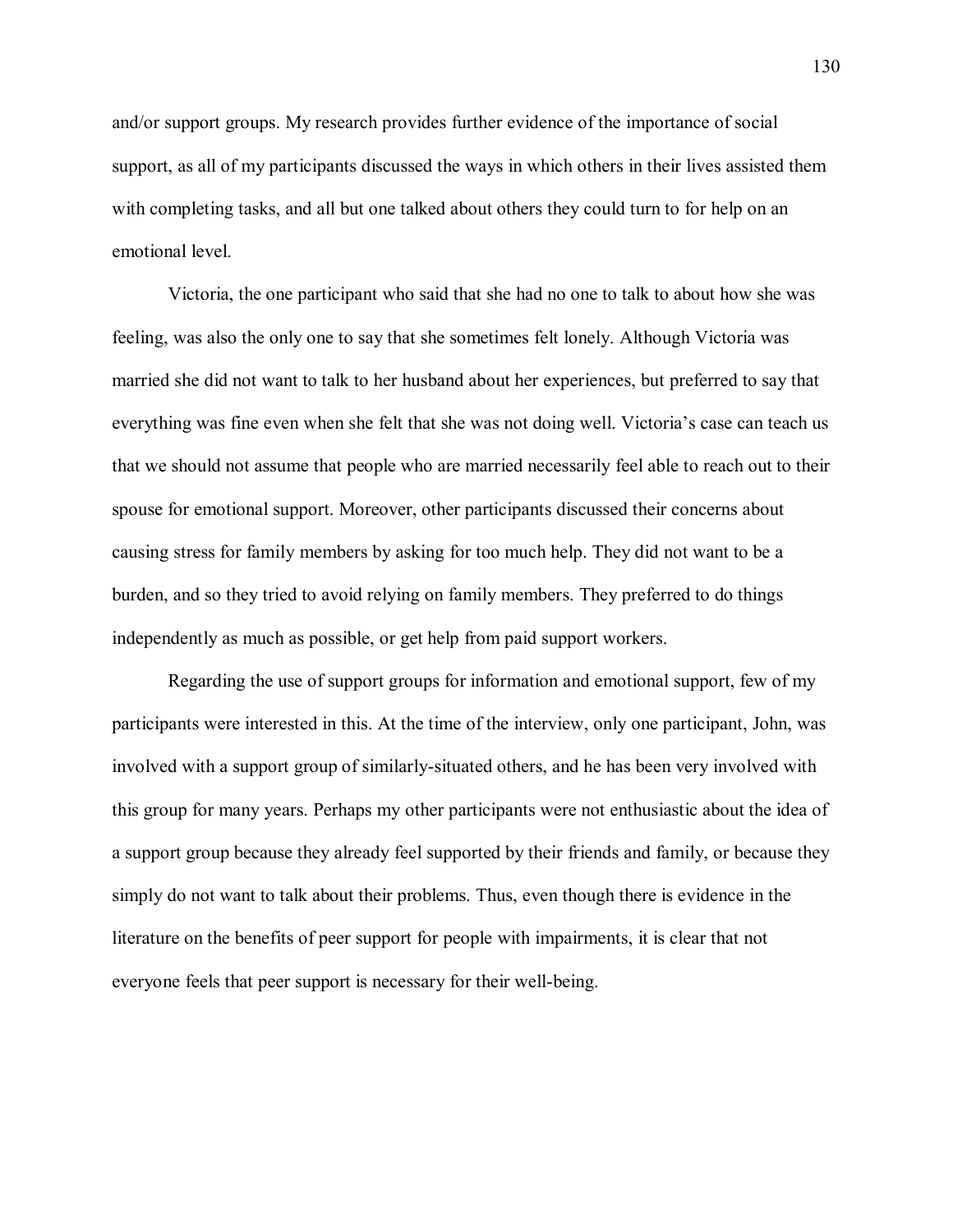and/or support groups. My research provides further evidence of the importance of social support, as all of my participants discussed the ways in which others in their lives assisted them with completing tasks, and all but one talked about others they could turn to for help on an emotional level.

Victoria, the one participant who said that she had no one to talk to about how she was feeling, was also the only one to say that she sometimes felt lonely. Although Victoria was married she did not want to talk to her husband about her experiences, but preferred to say that everything was fine even when she felt that she was not doing well. Victoria's case can teach us that we should not assume that people who are married necessarily feel able to reach out to their spouse for emotional support. Moreover, other participants discussed their concerns about causing stress for family members by asking for too much help. They did not want to be a burden, and so they tried to avoid relying on family members. They preferred to do things independently as much as possible, or get help from paid support workers.

Regarding the use of support groups for information and emotional support, few of my participants were interested in this. At the time of the interview, only one participant, John, was involved with a support group of similarly-situated others, and he has been very involved with this group for many years. Perhaps my other participants were not enthusiastic about the idea of a support group because they already feel supported by their friends and family, or because they simply do not want to talk about their problems. Thus, even though there is evidence in the literature on the benefits of peer support for people with impairments, it is clear that not everyone feels that peer support is necessary for their well-being.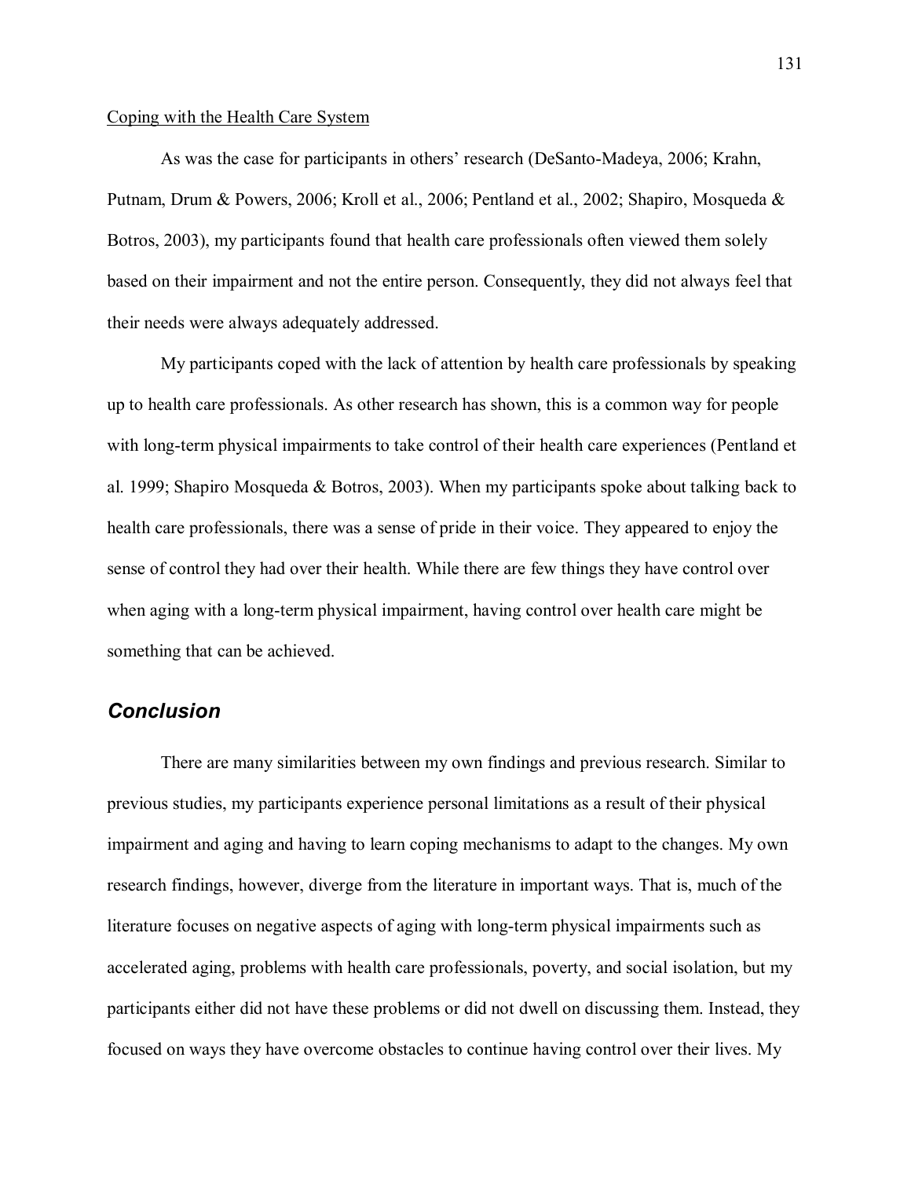Coping with the Health Care System

As was the case for participants in others' research (DeSanto-Madeya, 2006; Krahn, Putnam, Drum & Powers, 2006; Kroll et al., 2006; Pentland et al., 2002; Shapiro, Mosqueda & Botros, 2003), my participants found that health care professionals often viewed them solely based on their impairment and not the entire person. Consequently, they did not always feel that their needs were always adequately addressed.

My participants coped with the lack of attention by health care professionals by speaking up to health care professionals. As other research has shown, this is a common way for people with long-term physical impairments to take control of their health care experiences (Pentland et al. 1999; Shapiro Mosqueda & Botros, 2003). When my participants spoke about talking back to health care professionals, there was a sense of pride in their voice. They appeared to enjoy the sense of control they had over their health. While there are few things they have control over when aging with a long-term physical impairment, having control over health care might be something that can be achieved.

## ***Conclusion***

There are many similarities between my own findings and previous research. Similar to previous studies, my participants experience personal limitations as a result of their physical impairment and aging and having to learn coping mechanisms to adapt to the changes. My own research findings, however, diverge from the literature in important ways. That is, much of the literature focuses on negative aspects of aging with long-term physical impairments such as accelerated aging, problems with health care professionals, poverty, and social isolation, but my participants either did not have these problems or did not dwell on discussing them. Instead, they focused on ways they have overcome obstacles to continue having control over their lives. My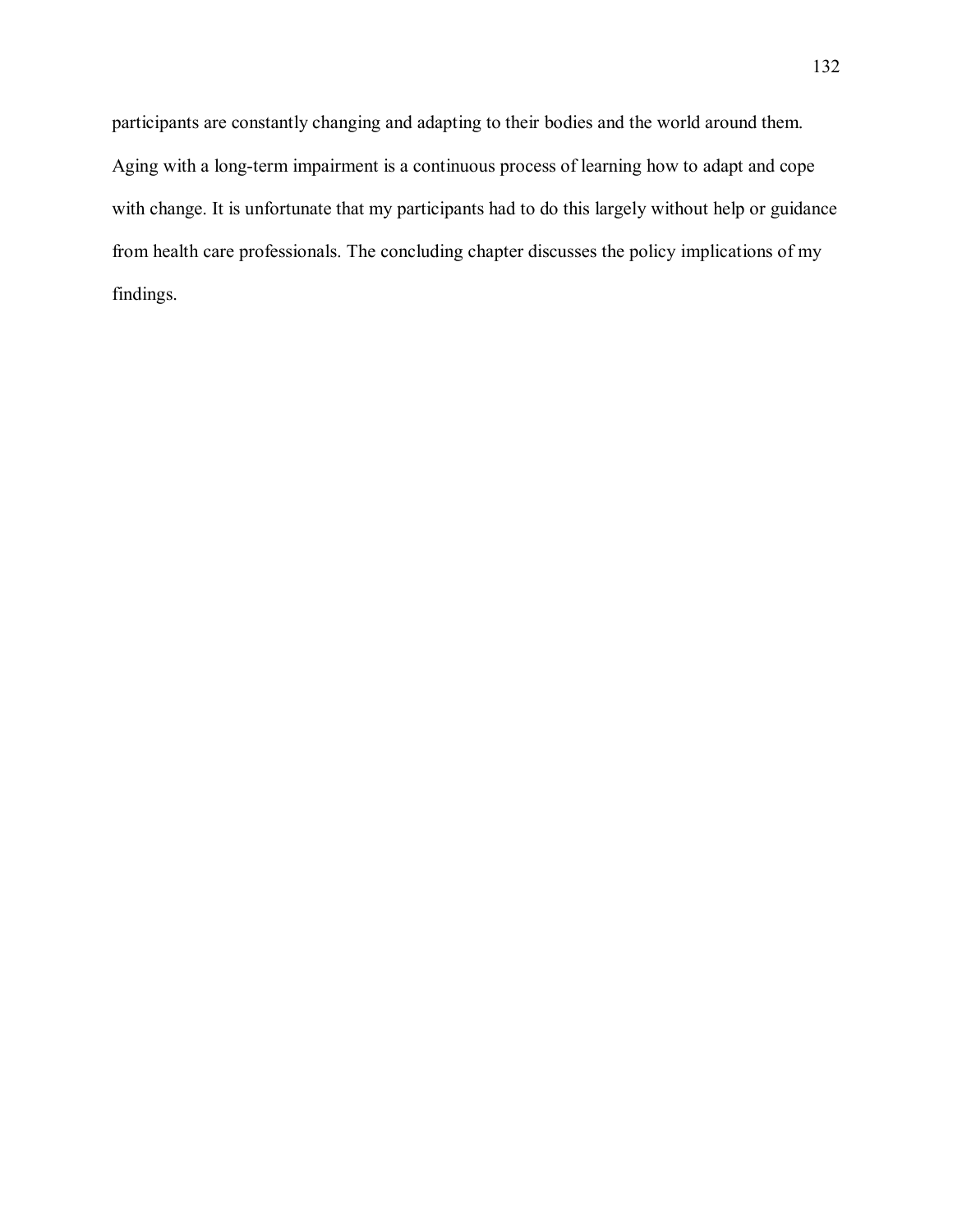participants are constantly changing and adapting to their bodies and the world around them. Aging with a long-term impairment is a continuous process of learning how to adapt and cope with change. It is unfortunate that my participants had to do this largely without help or guidance from health care professionals. The concluding chapter discusses the policy implications of my findings.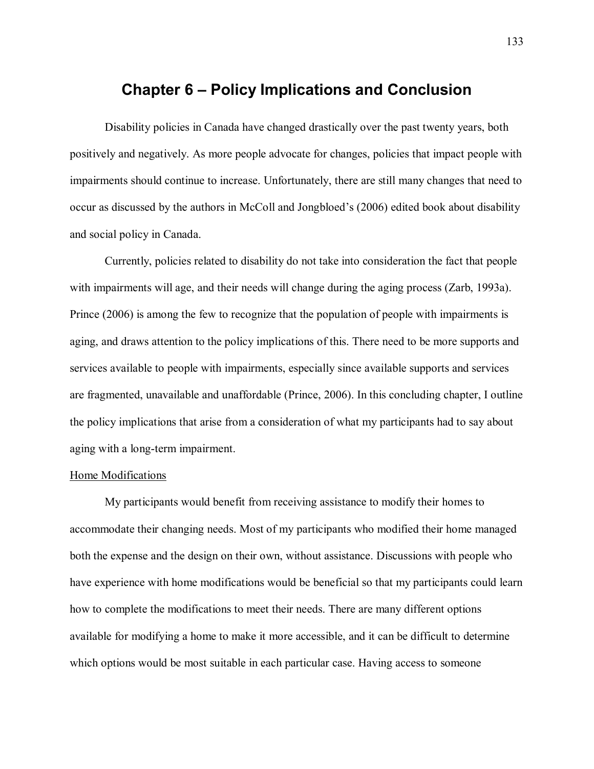# Chapter 6 – Policy Implications and Conclusion

Disability policies in Canada have changed drastically over the past twenty years, both positively and negatively. As more people advocate for changes, policies that impact people with impairments should continue to increase. Unfortunately, there are still many changes that need to occur as discussed by the authors in McColl and Jongbloed's (2006) edited book about disability and social policy in Canada.

Currently, policies related to disability do not take into consideration the fact that people with impairments will age, and their needs will change during the aging process (Zarb, 1993a). Prince (2006) is among the few to recognize that the population of people with impairments is aging, and draws attention to the policy implications of this. There need to be more supports and services available to people with impairments, especially since available supports and services are fragmented, unavailable and unaffordable (Prince, 2006). In this concluding chapter, I outline the policy implications that arise from a consideration of what my participants had to say about aging with a long-term impairment.

<u>Home Modifications</u>

My participants would benefit from receiving assistance to modify their homes to accommodate their changing needs. Most of my participants who modified their home managed both the expense and the design on their own, without assistance. Discussions with people who have experience with home modifications would be beneficial so that my participants could learn how to complete the modifications to meet their needs. There are many different options available for modifying a home to make it more accessible, and it can be difficult to determine which options would be most suitable in each particular case. Having access to someone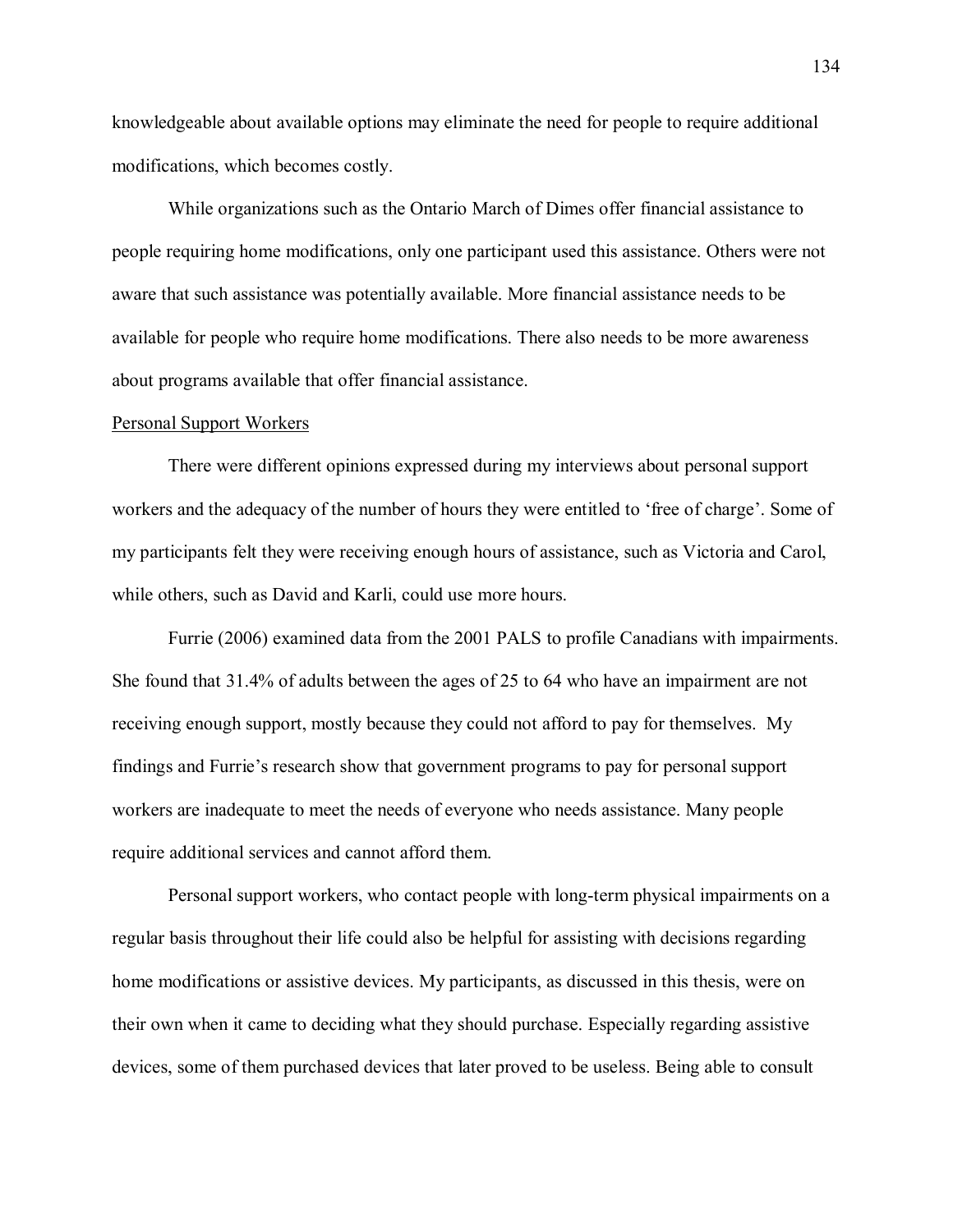knowledgeable about available options may eliminate the need for people to require additional modifications, which becomes costly.

While organizations such as the Ontario March of Dimes offer financial assistance to people requiring home modifications, only one participant used this assistance. Others were not aware that such assistance was potentially available. More financial assistance needs to be available for people who require home modifications. There also needs to be more awareness about programs available that offer financial assistance.

Personal Support Workers

There were different opinions expressed during my interviews about personal support workers and the adequacy of the number of hours they were entitled to 'free of charge'. Some of my participants felt they were receiving enough hours of assistance, such as Victoria and Carol, while others, such as David and Karli, could use more hours.

Furrie (2006) examined data from the 2001 PALS to profile Canadians with impairments. She found that 31.4% of adults between the ages of 25 to 64 who have an impairment are not receiving enough support, mostly because they could not afford to pay for themselves. My findings and Furrie's research show that government programs to pay for personal support workers are inadequate to meet the needs of everyone who needs assistance. Many people require additional services and cannot afford them.

Personal support workers, who contact people with long-term physical impairments on a regular basis throughout their life could also be helpful for assisting with decisions regarding home modifications or assistive devices. My participants, as discussed in this thesis, were on their own when it came to deciding what they should purchase. Especially regarding assistive devices, some of them purchased devices that later proved to be useless. Being able to consult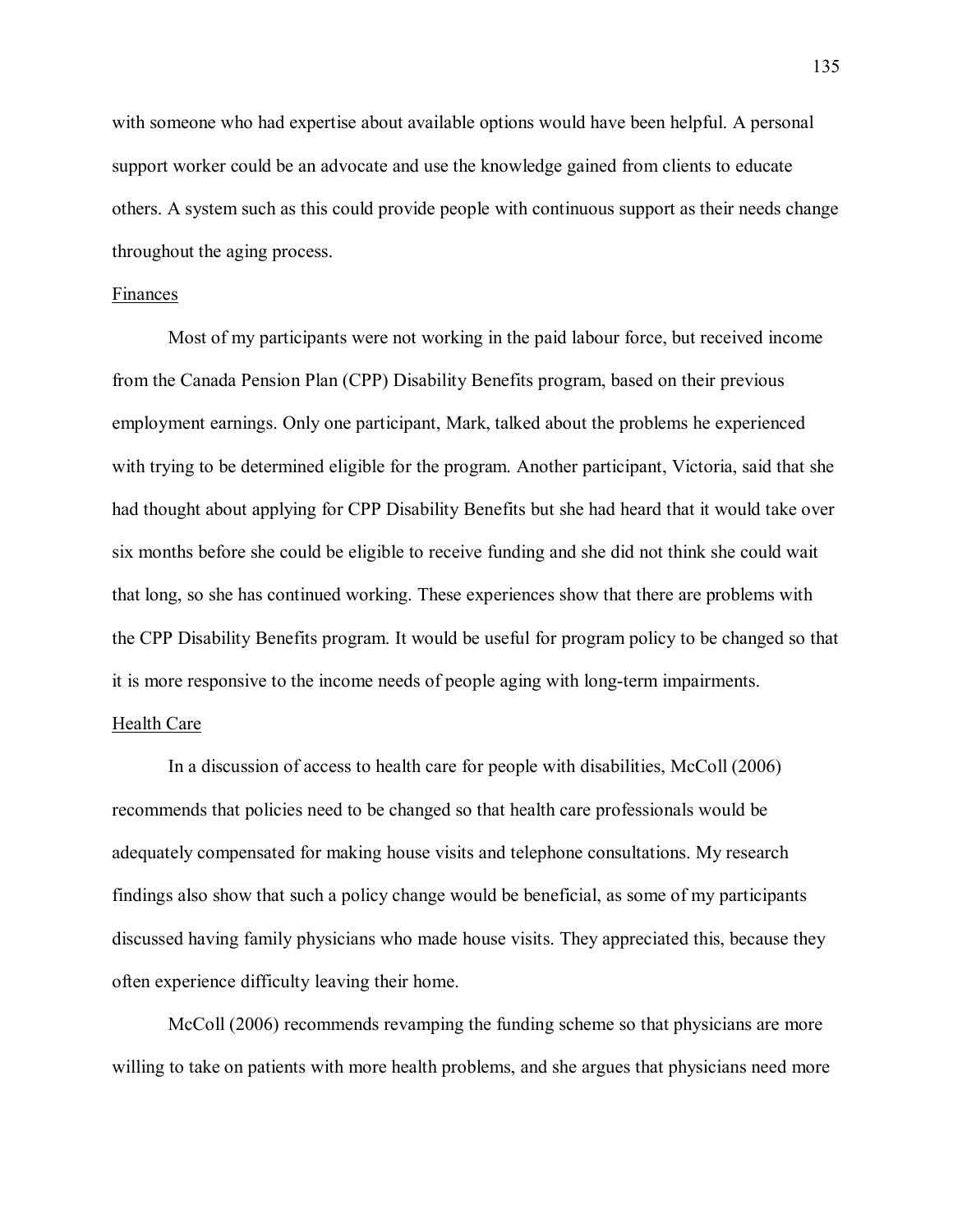with someone who had expertise about available options would have been helpful. A personal support worker could be an advocate and use the knowledge gained from clients to educate others. A system such as this could provide people with continuous support as their needs change throughout the aging process.

### Finances

Most of my participants were not working in the paid labour force, but received income from the Canada Pension Plan (CPP) Disability Benefits program, based on their previous employment earnings. Only one participant, Mark, talked about the problems he experienced with trying to be determined eligible for the program. Another participant, Victoria, said that she had thought about applying for CPP Disability Benefits but she had heard that it would take over six months before she could be eligible to receive funding and she did not think she could wait that long, so she has continued working. These experiences show that there are problems with the CPP Disability Benefits program. It would be useful for program policy to be changed so that it is more responsive to the income needs of people aging with long-term impairments.

### Health Care

In a discussion of access to health care for people with disabilities, McColl (2006) recommends that policies need to be changed so that health care professionals would be adequately compensated for making house visits and telephone consultations. My research findings also show that such a policy change would be beneficial, as some of my participants discussed having family physicians who made house visits. They appreciated this, because they often experience difficulty leaving their home.

McColl (2006) recommends revamping the funding scheme so that physicians are more willing to take on patients with more health problems, and she argues that physicians need more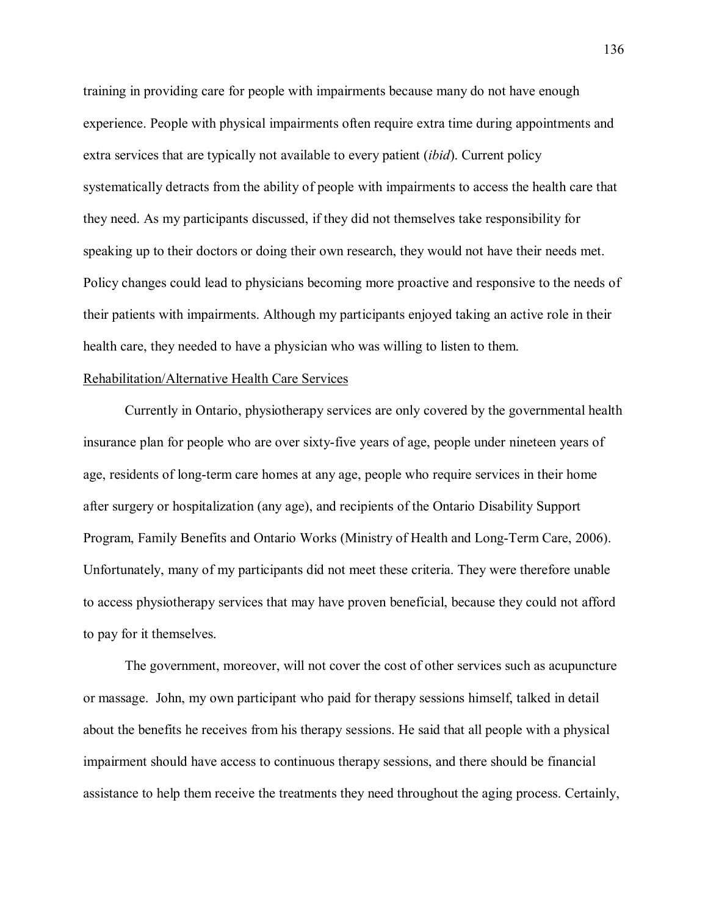training in providing care for people with impairments because many do not have enough experience. People with physical impairments often require extra time during appointments and extra services that are typically not available to every patient (*ibid*). Current policy systematically detracts from the ability of people with impairments to access the health care that they need. As my participants discussed, if they did not themselves take responsibility for speaking up to their doctors or doing their own research, they would not have their needs met. Policy changes could lead to physicians becoming more proactive and responsive to the needs of their patients with impairments. Although my participants enjoyed taking an active role in their health care, they needed to have a physician who was willing to listen to them.

<u>Rehabilitation/Alternative Health Care Services</u>

Currently in Ontario, physiotherapy services are only covered by the governmental health insurance plan for people who are over sixty-five years of age, people under nineteen years of age, residents of long-term care homes at any age, people who require services in their home after surgery or hospitalization (any age), and recipients of the Ontario Disability Support Program, Family Benefits and Ontario Works (Ministry of Health and Long-Term Care, 2006). Unfortunately, many of my participants did not meet these criteria. They were therefore unable to access physiotherapy services that may have proven beneficial, because they could not afford to pay for it themselves.

The government, moreover, will not cover the cost of other services such as acupuncture or massage. John, my own participant who paid for therapy sessions himself, talked in detail about the benefits he receives from his therapy sessions. He said that all people with a physical impairment should have access to continuous therapy sessions, and there should be financial assistance to help them receive the treatments they need throughout the aging process. Certainly,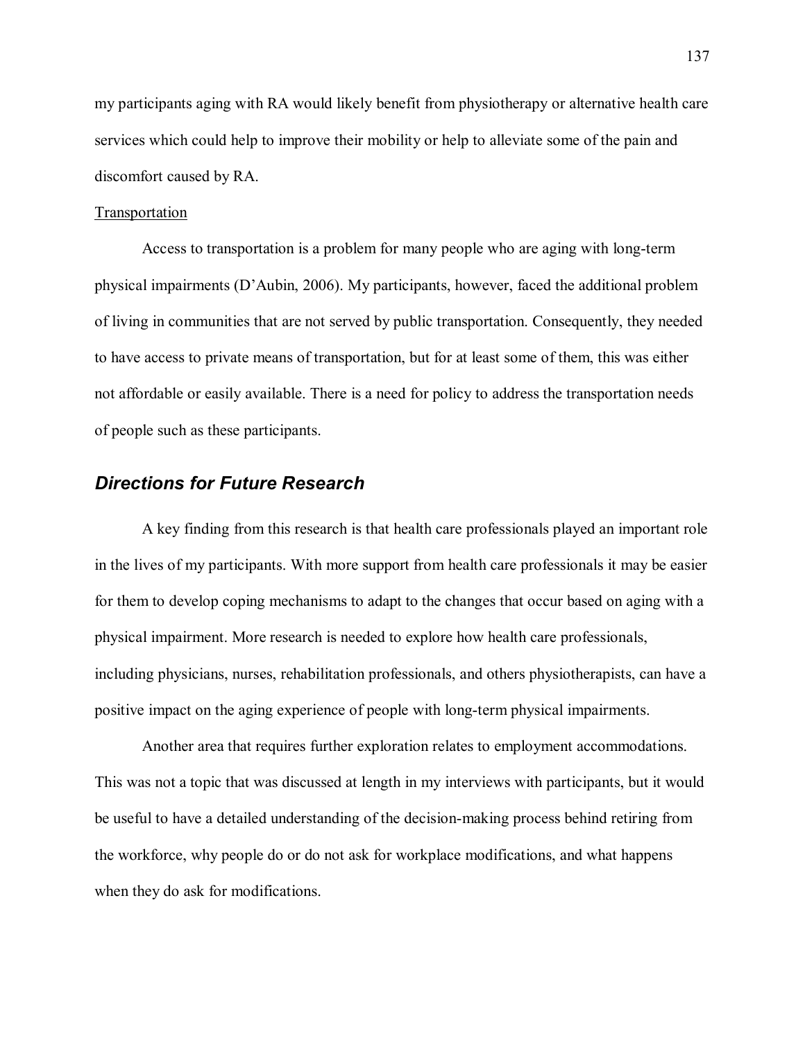my participants aging with RA would likely benefit from physiotherapy or alternative health care services which could help to improve their mobility or help to alleviate some of the pain and discomfort caused by RA.

<u>Transportation</u>

Access to transportation is a problem for many people who are aging with long-term physical impairments (D'Aubin, 2006). My participants, however, faced the additional problem of living in communities that are not served by public transportation. Consequently, they needed to have access to private means of transportation, but for at least some of them, this was either not affordable or easily available. There is a need for policy to address the transportation needs of people such as these participants.

## *Directions for Future Research*

A key finding from this research is that health care professionals played an important role in the lives of my participants. With more support from health care professionals it may be easier for them to develop coping mechanisms to adapt to the changes that occur based on aging with a physical impairment. More research is needed to explore how health care professionals, including physicians, nurses, rehabilitation professionals, and others physiotherapists, can have a positive impact on the aging experience of people with long-term physical impairments.

Another area that requires further exploration relates to employment accommodations. This was not a topic that was discussed at length in my interviews with participants, but it would be useful to have a detailed understanding of the decision-making process behind retiring from the workforce, why people do or do not ask for workplace modifications, and what happens when they do ask for modifications.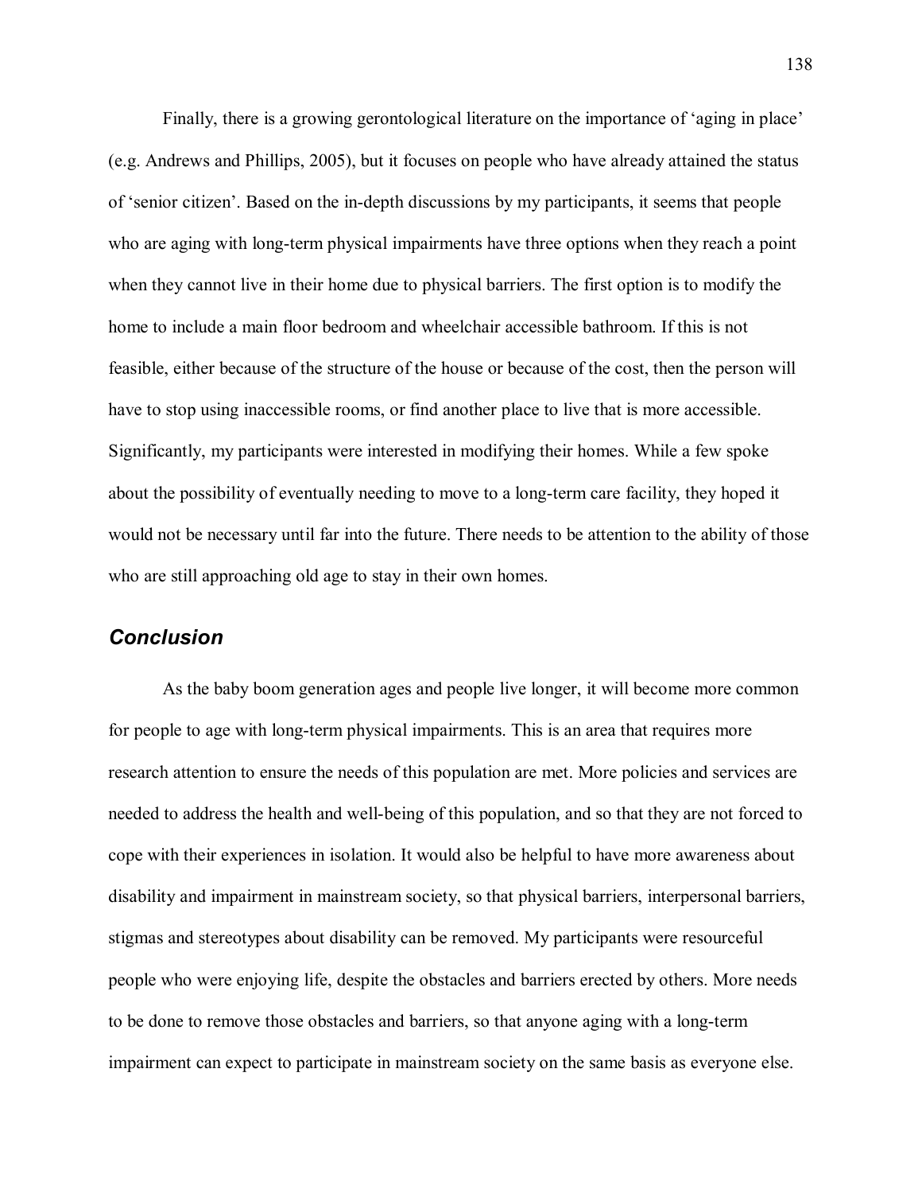Finally, there is a growing gerontological literature on the importance of 'aging in place' (e.g. Andrews and Phillips, 2005), but it focuses on people who have already attained the status of 'senior citizen'. Based on the in-depth discussions by my participants, it seems that people who are aging with long-term physical impairments have three options when they reach a point when they cannot live in their home due to physical barriers. The first option is to modify the home to include a main floor bedroom and wheelchair accessible bathroom. If this is not feasible, either because of the structure of the house or because of the cost, then the person will have to stop using inaccessible rooms, or find another place to live that is more accessible. Significantly, my participants were interested in modifying their homes. While a few spoke about the possibility of eventually needing to move to a long-term care facility, they hoped it would not be necessary until far into the future. There needs to be attention to the ability of those who are still approaching old age to stay in their own homes.

## *Conclusion*

As the baby boom generation ages and people live longer, it will become more common for people to age with long-term physical impairments. This is an area that requires more research attention to ensure the needs of this population are met. More policies and services are needed to address the health and well-being of this population, and so that they are not forced to cope with their experiences in isolation. It would also be helpful to have more awareness about disability and impairment in mainstream society, so that physical barriers, interpersonal barriers, stigmas and stereotypes about disability can be removed. My participants were resourceful people who were enjoying life, despite the obstacles and barriers erected by others. More needs to be done to remove those obstacles and barriers, so that anyone aging with a long-term impairment can expect to participate in mainstream society on the same basis as everyone else.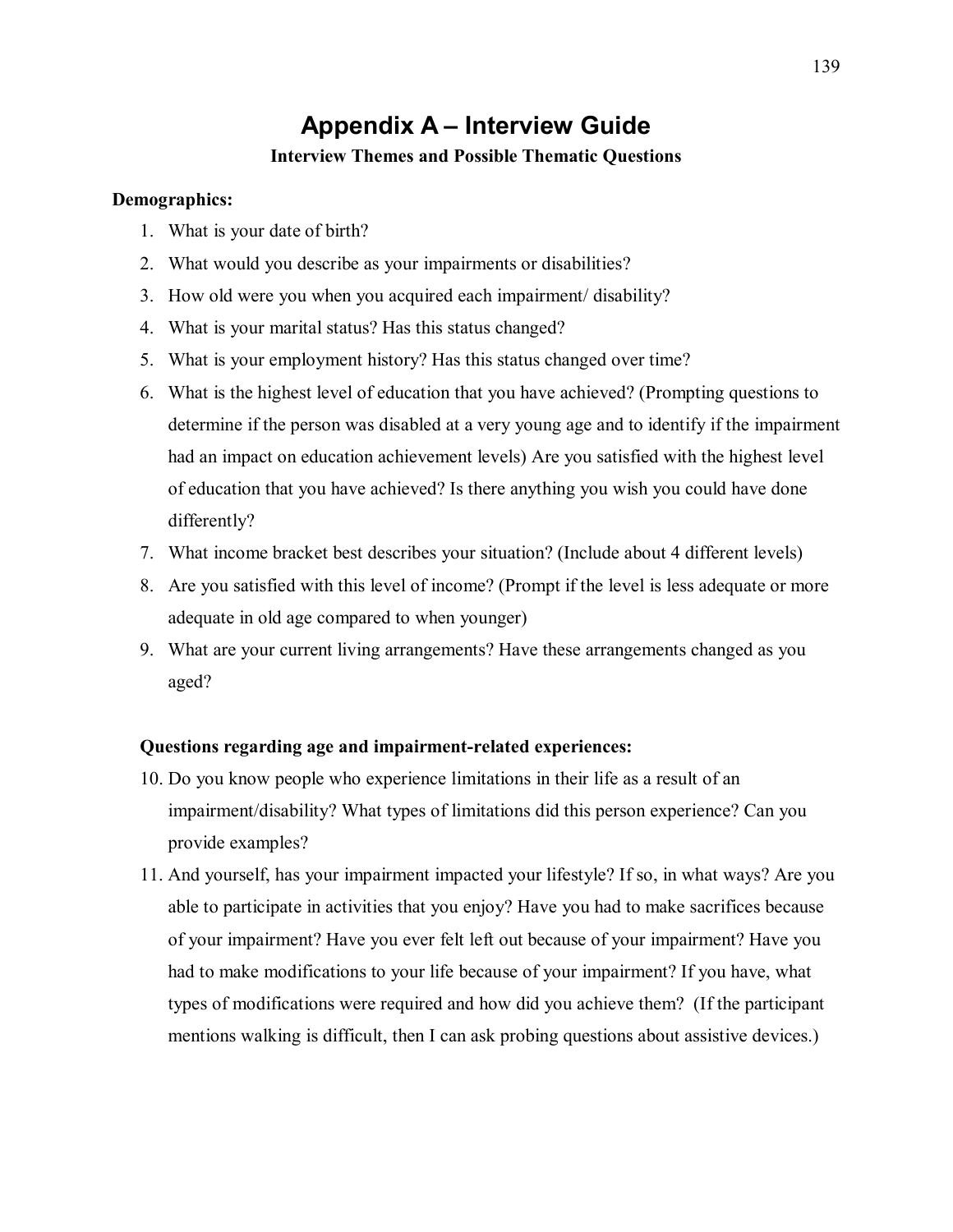# Appendix A – Interview Guide

### Interview Themes and Possible Thematic Questions

**Demographics:**

1. What is your date of birth?
2. What would you describe as your impairments or disabilities?
3. How old were you when you acquired each impairment/ disability?
4. What is your marital status? Has this status changed?
5. What is your employment history? Has this status changed over time?
6. What is the highest level of education that you have achieved? (Prompting questions to determine if the person was disabled at a very young age and to identify if the impairment had an impact on education achievement levels) Are you satisfied with the highest level of education that you have achieved? Is there anything you wish you could have done differently?
7. What income bracket best describes your situation? (Include about 4 different levels)
8. Are you satisfied with this level of income? (Prompt if the level is less adequate or more adequate in old age compared to when younger)
9. What are your current living arrangements? Have these arrangements changed as you aged?

**Questions regarding age and impairment-related experiences:**

10. Do you know people who experience limitations in their life as a result of an impairment/disability? What types of limitations did this person experience? Can you provide examples?
11. And yourself, has your impairment impacted your lifestyle? If so, in what ways? Are you able to participate in activities that you enjoy? Have you had to make sacrifices because of your impairment? Have you ever felt left out because of your impairment? Have you had to make modifications to your life because of your impairment? If you have, what types of modifications were required and how did you achieve them? (If the participant mentions walking is difficult, then I can ask probing questions about assistive devices.)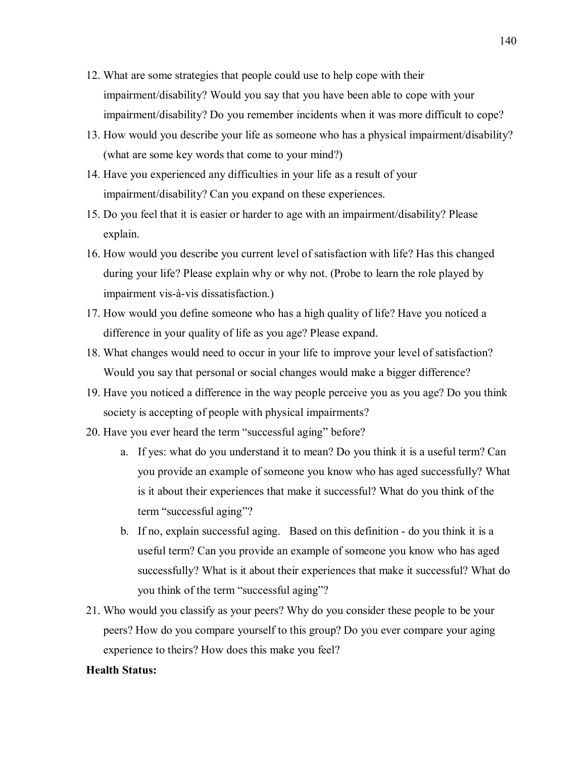12. What are some strategies that people could use to help cope with their impairment/disability? Would you say that you have been able to cope with your impairment/disability? Do you remember incidents when it was more difficult to cope?
13. How would you describe your life as someone who has a physical impairment/disability? (what are some key words that come to your mind?)
14. Have you experienced any difficulties in your life as a result of your impairment/disability? Can you expand on these experiences.
15. Do you feel that it is easier or harder to age with an impairment/disability? Please explain.
16. How would you describe you current level of satisfaction with life? Has this changed during your life? Please explain why or why not. (Probe to learn the role played by impairment vis-à-vis dissatisfaction.)
17. How would you define someone who has a high quality of life? Have you noticed a difference in your quality of life as you age? Please expand.
18. What changes would need to occur in your life to improve your level of satisfaction? Would you say that personal or social changes would make a bigger difference?
19. Have you noticed a difference in the way people perceive you as you age? Do you think society is accepting of people with physical impairments?
20. Have you ever heard the term "successful aging" before?
    a. If yes: what do you understand it to mean? Do you think it is a useful term? Can you provide an example of someone you know who has aged successfully? What is it about their experiences that make it successful? What do you think of the term "successful aging"?
    b. If no, explain successful aging. Based on this definition - do you think it is a useful term? Can you provide an example of someone you know who has aged successfully? What is it about their experiences that make it successful? What do you think of the term "successful aging"?
21. Who would you classify as your peers? Why do you consider these people to be your peers? How do you compare yourself to this group? Do you ever compare your aging experience to theirs? How does this make you feel?

**Health Status:**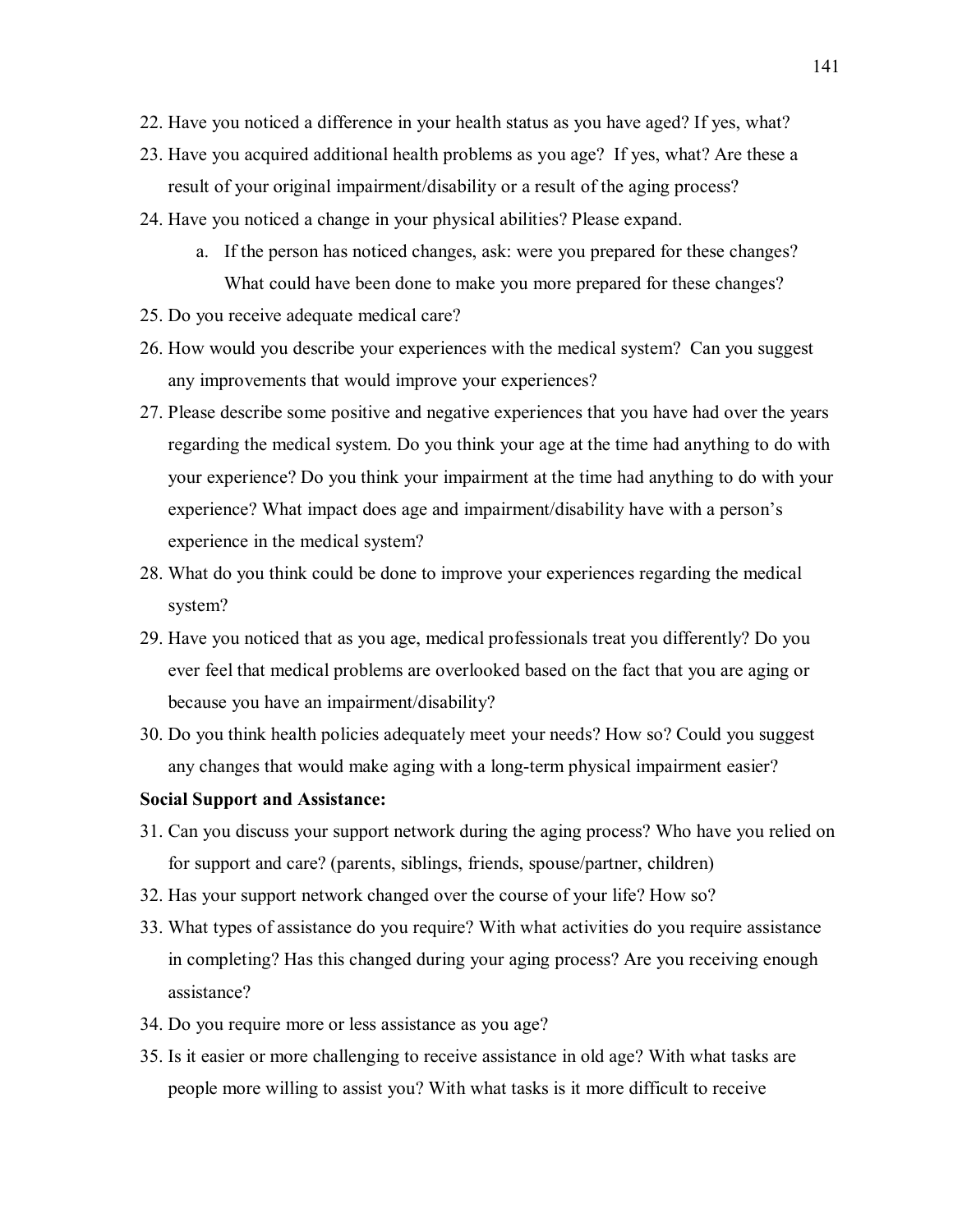22. Have you noticed a difference in your health status as you have aged? If yes, what?
23. Have you acquired additional health problems as you age? If yes, what? Are these a result of your original impairment/disability or a result of the aging process?
24. Have you noticed a change in your physical abilities? Please expand.
    a. If the person has noticed changes, ask: were you prepared for these changes? What could have been done to make you more prepared for these changes?
25. Do you receive adequate medical care?
26. How would you describe your experiences with the medical system? Can you suggest any improvements that would improve your experiences?
27. Please describe some positive and negative experiences that you have had over the years regarding the medical system. Do you think your age at the time had anything to do with your experience? Do you think your impairment at the time had anything to do with your experience? What impact does age and impairment/disability have with a person's experience in the medical system?
28. What do you think could be done to improve your experiences regarding the medical system?
29. Have you noticed that as you age, medical professionals treat you differently? Do you ever feel that medical problems are overlooked based on the fact that you are aging or because you have an impairment/disability?
30. Do you think health policies adequately meet your needs? How so? Could you suggest any changes that would make aging with a long-term physical impairment easier?

**Social Support and Assistance:**

31. Can you discuss your support network during the aging process? Who have you relied on for support and care? (parents, siblings, friends, spouse/partner, children)
32. Has your support network changed over the course of your life? How so?
33. What types of assistance do you require? With what activities do you require assistance in completing? Has this changed during your aging process? Are you receiving enough assistance?
34. Do you require more or less assistance as you age?
35. Is it easier or more challenging to receive assistance in old age? With what tasks are people more willing to assist you? With what tasks is it more difficult to receive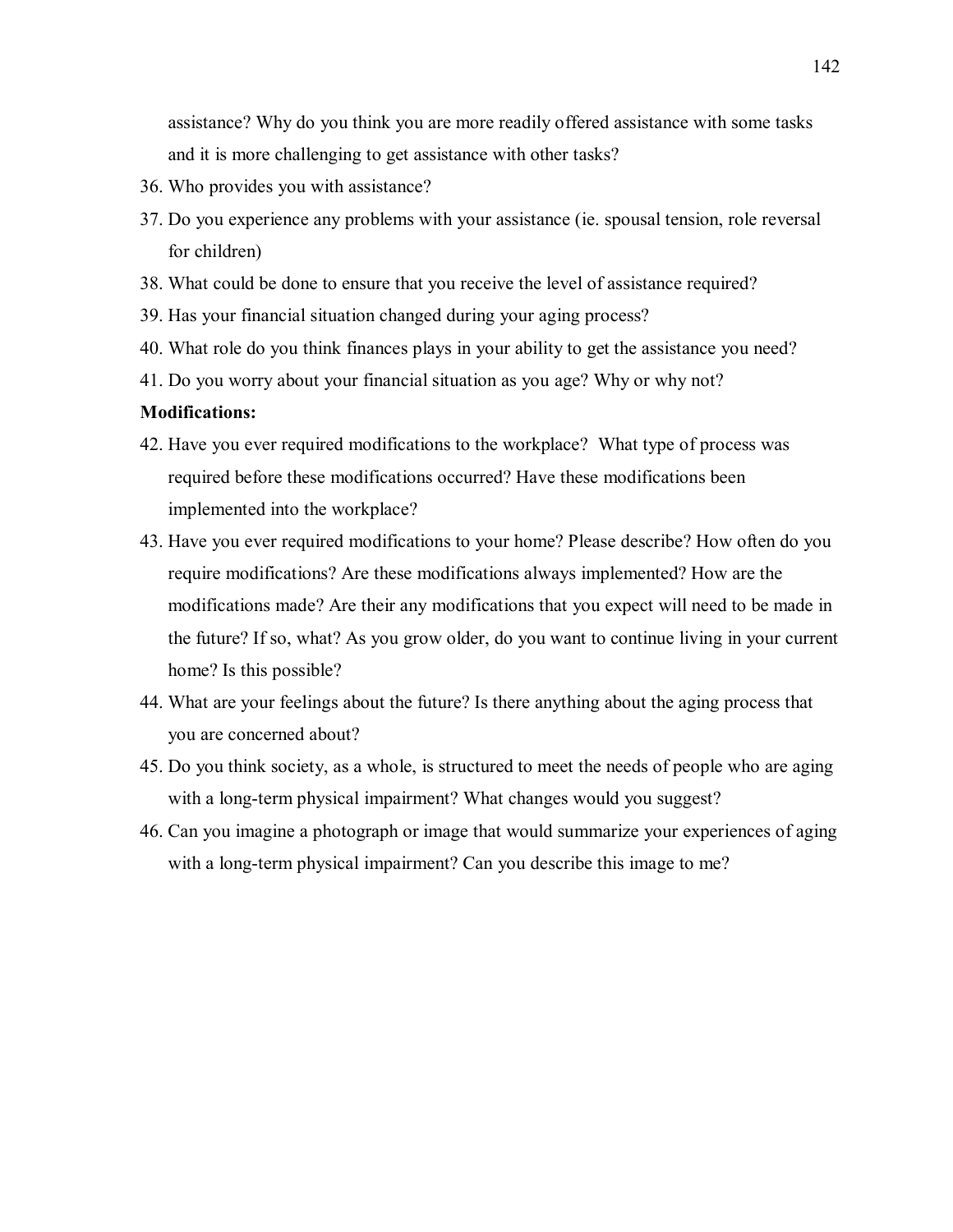assistance? Why do you think you are more readily offered assistance with some tasks and it is more challenging to get assistance with other tasks?

36. Who provides you with assistance?
37. Do you experience any problems with your assistance (ie. spousal tension, role reversal for children)
38. What could be done to ensure that you receive the level of assistance required?
39. Has your financial situation changed during your aging process?
40. What role do you think finances plays in your ability to get the assistance you need?
41. Do you worry about your financial situation as you age? Why or why not?

**Modifications:**

42. Have you ever required modifications to the workplace? What type of process was required before these modifications occurred? Have these modifications been implemented into the workplace?
43. Have you ever required modifications to your home? Please describe? How often do you require modifications? Are these modifications always implemented? How are the modifications made? Are their any modifications that you expect will need to be made in the future? If so, what? As you grow older, do you want to continue living in your current home? Is this possible?
44. What are your feelings about the future? Is there anything about the aging process that you are concerned about?
45. Do you think society, as a whole, is structured to meet the needs of people who are aging with a long-term physical impairment? What changes would you suggest?
46. Can you imagine a photograph or image that would summarize your experiences of aging with a long-term physical impairment? Can you describe this image to me?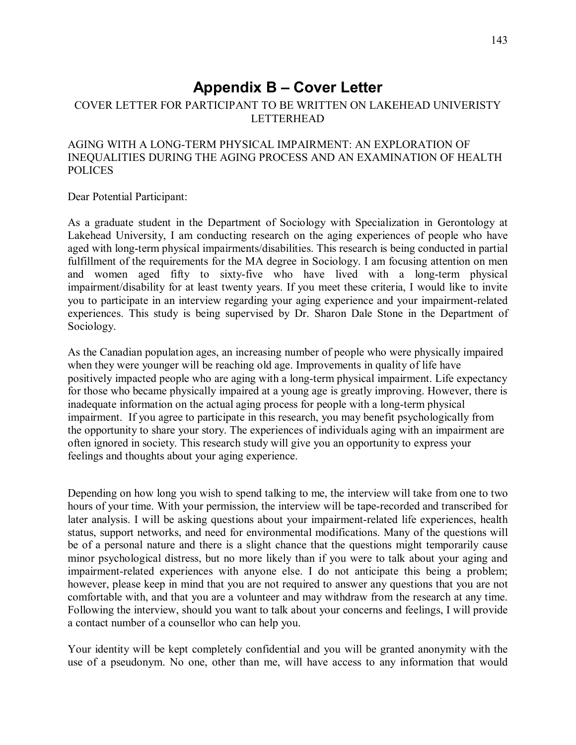# Appendix B – Cover Letter

COVER LETTER FOR PARTICIPANT TO BE WRITTEN ON LAKEHEAD UNIVERISTY LETTERHEAD

AGING WITH A LONG-TERM PHYSICAL IMPAIRMENT: AN EXPLORATION OF INEQUALITIES DURING THE AGING PROCESS AND AN EXAMINATION OF HEALTH POLICES

Dear Potential Participant:

As a graduate student in the Department of Sociology with Specialization in Gerontology at Lakehead University, I am conducting research on the aging experiences of people who have aged with long-term physical impairments/disabilities. This research is being conducted in partial fulfillment of the requirements for the MA degree in Sociology. I am focusing attention on men and women aged fifty to sixty-five who have lived with a long-term physical impairment/disability for at least twenty years. If you meet these criteria, I would like to invite you to participate in an interview regarding your aging experience and your impairment-related experiences. This study is being supervised by Dr. Sharon Dale Stone in the Department of Sociology.

As the Canadian population ages, an increasing number of people who were physically impaired when they were younger will be reaching old age. Improvements in quality of life have positively impacted people who are aging with a long-term physical impairment. Life expectancy for those who became physically impaired at a young age is greatly improving. However, there is inadequate information on the actual aging process for people with a long-term physical impairment. If you agree to participate in this research, you may benefit psychologically from the opportunity to share your story. The experiences of individuals aging with an impairment are often ignored in society. This research study will give you an opportunity to express your feelings and thoughts about your aging experience.

Depending on how long you wish to spend talking to me, the interview will take from one to two hours of your time. With your permission, the interview will be tape-recorded and transcribed for later analysis. I will be asking questions about your impairment-related life experiences, health status, support networks, and need for environmental modifications. Many of the questions will be of a personal nature and there is a slight chance that the questions might temporarily cause minor psychological distress, but no more likely than if you were to talk about your aging and impairment-related experiences with anyone else. I do not anticipate this being a problem; however, please keep in mind that you are not required to answer any questions that you are not comfortable with, and that you are a volunteer and may withdraw from the research at any time. Following the interview, should you want to talk about your concerns and feelings, I will provide a contact number of a counsellor who can help you.

Your identity will be kept completely confidential and you will be granted anonymity with the use of a pseudonym. No one, other than me, will have access to any information that would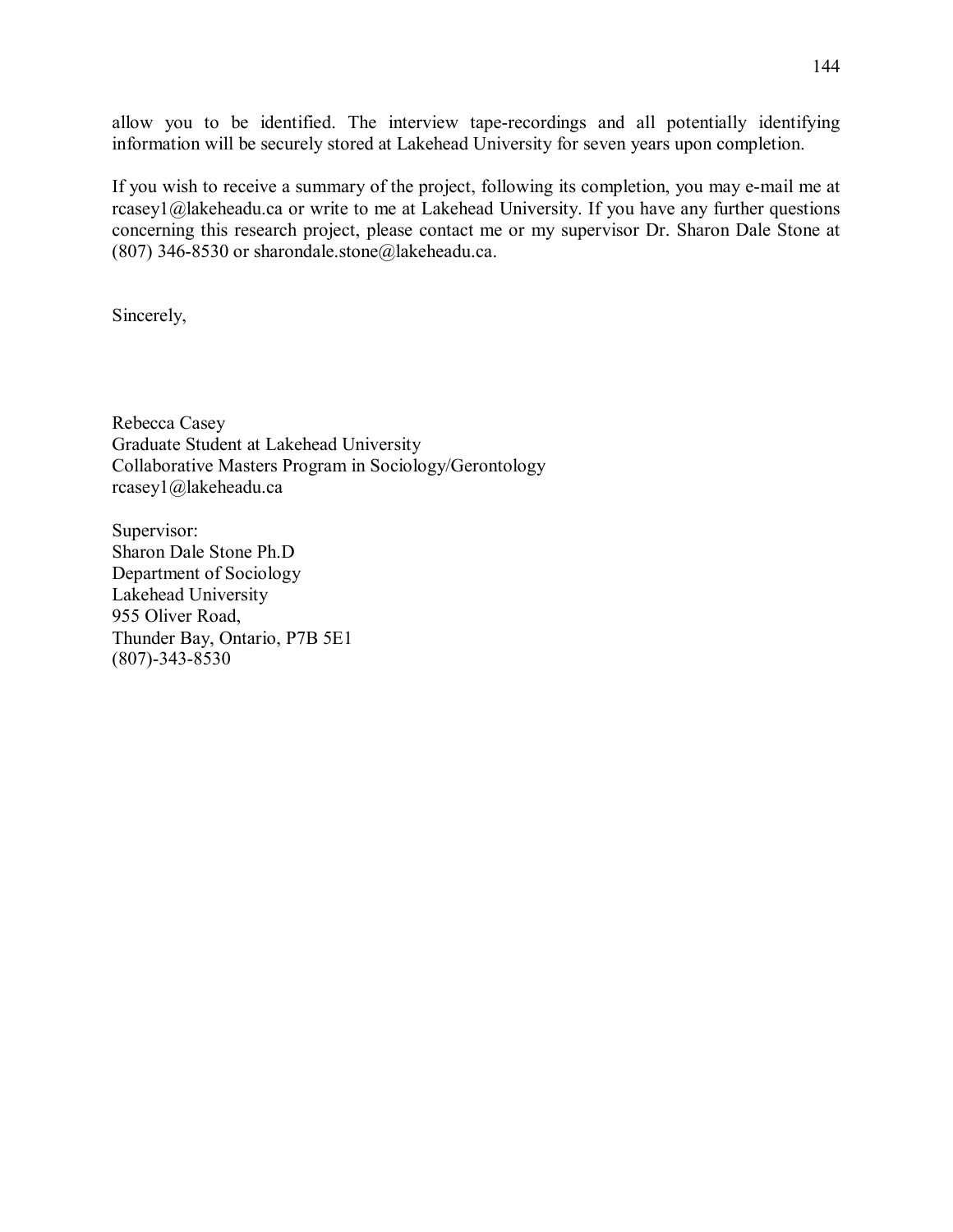allow you to be identified. The interview tape-recordings and all potentially identifying information will be securely stored at Lakehead University for seven years upon completion.

If you wish to receive a summary of the project, following its completion, you may e-mail me at rcasey1@lakeheadu.ca or write to me at Lakehead University. If you have any further questions concerning this research project, please contact me or my supervisor Dr. Sharon Dale Stone at (807) 346-8530 or sharondale.stone@lakeheadu.ca.

Sincerely,

Rebecca Casey
Graduate Student at Lakehead University
Collaborative Masters Program in Sociology/Gerontology
rcasey1@lakeheadu.ca

Supervisor:
Sharon Dale Stone Ph.D
Department of Sociology
Lakehead University
955 Oliver Road,
Thunder Bay, Ontario, P7B 5E1
(807)-343-8530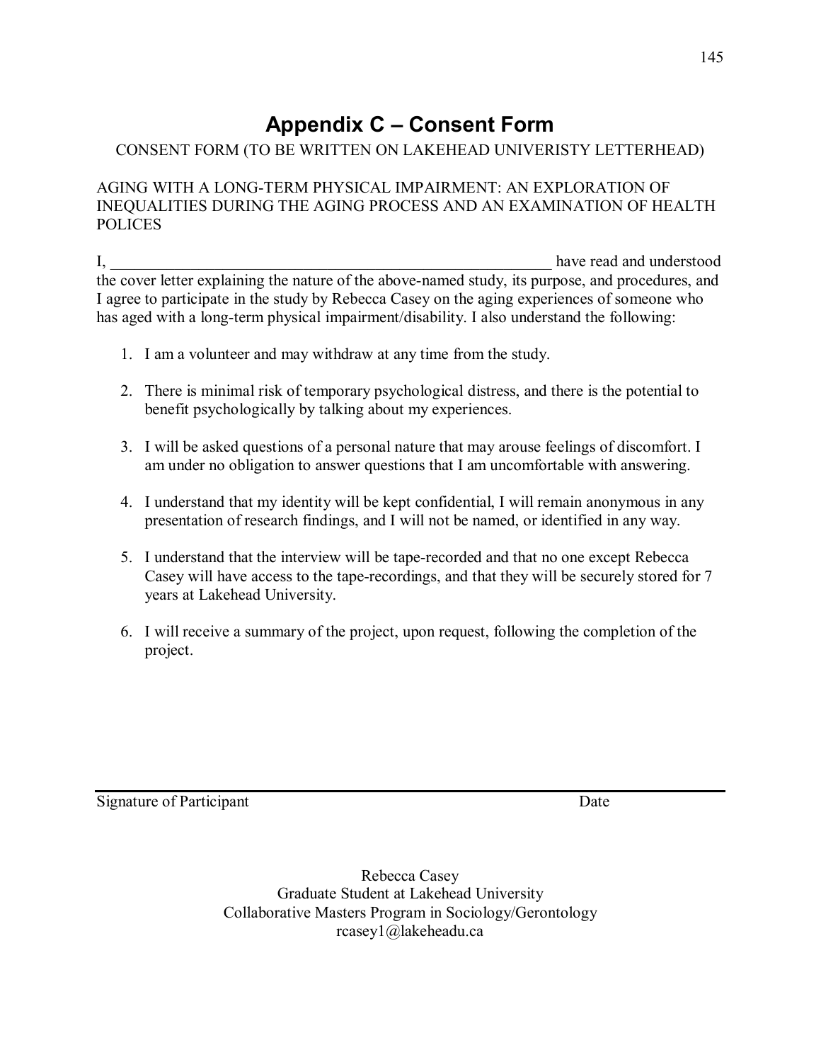# Appendix C – Consent Form

CONSENT FORM (TO BE WRITTEN ON LAKEHEAD UNIVERISTY LETTERHEAD)

AGING WITH A LONG-TERM PHYSICAL IMPAIRMENT: AN EXPLORATION OF INEQUALITIES DURING THE AGING PROCESS AND AN EXAMINATION OF HEALTH POLICES

I, ___________________________________________________________ have read and understood the cover letter explaining the nature of the above-named study, its purpose, and procedures, and I agree to participate in the study by Rebecca Casey on the aging experiences of someone who has aged with a long-term physical impairment/disability. I also understand the following:

1. I am a volunteer and may withdraw at any time from the study.
2. There is minimal risk of temporary psychological distress, and there is the potential to benefit psychologically by talking about my experiences.
3. I will be asked questions of a personal nature that may arouse feelings of discomfort. I am under no obligation to answer questions that I am uncomfortable with answering.
4. I understand that my identity will be kept confidential, I will remain anonymous in any presentation of research findings, and I will not be named, or identified in any way.
5. I understand that the interview will be tape-recorded and that no one except Rebecca Casey will have access to the tape-recordings, and that they will be securely stored for 7 years at Lakehead University.
6. I will receive a summary of the project, upon request, following the completion of the project.

___________________________________________________________________________

Signature of Participant                                                                                    Date

Rebecca Casey
Graduate Student at Lakehead University
Collaborative Masters Program in Sociology/Gerontology
rcasey1@lakeheadu.ca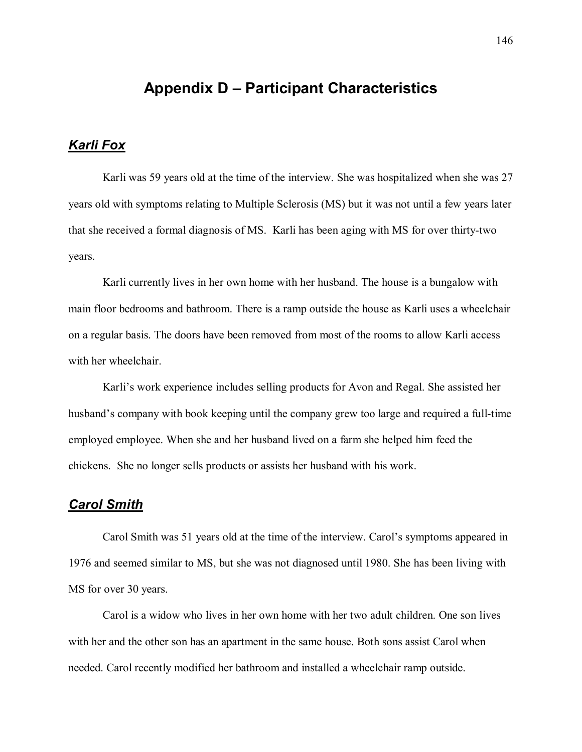# Appendix D – Participant Characteristics

## ***Karli Fox***

Karli was 59 years old at the time of the interview. She was hospitalized when she was 27 years old with symptoms relating to Multiple Sclerosis (MS) but it was not until a few years later that she received a formal diagnosis of MS. Karli has been aging with MS for over thirty-two years.

Karli currently lives in her own home with her husband. The house is a bungalow with main floor bedrooms and bathroom. There is a ramp outside the house as Karli uses a wheelchair on a regular basis. The doors have been removed from most of the rooms to allow Karli access with her wheelchair.

Karli's work experience includes selling products for Avon and Regal. She assisted her husband's company with book keeping until the company grew too large and required a full-time employed employee. When she and her husband lived on a farm she helped him feed the chickens. She no longer sells products or assists her husband with his work.

## ***Carol Smith***

Carol Smith was 51 years old at the time of the interview. Carol's symptoms appeared in 1976 and seemed similar to MS, but she was not diagnosed until 1980. She has been living with MS for over 30 years.

Carol is a widow who lives in her own home with her two adult children. One son lives with her and the other son has an apartment in the same house. Both sons assist Carol when needed. Carol recently modified her bathroom and installed a wheelchair ramp outside.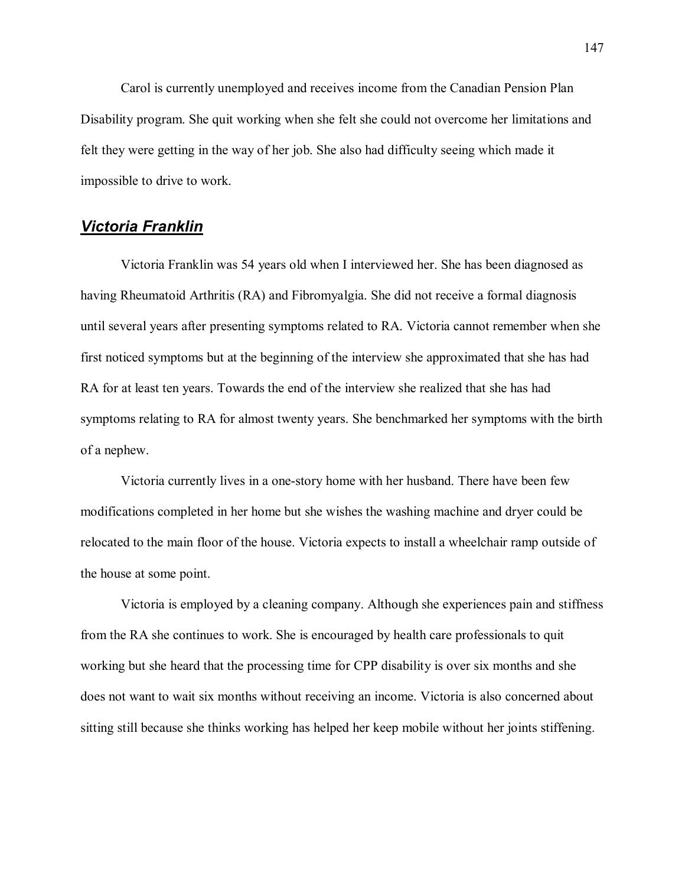Carol is currently unemployed and receives income from the Canadian Pension Plan Disability program. She quit working when she felt she could not overcome her limitations and felt they were getting in the way of her job. She also had difficulty seeing which made it impossible to drive to work.

## ***Victoria Franklin***

Victoria Franklin was 54 years old when I interviewed her. She has been diagnosed as having Rheumatoid Arthritis (RA) and Fibromyalgia. She did not receive a formal diagnosis until several years after presenting symptoms related to RA. Victoria cannot remember when she first noticed symptoms but at the beginning of the interview she approximated that she has had RA for at least ten years. Towards the end of the interview she realized that she has had symptoms relating to RA for almost twenty years. She benchmarked her symptoms with the birth of a nephew.

Victoria currently lives in a one-story home with her husband. There have been few modifications completed in her home but she wishes the washing machine and dryer could be relocated to the main floor of the house. Victoria expects to install a wheelchair ramp outside of the house at some point.

Victoria is employed by a cleaning company. Although she experiences pain and stiffness from the RA she continues to work. She is encouraged by health care professionals to quit working but she heard that the processing time for CPP disability is over six months and she does not want to wait six months without receiving an income. Victoria is also concerned about sitting still because she thinks working has helped her keep mobile without her joints stiffening.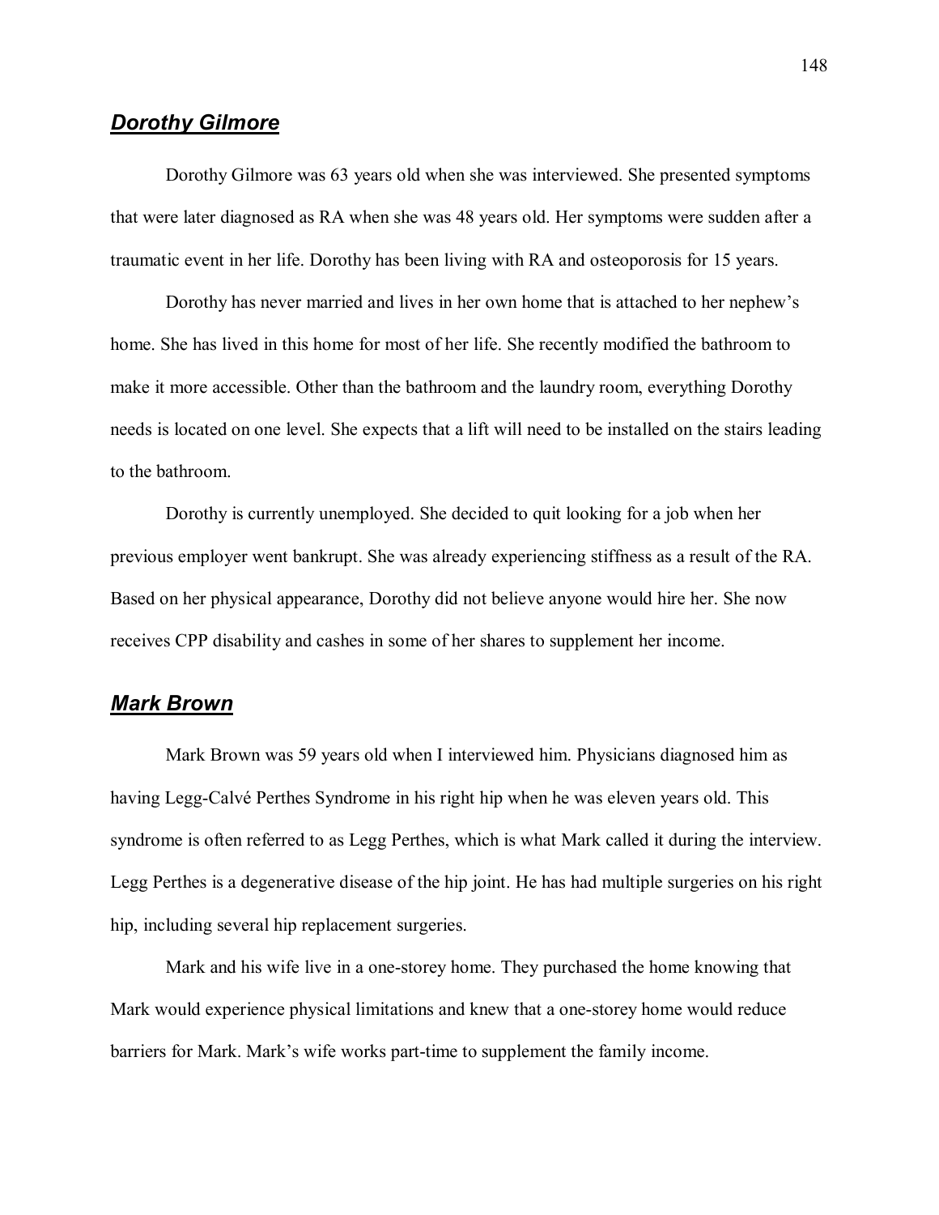## ***Dorothy Gilmore***

Dorothy Gilmore was 63 years old when she was interviewed. She presented symptoms that were later diagnosed as RA when she was 48 years old. Her symptoms were sudden after a traumatic event in her life. Dorothy has been living with RA and osteoporosis for 15 years.

Dorothy has never married and lives in her own home that is attached to her nephew's home. She has lived in this home for most of her life. She recently modified the bathroom to make it more accessible. Other than the bathroom and the laundry room, everything Dorothy needs is located on one level. She expects that a lift will need to be installed on the stairs leading to the bathroom.

Dorothy is currently unemployed. She decided to quit looking for a job when her previous employer went bankrupt. She was already experiencing stiffness as a result of the RA. Based on her physical appearance, Dorothy did not believe anyone would hire her. She now receives CPP disability and cashes in some of her shares to supplement her income.

## ***Mark Brown***

Mark Brown was 59 years old when I interviewed him. Physicians diagnosed him as having Legg-Calvé Perthes Syndrome in his right hip when he was eleven years old. This syndrome is often referred to as Legg Perthes, which is what Mark called it during the interview. Legg Perthes is a degenerative disease of the hip joint. He has had multiple surgeries on his right hip, including several hip replacement surgeries.

Mark and his wife live in a one-storey home. They purchased the home knowing that Mark would experience physical limitations and knew that a one-storey home would reduce barriers for Mark. Mark's wife works part-time to supplement the family income.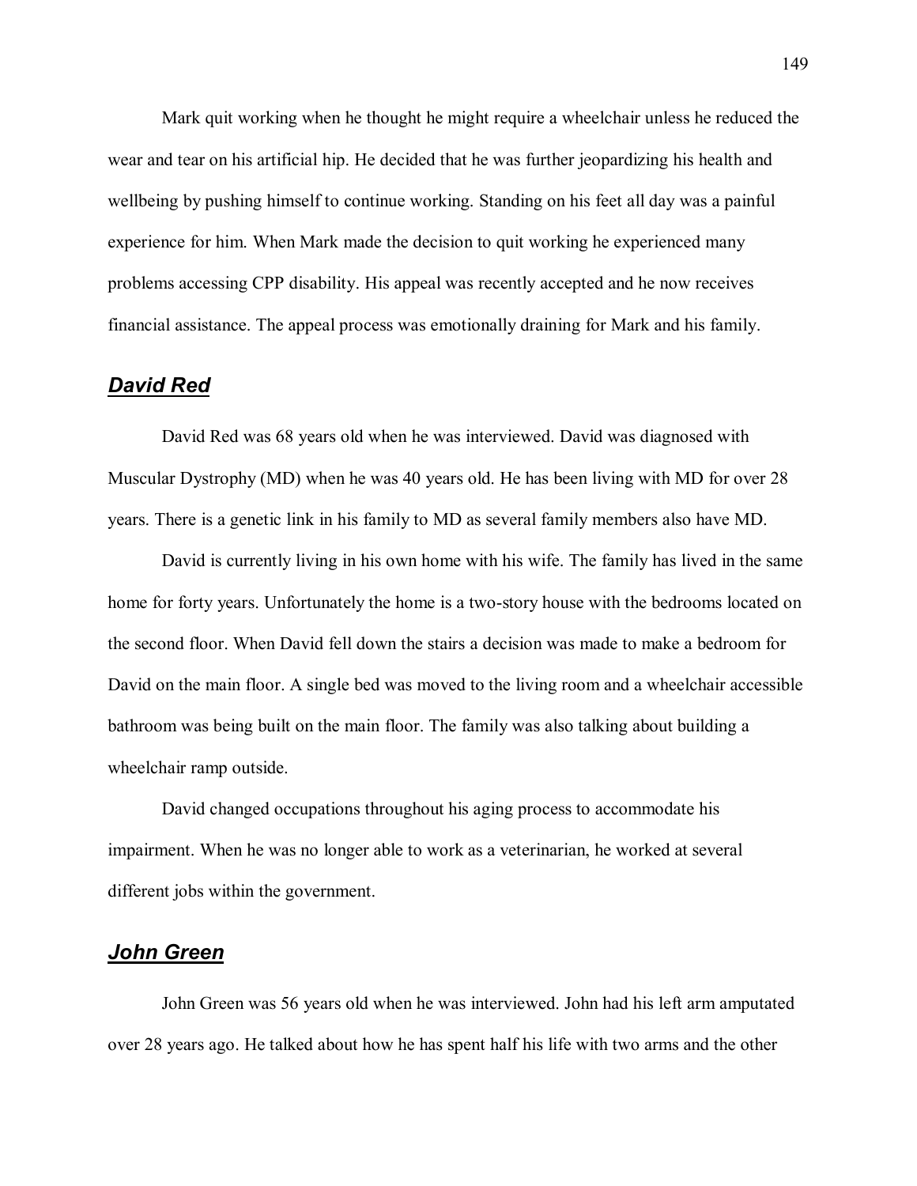Mark quit working when he thought he might require a wheelchair unless he reduced the wear and tear on his artificial hip. He decided that he was further jeopardizing his health and wellbeing by pushing himself to continue working. Standing on his feet all day was a painful experience for him. When Mark made the decision to quit working he experienced many problems accessing CPP disability. His appeal was recently accepted and he now receives financial assistance. The appeal process was emotionally draining for Mark and his family.

## ***David Red***

David Red was 68 years old when he was interviewed. David was diagnosed with Muscular Dystrophy (MD) when he was 40 years old. He has been living with MD for over 28 years. There is a genetic link in his family to MD as several family members also have MD.

David is currently living in his own home with his wife. The family has lived in the same home for forty years. Unfortunately the home is a two-story house with the bedrooms located on the second floor. When David fell down the stairs a decision was made to make a bedroom for David on the main floor. A single bed was moved to the living room and a wheelchair accessible bathroom was being built on the main floor. The family was also talking about building a wheelchair ramp outside.

David changed occupations throughout his aging process to accommodate his impairment. When he was no longer able to work as a veterinarian, he worked at several different jobs within the government.

## ***John Green***

John Green was 56 years old when he was interviewed. John had his left arm amputated over 28 years ago. He talked about how he has spent half his life with two arms and the other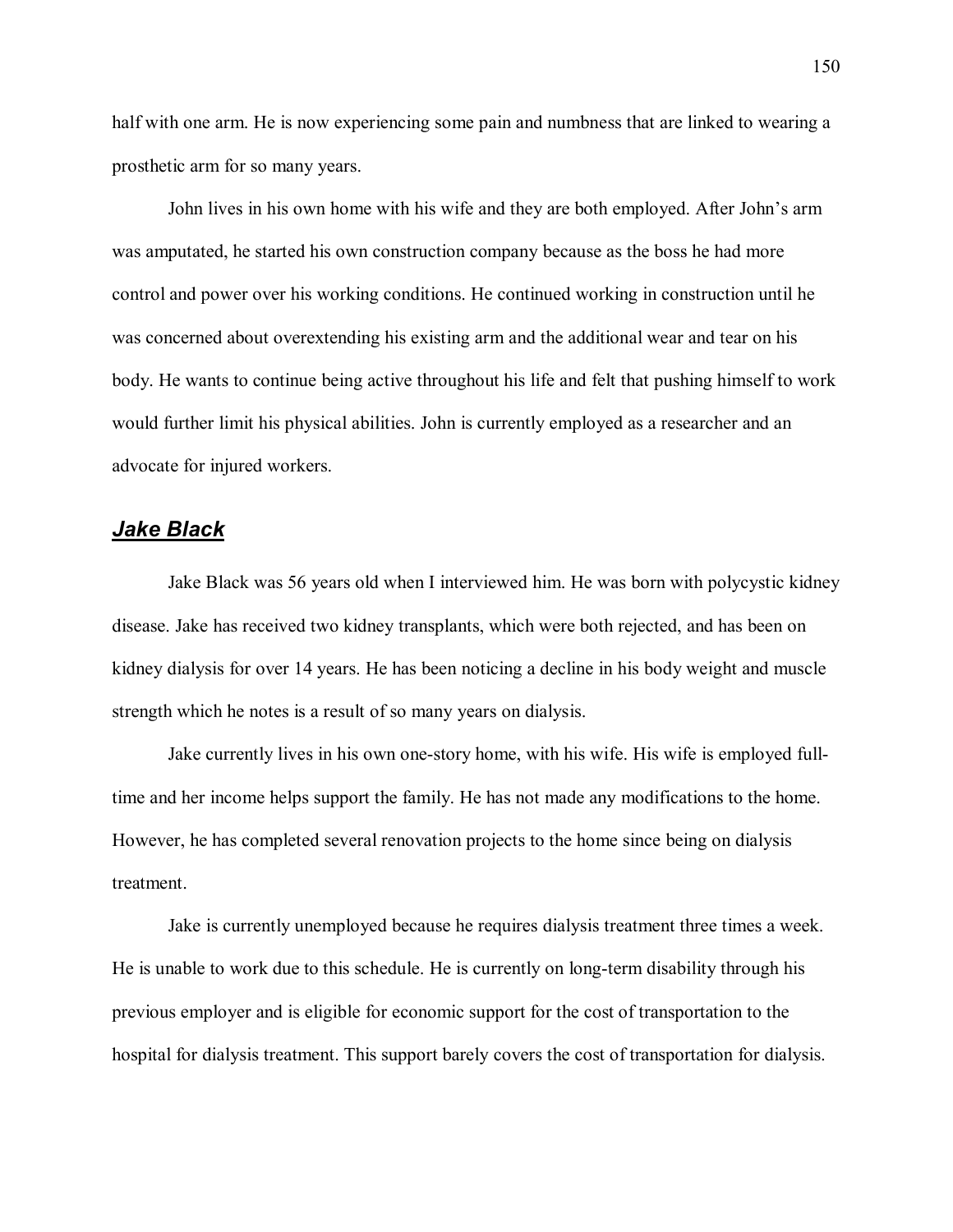half with one arm. He is now experiencing some pain and numbness that are linked to wearing a prosthetic arm for so many years.

John lives in his own home with his wife and they are both employed. After John's arm was amputated, he started his own construction company because as the boss he had more control and power over his working conditions. He continued working in construction until he was concerned about overextending his existing arm and the additional wear and tear on his body. He wants to continue being active throughout his life and felt that pushing himself to work would further limit his physical abilities. John is currently employed as a researcher and an advocate for injured workers.

### ***Jake Black***

Jake Black was 56 years old when I interviewed him. He was born with polycystic kidney disease. Jake has received two kidney transplants, which were both rejected, and has been on kidney dialysis for over 14 years. He has been noticing a decline in his body weight and muscle strength which he notes is a result of so many years on dialysis.

Jake currently lives in his own one-story home, with his wife. His wife is employed full-time and her income helps support the family. He has not made any modifications to the home. However, he has completed several renovation projects to the home since being on dialysis treatment.

Jake is currently unemployed because he requires dialysis treatment three times a week. He is unable to work due to this schedule. He is currently on long-term disability through his previous employer and is eligible for economic support for the cost of transportation to the hospital for dialysis treatment. This support barely covers the cost of transportation for dialysis.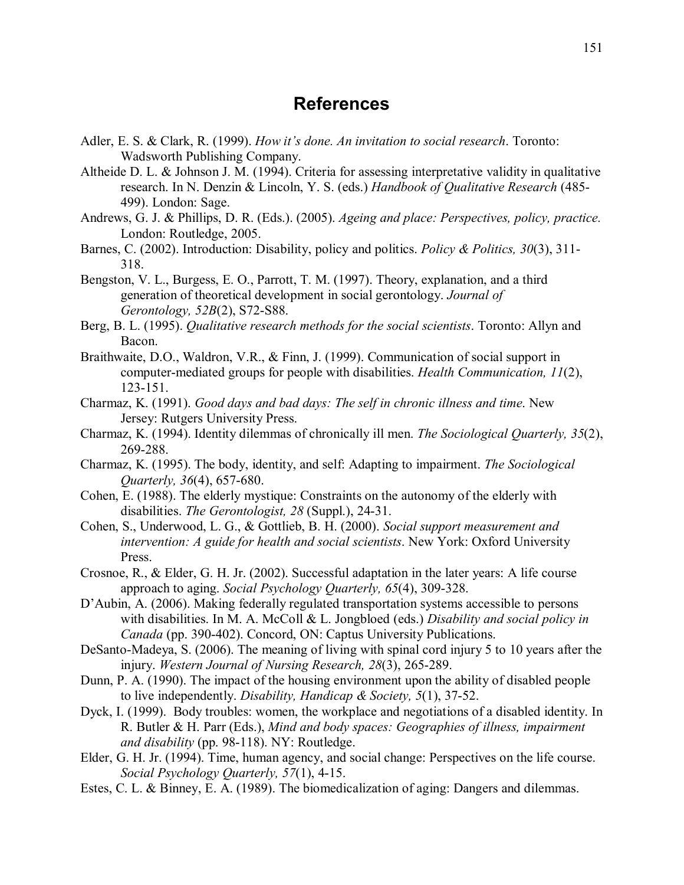# References

Adler, E. S. & Clark, R. (1999). *How it's done. An invitation to social research*. Toronto: Wadsworth Publishing Company.

Altheide D. L. & Johnson J. M. (1994). Criteria for assessing interpretative validity in qualitative research. In N. Denzin & Lincoln, Y. S. (eds.) *Handbook of Qualitative Research* (485-499). London: Sage.

Andrews, G. J. & Phillips, D. R. (Eds.). (2005). *Ageing and place: Perspectives, policy, practice.* London: Routledge, 2005.

Barnes, C. (2002). Introduction: Disability, policy and politics. *Policy & Politics, 30*(3), 311-318.

Bengston, V. L., Burgess, E. O., Parrott, T. M. (1997). Theory, explanation, and a third generation of theoretical development in social gerontology. *Journal of Gerontology, 52B*(2), S72-S88.

Berg, B. L. (1995). *Qualitative research methods for the social scientists*. Toronto: Allyn and Bacon.

Braithwaite, D.O., Waldron, V.R., & Finn, J. (1999). Communication of social support in computer-mediated groups for people with disabilities. *Health Communication, 11*(2), 123-151.

Charmaz, K. (1991). *Good days and bad days: The self in chronic illness and time*. New Jersey: Rutgers University Press.

Charmaz, K. (1994). Identity dilemmas of chronically ill men. *The Sociological Quarterly, 35*(2), 269-288.

Charmaz, K. (1995). The body, identity, and self: Adapting to impairment. *The Sociological Quarterly, 36*(4), 657-680.

Cohen, E. (1988). The elderly mystique: Constraints on the autonomy of the elderly with disabilities. *The Gerontologist, 28* (Suppl.), 24-31.

Cohen, S., Underwood, L. G., & Gottlieb, B. H. (2000). *Social support measurement and intervention: A guide for health and social scientists*. New York: Oxford University Press.

Crosnoe, R., & Elder, G. H. Jr. (2002). Successful adaptation in the later years: A life course approach to aging. *Social Psychology Quarterly, 65*(4), 309-328.

D'Aubin, A. (2006). Making federally regulated transportation systems accessible to persons with disabilities. In M. A. McColl & L. Jongbloed (eds.) *Disability and social policy in Canada* (pp. 390-402). Concord, ON: Captus University Publications.

DeSanto-Madeya, S. (2006). The meaning of living with spinal cord injury 5 to 10 years after the injury. *Western Journal of Nursing Research, 28*(3), 265-289.

Dunn, P. A. (1990). The impact of the housing environment upon the ability of disabled people to live independently. *Disability, Handicap & Society, 5*(1), 37-52.

Dyck, I. (1999). Body troubles: women, the workplace and negotiations of a disabled identity. In R. Butler & H. Parr (Eds.), *Mind and body spaces: Geographies of illness, impairment and disability* (pp. 98-118). NY: Routledge.

Elder, G. H. Jr. (1994). Time, human agency, and social change: Perspectives on the life course. *Social Psychology Quarterly, 57*(1), 4-15.

Estes, C. L. & Binney, E. A. (1989). The biomedicalization of aging: Dangers and dilemmas.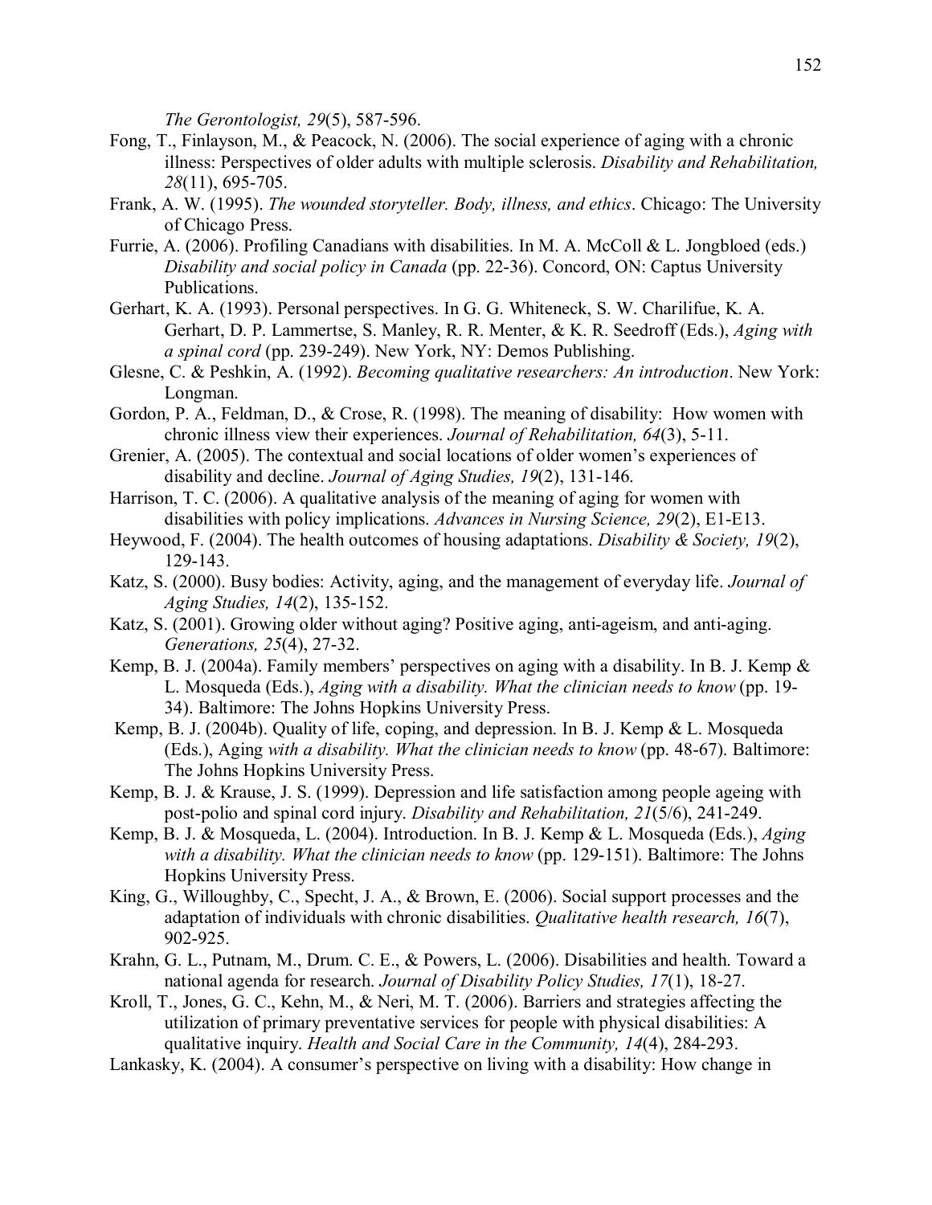*The Gerontologist, 29*(5), 587-596.

Fong, T., Finlayson, M., & Peacock, N. (2006). The social experience of aging with a chronic illness: Perspectives of older adults with multiple sclerosis. *Disability and Rehabilitation, 28*(11), 695-705.

Frank, A. W. (1995). *The wounded storyteller. Body, illness, and ethics*. Chicago: The University of Chicago Press.

Furrie, A. (2006). Profiling Canadians with disabilities. In M. A. McColl & L. Jongbloed (eds.) *Disability and social policy in Canada* (pp. 22-36). Concord, ON: Captus University Publications.

Gerhart, K. A. (1993). Personal perspectives. In G. G. Whiteneck, S. W. Charilifue, K. A. Gerhart, D. P. Lammertse, S. Manley, R. R. Menter, & K. R. Seedroff (Eds.), *Aging with a spinal cord* (pp. 239-249). New York, NY: Demos Publishing.

Glesne, C. & Peshkin, A. (1992). *Becoming qualitative researchers: An introduction*. New York: Longman.

Gordon, P. A., Feldman, D., & Crose, R. (1998). The meaning of disability: How women with chronic illness view their experiences. *Journal of Rehabilitation, 64*(3), 5-11.

Grenier, A. (2005). The contextual and social locations of older women's experiences of disability and decline. *Journal of Aging Studies, 19*(2), 131-146.

Harrison, T. C. (2006). A qualitative analysis of the meaning of aging for women with disabilities with policy implications. *Advances in Nursing Science, 29*(2), E1-E13.

Heywood, F. (2004). The health outcomes of housing adaptations. *Disability & Society, 19*(2), 129-143.

Katz, S. (2000). Busy bodies: Activity, aging, and the management of everyday life. *Journal of Aging Studies, 14*(2), 135-152.

Katz, S. (2001). Growing older without aging? Positive aging, anti-ageism, and anti-aging. *Generations, 25*(4), 27-32.

Kemp, B. J. (2004a). Family members' perspectives on aging with a disability. In B. J. Kemp & L. Mosqueda (Eds.), *Aging with a disability. What the clinician needs to know* (pp. 19-34). Baltimore: The Johns Hopkins University Press.

Kemp, B. J. (2004b). Quality of life, coping, and depression. In B. J. Kemp & L. Mosqueda (Eds.), Aging *with a disability. What the clinician needs to know* (pp. 48-67). Baltimore: The Johns Hopkins University Press.

Kemp, B. J. & Krause, J. S. (1999). Depression and life satisfaction among people ageing with post-polio and spinal cord injury. *Disability and Rehabilitation, 21*(5/6), 241-249.

Kemp, B. J. & Mosqueda, L. (2004). Introduction. In B. J. Kemp & L. Mosqueda (Eds.), *Aging with a disability. What the clinician needs to know* (pp. 129-151). Baltimore: The Johns Hopkins University Press.

King, G., Willoughby, C., Specht, J. A., & Brown, E. (2006). Social support processes and the adaptation of individuals with chronic disabilities. *Qualitative health research, 16*(7), 902-925.

Krahn, G. L., Putnam, M., Drum. C. E., & Powers, L. (2006). Disabilities and health. Toward a national agenda for research. *Journal of Disability Policy Studies, 17*(1), 18-27.

Kroll, T., Jones, G. C., Kehn, M., & Neri, M. T. (2006). Barriers and strategies affecting the utilization of primary preventative services for people with physical disabilities: A qualitative inquiry. *Health and Social Care in the Community, 14*(4), 284-293.

Lankasky, K. (2004). A consumer's perspective on living with a disability: How change in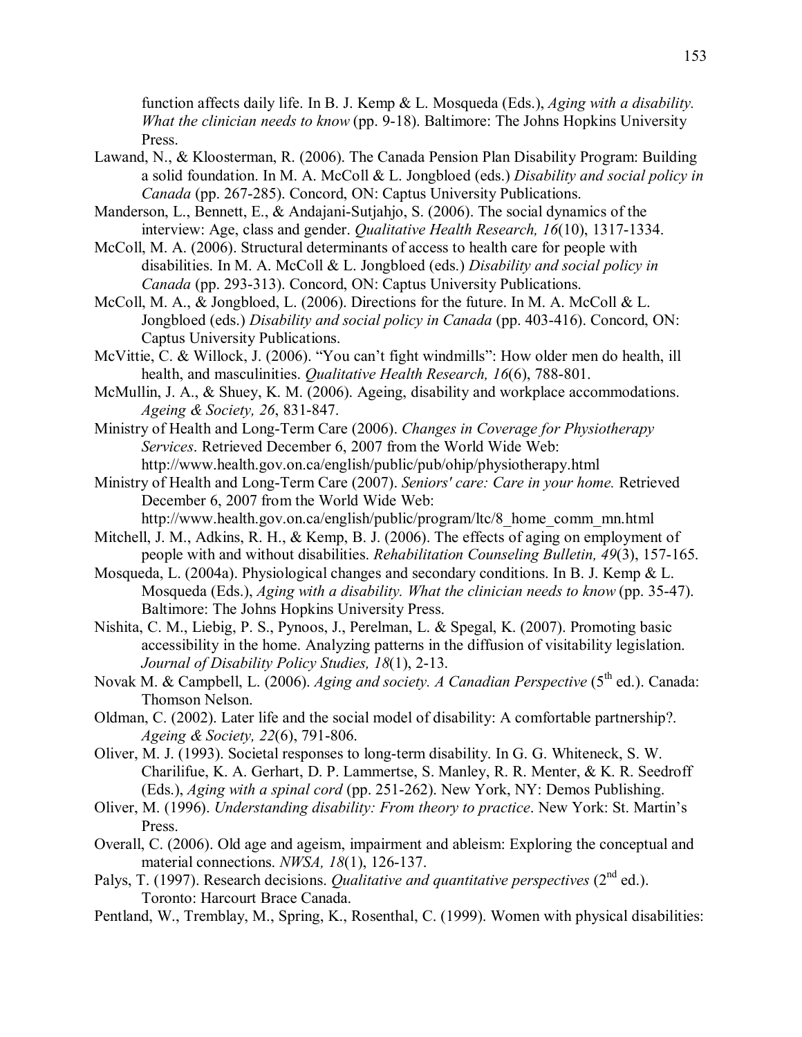function affects daily life. In B. J. Kemp & L. Mosqueda (Eds.), *Aging with a disability. What the clinician needs to know* (pp. 9-18). Baltimore: The Johns Hopkins University Press.

Lawand, N., & Kloosterman, R. (2006). The Canada Pension Plan Disability Program: Building a solid foundation. In M. A. McColl & L. Jongbloed (eds.) *Disability and social policy in Canada* (pp. 267-285). Concord, ON: Captus University Publications.

Manderson, L., Bennett, E., & Andajani-Sutjahjo, S. (2006). The social dynamics of the interview: Age, class and gender. *Qualitative Health Research, 16*(10), 1317-1334.

McColl, M. A. (2006). Structural determinants of access to health care for people with disabilities. In M. A. McColl & L. Jongbloed (eds.) *Disability and social policy in Canada* (pp. 293-313). Concord, ON: Captus University Publications.

McColl, M. A., & Jongbloed, L. (2006). Directions for the future. In M. A. McColl & L. Jongbloed (eds.) *Disability and social policy in Canada* (pp. 403-416). Concord, ON: Captus University Publications.

McVittie, C. & Willock, J. (2006). "You can't fight windmills": How older men do health, ill health, and masculinities. *Qualitative Health Research, 16*(6), 788-801.

McMullin, J. A., & Shuey, K. M. (2006). Ageing, disability and workplace accommodations. *Ageing & Society, 26*, 831-847.

Ministry of Health and Long-Term Care (2006). *Changes in Coverage for Physiotherapy Services*. Retrieved December 6, 2007 from the World Wide Web: http://www.health.gov.on.ca/english/public/pub/ohip/physiotherapy.html

Ministry of Health and Long-Term Care (2007). *Seniors' care: Care in your home.* Retrieved December 6, 2007 from the World Wide Web: http://www.health.gov.on.ca/english/public/program/ltc/8_home_comm_mn.html

Mitchell, J. M., Adkins, R. H., & Kemp, B. J. (2006). The effects of aging on employment of people with and without disabilities. *Rehabilitation Counseling Bulletin, 49*(3), 157-165.

Mosqueda, L. (2004a). Physiological changes and secondary conditions. In B. J. Kemp & L. Mosqueda (Eds.), *Aging with a disability. What the clinician needs to know* (pp. 35-47). Baltimore: The Johns Hopkins University Press.

Nishita, C. M., Liebig, P. S., Pynoos, J., Perelman, L. & Spegal, K. (2007). Promoting basic accessibility in the home. Analyzing patterns in the diffusion of visitability legislation. *Journal of Disability Policy Studies, 18*(1), 2-13.

Novak M. & Campbell, L. (2006). *Aging and society. A Canadian Perspective* (5th ed.). Canada: Thomson Nelson.

Oldman, C. (2002). Later life and the social model of disability: A comfortable partnership?. *Ageing & Society, 22*(6), 791-806.

Oliver, M. J. (1993). Societal responses to long-term disability. In G. G. Whiteneck, S. W. Charilifue, K. A. Gerhart, D. P. Lammertse, S. Manley, R. R. Menter, & K. R. Seedroff (Eds.), *Aging with a spinal cord* (pp. 251-262). New York, NY: Demos Publishing.

Oliver, M. (1996). *Understanding disability: From theory to practice*. New York: St. Martin's Press.

Overall, C. (2006). Old age and ageism, impairment and ableism: Exploring the conceptual and material connections. *NWSA, 18*(1), 126-137.

Palys, T. (1997). Research decisions. *Qualitative and quantitative perspectives* (2nd ed.). Toronto: Harcourt Brace Canada.

Pentland, W., Tremblay, M., Spring, K., Rosenthal, C. (1999). Women with physical disabilities: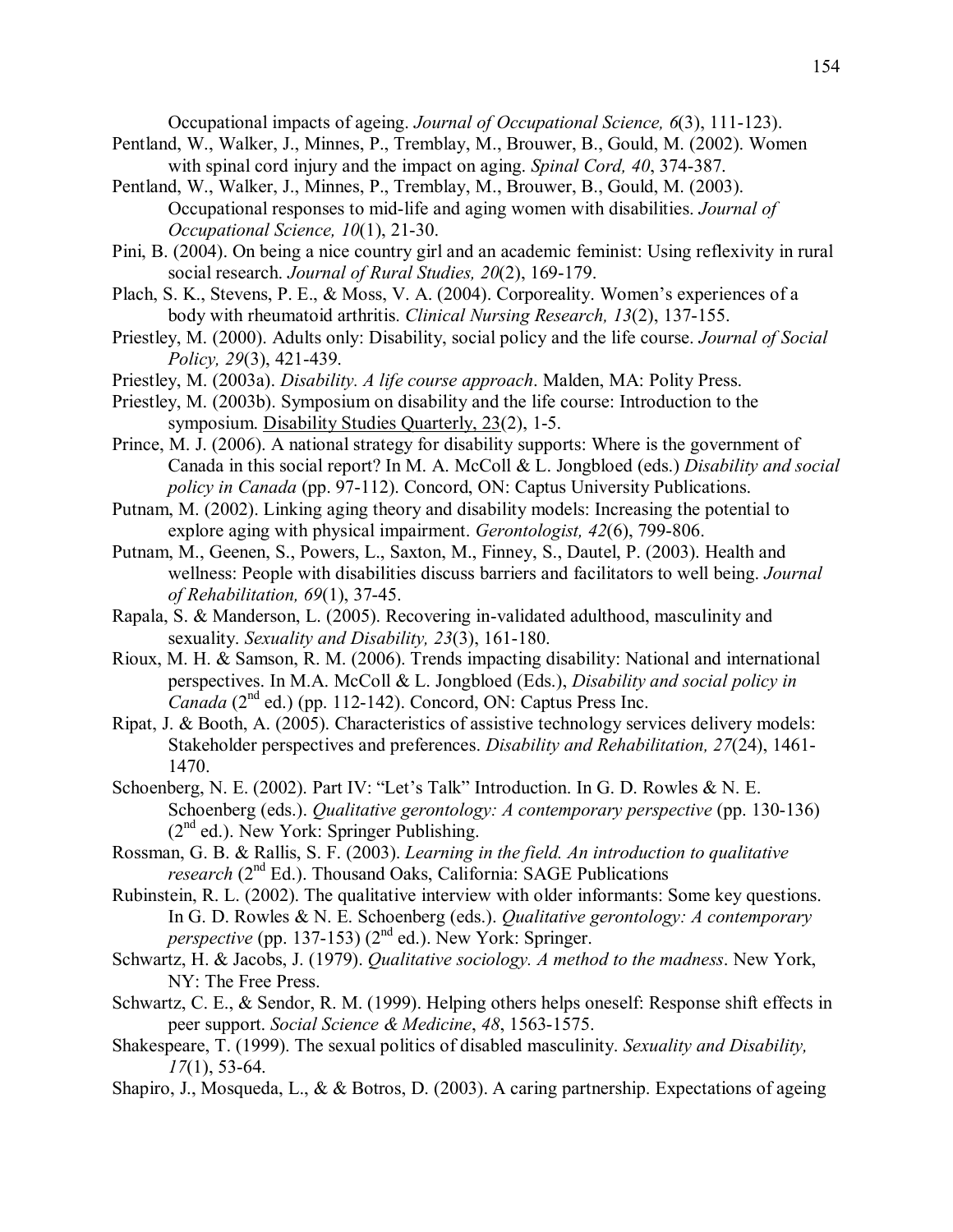Occupational impacts of ageing. *Journal of Occupational Science, 6*(3), 111-123).

Pentland, W., Walker, J., Minnes, P., Tremblay, M., Brouwer, B., Gould, M. (2002). Women with spinal cord injury and the impact on aging. *Spinal Cord, 40*, 374-387.

Pentland, W., Walker, J., Minnes, P., Tremblay, M., Brouwer, B., Gould, M. (2003). Occupational responses to mid-life and aging women with disabilities. *Journal of Occupational Science, 10*(1), 21-30.

Pini, B. (2004). On being a nice country girl and an academic feminist: Using reflexivity in rural social research. *Journal of Rural Studies, 20*(2), 169-179.

Plach, S. K., Stevens, P. E., & Moss, V. A. (2004). Corporeality. Women's experiences of a body with rheumatoid arthritis. *Clinical Nursing Research, 13*(2), 137-155.

Priestley, M. (2000). Adults only: Disability, social policy and the life course. *Journal of Social Policy, 29*(3), 421-439.

Priestley, M. (2003a). *Disability. A life course approach*. Malden, MA: Polity Press.

Priestley, M. (2003b). Symposium on disability and the life course: Introduction to the symposium. Disability Studies Quarterly, 23(2), 1-5.

Prince, M. J. (2006). A national strategy for disability supports: Where is the government of Canada in this social report? In M. A. McColl & L. Jongbloed (eds.) *Disability and social policy in Canada* (pp. 97-112). Concord, ON: Captus University Publications.

Putnam, M. (2002). Linking aging theory and disability models: Increasing the potential to explore aging with physical impairment. *Gerontologist, 42*(6), 799-806.

Putnam, M., Geenen, S., Powers, L., Saxton, M., Finney, S., Dautel, P. (2003). Health and wellness: People with disabilities discuss barriers and facilitators to well being. *Journal of Rehabilitation, 69*(1), 37-45.

Rapala, S. & Manderson, L. (2005). Recovering in-validated adulthood, masculinity and sexuality. *Sexuality and Disability, 23*(3), 161-180.

Rioux, M. H. & Samson, R. M. (2006). Trends impacting disability: National and international perspectives. In M.A. McColl & L. Jongbloed (Eds.), *Disability and social policy in Canada* (2nd ed.) (pp. 112-142). Concord, ON: Captus Press Inc.

Ripat, J. & Booth, A. (2005). Characteristics of assistive technology services delivery models: Stakeholder perspectives and preferences. *Disability and Rehabilitation, 27*(24), 1461-1470.

Schoenberg, N. E. (2002). Part IV: "Let's Talk" Introduction. In G. D. Rowles & N. E. Schoenberg (eds.). *Qualitative gerontology: A contemporary perspective* (pp. 130-136) (2nd ed.). New York: Springer Publishing.

Rossman, G. B. & Rallis, S. F. (2003). *Learning in the field. An introduction to qualitative research* (2nd Ed.). Thousand Oaks, California: SAGE Publications

Rubinstein, R. L. (2002). The qualitative interview with older informants: Some key questions. In G. D. Rowles & N. E. Schoenberg (eds.). *Qualitative gerontology: A contemporary perspective* (pp. 137-153) (2nd ed.). New York: Springer.

Schwartz, H. & Jacobs, J. (1979). *Qualitative sociology. A method to the madness*. New York, NY: The Free Press.

Schwartz, C. E., & Sendor, R. M. (1999). Helping others helps oneself: Response shift effects in peer support. *Social Science & Medicine*, *48*, 1563-1575.

Shakespeare, T. (1999). The sexual politics of disabled masculinity. *Sexuality and Disability, 17*(1), 53-64.

Shapiro, J., Mosqueda, L., & & Botros, D. (2003). A caring partnership. Expectations of ageing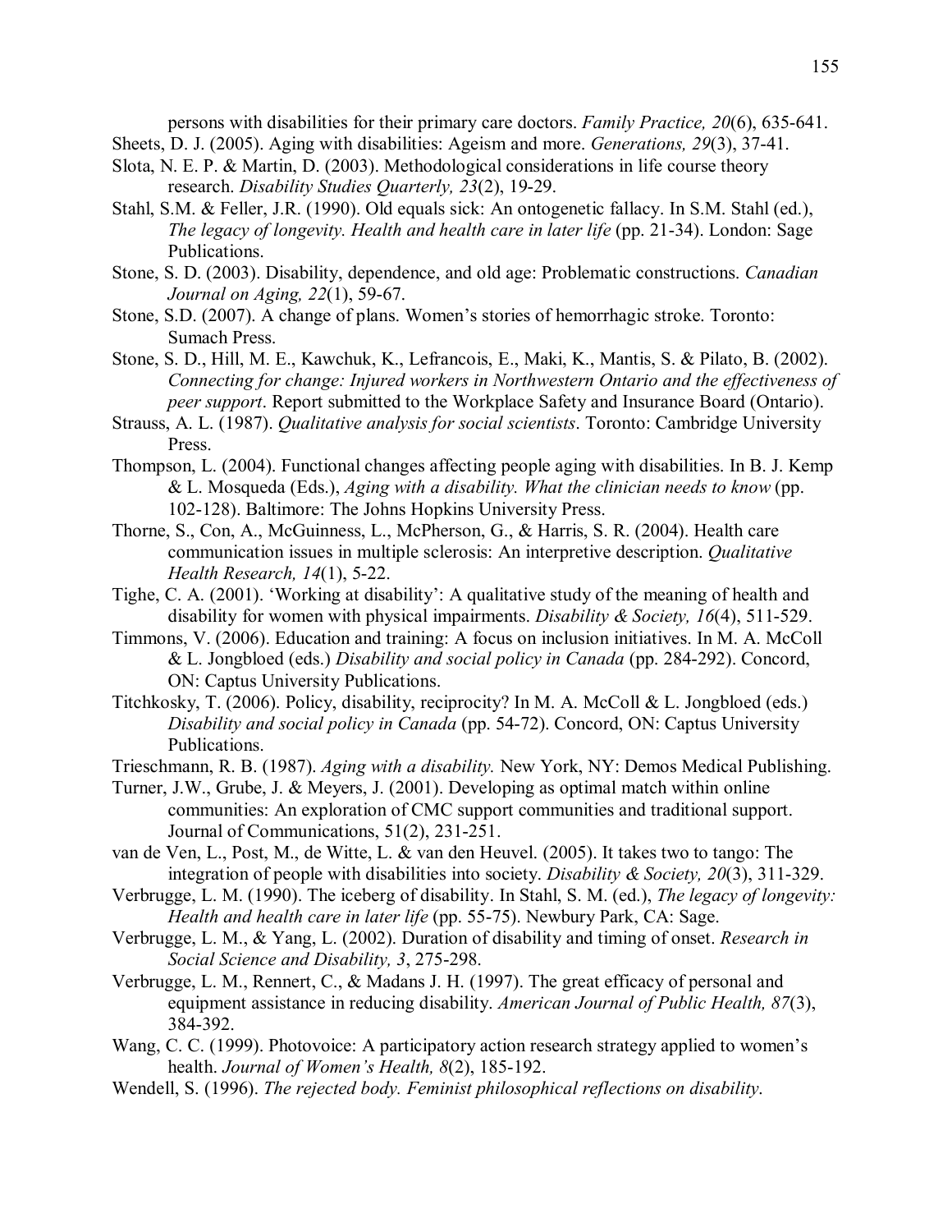persons with disabilities for their primary care doctors. *Family Practice, 20*(6), 635-641.

Sheets, D. J. (2005). Aging with disabilities: Ageism and more. *Generations, 29*(3), 37-41.

Slota, N. E. P. & Martin, D. (2003). Methodological considerations in life course theory research. *Disability Studies Quarterly, 23*(2), 19-29.

Stahl, S.M. & Feller, J.R. (1990). Old equals sick: An ontogenetic fallacy. In S.M. Stahl (ed.), *The legacy of longevity. Health and health care in later life* (pp. 21-34). London: Sage Publications.

Stone, S. D. (2003). Disability, dependence, and old age: Problematic constructions. *Canadian Journal on Aging, 22*(1), 59-67.

Stone, S.D. (2007). A change of plans. Women's stories of hemorrhagic stroke. Toronto: Sumach Press.

Stone, S. D., Hill, M. E., Kawchuk, K., Lefrancois, E., Maki, K., Mantis, S. & Pilato, B. (2002). *Connecting for change: Injured workers in Northwestern Ontario and the effectiveness of peer support*. Report submitted to the Workplace Safety and Insurance Board (Ontario).

Strauss, A. L. (1987). *Qualitative analysis for social scientists*. Toronto: Cambridge University Press.

Thompson, L. (2004). Functional changes affecting people aging with disabilities. In B. J. Kemp & L. Mosqueda (Eds.), *Aging with a disability. What the clinician needs to know* (pp. 102-128). Baltimore: The Johns Hopkins University Press.

Thorne, S., Con, A., McGuinness, L., McPherson, G., & Harris, S. R. (2004). Health care communication issues in multiple sclerosis: An interpretive description. *Qualitative Health Research, 14*(1), 5-22.

Tighe, C. A. (2001). 'Working at disability': A qualitative study of the meaning of health and disability for women with physical impairments. *Disability & Society, 16*(4), 511-529.

Timmons, V. (2006). Education and training: A focus on inclusion initiatives. In M. A. McColl & L. Jongbloed (eds.) *Disability and social policy in Canada* (pp. 284-292). Concord, ON: Captus University Publications.

Titchkosky, T. (2006). Policy, disability, reciprocity? In M. A. McColl & L. Jongbloed (eds.) *Disability and social policy in Canada* (pp. 54-72). Concord, ON: Captus University Publications.

Trieschmann, R. B. (1987). *Aging with a disability.* New York, NY: Demos Medical Publishing.

Turner, J.W., Grube, J. & Meyers, J. (2001). Developing as optimal match within online communities: An exploration of CMC support communities and traditional support. Journal of Communications, 51(2), 231-251.

van de Ven, L., Post, M., de Witte, L. & van den Heuvel. (2005). It takes two to tango: The integration of people with disabilities into society. *Disability & Society, 20*(3), 311-329.

Verbrugge, L. M. (1990). The iceberg of disability. In Stahl, S. M. (ed.), *The legacy of longevity: Health and health care in later life* (pp. 55-75). Newbury Park, CA: Sage.

Verbrugge, L. M., & Yang, L. (2002). Duration of disability and timing of onset. *Research in Social Science and Disability, 3*, 275-298.

Verbrugge, L. M., Rennert, C., & Madans J. H. (1997). The great efficacy of personal and equipment assistance in reducing disability. *American Journal of Public Health, 87*(3), 384-392.

Wang, C. C. (1999). Photovoice: A participatory action research strategy applied to women's health. *Journal of Women's Health, 8*(2), 185-192.

Wendell, S. (1996). *The rejected body. Feminist philosophical reflections on disability*.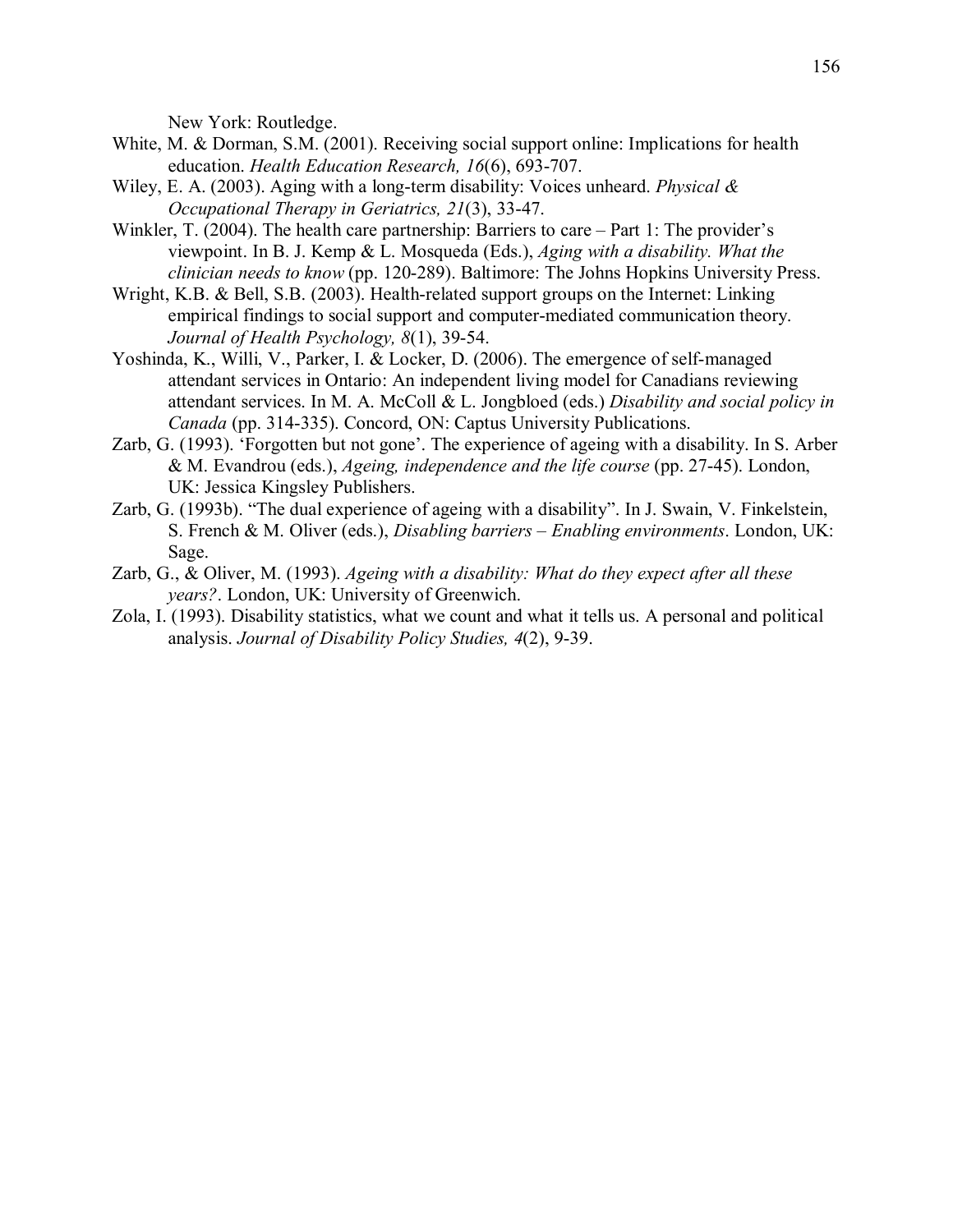New York: Routledge.

White, M. & Dorman, S.M. (2001). Receiving social support online: Implications for health education. *Health Education Research, 16*(6), 693-707.

Wiley, E. A. (2003). Aging with a long-term disability: Voices unheard. *Physical & Occupational Therapy in Geriatrics, 21*(3), 33-47.

Winkler, T. (2004). The health care partnership: Barriers to care – Part 1: The provider's viewpoint. In B. J. Kemp & L. Mosqueda (Eds.), *Aging with a disability. What the clinician needs to know* (pp. 120-289). Baltimore: The Johns Hopkins University Press.

Wright, K.B. & Bell, S.B. (2003). Health-related support groups on the Internet: Linking empirical findings to social support and computer-mediated communication theory. *Journal of Health Psychology, 8*(1), 39-54.

Yoshinda, K., Willi, V., Parker, I. & Locker, D. (2006). The emergence of self-managed attendant services in Ontario: An independent living model for Canadians reviewing attendant services. In M. A. McColl & L. Jongbloed (eds.) *Disability and social policy in Canada* (pp. 314-335). Concord, ON: Captus University Publications.

Zarb, G. (1993). 'Forgotten but not gone'. The experience of ageing with a disability. In S. Arber & M. Evandrou (eds.), *Ageing, independence and the life course* (pp. 27-45). London, UK: Jessica Kingsley Publishers.

Zarb, G. (1993b). "The dual experience of ageing with a disability". In J. Swain, V. Finkelstein, S. French & M. Oliver (eds.), *Disabling barriers – Enabling environments*. London, UK: Sage.

Zarb, G., & Oliver, M. (1993). *Ageing with a disability: What do they expect after all these years?*. London, UK: University of Greenwich.

Zola, I. (1993). Disability statistics, what we count and what it tells us. A personal and political analysis. *Journal of Disability Policy Studies, 4*(2), 9-39.